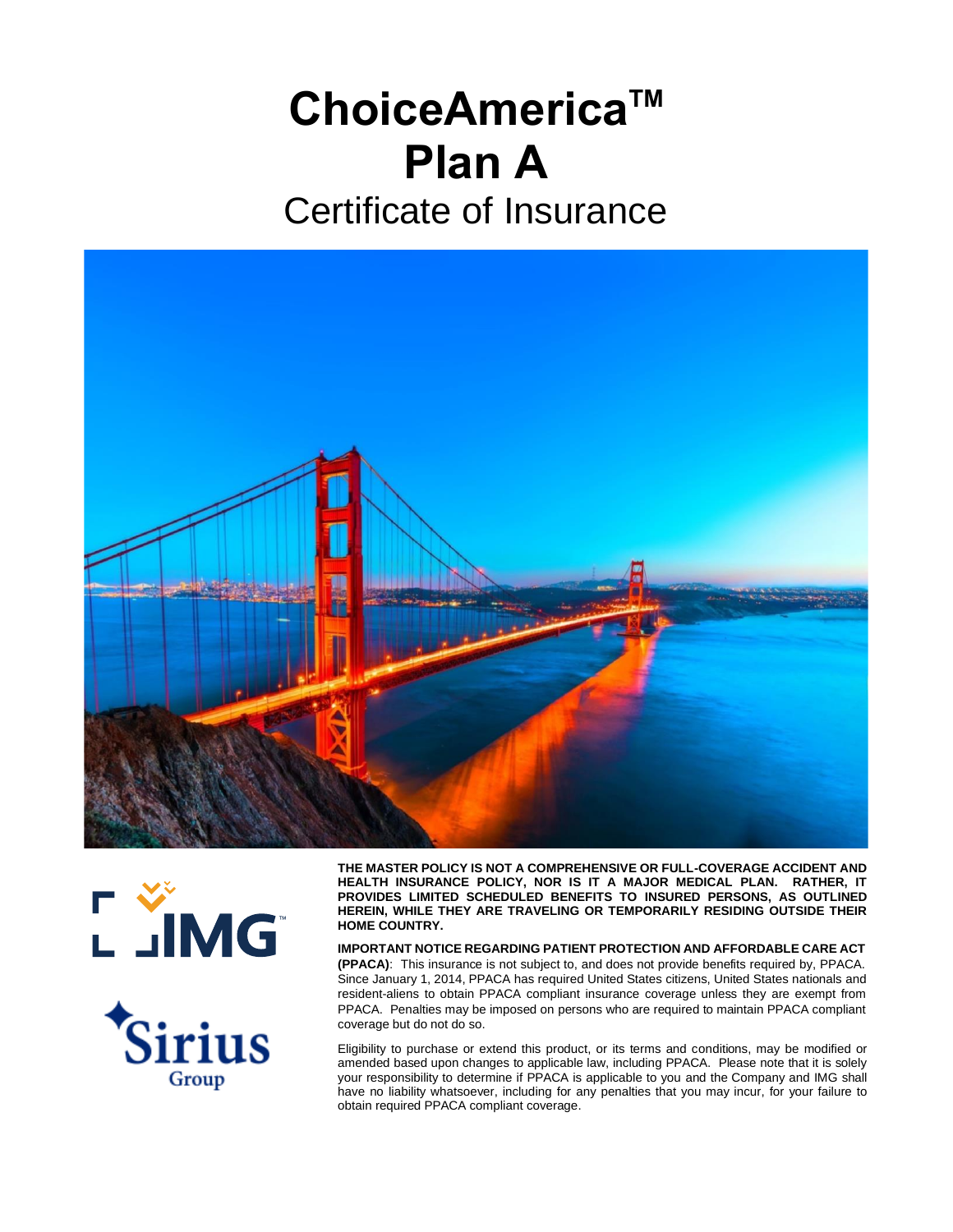# ChoiceAmerica™ Plan A

## Certificate of Insurance

**THE MASTER POLICY IS NOT A COMPREHENSIVE OR FULL-COVERAGE ACCIDENT AND HEALTH INSURANCE POLICY, NOR IS IT A MAJOR MEDICAL PLAN. RATHER, IT PROVIDES LIMITED SCHEDULED BENEFITS TO INSURED PERSONS, AS OUTLINED HEREIN, WHILE THEY ARE TRAVELING OR TEMPORARILY RESIDING OUTSIDE THEIR HOME COUNTRY.**

**IMPORTANT NOTICE REGARDING PATIENT PROTECTION AND AFFORDABLE CARE ACT (PPACA)**: This insurance is not subject to, and does not provide benefits required by, PPACA. Since January 1, 2014, PPACA has required United States citizens, United States nationals and resident-aliens to obtain PPACA compliant insurance coverage unless they are exempt from PPACA. Penalties may be imposed on persons who are required to maintain PPACA compliant coverage but do not do so.

Eligibility to purchase or extend this product, or its terms and conditions, may be modified or amended based upon changes to applicable law, including PPACA. Please note that it is solely your responsibility to determine if PPACA is applicable to you and the Company and IMG shall have no liability whatsoever, including for any penalties that you may incur, for your failure to obtain required PPACA compliant coverage.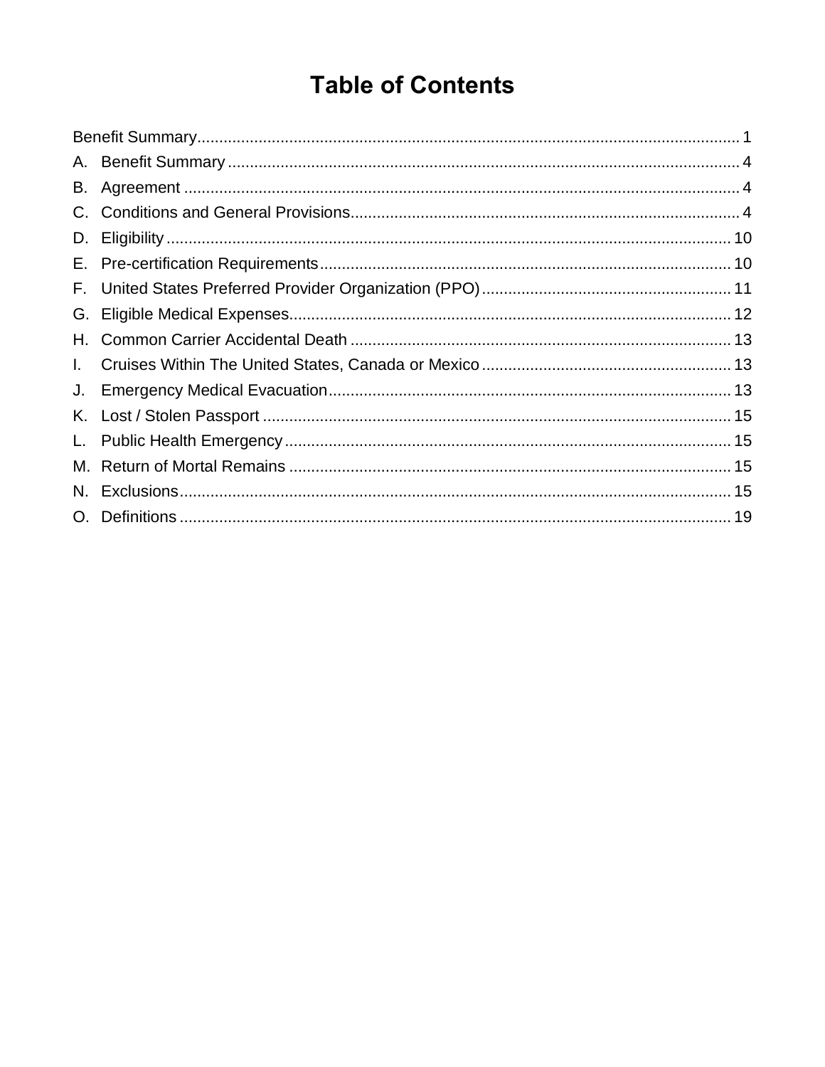# Table of Contents

Benefit Summary ..... 1

A. Benefit Summary ..... 4

B. Agreement ..... 4

C. Conditions and General Provisions ..... 4

D. Eligibility ..... 10

E. Pre-certification Requirements ..... 10

F. United States Preferred Provider Organization (PPO) ..... 11

G. Eligible Medical Expenses ..... 12

H. Common Carrier Accidental Death ..... 13

I. Cruises Within The United States, Canada or Mexico ..... 13

J. Emergency Medical Evacuation ..... 13

K. Lost / Stolen Passport ..... 15

L. Public Health Emergency ..... 15

M. Return of Mortal Remains ..... 15

N. Exclusions ..... 15

O. Definitions ..... 19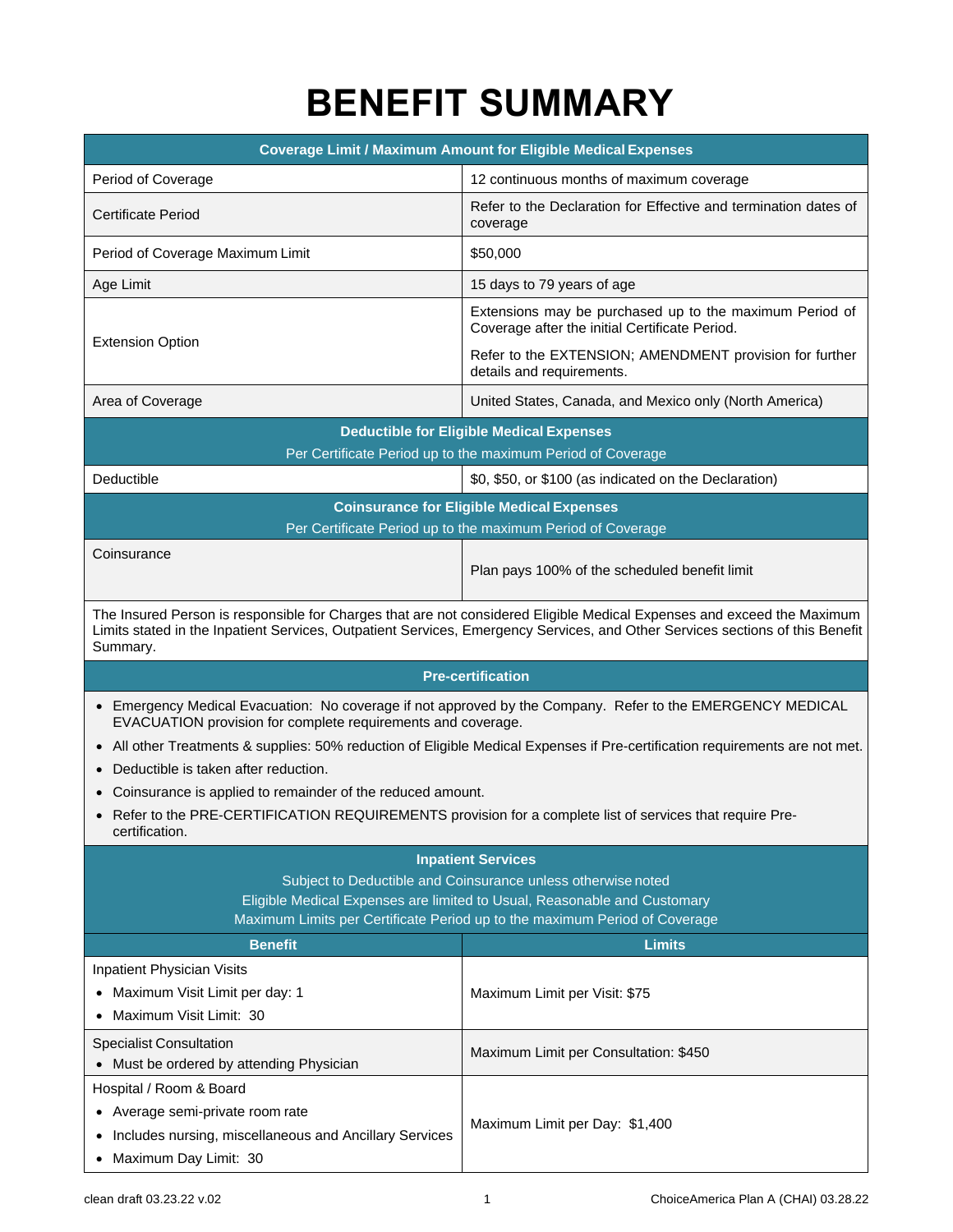# BENEFIT SUMMARY

| Coverage Limit / Maximum Amount for Eligible Medical Expenses | |
|---|---|
| Period of Coverage | 12 continuous months of maximum coverage |
| Certificate Period | Refer to the Declaration for Effective and termination dates of coverage |
| Period of Coverage Maximum Limit | $50,000 |
| Age Limit | 15 days to 79 years of age |
| Extension Option | Extensions may be purchased up to the maximum Period of Coverage after the initial Certificate Period.<br><br>Refer to the EXTENSION; AMENDMENT provision for further details and requirements. |
| Area of Coverage | United States, Canada, and Mexico only (North America) |
| **Deductible for Eligible Medical Expenses**<br>Per Certificate Period up to the maximum Period of Coverage | |
| Deductible | $0, $50, or $100 (as indicated on the Declaration) |
| **Coinsurance for Eligible Medical Expenses**<br>Per Certificate Period up to the maximum Period of Coverage | |
| Coinsurance | Plan pays 100% of the scheduled benefit limit |

The Insured Person is responsible for Charges that are not considered Eligible Medical Expenses and exceed the Maximum Limits stated in the Inpatient Services, Outpatient Services, Emergency Services, and Other Services sections of this Benefit Summary.

**Pre-certification**

- Emergency Medical Evacuation: No coverage if not approved by the Company. Refer to the EMERGENCY MEDICAL EVACUATION provision for complete requirements and coverage.
- All other Treatments & supplies: 50% reduction of Eligible Medical Expenses if Pre-certification requirements are not met.
- Deductible is taken after reduction.
- Coinsurance is applied to remainder of the reduced amount.
- Refer to the PRE-CERTIFICATION REQUIREMENTS provision for a complete list of services that require Pre-certification.

**Inpatient Services**

Subject to Deductible and Coinsurance unless otherwise noted
Eligible Medical Expenses are limited to Usual, Reasonable and Customary
Maximum Limits per Certificate Period up to the maximum Period of Coverage

| Benefit | Limits |
|---|---|
| Inpatient Physician Visits<br>• Maximum Visit Limit per day: 1<br>• Maximum Visit Limit: 30 | Maximum Limit per Visit: $75 |
| Specialist Consultation<br>• Must be ordered by attending Physician | Maximum Limit per Consultation: $450 |
| Hospital / Room & Board<br>• Average semi-private room rate<br>• Includes nursing, miscellaneous and Ancillary Services<br>• Maximum Day Limit: 30 | Maximum Limit per Day: $1,400 |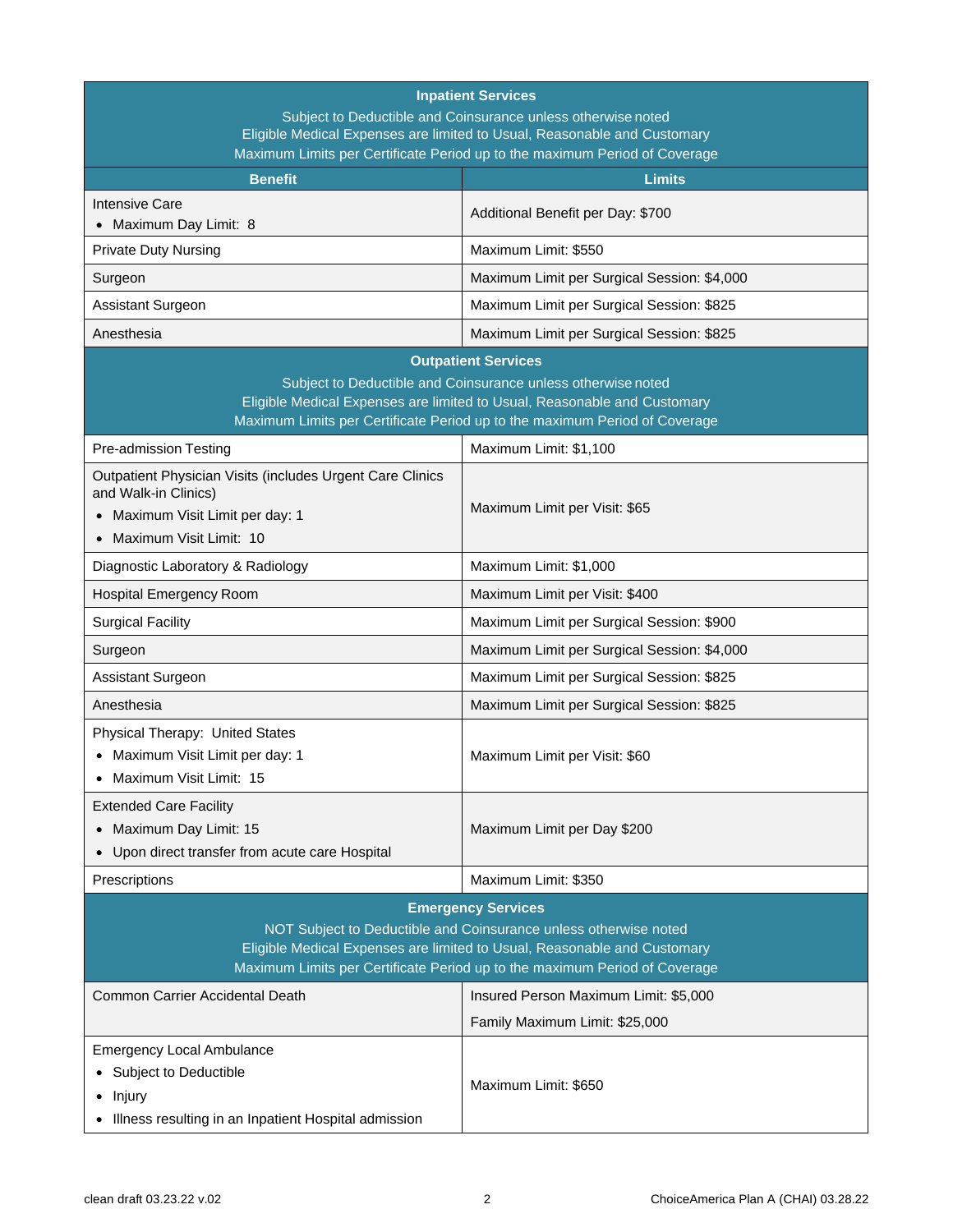| Benefit | Limits |
|---|---|
| **Inpatient Services**<br>Subject to Deductible and Coinsurance unless otherwise noted<br>Eligible Medical Expenses are limited to Usual, Reasonable and Customary<br>Maximum Limits per Certificate Period up to the maximum Period of Coverage | |
| Intensive Care<br>• Maximum Day Limit: 8 | Additional Benefit per Day: $700 |
| Private Duty Nursing | Maximum Limit: $550 |
| Surgeon | Maximum Limit per Surgical Session: $4,000 |
| Assistant Surgeon | Maximum Limit per Surgical Session: $825 |
| Anesthesia | Maximum Limit per Surgical Session: $825 |
| **Outpatient Services**<br>Subject to Deductible and Coinsurance unless otherwise noted<br>Eligible Medical Expenses are limited to Usual, Reasonable and Customary<br>Maximum Limits per Certificate Period up to the maximum Period of Coverage | |
| Pre-admission Testing | Maximum Limit: $1,100 |
| Outpatient Physician Visits (includes Urgent Care Clinics and Walk-in Clinics)<br>• Maximum Visit Limit per day: 1<br>• Maximum Visit Limit: 10 | Maximum Limit per Visit: $65 |
| Diagnostic Laboratory & Radiology | Maximum Limit: $1,000 |
| Hospital Emergency Room | Maximum Limit per Visit: $400 |
| Surgical Facility | Maximum Limit per Surgical Session: $900 |
| Surgeon | Maximum Limit per Surgical Session: $4,000 |
| Assistant Surgeon | Maximum Limit per Surgical Session: $825 |
| Anesthesia | Maximum Limit per Surgical Session: $825 |
| Physical Therapy: United States<br>• Maximum Visit Limit per day: 1<br>• Maximum Visit Limit: 15 | Maximum Limit per Visit: $60 |
| Extended Care Facility<br>• Maximum Day Limit: 15<br>• Upon direct transfer from acute care Hospital | Maximum Limit per Day $200 |
| Prescriptions | Maximum Limit: $350 |
| **Emergency Services**<br>NOT Subject to Deductible and Coinsurance unless otherwise noted<br>Eligible Medical Expenses are limited to Usual, Reasonable and Customary<br>Maximum Limits per Certificate Period up to the maximum Period of Coverage | |
| Common Carrier Accidental Death | Insured Person Maximum Limit: $5,000<br>Family Maximum Limit: $25,000 |
| Emergency Local Ambulance<br>• Subject to Deductible<br>• Injury<br>• Illness resulting in an Inpatient Hospital admission | Maximum Limit: $650 |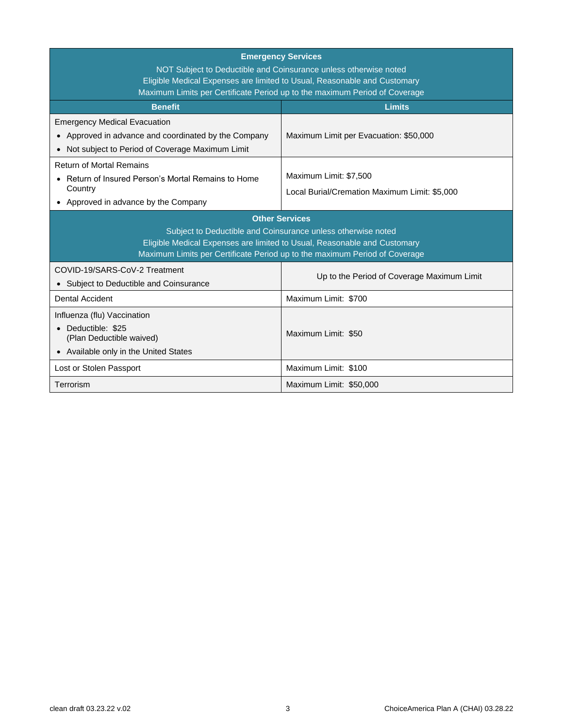| Emergency Services<br>NOT Subject to Deductible and Coinsurance unless otherwise noted<br>Eligible Medical Expenses are limited to Usual, Reasonable and Customary<br>Maximum Limits per Certificate Period up to the maximum Period of Coverage | |
|---|---|
| **Benefit** | **Limits** |
| Emergency Medical Evacuation<br>• Approved in advance and coordinated by the Company<br>• Not subject to Period of Coverage Maximum Limit | Maximum Limit per Evacuation: $50,000 |
| Return of Mortal Remains<br>• Return of Insured Person's Mortal Remains to Home Country<br>• Approved in advance by the Company | Maximum Limit: $7,500<br>Local Burial/Cremation Maximum Limit: $5,000 |
| **Other Services**<br>Subject to Deductible and Coinsurance unless otherwise noted<br>Eligible Medical Expenses are limited to Usual, Reasonable and Customary<br>Maximum Limits per Certificate Period up to the maximum Period of Coverage | |
| COVID-19/SARS-CoV-2 Treatment<br>• Subject to Deductible and Coinsurance | Up to the Period of Coverage Maximum Limit |
| Dental Accident | Maximum Limit: $700 |
| Influenza (flu) Vaccination<br>• Deductible: $25<br>(Plan Deductible waived)<br>• Available only in the United States | Maximum Limit: $50 |
| Lost or Stolen Passport | Maximum Limit: $100 |
| Terrorism | Maximum Limit: $50,000 |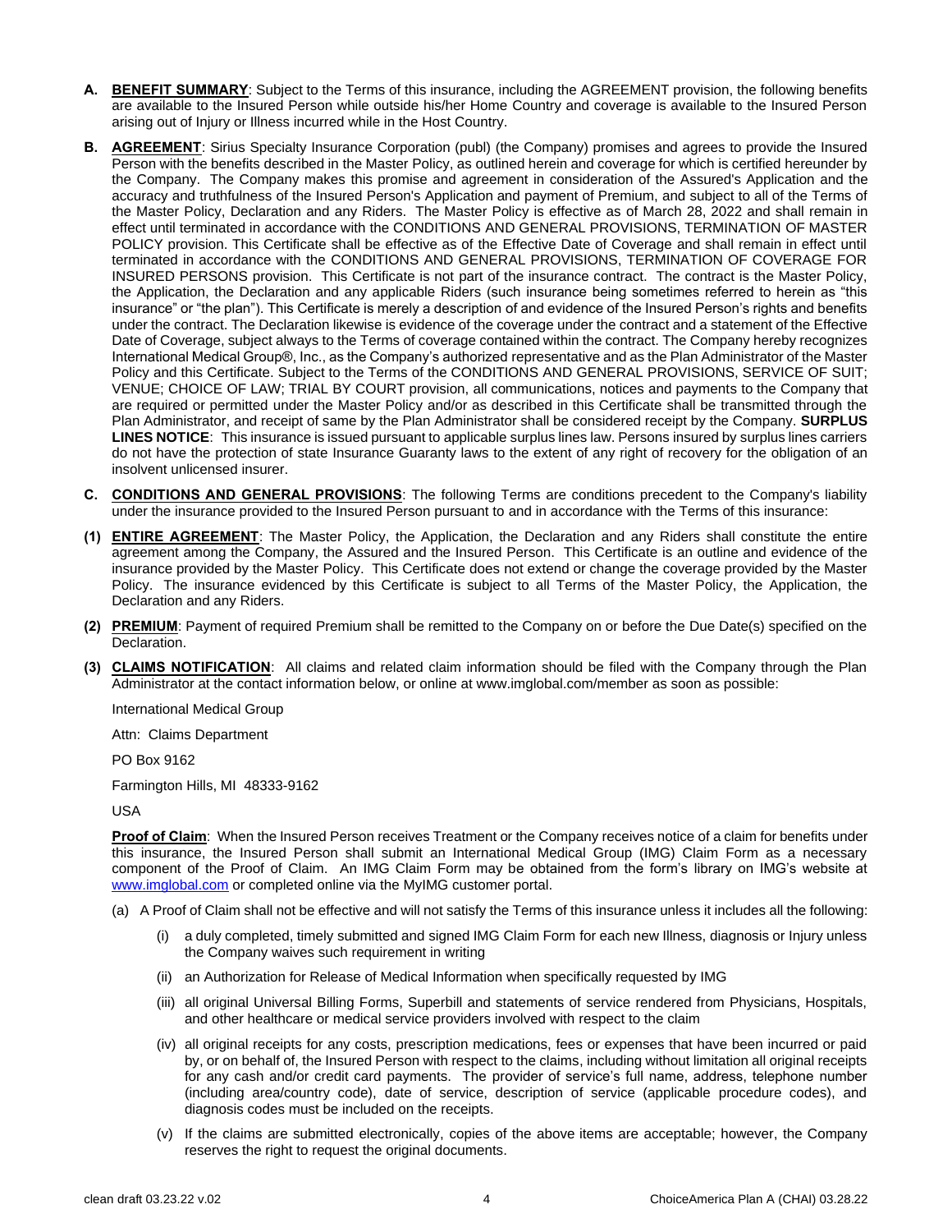**A. BENEFIT SUMMARY**: Subject to the Terms of this insurance, including the AGREEMENT provision, the following benefits are available to the Insured Person while outside his/her Home Country and coverage is available to the Insured Person arising out of Injury or Illness incurred while in the Host Country.

**B. AGREEMENT**: Sirius Specialty Insurance Corporation (publ) (the Company) promises and agrees to provide the Insured Person with the benefits described in the Master Policy, as outlined herein and coverage for which is certified hereunder by the Company. The Company makes this promise and agreement in consideration of the Assured's Application and the accuracy and truthfulness of the Insured Person's Application and payment of Premium, and subject to all of the Terms of the Master Policy, Declaration and any Riders. The Master Policy is effective as of March 28, 2022 and shall remain in effect until terminated in accordance with the CONDITIONS AND GENERAL PROVISIONS, TERMINATION OF MASTER POLICY provision. This Certificate shall be effective as of the Effective Date of Coverage and shall remain in effect until terminated in accordance with the CONDITIONS AND GENERAL PROVISIONS, TERMINATION OF COVERAGE FOR INSURED PERSONS provision. This Certificate is not part of the insurance contract. The contract is the Master Policy, the Application, the Declaration and any applicable Riders (such insurance being sometimes referred to herein as "this insurance" or "the plan"). This Certificate is merely a description of and evidence of the Insured Person's rights and benefits under the contract. The Declaration likewise is evidence of the coverage under the contract and a statement of the Effective Date of Coverage, subject always to the Terms of coverage contained within the contract. The Company hereby recognizes International Medical Group®, Inc., as the Company's authorized representative and as the Plan Administrator of the Master Policy and this Certificate. Subject to the Terms of the CONDITIONS AND GENERAL PROVISIONS, SERVICE OF SUIT; VENUE; CHOICE OF LAW; TRIAL BY COURT provision, all communications, notices and payments to the Company that are required or permitted under the Master Policy and/or as described in this Certificate shall be transmitted through the Plan Administrator, and receipt of same by the Plan Administrator shall be considered receipt by the Company. **SURPLUS LINES NOTICE**: This insurance is issued pursuant to applicable surplus lines law. Persons insured by surplus lines carriers do not have the protection of state Insurance Guaranty laws to the extent of any right of recovery for the obligation of an insolvent unlicensed insurer.

**C. CONDITIONS AND GENERAL PROVISIONS**: The following Terms are conditions precedent to the Company's liability under the insurance provided to the Insured Person pursuant to and in accordance with the Terms of this insurance:

**(1) ENTIRE AGREEMENT**: The Master Policy, the Application, the Declaration and any Riders shall constitute the entire agreement among the Company, the Assured and the Insured Person. This Certificate is an outline and evidence of the insurance provided by the Master Policy. This Certificate does not extend or change the coverage provided by the Master Policy. The insurance evidenced by this Certificate is subject to all Terms of the Master Policy, the Application, the Declaration and any Riders.

**(2) PREMIUM**: Payment of required Premium shall be remitted to the Company on or before the Due Date(s) specified on the Declaration.

**(3) CLAIMS NOTIFICATION**: All claims and related claim information should be filed with the Company through the Plan Administrator at the contact information below, or online at www.imglobal.com/member as soon as possible:

International Medical Group

Attn: Claims Department

PO Box 9162

Farmington Hills, MI 48333-9162

USA

**Proof of Claim**: When the Insured Person receives Treatment or the Company receives notice of a claim for benefits under this insurance, the Insured Person shall submit an International Medical Group (IMG) Claim Form as a necessary component of the Proof of Claim. An IMG Claim Form may be obtained from the form's library on IMG's website at www.imglobal.com or completed online via the MyIMG customer portal.

(a) A Proof of Claim shall not be effective and will not satisfy the Terms of this insurance unless it includes all the following:

- (i) a duly completed, timely submitted and signed IMG Claim Form for each new Illness, diagnosis or Injury unless the Company waives such requirement in writing
- (ii) an Authorization for Release of Medical Information when specifically requested by IMG
- (iii) all original Universal Billing Forms, Superbill and statements of service rendered from Physicians, Hospitals, and other healthcare or medical service providers involved with respect to the claim
- (iv) all original receipts for any costs, prescription medications, fees or expenses that have been incurred or paid by, or on behalf of, the Insured Person with respect to the claims, including without limitation all original receipts for any cash and/or credit card payments. The provider of service's full name, address, telephone number (including area/country code), date of service, description of service (applicable procedure codes), and diagnosis codes must be included on the receipts.
- (v) If the claims are submitted electronically, copies of the above items are acceptable; however, the Company reserves the right to request the original documents.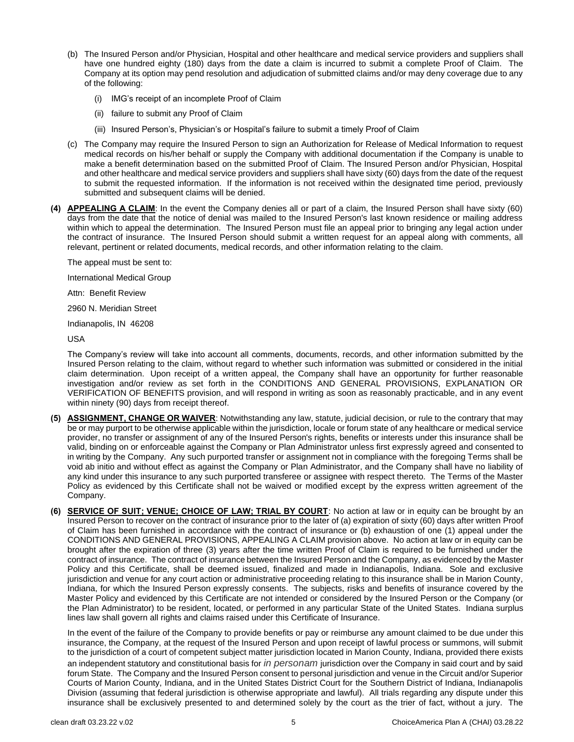(b) The Insured Person and/or Physician, Hospital and other healthcare and medical service providers and suppliers shall have one hundred eighty (180) days from the date a claim is incurred to submit a complete Proof of Claim. The Company at its option may pend resolution and adjudication of submitted claims and/or may deny coverage due to any of the following:

   (i) IMG's receipt of an incomplete Proof of Claim

   (ii) failure to submit any Proof of Claim

   (iii) Insured Person's, Physician's or Hospital's failure to submit a timely Proof of Claim

(c) The Company may require the Insured Person to sign an Authorization for Release of Medical Information to request medical records on his/her behalf or supply the Company with additional documentation if the Company is unable to make a benefit determination based on the submitted Proof of Claim. The Insured Person and/or Physician, Hospital and other healthcare and medical service providers and suppliers shall have sixty (60) days from the date of the request to submit the requested information. If the information is not received within the designated time period, previously submitted and subsequent claims will be denied.

**(4) APPEALING A CLAIM**: In the event the Company denies all or part of a claim, the Insured Person shall have sixty (60) days from the date that the notice of denial was mailed to the Insured Person's last known residence or mailing address within which to appeal the determination. The Insured Person must file an appeal prior to bringing any legal action under the contract of insurance. The Insured Person should submit a written request for an appeal along with comments, all relevant, pertinent or related documents, medical records, and other information relating to the claim.

The appeal must be sent to:

International Medical Group

Attn: Benefit Review

2960 N. Meridian Street

Indianapolis, IN 46208

USA

The Company's review will take into account all comments, documents, records, and other information submitted by the Insured Person relating to the claim, without regard to whether such information was submitted or considered in the initial claim determination. Upon receipt of a written appeal, the Company shall have an opportunity for further reasonable investigation and/or review as set forth in the CONDITIONS AND GENERAL PROVISIONS, EXPLANATION OR VERIFICATION OF BENEFITS provision, and will respond in writing as soon as reasonably practicable, and in any event within ninety (90) days from receipt thereof.

**(5) ASSIGNMENT, CHANGE OR WAIVER**: Notwithstanding any law, statute, judicial decision, or rule to the contrary that may be or may purport to be otherwise applicable within the jurisdiction, locale or forum state of any healthcare or medical service provider, no transfer or assignment of any of the Insured Person's rights, benefits or interests under this insurance shall be valid, binding on or enforceable against the Company or Plan Administrator unless first expressly agreed and consented to in writing by the Company. Any such purported transfer or assignment not in compliance with the foregoing Terms shall be void ab initio and without effect as against the Company or Plan Administrator, and the Company shall have no liability of any kind under this insurance to any such purported transferee or assignee with respect thereto. The Terms of the Master Policy as evidenced by this Certificate shall not be waived or modified except by the express written agreement of the Company.

**(6) SERVICE OF SUIT; VENUE; CHOICE OF LAW; TRIAL BY COURT**: No action at law or in equity can be brought by an Insured Person to recover on the contract of insurance prior to the later of (a) expiration of sixty (60) days after written Proof of Claim has been furnished in accordance with the contract of insurance or (b) exhaustion of one (1) appeal under the CONDITIONS AND GENERAL PROVISIONS, APPEALING A CLAIM provision above. No action at law or in equity can be brought after the expiration of three (3) years after the time written Proof of Claim is required to be furnished under the contract of insurance. The contract of insurance between the Insured Person and the Company, as evidenced by the Master Policy and this Certificate, shall be deemed issued, finalized and made in Indianapolis, Indiana. Sole and exclusive jurisdiction and venue for any court action or administrative proceeding relating to this insurance shall be in Marion County, Indiana, for which the Insured Person expressly consents. The subjects, risks and benefits of insurance covered by the Master Policy and evidenced by this Certificate are not intended or considered by the Insured Person or the Company (or the Plan Administrator) to be resident, located, or performed in any particular State of the United States. Indiana surplus lines law shall govern all rights and claims raised under this Certificate of Insurance.

In the event of the failure of the Company to provide benefits or pay or reimburse any amount claimed to be due under this insurance, the Company, at the request of the Insured Person and upon receipt of lawful process or summons, will submit to the jurisdiction of a court of competent subject matter jurisdiction located in Marion County, Indiana, provided there exists an independent statutory and constitutional basis for *in personam* jurisdiction over the Company in said court and by said forum State. The Company and the Insured Person consent to personal jurisdiction and venue in the Circuit and/or Superior Courts of Marion County, Indiana, and in the United States District Court for the Southern District of Indiana, Indianapolis Division (assuming that federal jurisdiction is otherwise appropriate and lawful). All trials regarding any dispute under this insurance shall be exclusively presented to and determined solely by the court as the trier of fact, without a jury. The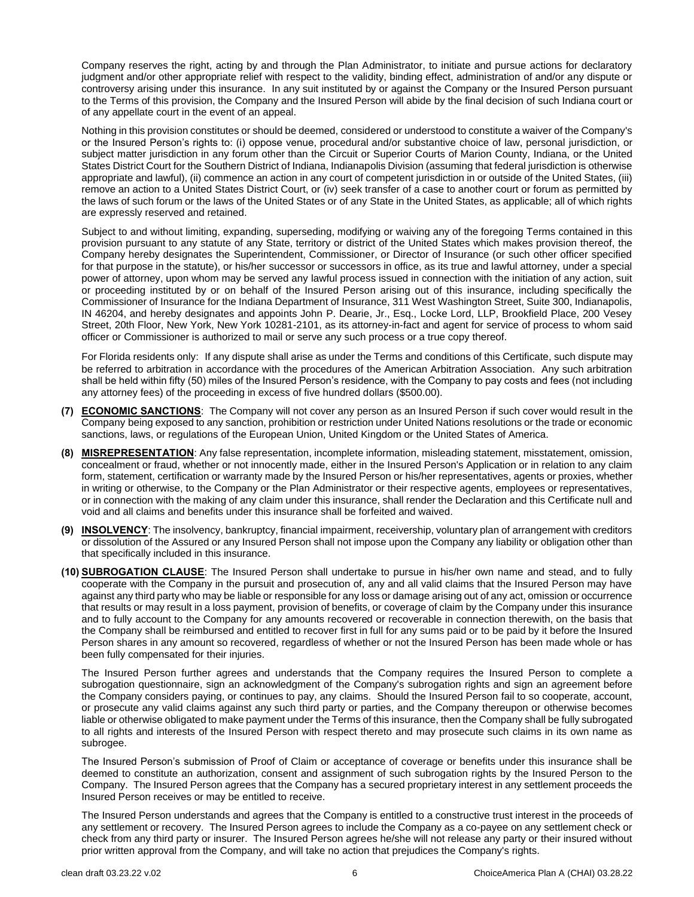Company reserves the right, acting by and through the Plan Administrator, to initiate and pursue actions for declaratory judgment and/or other appropriate relief with respect to the validity, binding effect, administration of and/or any dispute or controversy arising under this insurance. In any suit instituted by or against the Company or the Insured Person pursuant to the Terms of this provision, the Company and the Insured Person will abide by the final decision of such Indiana court or of any appellate court in the event of an appeal.

Nothing in this provision constitutes or should be deemed, considered or understood to constitute a waiver of the Company's or the Insured Person's rights to: (i) oppose venue, procedural and/or substantive choice of law, personal jurisdiction, or subject matter jurisdiction in any forum other than the Circuit or Superior Courts of Marion County, Indiana, or the United States District Court for the Southern District of Indiana, Indianapolis Division (assuming that federal jurisdiction is otherwise appropriate and lawful), (ii) commence an action in any court of competent jurisdiction in or outside of the United States, (iii) remove an action to a United States District Court, or (iv) seek transfer of a case to another court or forum as permitted by the laws of such forum or the laws of the United States or of any State in the United States, as applicable; all of which rights are expressly reserved and retained.

Subject to and without limiting, expanding, superseding, modifying or waiving any of the foregoing Terms contained in this provision pursuant to any statute of any State, territory or district of the United States which makes provision thereof, the Company hereby designates the Superintendent, Commissioner, or Director of Insurance (or such other officer specified for that purpose in the statute), or his/her successor or successors in office, as its true and lawful attorney, under a special power of attorney, upon whom may be served any lawful process issued in connection with the initiation of any action, suit or proceeding instituted by or on behalf of the Insured Person arising out of this insurance, including specifically the Commissioner of Insurance for the Indiana Department of Insurance, 311 West Washington Street, Suite 300, Indianapolis, IN 46204, and hereby designates and appoints John P. Dearie, Jr., Esq., Locke Lord, LLP, Brookfield Place, 200 Vesey Street, 20th Floor, New York, New York 10281-2101, as its attorney-in-fact and agent for service of process to whom said officer or Commissioner is authorized to mail or serve any such process or a true copy thereof.

For Florida residents only: If any dispute shall arise as under the Terms and conditions of this Certificate, such dispute may be referred to arbitration in accordance with the procedures of the American Arbitration Association. Any such arbitration shall be held within fifty (50) miles of the Insured Person's residence, with the Company to pay costs and fees (not including any attorney fees) of the proceeding in excess of five hundred dollars ($500.00).

**(7) ECONOMIC SANCTIONS**: The Company will not cover any person as an Insured Person if such cover would result in the Company being exposed to any sanction, prohibition or restriction under United Nations resolutions or the trade or economic sanctions, laws, or regulations of the European Union, United Kingdom or the United States of America.

**(8) MISREPRESENTATION**: Any false representation, incomplete information, misleading statement, misstatement, omission, concealment or fraud, whether or not innocently made, either in the Insured Person's Application or in relation to any claim form, statement, certification or warranty made by the Insured Person or his/her representatives, agents or proxies, whether in writing or otherwise, to the Company or the Plan Administrator or their respective agents, employees or representatives, or in connection with the making of any claim under this insurance, shall render the Declaration and this Certificate null and void and all claims and benefits under this insurance shall be forfeited and waived.

**(9) INSOLVENCY**: The insolvency, bankruptcy, financial impairment, receivership, voluntary plan of arrangement with creditors or dissolution of the Assured or any Insured Person shall not impose upon the Company any liability or obligation other than that specifically included in this insurance.

**(10) SUBROGATION CLAUSE**: The Insured Person shall undertake to pursue in his/her own name and stead, and to fully cooperate with the Company in the pursuit and prosecution of, any and all valid claims that the Insured Person may have against any third party who may be liable or responsible for any loss or damage arising out of any act, omission or occurrence that results or may result in a loss payment, provision of benefits, or coverage of claim by the Company under this insurance and to fully account to the Company for any amounts recovered or recoverable in connection therewith, on the basis that the Company shall be reimbursed and entitled to recover first in full for any sums paid or to be paid by it before the Insured Person shares in any amount so recovered, regardless of whether or not the Insured Person has been made whole or has been fully compensated for their injuries.

The Insured Person further agrees and understands that the Company requires the Insured Person to complete a subrogation questionnaire, sign an acknowledgment of the Company's subrogation rights and sign an agreement before the Company considers paying, or continues to pay, any claims. Should the Insured Person fail to so cooperate, account, or prosecute any valid claims against any such third party or parties, and the Company thereupon or otherwise becomes liable or otherwise obligated to make payment under the Terms of this insurance, then the Company shall be fully subrogated to all rights and interests of the Insured Person with respect thereto and may prosecute such claims in its own name as subrogee.

The Insured Person's submission of Proof of Claim or acceptance of coverage or benefits under this insurance shall be deemed to constitute an authorization, consent and assignment of such subrogation rights by the Insured Person to the Company. The Insured Person agrees that the Company has a secured proprietary interest in any settlement proceeds the Insured Person receives or may be entitled to receive.

The Insured Person understands and agrees that the Company is entitled to a constructive trust interest in the proceeds of any settlement or recovery. The Insured Person agrees to include the Company as a co-payee on any settlement check or check from any third party or insurer. The Insured Person agrees he/she will not release any party or their insured without prior written approval from the Company, and will take no action that prejudices the Company's rights.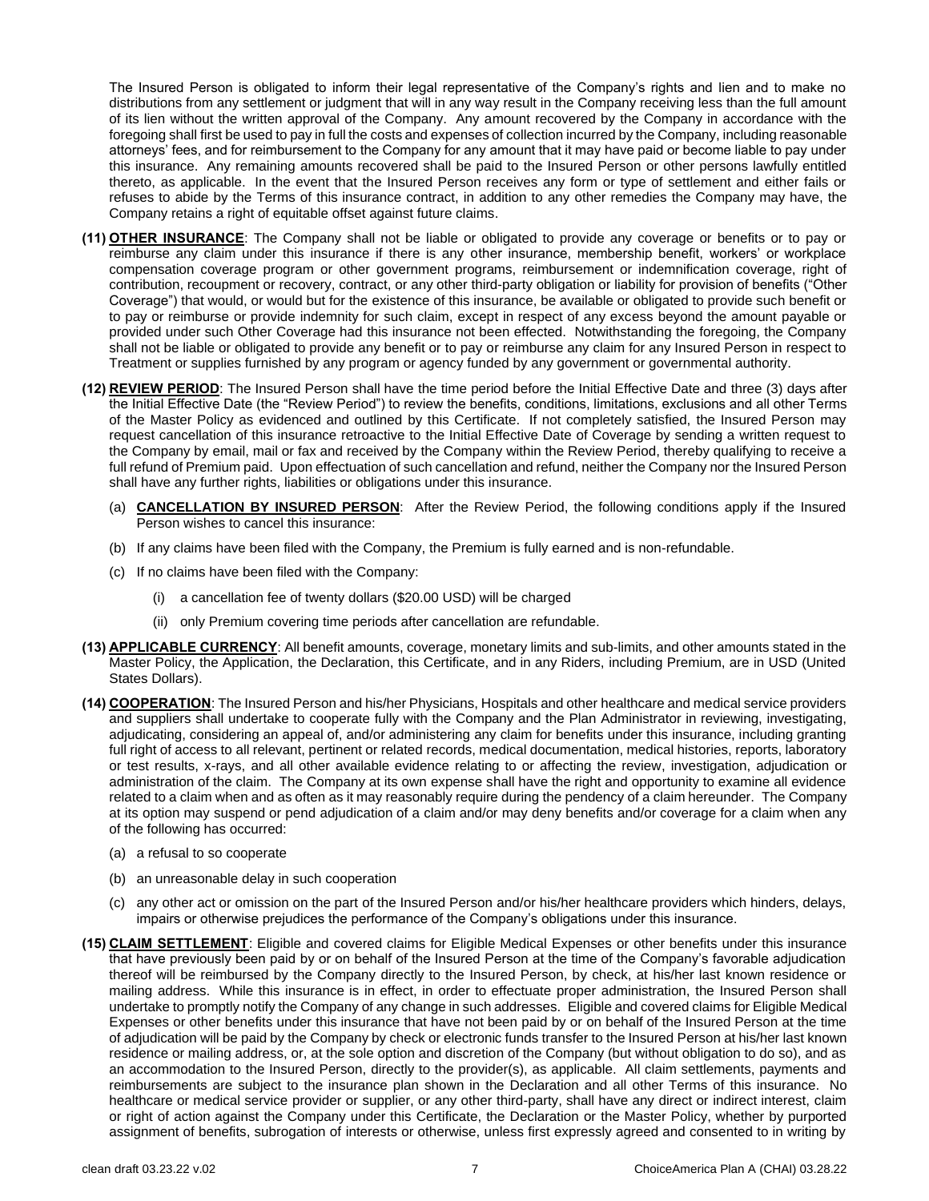The Insured Person is obligated to inform their legal representative of the Company's rights and lien and to make no distributions from any settlement or judgment that will in any way result in the Company receiving less than the full amount of its lien without the written approval of the Company. Any amount recovered by the Company in accordance with the foregoing shall first be used to pay in full the costs and expenses of collection incurred by the Company, including reasonable attorneys' fees, and for reimbursement to the Company for any amount that it may have paid or become liable to pay under this insurance. Any remaining amounts recovered shall be paid to the Insured Person or other persons lawfully entitled thereto, as applicable. In the event that the Insured Person receives any form or type of settlement and either fails or refuses to abide by the Terms of this insurance contract, in addition to any other remedies the Company may have, the Company retains a right of equitable offset against future claims.

**(11) OTHER INSURANCE**: The Company shall not be liable or obligated to provide any coverage or benefits or to pay or reimburse any claim under this insurance if there is any other insurance, membership benefit, workers' or workplace compensation coverage program or other government programs, reimbursement or indemnification coverage, right of contribution, recoupment or recovery, contract, or any other third-party obligation or liability for provision of benefits ("Other Coverage") that would, or would but for the existence of this insurance, be available or obligated to provide such benefit or to pay or reimburse or provide indemnity for such claim, except in respect of any excess beyond the amount payable or provided under such Other Coverage had this insurance not been effected. Notwithstanding the foregoing, the Company shall not be liable or obligated to provide any benefit or to pay or reimburse any claim for any Insured Person in respect to Treatment or supplies furnished by any program or agency funded by any government or governmental authority.

**(12) REVIEW PERIOD**: The Insured Person shall have the time period before the Initial Effective Date and three (3) days after the Initial Effective Date (the "Review Period") to review the benefits, conditions, limitations, exclusions and all other Terms of the Master Policy as evidenced and outlined by this Certificate. If not completely satisfied, the Insured Person may request cancellation of this insurance retroactive to the Initial Effective Date of Coverage by sending a written request to the Company by email, mail or fax and received by the Company within the Review Period, thereby qualifying to receive a full refund of Premium paid. Upon effectuation of such cancellation and refund, neither the Company nor the Insured Person shall have any further rights, liabilities or obligations under this insurance.

(a) **CANCELLATION BY INSURED PERSON**: After the Review Period, the following conditions apply if the Insured Person wishes to cancel this insurance:

(b) If any claims have been filed with the Company, the Premium is fully earned and is non-refundable.

(c) If no claims have been filed with the Company:

   (i) a cancellation fee of twenty dollars ($20.00 USD) will be charged

   (ii) only Premium covering time periods after cancellation are refundable.

**(13) APPLICABLE CURRENCY**: All benefit amounts, coverage, monetary limits and sub-limits, and other amounts stated in the Master Policy, the Application, the Declaration, this Certificate, and in any Riders, including Premium, are in USD (United States Dollars).

**(14) COOPERATION**: The Insured Person and his/her Physicians, Hospitals and other healthcare and medical service providers and suppliers shall undertake to cooperate fully with the Company and the Plan Administrator in reviewing, investigating, adjudicating, considering an appeal of, and/or administering any claim for benefits under this insurance, including granting full right of access to all relevant, pertinent or related records, medical documentation, medical histories, reports, laboratory or test results, x-rays, and all other available evidence relating to or affecting the review, investigation, adjudication or administration of the claim. The Company at its own expense shall have the right and opportunity to examine all evidence related to a claim when and as often as it may reasonably require during the pendency of a claim hereunder. The Company at its option may suspend or pend adjudication of a claim and/or may deny benefits and/or coverage for a claim when any of the following has occurred:

(a) a refusal to so cooperate

(b) an unreasonable delay in such cooperation

(c) any other act or omission on the part of the Insured Person and/or his/her healthcare providers which hinders, delays, impairs or otherwise prejudices the performance of the Company's obligations under this insurance.

**(15) CLAIM SETTLEMENT**: Eligible and covered claims for Eligible Medical Expenses or other benefits under this insurance that have previously been paid by or on behalf of the Insured Person at the time of the Company's favorable adjudication thereof will be reimbursed by the Company directly to the Insured Person, by check, at his/her last known residence or mailing address. While this insurance is in effect, in order to effectuate proper administration, the Insured Person shall undertake to promptly notify the Company of any change in such addresses. Eligible and covered claims for Eligible Medical Expenses or other benefits under this insurance that have not been paid by or on behalf of the Insured Person at the time of adjudication will be paid by the Company by check or electronic funds transfer to the Insured Person at his/her last known residence or mailing address, or, at the sole option and discretion of the Company (but without obligation to do so), and as an accommodation to the Insured Person, directly to the provider(s), as applicable. All claim settlements, payments and reimbursements are subject to the insurance plan shown in the Declaration and all other Terms of this insurance. No healthcare or medical service provider or supplier, or any other third-party, shall have any direct or indirect interest, claim or right of action against the Company under this Certificate, the Declaration or the Master Policy, whether by purported assignment of benefits, subrogation of interests or otherwise, unless first expressly agreed and consented to in writing by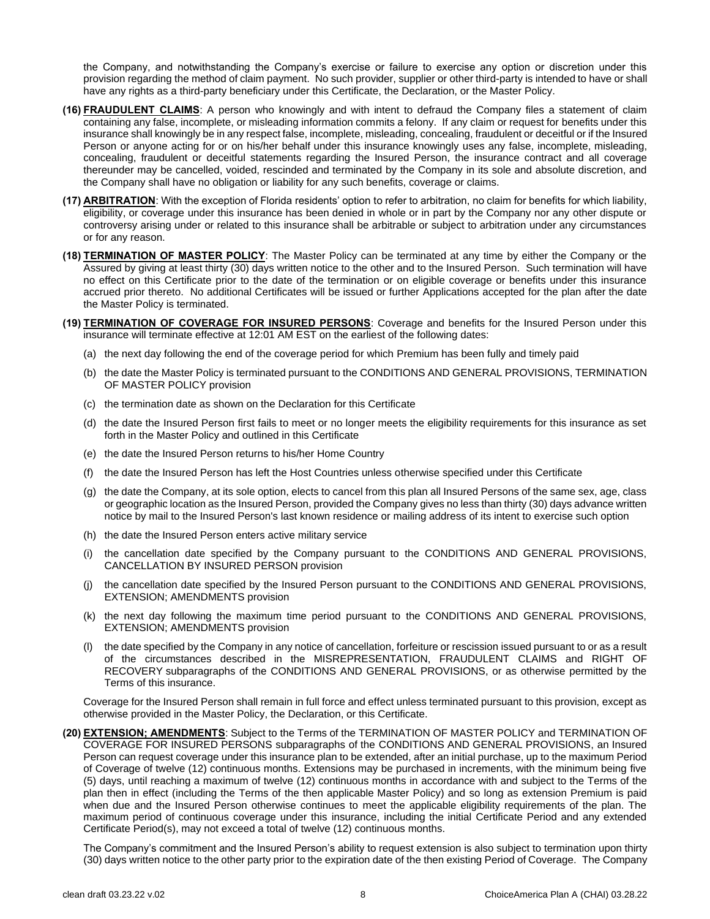the Company, and notwithstanding the Company's exercise or failure to exercise any option or discretion under this provision regarding the method of claim payment. No such provider, supplier or other third-party is intended to have or shall have any rights as a third-party beneficiary under this Certificate, the Declaration, or the Master Policy.

**(16) FRAUDULENT CLAIMS**: A person who knowingly and with intent to defraud the Company files a statement of claim containing any false, incomplete, or misleading information commits a felony. If any claim or request for benefits under this insurance shall knowingly be in any respect false, incomplete, misleading, concealing, fraudulent or deceitful or if the Insured Person or anyone acting for or on his/her behalf under this insurance knowingly uses any false, incomplete, misleading, concealing, fraudulent or deceitful statements regarding the Insured Person, the insurance contract and all coverage thereunder may be cancelled, voided, rescinded and terminated by the Company in its sole and absolute discretion, and the Company shall have no obligation or liability for any such benefits, coverage or claims.

**(17) ARBITRATION**: With the exception of Florida residents' option to refer to arbitration, no claim for benefits for which liability, eligibility, or coverage under this insurance has been denied in whole or in part by the Company nor any other dispute or controversy arising under or related to this insurance shall be arbitrable or subject to arbitration under any circumstances or for any reason.

**(18) TERMINATION OF MASTER POLICY**: The Master Policy can be terminated at any time by either the Company or the Assured by giving at least thirty (30) days written notice to the other and to the Insured Person. Such termination will have no effect on this Certificate prior to the date of the termination or on eligible coverage or benefits under this insurance accrued prior thereto. No additional Certificates will be issued or further Applications accepted for the plan after the date the Master Policy is terminated.

**(19) TERMINATION OF COVERAGE FOR INSURED PERSONS**: Coverage and benefits for the Insured Person under this insurance will terminate effective at 12:01 AM EST on the earliest of the following dates:

(a) the next day following the end of the coverage period for which Premium has been fully and timely paid

(b) the date the Master Policy is terminated pursuant to the CONDITIONS AND GENERAL PROVISIONS, TERMINATION OF MASTER POLICY provision

(c) the termination date as shown on the Declaration for this Certificate

(d) the date the Insured Person first fails to meet or no longer meets the eligibility requirements for this insurance as set forth in the Master Policy and outlined in this Certificate

(e) the date the Insured Person returns to his/her Home Country

(f) the date the Insured Person has left the Host Countries unless otherwise specified under this Certificate

(g) the date the Company, at its sole option, elects to cancel from this plan all Insured Persons of the same sex, age, class or geographic location as the Insured Person, provided the Company gives no less than thirty (30) days advance written notice by mail to the Insured Person's last known residence or mailing address of its intent to exercise such option

(h) the date the Insured Person enters active military service

(i) the cancellation date specified by the Company pursuant to the CONDITIONS AND GENERAL PROVISIONS, CANCELLATION BY INSURED PERSON provision

(j) the cancellation date specified by the Insured Person pursuant to the CONDITIONS AND GENERAL PROVISIONS, EXTENSION; AMENDMENTS provision

(k) the next day following the maximum time period pursuant to the CONDITIONS AND GENERAL PROVISIONS, EXTENSION; AMENDMENTS provision

(l) the date specified by the Company in any notice of cancellation, forfeiture or rescission issued pursuant to or as a result of the circumstances described in the MISREPRESENTATION, FRAUDULENT CLAIMS and RIGHT OF RECOVERY subparagraphs of the CONDITIONS AND GENERAL PROVISIONS, or as otherwise permitted by the Terms of this insurance.

Coverage for the Insured Person shall remain in full force and effect unless terminated pursuant to this provision, except as otherwise provided in the Master Policy, the Declaration, or this Certificate.

**(20) EXTENSION; AMENDMENTS**: Subject to the Terms of the TERMINATION OF MASTER POLICY and TERMINATION OF COVERAGE FOR INSURED PERSONS subparagraphs of the CONDITIONS AND GENERAL PROVISIONS, an Insured Person can request coverage under this insurance plan to be extended, after an initial purchase, up to the maximum Period of Coverage of twelve (12) continuous months. Extensions may be purchased in increments, with the minimum being five (5) days, until reaching a maximum of twelve (12) continuous months in accordance with and subject to the Terms of the plan then in effect (including the Terms of the then applicable Master Policy) and so long as extension Premium is paid when due and the Insured Person otherwise continues to meet the applicable eligibility requirements of the plan. The maximum period of continuous coverage under this insurance, including the initial Certificate Period and any extended Certificate Period(s), may not exceed a total of twelve (12) continuous months.

The Company's commitment and the Insured Person's ability to request extension is also subject to termination upon thirty (30) days written notice to the other party prior to the expiration date of the then existing Period of Coverage. The Company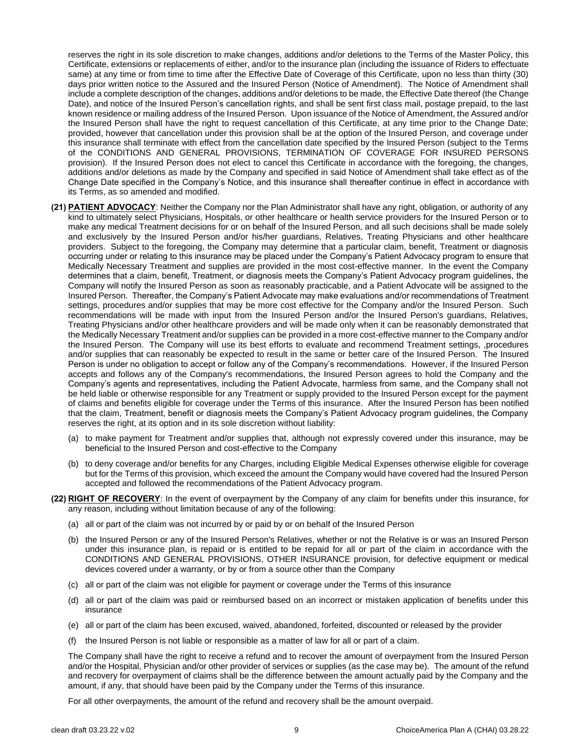reserves the right in its sole discretion to make changes, additions and/or deletions to the Terms of the Master Policy, this Certificate, extensions or replacements of either, and/or to the insurance plan (including the issuance of Riders to effectuate same) at any time or from time to time after the Effective Date of Coverage of this Certificate, upon no less than thirty (30) days prior written notice to the Assured and the Insured Person (Notice of Amendment). The Notice of Amendment shall include a complete description of the changes, additions and/or deletions to be made, the Effective Date thereof (the Change Date), and notice of the Insured Person's cancellation rights, and shall be sent first class mail, postage prepaid, to the last known residence or mailing address of the Insured Person. Upon issuance of the Notice of Amendment, the Assured and/or the Insured Person shall have the right to request cancellation of this Certificate, at any time prior to the Change Date; provided, however that cancellation under this provision shall be at the option of the Insured Person, and coverage under this insurance shall terminate with effect from the cancellation date specified by the Insured Person (subject to the Terms of the CONDITIONS AND GENERAL PROVISIONS, TERMINATION OF COVERAGE FOR INSURED PERSONS provision). If the Insured Person does not elect to cancel this Certificate in accordance with the foregoing, the changes, additions and/or deletions as made by the Company and specified in said Notice of Amendment shall take effect as of the Change Date specified in the Company's Notice, and this insurance shall thereafter continue in effect in accordance with its Terms, as so amended and modified.

**(21) PATIENT ADVOCACY**: Neither the Company nor the Plan Administrator shall have any right, obligation, or authority of any kind to ultimately select Physicians, Hospitals, or other healthcare or health service providers for the Insured Person or to make any medical Treatment decisions for or on behalf of the Insured Person, and all such decisions shall be made solely and exclusively by the Insured Person and/or his/her guardians, Relatives, Treating Physicians and other healthcare providers. Subject to the foregoing, the Company may determine that a particular claim, benefit, Treatment or diagnosis occurring under or relating to this insurance may be placed under the Company's Patient Advocacy program to ensure that Medically Necessary Treatment and supplies are provided in the most cost-effective manner. In the event the Company determines that a claim, benefit, Treatment, or diagnosis meets the Company's Patient Advocacy program guidelines, the Company will notify the Insured Person as soon as reasonably practicable, and a Patient Advocate will be assigned to the Insured Person. Thereafter, the Company's Patient Advocate may make evaluations and/or recommendations of Treatment settings, procedures and/or supplies that may be more cost effective for the Company and/or the Insured Person. Such recommendations will be made with input from the Insured Person and/or the Insured Person's guardians, Relatives, Treating Physicians and/or other healthcare providers and will be made only when it can be reasonably demonstrated that the Medically Necessary Treatment and/or supplies can be provided in a more cost-effective manner to the Company and/or the Insured Person. The Company will use its best efforts to evaluate and recommend Treatment settings, ,procedures and/or supplies that can reasonably be expected to result in the same or better care of the Insured Person. The Insured Person is under no obligation to accept or follow any of the Company's recommendations. However, if the Insured Person accepts and follows any of the Company's recommendations, the Insured Person agrees to hold the Company and the Company's agents and representatives, including the Patient Advocate, harmless from same, and the Company shall not be held liable or otherwise responsible for any Treatment or supply provided to the Insured Person except for the payment of claims and benefits eligible for coverage under the Terms of this insurance. After the Insured Person has been notified that the claim, Treatment, benefit or diagnosis meets the Company's Patient Advocacy program guidelines, the Company reserves the right, at its option and in its sole discretion without liability:

(a) to make payment for Treatment and/or supplies that, although not expressly covered under this insurance, may be beneficial to the Insured Person and cost-effective to the Company

(b) to deny coverage and/or benefits for any Charges, including Eligible Medical Expenses otherwise eligible for coverage but for the Terms of this provision, which exceed the amount the Company would have covered had the Insured Person accepted and followed the recommendations of the Patient Advocacy program.

**(22) RIGHT OF RECOVERY**: In the event of overpayment by the Company of any claim for benefits under this insurance, for any reason, including without limitation because of any of the following:

(a) all or part of the claim was not incurred by or paid by or on behalf of the Insured Person

(b) the Insured Person or any of the Insured Person's Relatives, whether or not the Relative is or was an Insured Person under this insurance plan, is repaid or is entitled to be repaid for all or part of the claim in accordance with the CONDITIONS AND GENERAL PROVISIONS, OTHER INSURANCE provision, for defective equipment or medical devices covered under a warranty, or by or from a source other than the Company

(c) all or part of the claim was not eligible for payment or coverage under the Terms of this insurance

(d) all or part of the claim was paid or reimbursed based on an incorrect or mistaken application of benefits under this insurance

(e) all or part of the claim has been excused, waived, abandoned, forfeited, discounted or released by the provider

(f) the Insured Person is not liable or responsible as a matter of law for all or part of a claim.

The Company shall have the right to receive a refund and to recover the amount of overpayment from the Insured Person and/or the Hospital, Physician and/or other provider of services or supplies (as the case may be). The amount of the refund and recovery for overpayment of claims shall be the difference between the amount actually paid by the Company and the amount, if any, that should have been paid by the Company under the Terms of this insurance.

For all other overpayments, the amount of the refund and recovery shall be the amount overpaid.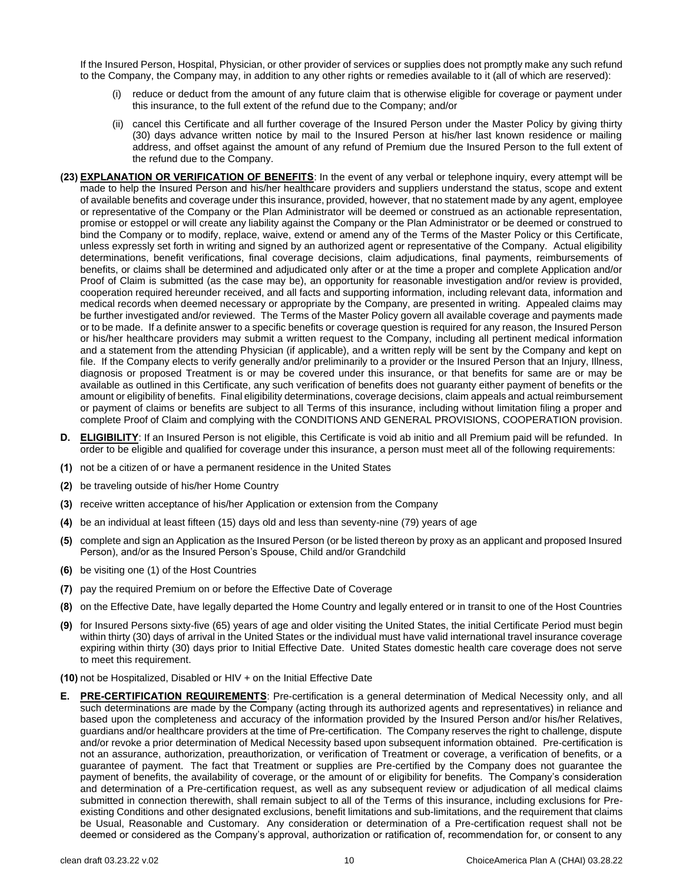If the Insured Person, Hospital, Physician, or other provider of services or supplies does not promptly make any such refund to the Company, the Company may, in addition to any other rights or remedies available to it (all of which are reserved):

(i) reduce or deduct from the amount of any future claim that is otherwise eligible for coverage or payment under this insurance, to the full extent of the refund due to the Company; and/or

(ii) cancel this Certificate and all further coverage of the Insured Person under the Master Policy by giving thirty (30) days advance written notice by mail to the Insured Person at his/her last known residence or mailing address, and offset against the amount of any refund of Premium due the Insured Person to the full extent of the refund due to the Company.

**(23) EXPLANATION OR VERIFICATION OF BENEFITS**: In the event of any verbal or telephone inquiry, every attempt will be made to help the Insured Person and his/her healthcare providers and suppliers understand the status, scope and extent of available benefits and coverage under this insurance, provided, however, that no statement made by any agent, employee or representative of the Company or the Plan Administrator will be deemed or construed as an actionable representation, promise or estoppel or will create any liability against the Company or the Plan Administrator or be deemed or construed to bind the Company or to modify, replace, waive, extend or amend any of the Terms of the Master Policy or this Certificate, unless expressly set forth in writing and signed by an authorized agent or representative of the Company. Actual eligibility determinations, benefit verifications, final coverage decisions, claim adjudications, final payments, reimbursements of benefits, or claims shall be determined and adjudicated only after or at the time a proper and complete Application and/or Proof of Claim is submitted (as the case may be), an opportunity for reasonable investigation and/or review is provided, cooperation required hereunder received, and all facts and supporting information, including relevant data, information and medical records when deemed necessary or appropriate by the Company, are presented in writing. Appealed claims may be further investigated and/or reviewed. The Terms of the Master Policy govern all available coverage and payments made or to be made. If a definite answer to a specific benefits or coverage question is required for any reason, the Insured Person or his/her healthcare providers may submit a written request to the Company, including all pertinent medical information and a statement from the attending Physician (if applicable), and a written reply will be sent by the Company and kept on file. If the Company elects to verify generally and/or preliminarily to a provider or the Insured Person that an Injury, Illness, diagnosis or proposed Treatment is or may be covered under this insurance, or that benefits for same are or may be available as outlined in this Certificate, any such verification of benefits does not guaranty either payment of benefits or the amount or eligibility of benefits. Final eligibility determinations, coverage decisions, claim appeals and actual reimbursement or payment of claims or benefits are subject to all Terms of this insurance, including without limitation filing a proper and complete Proof of Claim and complying with the CONDITIONS AND GENERAL PROVISIONS, COOPERATION provision.

**D. ELIGIBILITY**: If an Insured Person is not eligible, this Certificate is void ab initio and all Premium paid will be refunded. In order to be eligible and qualified for coverage under this insurance, a person must meet all of the following requirements:

**(1)** not be a citizen of or have a permanent residence in the United States

**(2)** be traveling outside of his/her Home Country

**(3)** receive written acceptance of his/her Application or extension from the Company

**(4)** be an individual at least fifteen (15) days old and less than seventy-nine (79) years of age

**(5)** complete and sign an Application as the Insured Person (or be listed thereon by proxy as an applicant and proposed Insured Person), and/or as the Insured Person's Spouse, Child and/or Grandchild

**(6)** be visiting one (1) of the Host Countries

**(7)** pay the required Premium on or before the Effective Date of Coverage

**(8)** on the Effective Date, have legally departed the Home Country and legally entered or in transit to one of the Host Countries

**(9)** for Insured Persons sixty-five (65) years of age and older visiting the United States, the initial Certificate Period must begin within thirty (30) days of arrival in the United States or the individual must have valid international travel insurance coverage expiring within thirty (30) days prior to Initial Effective Date. United States domestic health care coverage does not serve to meet this requirement.

**(10)** not be Hospitalized, Disabled or HIV + on the Initial Effective Date

**E. PRE-CERTIFICATION REQUIREMENTS**: Pre-certification is a general determination of Medical Necessity only, and all such determinations are made by the Company (acting through its authorized agents and representatives) in reliance and based upon the completeness and accuracy of the information provided by the Insured Person and/or his/her Relatives, guardians and/or healthcare providers at the time of Pre-certification. The Company reserves the right to challenge, dispute and/or revoke a prior determination of Medical Necessity based upon subsequent information obtained. Pre-certification is not an assurance, authorization, preauthorization, or verification of Treatment or coverage, a verification of benefits, or a guarantee of payment. The fact that Treatment or supplies are Pre-certified by the Company does not guarantee the payment of benefits, the availability of coverage, or the amount of or eligibility for benefits. The Company's consideration and determination of a Pre-certification request, as well as any subsequent review or adjudication of all medical claims submitted in connection therewith, shall remain subject to all of the Terms of this insurance, including exclusions for Pre-existing Conditions and other designated exclusions, benefit limitations and sub-limitations, and the requirement that claims be Usual, Reasonable and Customary. Any consideration or determination of a Pre-certification request shall not be deemed or considered as the Company's approval, authorization or ratification of, recommendation for, or consent to any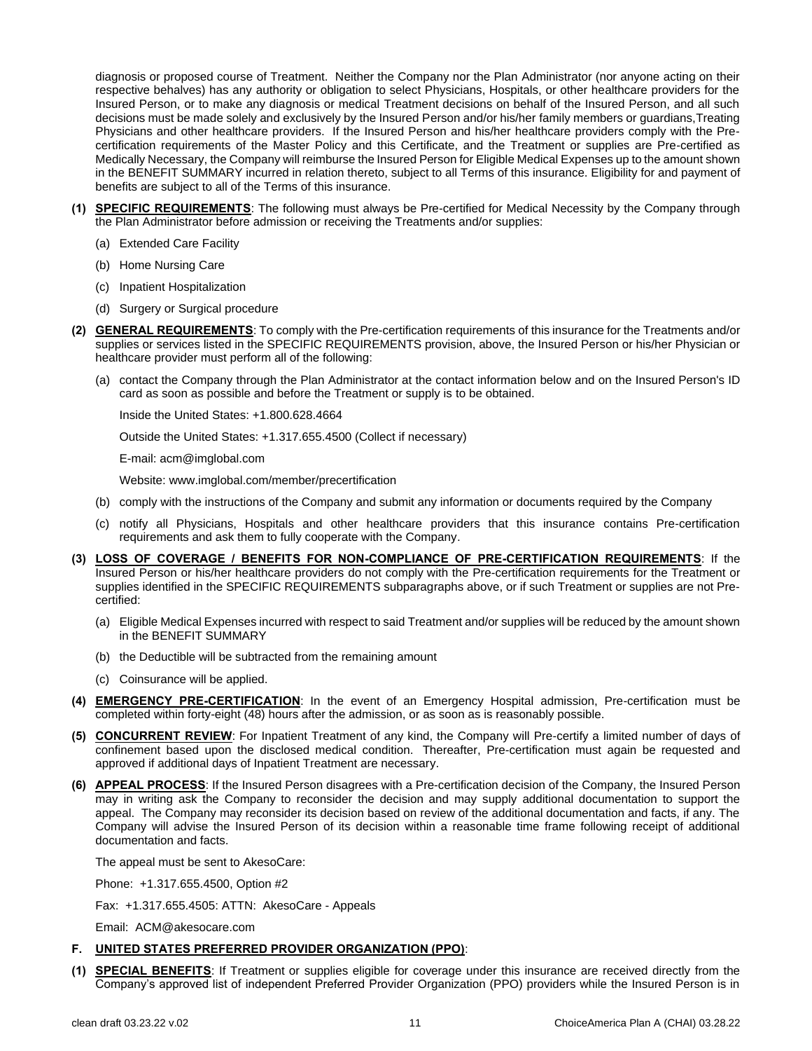diagnosis or proposed course of Treatment. Neither the Company nor the Plan Administrator (nor anyone acting on their respective behalves) has any authority or obligation to select Physicians, Hospitals, or other healthcare providers for the Insured Person, or to make any diagnosis or medical Treatment decisions on behalf of the Insured Person, and all such decisions must be made solely and exclusively by the Insured Person and/or his/her family members or guardians,Treating Physicians and other healthcare providers. If the Insured Person and his/her healthcare providers comply with the Pre-certification requirements of the Master Policy and this Certificate, and the Treatment or supplies are Pre-certified as Medically Necessary, the Company will reimburse the Insured Person for Eligible Medical Expenses up to the amount shown in the BENEFIT SUMMARY incurred in relation thereto, subject to all Terms of this insurance. Eligibility for and payment of benefits are subject to all of the Terms of this insurance.

**(1)** **SPECIFIC REQUIREMENTS**: The following must always be Pre-certified for Medical Necessity by the Company through the Plan Administrator before admission or receiving the Treatments and/or supplies:

- (a) Extended Care Facility
- (b) Home Nursing Care
- (c) Inpatient Hospitalization
- (d) Surgery or Surgical procedure

**(2)** **GENERAL REQUIREMENTS**: To comply with the Pre-certification requirements of this insurance for the Treatments and/or supplies or services listed in the SPECIFIC REQUIREMENTS provision, above, the Insured Person or his/her Physician or healthcare provider must perform all of the following:

- (a) contact the Company through the Plan Administrator at the contact information below and on the Insured Person's ID card as soon as possible and before the Treatment or supply is to be obtained.

  Inside the United States: +1.800.628.4664

  Outside the United States: +1.317.655.4500 (Collect if necessary)

  E-mail: acm@imglobal.com

  Website: www.imglobal.com/member/precertification

- (b) comply with the instructions of the Company and submit any information or documents required by the Company
- (c) notify all Physicians, Hospitals and other healthcare providers that this insurance contains Pre-certification requirements and ask them to fully cooperate with the Company.

**(3)** **LOSS OF COVERAGE / BENEFITS FOR NON-COMPLIANCE OF PRE-CERTIFICATION REQUIREMENTS**: If the Insured Person or his/her healthcare providers do not comply with the Pre-certification requirements for the Treatment or supplies identified in the SPECIFIC REQUIREMENTS subparagraphs above, or if such Treatment or supplies are not Pre-certified:

- (a) Eligible Medical Expenses incurred with respect to said Treatment and/or supplies will be reduced by the amount shown in the BENEFIT SUMMARY
- (b) the Deductible will be subtracted from the remaining amount
- (c) Coinsurance will be applied.

**(4)** **EMERGENCY PRE-CERTIFICATION**: In the event of an Emergency Hospital admission, Pre-certification must be completed within forty-eight (48) hours after the admission, or as soon as is reasonably possible.

**(5)** **CONCURRENT REVIEW**: For Inpatient Treatment of any kind, the Company will Pre-certify a limited number of days of confinement based upon the disclosed medical condition. Thereafter, Pre-certification must again be requested and approved if additional days of Inpatient Treatment are necessary.

**(6)** **APPEAL PROCESS**: If the Insured Person disagrees with a Pre-certification decision of the Company, the Insured Person may in writing ask the Company to reconsider the decision and may supply additional documentation to support the appeal. The Company may reconsider its decision based on review of the additional documentation and facts, if any. The Company will advise the Insured Person of its decision within a reasonable time frame following receipt of additional documentation and facts.

The appeal must be sent to AkesoCare:

Phone: +1.317.655.4500, Option #2

Fax: +1.317.655.4505: ATTN: AkesoCare - Appeals

Email: ACM@akesocare.com

## F. UNITED STATES PREFERRED PROVIDER ORGANIZATION (PPO):

**(1)** **SPECIAL BENEFITS**: If Treatment or supplies eligible for coverage under this insurance are received directly from the Company's approved list of independent Preferred Provider Organization (PPO) providers while the Insured Person is in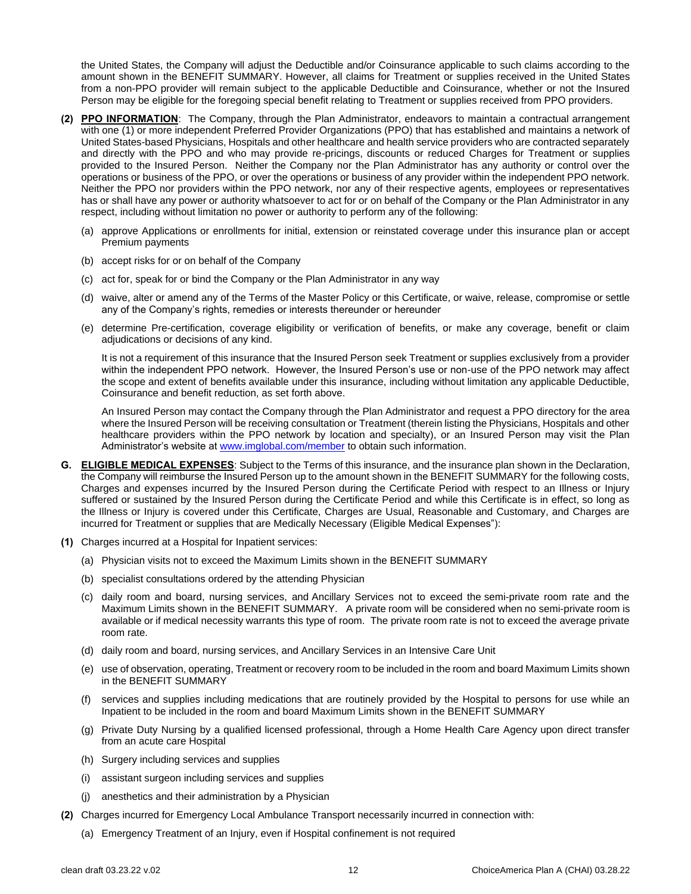the United States, the Company will adjust the Deductible and/or Coinsurance applicable to such claims according to the amount shown in the BENEFIT SUMMARY. However, all claims for Treatment or supplies received in the United States from a non-PPO provider will remain subject to the applicable Deductible and Coinsurance, whether or not the Insured Person may be eligible for the foregoing special benefit relating to Treatment or supplies received from PPO providers.

**(2)** **PPO INFORMATION**: The Company, through the Plan Administrator, endeavors to maintain a contractual arrangement with one (1) or more independent Preferred Provider Organizations (PPO) that has established and maintains a network of United States-based Physicians, Hospitals and other healthcare and health service providers who are contracted separately and directly with the PPO and who may provide re-pricings, discounts or reduced Charges for Treatment or supplies provided to the Insured Person. Neither the Company nor the Plan Administrator has any authority or control over the operations or business of the PPO, or over the operations or business of any provider within the independent PPO network. Neither the PPO nor providers within the PPO network, nor any of their respective agents, employees or representatives has or shall have any power or authority whatsoever to act for or on behalf of the Company or the Plan Administrator in any respect, including without limitation no power or authority to perform any of the following:

(a) approve Applications or enrollments for initial, extension or reinstated coverage under this insurance plan or accept Premium payments

(b) accept risks for or on behalf of the Company

(c) act for, speak for or bind the Company or the Plan Administrator in any way

(d) waive, alter or amend any of the Terms of the Master Policy or this Certificate, or waive, release, compromise or settle any of the Company's rights, remedies or interests thereunder or hereunder

(e) determine Pre-certification, coverage eligibility or verification of benefits, or make any coverage, benefit or claim adjudications or decisions of any kind.

It is not a requirement of this insurance that the Insured Person seek Treatment or supplies exclusively from a provider within the independent PPO network. However, the Insured Person's use or non-use of the PPO network may affect the scope and extent of benefits available under this insurance, including without limitation any applicable Deductible, Coinsurance and benefit reduction, as set forth above.

An Insured Person may contact the Company through the Plan Administrator and request a PPO directory for the area where the Insured Person will be receiving consultation or Treatment (therein listing the Physicians, Hospitals and other healthcare providers within the PPO network by location and specialty), or an Insured Person may visit the Plan Administrator's website at www.imglobal.com/member to obtain such information.

**G.** **ELIGIBLE MEDICAL EXPENSES**: Subject to the Terms of this insurance, and the insurance plan shown in the Declaration, the Company will reimburse the Insured Person up to the amount shown in the BENEFIT SUMMARY for the following costs, Charges and expenses incurred by the Insured Person during the Certificate Period with respect to an Illness or Injury suffered or sustained by the Insured Person during the Certificate Period and while this Certificate is in effect, so long as the Illness or Injury is covered under this Certificate, Charges are Usual, Reasonable and Customary, and Charges are incurred for Treatment or supplies that are Medically Necessary (Eligible Medical Expenses"):

**(1)** Charges incurred at a Hospital for Inpatient services:

(a) Physician visits not to exceed the Maximum Limits shown in the BENEFIT SUMMARY

(b) specialist consultations ordered by the attending Physician

(c) daily room and board, nursing services, and Ancillary Services not to exceed the semi-private room rate and the Maximum Limits shown in the BENEFIT SUMMARY. A private room will be considered when no semi-private room is available or if medical necessity warrants this type of room. The private room rate is not to exceed the average private room rate.

(d) daily room and board, nursing services, and Ancillary Services in an Intensive Care Unit

(e) use of observation, operating, Treatment or recovery room to be included in the room and board Maximum Limits shown in the BENEFIT SUMMARY

(f) services and supplies including medications that are routinely provided by the Hospital to persons for use while an Inpatient to be included in the room and board Maximum Limits shown in the BENEFIT SUMMARY

(g) Private Duty Nursing by a qualified licensed professional, through a Home Health Care Agency upon direct transfer from an acute care Hospital

(h) Surgery including services and supplies

(i) assistant surgeon including services and supplies

(j) anesthetics and their administration by a Physician

**(2)** Charges incurred for Emergency Local Ambulance Transport necessarily incurred in connection with:

(a) Emergency Treatment of an Injury, even if Hospital confinement is not required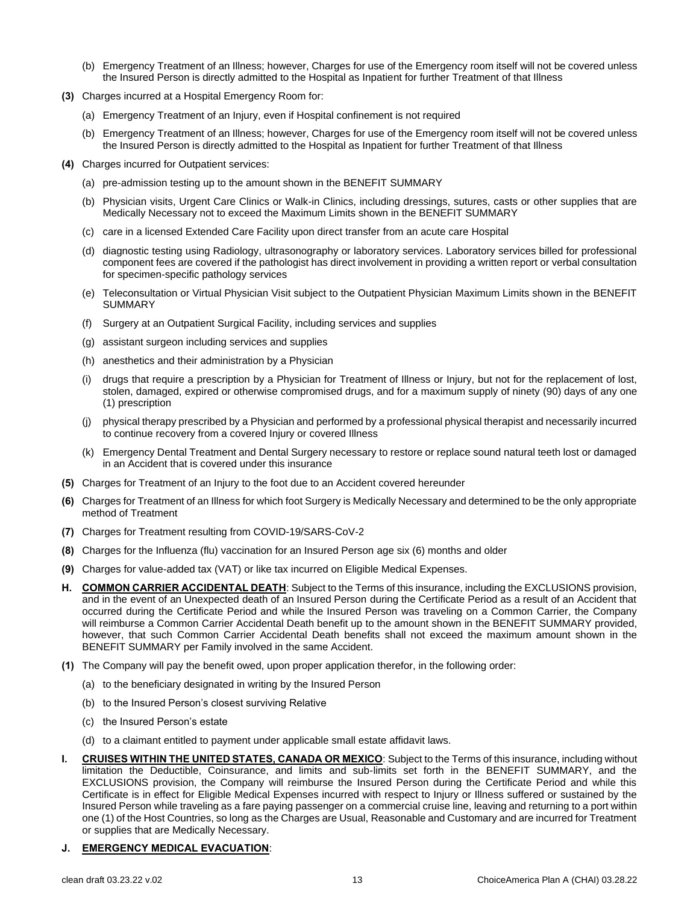(b) Emergency Treatment of an Illness; however, Charges for use of the Emergency room itself will not be covered unless the Insured Person is directly admitted to the Hospital as Inpatient for further Treatment of that Illness

**(3)** Charges incurred at a Hospital Emergency Room for:

(a) Emergency Treatment of an Injury, even if Hospital confinement is not required

(b) Emergency Treatment of an Illness; however, Charges for use of the Emergency room itself will not be covered unless the Insured Person is directly admitted to the Hospital as Inpatient for further Treatment of that Illness

**(4)** Charges incurred for Outpatient services:

(a) pre-admission testing up to the amount shown in the BENEFIT SUMMARY

(b) Physician visits, Urgent Care Clinics or Walk-in Clinics, including dressings, sutures, casts or other supplies that are Medically Necessary not to exceed the Maximum Limits shown in the BENEFIT SUMMARY

(c) care in a licensed Extended Care Facility upon direct transfer from an acute care Hospital

(d) diagnostic testing using Radiology, ultrasonography or laboratory services. Laboratory services billed for professional component fees are covered if the pathologist has direct involvement in providing a written report or verbal consultation for specimen-specific pathology services

(e) Teleconsultation or Virtual Physician Visit subject to the Outpatient Physician Maximum Limits shown in the BENEFIT SUMMARY

(f) Surgery at an Outpatient Surgical Facility, including services and supplies

(g) assistant surgeon including services and supplies

(h) anesthetics and their administration by a Physician

(i) drugs that require a prescription by a Physician for Treatment of Illness or Injury, but not for the replacement of lost, stolen, damaged, expired or otherwise compromised drugs, and for a maximum supply of ninety (90) days of any one (1) prescription

(j) physical therapy prescribed by a Physician and performed by a professional physical therapist and necessarily incurred to continue recovery from a covered Injury or covered Illness

(k) Emergency Dental Treatment and Dental Surgery necessary to restore or replace sound natural teeth lost or damaged in an Accident that is covered under this insurance

**(5)** Charges for Treatment of an Injury to the foot due to an Accident covered hereunder

**(6)** Charges for Treatment of an Illness for which foot Surgery is Medically Necessary and determined to be the only appropriate method of Treatment

**(7)** Charges for Treatment resulting from COVID-19/SARS-CoV-2

**(8)** Charges for the Influenza (flu) vaccination for an Insured Person age six (6) months and older

**(9)** Charges for value-added tax (VAT) or like tax incurred on Eligible Medical Expenses.

**H. COMMON CARRIER ACCIDENTAL DEATH**: Subject to the Terms of this insurance, including the EXCLUSIONS provision, and in the event of an Unexpected death of an Insured Person during the Certificate Period as a result of an Accident that occurred during the Certificate Period and while the Insured Person was traveling on a Common Carrier, the Company will reimburse a Common Carrier Accidental Death benefit up to the amount shown in the BENEFIT SUMMARY provided, however, that such Common Carrier Accidental Death benefits shall not exceed the maximum amount shown in the BENEFIT SUMMARY per Family involved in the same Accident.

**(1)** The Company will pay the benefit owed, upon proper application therefor, in the following order:

(a) to the beneficiary designated in writing by the Insured Person

(b) to the Insured Person's closest surviving Relative

(c) the Insured Person's estate

(d) to a claimant entitled to payment under applicable small estate affidavit laws.

**I. CRUISES WITHIN THE UNITED STATES, CANADA OR MEXICO**: Subject to the Terms of this insurance, including without limitation the Deductible, Coinsurance, and limits and sub-limits set forth in the BENEFIT SUMMARY, and the EXCLUSIONS provision, the Company will reimburse the Insured Person during the Certificate Period and while this Certificate is in effect for Eligible Medical Expenses incurred with respect to Injury or Illness suffered or sustained by the Insured Person while traveling as a fare paying passenger on a commercial cruise line, leaving and returning to a port within one (1) of the Host Countries, so long as the Charges are Usual, Reasonable and Customary and are incurred for Treatment or supplies that are Medically Necessary.

**J. EMERGENCY MEDICAL EVACUATION**: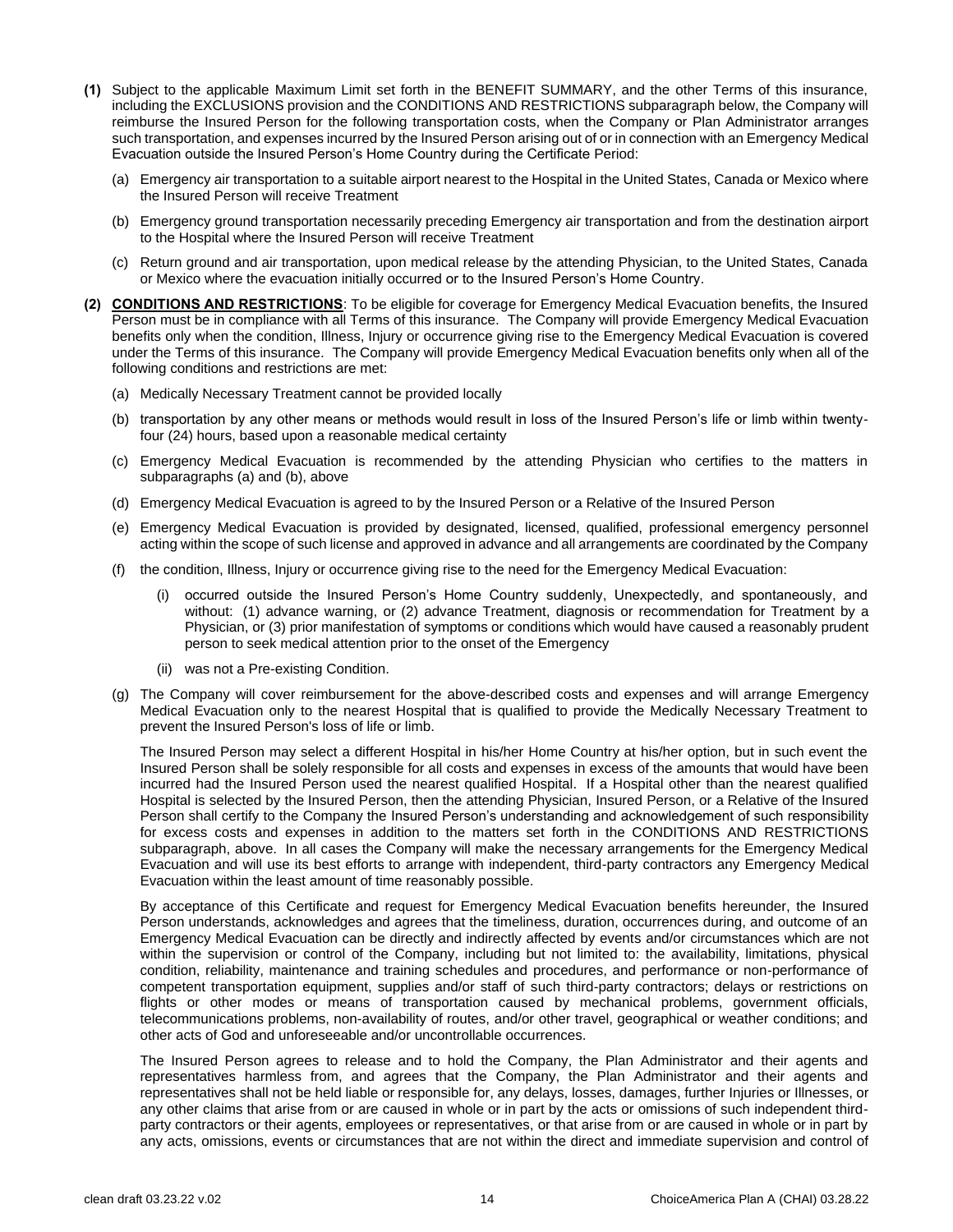**(1)** Subject to the applicable Maximum Limit set forth in the BENEFIT SUMMARY, and the other Terms of this insurance, including the EXCLUSIONS provision and the CONDITIONS AND RESTRICTIONS subparagraph below, the Company will reimburse the Insured Person for the following transportation costs, when the Company or Plan Administrator arranges such transportation, and expenses incurred by the Insured Person arising out of or in connection with an Emergency Medical Evacuation outside the Insured Person's Home Country during the Certificate Period:

(a) Emergency air transportation to a suitable airport nearest to the Hospital in the United States, Canada or Mexico where the Insured Person will receive Treatment

(b) Emergency ground transportation necessarily preceding Emergency air transportation and from the destination airport to the Hospital where the Insured Person will receive Treatment

(c) Return ground and air transportation, upon medical release by the attending Physician, to the United States, Canada or Mexico where the evacuation initially occurred or to the Insured Person's Home Country.

**(2)** **CONDITIONS AND RESTRICTIONS**: To be eligible for coverage for Emergency Medical Evacuation benefits, the Insured Person must be in compliance with all Terms of this insurance. The Company will provide Emergency Medical Evacuation benefits only when the condition, Illness, Injury or occurrence giving rise to the Emergency Medical Evacuation is covered under the Terms of this insurance. The Company will provide Emergency Medical Evacuation benefits only when all of the following conditions and restrictions are met:

(a) Medically Necessary Treatment cannot be provided locally

(b) transportation by any other means or methods would result in loss of the Insured Person's life or limb within twenty-four (24) hours, based upon a reasonable medical certainty

(c) Emergency Medical Evacuation is recommended by the attending Physician who certifies to the matters in subparagraphs (a) and (b), above

(d) Emergency Medical Evacuation is agreed to by the Insured Person or a Relative of the Insured Person

(e) Emergency Medical Evacuation is provided by designated, licensed, qualified, professional emergency personnel acting within the scope of such license and approved in advance and all arrangements are coordinated by the Company

(f) the condition, Illness, Injury or occurrence giving rise to the need for the Emergency Medical Evacuation:

(i) occurred outside the Insured Person's Home Country suddenly, Unexpectedly, and spontaneously, and without: (1) advance warning, or (2) advance Treatment, diagnosis or recommendation for Treatment by a Physician, or (3) prior manifestation of symptoms or conditions which would have caused a reasonably prudent person to seek medical attention prior to the onset of the Emergency

(ii) was not a Pre-existing Condition.

(g) The Company will cover reimbursement for the above-described costs and expenses and will arrange Emergency Medical Evacuation only to the nearest Hospital that is qualified to provide the Medically Necessary Treatment to prevent the Insured Person's loss of life or limb.

The Insured Person may select a different Hospital in his/her Home Country at his/her option, but in such event the Insured Person shall be solely responsible for all costs and expenses in excess of the amounts that would have been incurred had the Insured Person used the nearest qualified Hospital. If a Hospital other than the nearest qualified Hospital is selected by the Insured Person, then the attending Physician, Insured Person, or a Relative of the Insured Person shall certify to the Company the Insured Person's understanding and acknowledgement of such responsibility for excess costs and expenses in addition to the matters set forth in the CONDITIONS AND RESTRICTIONS subparagraph, above. In all cases the Company will make the necessary arrangements for the Emergency Medical Evacuation and will use its best efforts to arrange with independent, third-party contractors any Emergency Medical Evacuation within the least amount of time reasonably possible.

By acceptance of this Certificate and request for Emergency Medical Evacuation benefits hereunder, the Insured Person understands, acknowledges and agrees that the timeliness, duration, occurrences during, and outcome of an Emergency Medical Evacuation can be directly and indirectly affected by events and/or circumstances which are not within the supervision or control of the Company, including but not limited to: the availability, limitations, physical condition, reliability, maintenance and training schedules and procedures, and performance or non-performance of competent transportation equipment, supplies and/or staff of such third-party contractors; delays or restrictions on flights or other modes or means of transportation caused by mechanical problems, government officials, telecommunications problems, non-availability of routes, and/or other travel, geographical or weather conditions; and other acts of God and unforeseeable and/or uncontrollable occurrences.

The Insured Person agrees to release and to hold the Company, the Plan Administrator and their agents and representatives harmless from, and agrees that the Company, the Plan Administrator and their agents and representatives shall not be held liable or responsible for, any delays, losses, damages, further Injuries or Illnesses, or any other claims that arise from or are caused in whole or in part by the acts or omissions of such independent third-party contractors or their agents, employees or representatives, or that arise from or are caused in whole or in part by any acts, omissions, events or circumstances that are not within the direct and immediate supervision and control of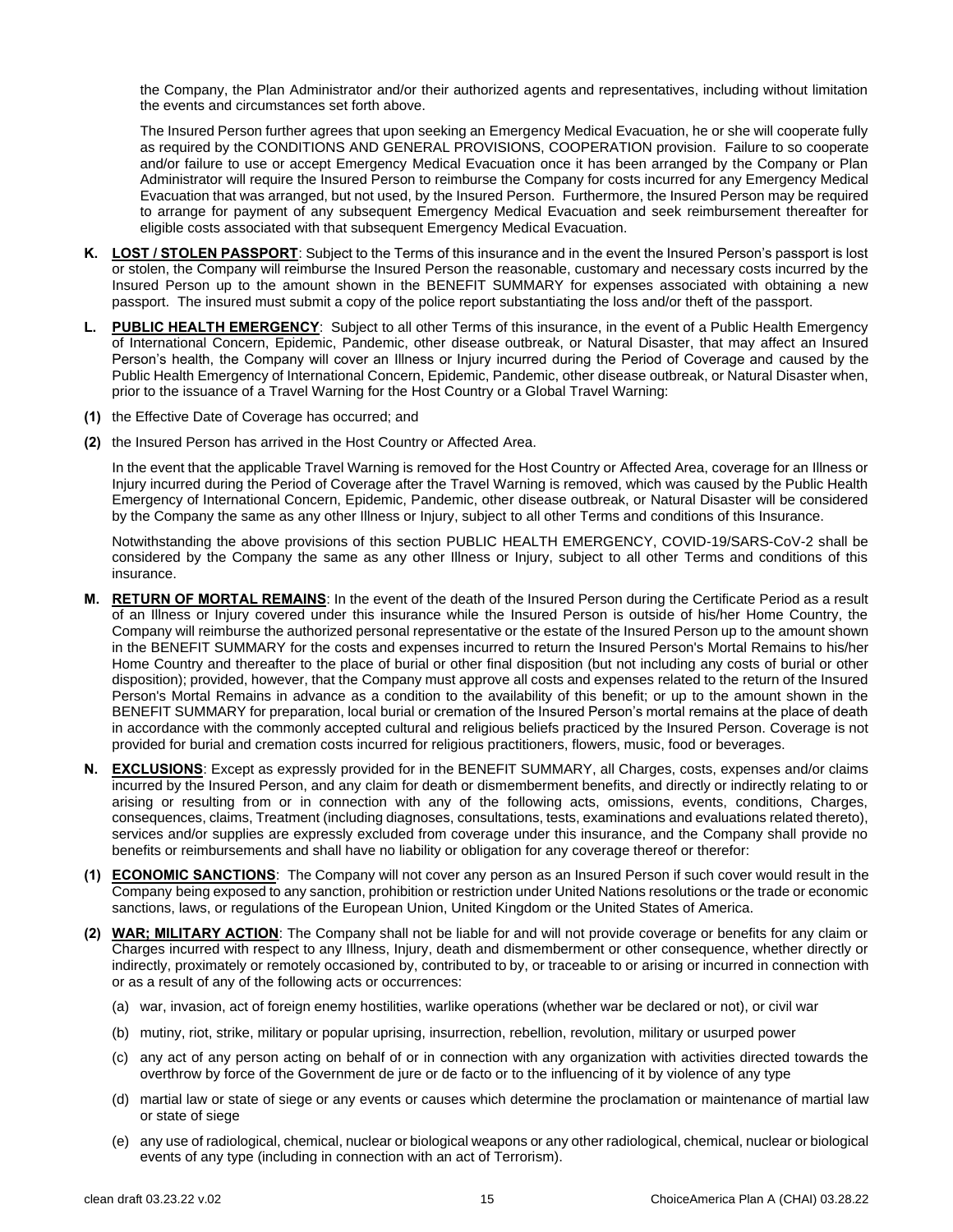the Company, the Plan Administrator and/or their authorized agents and representatives, including without limitation the events and circumstances set forth above.

The Insured Person further agrees that upon seeking an Emergency Medical Evacuation, he or she will cooperate fully as required by the CONDITIONS AND GENERAL PROVISIONS, COOPERATION provision. Failure to so cooperate and/or failure to use or accept Emergency Medical Evacuation once it has been arranged by the Company or Plan Administrator will require the Insured Person to reimburse the Company for costs incurred for any Emergency Medical Evacuation that was arranged, but not used, by the Insured Person. Furthermore, the Insured Person may be required to arrange for payment of any subsequent Emergency Medical Evacuation and seek reimbursement thereafter for eligible costs associated with that subsequent Emergency Medical Evacuation.

**K. <u>LOST / STOLEN PASSPORT</u>**: Subject to the Terms of this insurance and in the event the Insured Person's passport is lost or stolen, the Company will reimburse the Insured Person the reasonable, customary and necessary costs incurred by the Insured Person up to the amount shown in the BENEFIT SUMMARY for expenses associated with obtaining a new passport. The insured must submit a copy of the police report substantiating the loss and/or theft of the passport.

**L. <u>PUBLIC HEALTH EMERGENCY</u>**: Subject to all other Terms of this insurance, in the event of a Public Health Emergency of International Concern, Epidemic, Pandemic, other disease outbreak, or Natural Disaster, that may affect an Insured Person's health, the Company will cover an Illness or Injury incurred during the Period of Coverage and caused by the Public Health Emergency of International Concern, Epidemic, Pandemic, other disease outbreak, or Natural Disaster when, prior to the issuance of a Travel Warning for the Host Country or a Global Travel Warning:

**(1)** the Effective Date of Coverage has occurred; and

**(2)** the Insured Person has arrived in the Host Country or Affected Area.

In the event that the applicable Travel Warning is removed for the Host Country or Affected Area, coverage for an Illness or Injury incurred during the Period of Coverage after the Travel Warning is removed, which was caused by the Public Health Emergency of International Concern, Epidemic, Pandemic, other disease outbreak, or Natural Disaster will be considered by the Company the same as any other Illness or Injury, subject to all other Terms and conditions of this Insurance.

Notwithstanding the above provisions of this section PUBLIC HEALTH EMERGENCY, COVID-19/SARS-CoV-2 shall be considered by the Company the same as any other Illness or Injury, subject to all other Terms and conditions of this insurance.

**M. <u>RETURN OF MORTAL REMAINS</u>**: In the event of the death of the Insured Person during the Certificate Period as a result of an Illness or Injury covered under this insurance while the Insured Person is outside of his/her Home Country, the Company will reimburse the authorized personal representative or the estate of the Insured Person up to the amount shown in the BENEFIT SUMMARY for the costs and expenses incurred to return the Insured Person's Mortal Remains to his/her Home Country and thereafter to the place of burial or other final disposition (but not including any costs of burial or other disposition); provided, however, that the Company must approve all costs and expenses related to the return of the Insured Person's Mortal Remains in advance as a condition to the availability of this benefit; or up to the amount shown in the BENEFIT SUMMARY for preparation, local burial or cremation of the Insured Person's mortal remains at the place of death in accordance with the commonly accepted cultural and religious beliefs practiced by the Insured Person. Coverage is not provided for burial and cremation costs incurred for religious practitioners, flowers, music, food or beverages.

**N. <u>EXCLUSIONS</u>**: Except as expressly provided for in the BENEFIT SUMMARY, all Charges, costs, expenses and/or claims incurred by the Insured Person, and any claim for death or dismemberment benefits, and directly or indirectly relating to or arising or resulting from or in connection with any of the following acts, omissions, events, conditions, Charges, consequences, claims, Treatment (including diagnoses, consultations, tests, examinations and evaluations related thereto), services and/or supplies are expressly excluded from coverage under this insurance, and the Company shall provide no benefits or reimbursements and shall have no liability or obligation for any coverage thereof or therefor:

**(1) <u>ECONOMIC SANCTIONS</u>**: The Company will not cover any person as an Insured Person if such cover would result in the Company being exposed to any sanction, prohibition or restriction under United Nations resolutions or the trade or economic sanctions, laws, or regulations of the European Union, United Kingdom or the United States of America.

**(2) <u>WAR; MILITARY ACTION</u>**: The Company shall not be liable for and will not provide coverage or benefits for any claim or Charges incurred with respect to any Illness, Injury, death and dismemberment or other consequence, whether directly or indirectly, proximately or remotely occasioned by, contributed to by, or traceable to or arising or incurred in connection with or as a result of any of the following acts or occurrences:

(a) war, invasion, act of foreign enemy hostilities, warlike operations (whether war be declared or not), or civil war

(b) mutiny, riot, strike, military or popular uprising, insurrection, rebellion, revolution, military or usurped power

(c) any act of any person acting on behalf of or in connection with any organization with activities directed towards the overthrow by force of the Government de jure or de facto or to the influencing of it by violence of any type

(d) martial law or state of siege or any events or causes which determine the proclamation or maintenance of martial law or state of siege

(e) any use of radiological, chemical, nuclear or biological weapons or any other radiological, chemical, nuclear or biological events of any type (including in connection with an act of Terrorism).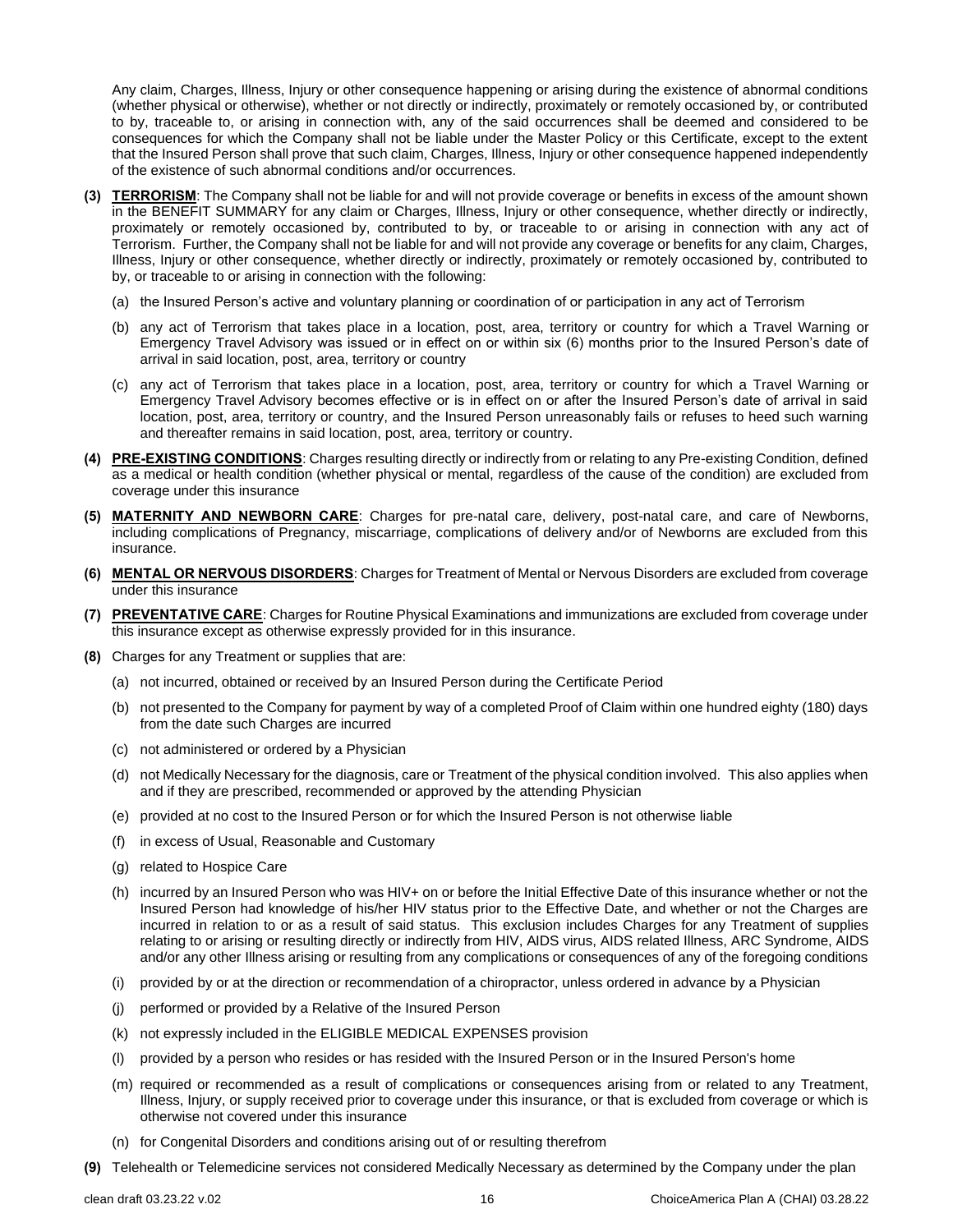Any claim, Charges, Illness, Injury or other consequence happening or arising during the existence of abnormal conditions (whether physical or otherwise), whether or not directly or indirectly, proximately or remotely occasioned by, or contributed to by, traceable to, or arising in connection with, any of the said occurrences shall be deemed and considered to be consequences for which the Company shall not be liable under the Master Policy or this Certificate, except to the extent that the Insured Person shall prove that such claim, Charges, Illness, Injury or other consequence happened independently of the existence of such abnormal conditions and/or occurrences.

**(3)** **TERRORISM**: The Company shall not be liable for and will not provide coverage or benefits in excess of the amount shown in the BENEFIT SUMMARY for any claim or Charges, Illness, Injury or other consequence, whether directly or indirectly, proximately or remotely occasioned by, contributed to by, or traceable to or arising in connection with any act of Terrorism. Further, the Company shall not be liable for and will not provide any coverage or benefits for any claim, Charges, Illness, Injury or other consequence, whether directly or indirectly, proximately or remotely occasioned by, contributed to by, or traceable to or arising in connection with the following:

(a) the Insured Person's active and voluntary planning or coordination of or participation in any act of Terrorism

(b) any act of Terrorism that takes place in a location, post, area, territory or country for which a Travel Warning or Emergency Travel Advisory was issued or in effect on or within six (6) months prior to the Insured Person's date of arrival in said location, post, area, territory or country

(c) any act of Terrorism that takes place in a location, post, area, territory or country for which a Travel Warning or Emergency Travel Advisory becomes effective or is in effect on or after the Insured Person's date of arrival in said location, post, area, territory or country, and the Insured Person unreasonably fails or refuses to heed such warning and thereafter remains in said location, post, area, territory or country.

**(4)** **PRE-EXISTING CONDITIONS**: Charges resulting directly or indirectly from or relating to any Pre-existing Condition, defined as a medical or health condition (whether physical or mental, regardless of the cause of the condition) are excluded from coverage under this insurance

**(5)** **MATERNITY AND NEWBORN CARE**: Charges for pre-natal care, delivery, post-natal care, and care of Newborns, including complications of Pregnancy, miscarriage, complications of delivery and/or of Newborns are excluded from this insurance.

**(6)** **MENTAL OR NERVOUS DISORDERS**: Charges for Treatment of Mental or Nervous Disorders are excluded from coverage under this insurance

**(7)** **PREVENTATIVE CARE**: Charges for Routine Physical Examinations and immunizations are excluded from coverage under this insurance except as otherwise expressly provided for in this insurance.

**(8)** Charges for any Treatment or supplies that are:

(a) not incurred, obtained or received by an Insured Person during the Certificate Period

(b) not presented to the Company for payment by way of a completed Proof of Claim within one hundred eighty (180) days from the date such Charges are incurred

(c) not administered or ordered by a Physician

(d) not Medically Necessary for the diagnosis, care or Treatment of the physical condition involved. This also applies when and if they are prescribed, recommended or approved by the attending Physician

(e) provided at no cost to the Insured Person or for which the Insured Person is not otherwise liable

(f) in excess of Usual, Reasonable and Customary

(g) related to Hospice Care

(h) incurred by an Insured Person who was HIV+ on or before the Initial Effective Date of this insurance whether or not the Insured Person had knowledge of his/her HIV status prior to the Effective Date, and whether or not the Charges are incurred in relation to or as a result of said status. This exclusion includes Charges for any Treatment of supplies relating to or arising or resulting directly or indirectly from HIV, AIDS virus, AIDS related Illness, ARC Syndrome, AIDS and/or any other Illness arising or resulting from any complications or consequences of any of the foregoing conditions

(i) provided by or at the direction or recommendation of a chiropractor, unless ordered in advance by a Physician

(j) performed or provided by a Relative of the Insured Person

(k) not expressly included in the ELIGIBLE MEDICAL EXPENSES provision

(l) provided by a person who resides or has resided with the Insured Person or in the Insured Person's home

(m) required or recommended as a result of complications or consequences arising from or related to any Treatment, Illness, Injury, or supply received prior to coverage under this insurance, or that is excluded from coverage or which is otherwise not covered under this insurance

(n) for Congenital Disorders and conditions arising out of or resulting therefrom

**(9)** Telehealth or Telemedicine services not considered Medically Necessary as determined by the Company under the plan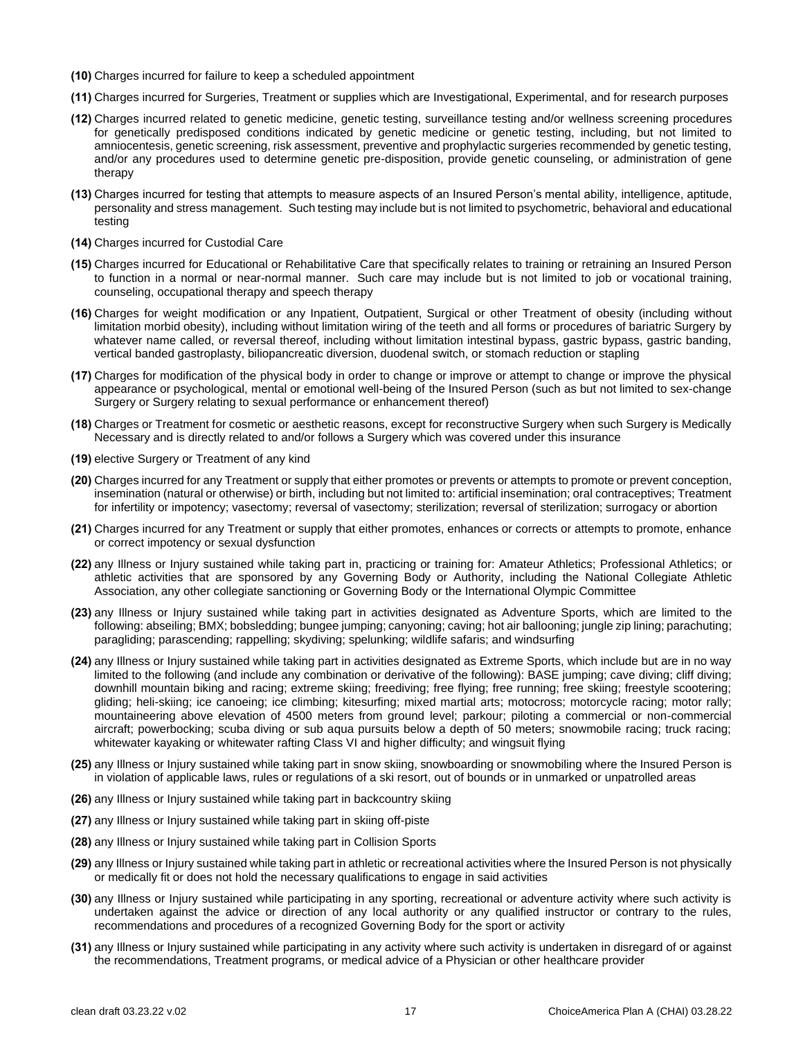**(10)** Charges incurred for failure to keep a scheduled appointment

**(11)** Charges incurred for Surgeries, Treatment or supplies which are Investigational, Experimental, and for research purposes

**(12)** Charges incurred related to genetic medicine, genetic testing, surveillance testing and/or wellness screening procedures for genetically predisposed conditions indicated by genetic medicine or genetic testing, including, but not limited to amniocentesis, genetic screening, risk assessment, preventive and prophylactic surgeries recommended by genetic testing, and/or any procedures used to determine genetic pre-disposition, provide genetic counseling, or administration of gene therapy

**(13)** Charges incurred for testing that attempts to measure aspects of an Insured Person's mental ability, intelligence, aptitude, personality and stress management. Such testing may include but is not limited to psychometric, behavioral and educational testing

**(14)** Charges incurred for Custodial Care

**(15)** Charges incurred for Educational or Rehabilitative Care that specifically relates to training or retraining an Insured Person to function in a normal or near-normal manner. Such care may include but is not limited to job or vocational training, counseling, occupational therapy and speech therapy

**(16)** Charges for weight modification or any Inpatient, Outpatient, Surgical or other Treatment of obesity (including without limitation morbid obesity), including without limitation wiring of the teeth and all forms or procedures of bariatric Surgery by whatever name called, or reversal thereof, including without limitation intestinal bypass, gastric bypass, gastric banding, vertical banded gastroplasty, biliopancreatic diversion, duodenal switch, or stomach reduction or stapling

**(17)** Charges for modification of the physical body in order to change or improve or attempt to change or improve the physical appearance or psychological, mental or emotional well-being of the Insured Person (such as but not limited to sex-change Surgery or Surgery relating to sexual performance or enhancement thereof)

**(18)** Charges or Treatment for cosmetic or aesthetic reasons, except for reconstructive Surgery when such Surgery is Medically Necessary and is directly related to and/or follows a Surgery which was covered under this insurance

**(19)** elective Surgery or Treatment of any kind

**(20)** Charges incurred for any Treatment or supply that either promotes or prevents or attempts to promote or prevent conception, insemination (natural or otherwise) or birth, including but not limited to: artificial insemination; oral contraceptives; Treatment for infertility or impotency; vasectomy; reversal of vasectomy; sterilization; reversal of sterilization; surrogacy or abortion

**(21)** Charges incurred for any Treatment or supply that either promotes, enhances or corrects or attempts to promote, enhance or correct impotency or sexual dysfunction

**(22)** any Illness or Injury sustained while taking part in, practicing or training for: Amateur Athletics; Professional Athletics; or athletic activities that are sponsored by any Governing Body or Authority, including the National Collegiate Athletic Association, any other collegiate sanctioning or Governing Body or the International Olympic Committee

**(23)** any Illness or Injury sustained while taking part in activities designated as Adventure Sports, which are limited to the following: abseiling; BMX; bobsledding; bungee jumping; canyoning; caving; hot air ballooning; jungle zip lining; parachuting; paragliding; parascending; rappelling; skydiving; spelunking; wildlife safaris; and windsurfing

**(24)** any Illness or Injury sustained while taking part in activities designated as Extreme Sports, which include but are in no way limited to the following (and include any combination or derivative of the following): BASE jumping; cave diving; cliff diving; downhill mountain biking and racing; extreme skiing; freediving; free flying; free running; free skiing; freestyle scootering; gliding; heli-skiing; ice canoeing; ice climbing; kitesurfing; mixed martial arts; motocross; motorcycle racing; motor rally; mountaineering above elevation of 4500 meters from ground level; parkour; piloting a commercial or non-commercial aircraft; powerbocking; scuba diving or sub aqua pursuits below a depth of 50 meters; snowmobile racing; truck racing; whitewater kayaking or whitewater rafting Class VI and higher difficulty; and wingsuit flying

**(25)** any Illness or Injury sustained while taking part in snow skiing, snowboarding or snowmobiling where the Insured Person is in violation of applicable laws, rules or regulations of a ski resort, out of bounds or in unmarked or unpatrolled areas

**(26)** any Illness or Injury sustained while taking part in backcountry skiing

**(27)** any Illness or Injury sustained while taking part in skiing off-piste

**(28)** any Illness or Injury sustained while taking part in Collision Sports

**(29)** any Illness or Injury sustained while taking part in athletic or recreational activities where the Insured Person is not physically or medically fit or does not hold the necessary qualifications to engage in said activities

**(30)** any Illness or Injury sustained while participating in any sporting, recreational or adventure activity where such activity is undertaken against the advice or direction of any local authority or any qualified instructor or contrary to the rules, recommendations and procedures of a recognized Governing Body for the sport or activity

**(31)** any Illness or Injury sustained while participating in any activity where such activity is undertaken in disregard of or against the recommendations, Treatment programs, or medical advice of a Physician or other healthcare provider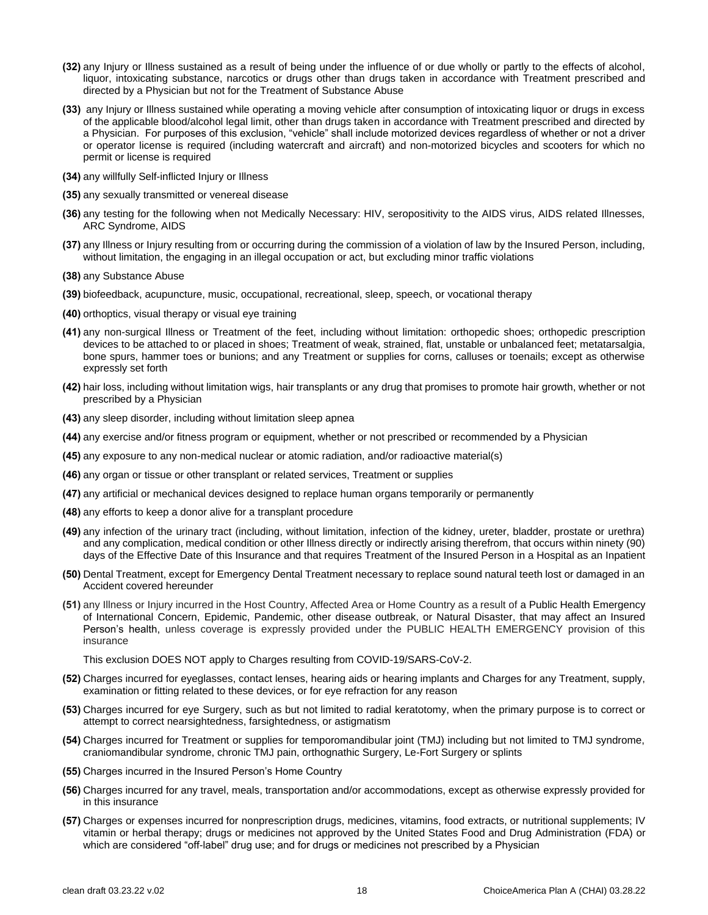**(32)** any Injury or Illness sustained as a result of being under the influence of or due wholly or partly to the effects of alcohol, liquor, intoxicating substance, narcotics or drugs other than drugs taken in accordance with Treatment prescribed and directed by a Physician but not for the Treatment of Substance Abuse

**(33)** any Injury or Illness sustained while operating a moving vehicle after consumption of intoxicating liquor or drugs in excess of the applicable blood/alcohol legal limit, other than drugs taken in accordance with Treatment prescribed and directed by a Physician. For purposes of this exclusion, "vehicle" shall include motorized devices regardless of whether or not a driver or operator license is required (including watercraft and aircraft) and non-motorized bicycles and scooters for which no permit or license is required

**(34)** any willfully Self-inflicted Injury or Illness

**(35)** any sexually transmitted or venereal disease

**(36)** any testing for the following when not Medically Necessary: HIV, seropositivity to the AIDS virus, AIDS related Illnesses, ARC Syndrome, AIDS

**(37)** any Illness or Injury resulting from or occurring during the commission of a violation of law by the Insured Person, including, without limitation, the engaging in an illegal occupation or act, but excluding minor traffic violations

**(38)** any Substance Abuse

**(39)** biofeedback, acupuncture, music, occupational, recreational, sleep, speech, or vocational therapy

**(40)** orthoptics, visual therapy or visual eye training

**(41)** any non-surgical Illness or Treatment of the feet, including without limitation: orthopedic shoes; orthopedic prescription devices to be attached to or placed in shoes; Treatment of weak, strained, flat, unstable or unbalanced feet; metatarsalgia, bone spurs, hammer toes or bunions; and any Treatment or supplies for corns, calluses or toenails; except as otherwise expressly set forth

**(42)** hair loss, including without limitation wigs, hair transplants or any drug that promises to promote hair growth, whether or not prescribed by a Physician

**(43)** any sleep disorder, including without limitation sleep apnea

**(44)** any exercise and/or fitness program or equipment, whether or not prescribed or recommended by a Physician

**(45)** any exposure to any non-medical nuclear or atomic radiation, and/or radioactive material(s)

**(46)** any organ or tissue or other transplant or related services, Treatment or supplies

**(47)** any artificial or mechanical devices designed to replace human organs temporarily or permanently

**(48)** any efforts to keep a donor alive for a transplant procedure

**(49)** any infection of the urinary tract (including, without limitation, infection of the kidney, ureter, bladder, prostate or urethra) and any complication, medical condition or other Illness directly or indirectly arising therefrom, that occurs within ninety (90) days of the Effective Date of this Insurance and that requires Treatment of the Insured Person in a Hospital as an Inpatient

**(50)** Dental Treatment, except for Emergency Dental Treatment necessary to replace sound natural teeth lost or damaged in an Accident covered hereunder

**(51)** any Illness or Injury incurred in the Host Country, Affected Area or Home Country as a result of a Public Health Emergency of International Concern, Epidemic, Pandemic, other disease outbreak, or Natural Disaster, that may affect an Insured Person's health, unless coverage is expressly provided under the PUBLIC HEALTH EMERGENCY provision of this insurance

This exclusion DOES NOT apply to Charges resulting from COVID-19/SARS-CoV-2.

**(52)** Charges incurred for eyeglasses, contact lenses, hearing aids or hearing implants and Charges for any Treatment, supply, examination or fitting related to these devices, or for eye refraction for any reason

**(53)** Charges incurred for eye Surgery, such as but not limited to radial keratotomy, when the primary purpose is to correct or attempt to correct nearsightedness, farsightedness, or astigmatism

**(54)** Charges incurred for Treatment or supplies for temporomandibular joint (TMJ) including but not limited to TMJ syndrome, craniomandibular syndrome, chronic TMJ pain, orthognathic Surgery, Le-Fort Surgery or splints

**(55)** Charges incurred in the Insured Person's Home Country

**(56)** Charges incurred for any travel, meals, transportation and/or accommodations, except as otherwise expressly provided for in this insurance

**(57)** Charges or expenses incurred for nonprescription drugs, medicines, vitamins, food extracts, or nutritional supplements; IV vitamin or herbal therapy; drugs or medicines not approved by the United States Food and Drug Administration (FDA) or which are considered "off-label" drug use; and for drugs or medicines not prescribed by a Physician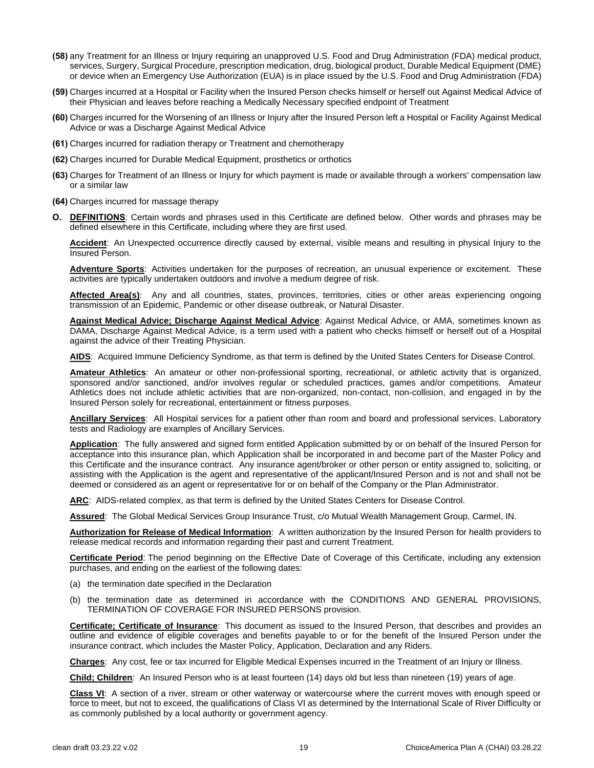**(58)** any Treatment for an Illness or Injury requiring an unapproved U.S. Food and Drug Administration (FDA) medical product, services, Surgery, Surgical Procedure, prescription medication, drug, biological product, Durable Medical Equipment (DME) or device when an Emergency Use Authorization (EUA) is in place issued by the U.S. Food and Drug Administration (FDA)

**(59)** Charges incurred at a Hospital or Facility when the Insured Person checks himself or herself out Against Medical Advice of their Physician and leaves before reaching a Medically Necessary specified endpoint of Treatment

**(60)** Charges incurred for the Worsening of an Illness or Injury after the Insured Person left a Hospital or Facility Against Medical Advice or was a Discharge Against Medical Advice

**(61)** Charges incurred for radiation therapy or Treatment and chemotherapy

**(62)** Charges incurred for Durable Medical Equipment, prosthetics or orthotics

**(63)** Charges for Treatment of an Illness or Injury for which payment is made or available through a workers' compensation law or a similar law

**(64)** Charges incurred for massage therapy

**O. DEFINITIONS**: Certain words and phrases used in this Certificate are defined below. Other words and phrases may be defined elsewhere in this Certificate, including where they are first used.

**Accident**: An Unexpected occurrence directly caused by external, visible means and resulting in physical Injury to the Insured Person.

**Adventure Sports**: Activities undertaken for the purposes of recreation, an unusual experience or excitement. These activities are typically undertaken outdoors and involve a medium degree of risk.

**Affected Area(s)**: Any and all countries, states, provinces, territories, cities or other areas experiencing ongoing transmission of an Epidemic, Pandemic or other disease outbreak, or Natural Disaster.

**Against Medical Advice; Discharge Against Medical Advice**: Against Medical Advice, or AMA, sometimes known as DAMA, Discharge Against Medical Advice, is a term used with a patient who checks himself or herself out of a Hospital against the advice of their Treating Physician.

**AIDS**: Acquired Immune Deficiency Syndrome, as that term is defined by the United States Centers for Disease Control.

**Amateur Athletics**: An amateur or other non-professional sporting, recreational, or athletic activity that is organized, sponsored and/or sanctioned, and/or involves regular or scheduled practices, games and/or competitions. Amateur Athletics does not include athletic activities that are non-organized, non-contact, non-collision, and engaged in by the Insured Person solely for recreational, entertainment or fitness purposes.

**Ancillary Services**: All Hospital services for a patient other than room and board and professional services. Laboratory tests and Radiology are examples of Ancillary Services.

**Application**: The fully answered and signed form entitled Application submitted by or on behalf of the Insured Person for acceptance into this insurance plan, which Application shall be incorporated in and become part of the Master Policy and this Certificate and the insurance contract. Any insurance agent/broker or other person or entity assigned to, soliciting, or assisting with the Application is the agent and representative of the applicant/Insured Person and is not and shall not be deemed or considered as an agent or representative for or on behalf of the Company or the Plan Administrator.

**ARC**: AIDS-related complex, as that term is defined by the United States Centers for Disease Control.

**Assured**: The Global Medical Services Group Insurance Trust, c/o Mutual Wealth Management Group, Carmel, IN.

**Authorization for Release of Medical Information**: A written authorization by the Insured Person for health providers to release medical records and information regarding their past and current Treatment.

**Certificate Period**: The period beginning on the Effective Date of Coverage of this Certificate, including any extension purchases, and ending on the earliest of the following dates:

(a) the termination date specified in the Declaration

(b) the termination date as determined in accordance with the CONDITIONS AND GENERAL PROVISIONS, TERMINATION OF COVERAGE FOR INSURED PERSONS provision.

**Certificate; Certificate of Insurance**: This document as issued to the Insured Person, that describes and provides an outline and evidence of eligible coverages and benefits payable to or for the benefit of the Insured Person under the insurance contract, which includes the Master Policy, Application, Declaration and any Riders.

**Charges**: Any cost, fee or tax incurred for Eligible Medical Expenses incurred in the Treatment of an Injury or Illness.

**Child; Children**: An Insured Person who is at least fourteen (14) days old but less than nineteen (19) years of age.

**Class VI**: A section of a river, stream or other waterway or watercourse where the current moves with enough speed or force to meet, but not to exceed, the qualifications of Class VI as determined by the International Scale of River Difficulty or as commonly published by a local authority or government agency.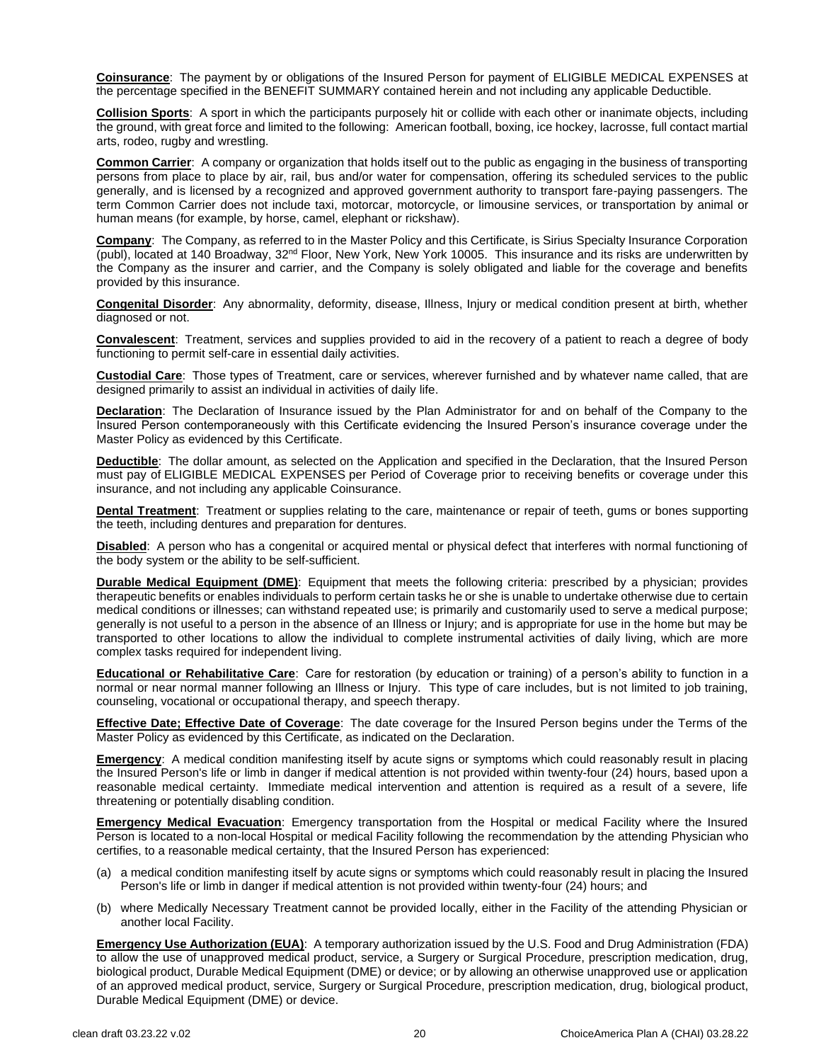**Coinsurance**: The payment by or obligations of the Insured Person for payment of ELIGIBLE MEDICAL EXPENSES at the percentage specified in the BENEFIT SUMMARY contained herein and not including any applicable Deductible.

**Collision Sports**: A sport in which the participants purposely hit or collide with each other or inanimate objects, including the ground, with great force and limited to the following: American football, boxing, ice hockey, lacrosse, full contact martial arts, rodeo, rugby and wrestling.

**Common Carrier**: A company or organization that holds itself out to the public as engaging in the business of transporting persons from place to place by air, rail, bus and/or water for compensation, offering its scheduled services to the public generally, and is licensed by a recognized and approved government authority to transport fare-paying passengers. The term Common Carrier does not include taxi, motorcar, motorcycle, or limousine services, or transportation by animal or human means (for example, by horse, camel, elephant or rickshaw).

**Company**: The Company, as referred to in the Master Policy and this Certificate, is Sirius Specialty Insurance Corporation (publ), located at 140 Broadway, 32nd Floor, New York, New York 10005. This insurance and its risks are underwritten by the Company as the insurer and carrier, and the Company is solely obligated and liable for the coverage and benefits provided by this insurance.

**Congenital Disorder**: Any abnormality, deformity, disease, Illness, Injury or medical condition present at birth, whether diagnosed or not.

**Convalescent**: Treatment, services and supplies provided to aid in the recovery of a patient to reach a degree of body functioning to permit self-care in essential daily activities.

**Custodial Care**: Those types of Treatment, care or services, wherever furnished and by whatever name called, that are designed primarily to assist an individual in activities of daily life.

**Declaration**: The Declaration of Insurance issued by the Plan Administrator for and on behalf of the Company to the Insured Person contemporaneously with this Certificate evidencing the Insured Person's insurance coverage under the Master Policy as evidenced by this Certificate.

**Deductible**: The dollar amount, as selected on the Application and specified in the Declaration, that the Insured Person must pay of ELIGIBLE MEDICAL EXPENSES per Period of Coverage prior to receiving benefits or coverage under this insurance, and not including any applicable Coinsurance.

**Dental Treatment**: Treatment or supplies relating to the care, maintenance or repair of teeth, gums or bones supporting the teeth, including dentures and preparation for dentures.

**Disabled**: A person who has a congenital or acquired mental or physical defect that interferes with normal functioning of the body system or the ability to be self-sufficient.

**Durable Medical Equipment (DME)**: Equipment that meets the following criteria: prescribed by a physician; provides therapeutic benefits or enables individuals to perform certain tasks he or she is unable to undertake otherwise due to certain medical conditions or illnesses; can withstand repeated use; is primarily and customarily used to serve a medical purpose; generally is not useful to a person in the absence of an Illness or Injury; and is appropriate for use in the home but may be transported to other locations to allow the individual to complete instrumental activities of daily living, which are more complex tasks required for independent living.

**Educational or Rehabilitative Care**: Care for restoration (by education or training) of a person's ability to function in a normal or near normal manner following an Illness or Injury. This type of care includes, but is not limited to job training, counseling, vocational or occupational therapy, and speech therapy.

**Effective Date; Effective Date of Coverage**: The date coverage for the Insured Person begins under the Terms of the Master Policy as evidenced by this Certificate, as indicated on the Declaration.

**Emergency**: A medical condition manifesting itself by acute signs or symptoms which could reasonably result in placing the Insured Person's life or limb in danger if medical attention is not provided within twenty-four (24) hours, based upon a reasonable medical certainty. Immediate medical intervention and attention is required as a result of a severe, life threatening or potentially disabling condition.

**Emergency Medical Evacuation**: Emergency transportation from the Hospital or medical Facility where the Insured Person is located to a non-local Hospital or medical Facility following the recommendation by the attending Physician who certifies, to a reasonable medical certainty, that the Insured Person has experienced:

(a) a medical condition manifesting itself by acute signs or symptoms which could reasonably result in placing the Insured Person's life or limb in danger if medical attention is not provided within twenty-four (24) hours; and

(b) where Medically Necessary Treatment cannot be provided locally, either in the Facility of the attending Physician or another local Facility.

**Emergency Use Authorization (EUA)**: A temporary authorization issued by the U.S. Food and Drug Administration (FDA) to allow the use of unapproved medical product, service, a Surgery or Surgical Procedure, prescription medication, drug, biological product, Durable Medical Equipment (DME) or device; or by allowing an otherwise unapproved use or application of an approved medical product, service, Surgery or Surgical Procedure, prescription medication, drug, biological product, Durable Medical Equipment (DME) or device.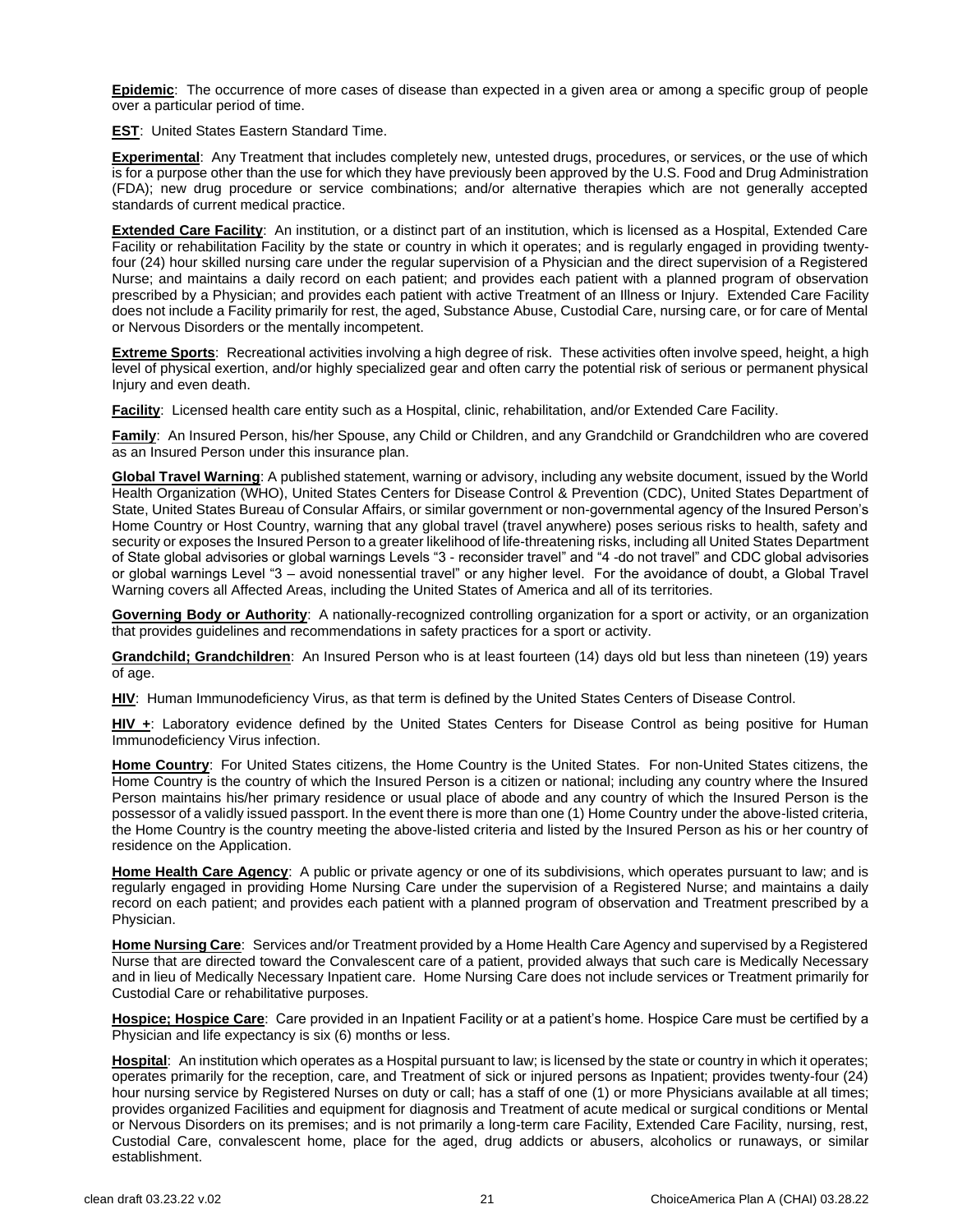**Epidemic**: The occurrence of more cases of disease than expected in a given area or among a specific group of people over a particular period of time.

**EST**: United States Eastern Standard Time.

**Experimental**: Any Treatment that includes completely new, untested drugs, procedures, or services, or the use of which is for a purpose other than the use for which they have previously been approved by the U.S. Food and Drug Administration (FDA); new drug procedure or service combinations; and/or alternative therapies which are not generally accepted standards of current medical practice.

**Extended Care Facility**: An institution, or a distinct part of an institution, which is licensed as a Hospital, Extended Care Facility or rehabilitation Facility by the state or country in which it operates; and is regularly engaged in providing twenty-four (24) hour skilled nursing care under the regular supervision of a Physician and the direct supervision of a Registered Nurse; and maintains a daily record on each patient; and provides each patient with a planned program of observation prescribed by a Physician; and provides each patient with active Treatment of an Illness or Injury. Extended Care Facility does not include a Facility primarily for rest, the aged, Substance Abuse, Custodial Care, nursing care, or for care of Mental or Nervous Disorders or the mentally incompetent.

**Extreme Sports**: Recreational activities involving a high degree of risk. These activities often involve speed, height, a high level of physical exertion, and/or highly specialized gear and often carry the potential risk of serious or permanent physical Injury and even death.

**Facility**: Licensed health care entity such as a Hospital, clinic, rehabilitation, and/or Extended Care Facility.

**Family**: An Insured Person, his/her Spouse, any Child or Children, and any Grandchild or Grandchildren who are covered as an Insured Person under this insurance plan.

**Global Travel Warning**: A published statement, warning or advisory, including any website document, issued by the World Health Organization (WHO), United States Centers for Disease Control & Prevention (CDC), United States Department of State, United States Bureau of Consular Affairs, or similar government or non-governmental agency of the Insured Person's Home Country or Host Country, warning that any global travel (travel anywhere) poses serious risks to health, safety and security or exposes the Insured Person to a greater likelihood of life-threatening risks, including all United States Department of State global advisories or global warnings Levels "3 - reconsider travel" and "4 -do not travel" and CDC global advisories or global warnings Level "3 – avoid nonessential travel" or any higher level. For the avoidance of doubt, a Global Travel Warning covers all Affected Areas, including the United States of America and all of its territories.

**Governing Body or Authority**: A nationally-recognized controlling organization for a sport or activity, or an organization that provides guidelines and recommendations in safety practices for a sport or activity.

**Grandchild; Grandchildren**: An Insured Person who is at least fourteen (14) days old but less than nineteen (19) years of age.

**HIV**: Human Immunodeficiency Virus, as that term is defined by the United States Centers of Disease Control.

**HIV +**: Laboratory evidence defined by the United States Centers for Disease Control as being positive for Human Immunodeficiency Virus infection.

**Home Country**: For United States citizens, the Home Country is the United States. For non-United States citizens, the Home Country is the country of which the Insured Person is a citizen or national; including any country where the Insured Person maintains his/her primary residence or usual place of abode and any country of which the Insured Person is the possessor of a validly issued passport. In the event there is more than one (1) Home Country under the above-listed criteria, the Home Country is the country meeting the above-listed criteria and listed by the Insured Person as his or her country of residence on the Application.

**Home Health Care Agency**: A public or private agency or one of its subdivisions, which operates pursuant to law; and is regularly engaged in providing Home Nursing Care under the supervision of a Registered Nurse; and maintains a daily record on each patient; and provides each patient with a planned program of observation and Treatment prescribed by a Physician.

**Home Nursing Care**: Services and/or Treatment provided by a Home Health Care Agency and supervised by a Registered Nurse that are directed toward the Convalescent care of a patient, provided always that such care is Medically Necessary and in lieu of Medically Necessary Inpatient care. Home Nursing Care does not include services or Treatment primarily for Custodial Care or rehabilitative purposes.

**Hospice; Hospice Care**: Care provided in an Inpatient Facility or at a patient's home. Hospice Care must be certified by a Physician and life expectancy is six (6) months or less.

**Hospital**: An institution which operates as a Hospital pursuant to law; is licensed by the state or country in which it operates; operates primarily for the reception, care, and Treatment of sick or injured persons as Inpatient; provides twenty-four (24) hour nursing service by Registered Nurses on duty or call; has a staff of one (1) or more Physicians available at all times; provides organized Facilities and equipment for diagnosis and Treatment of acute medical or surgical conditions or Mental or Nervous Disorders on its premises; and is not primarily a long-term care Facility, Extended Care Facility, nursing, rest, Custodial Care, convalescent home, place for the aged, drug addicts or abusers, alcoholics or runaways, or similar establishment.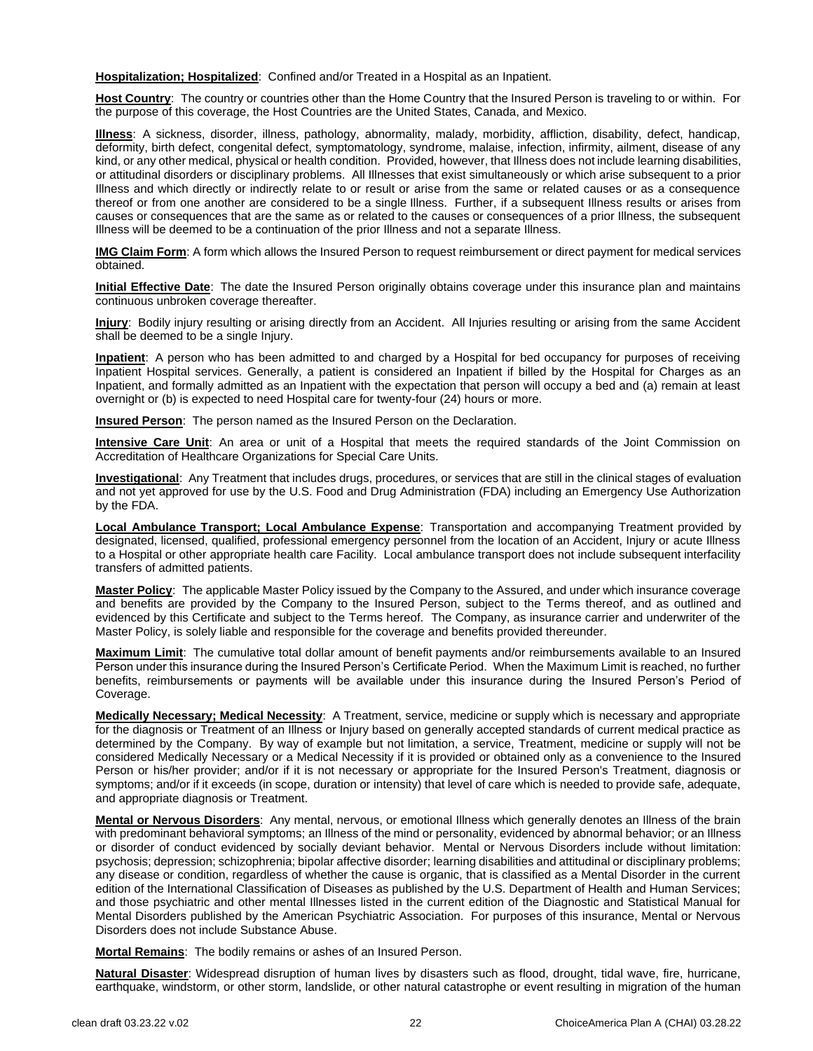**Hospitalization; Hospitalized**: Confined and/or Treated in a Hospital as an Inpatient.

**Host Country**: The country or countries other than the Home Country that the Insured Person is traveling to or within. For the purpose of this coverage, the Host Countries are the United States, Canada, and Mexico.

**Illness**: A sickness, disorder, illness, pathology, abnormality, malady, morbidity, affliction, disability, defect, handicap, deformity, birth defect, congenital defect, symptomatology, syndrome, malaise, infection, infirmity, ailment, disease of any kind, or any other medical, physical or health condition. Provided, however, that Illness does not include learning disabilities, or attitudinal disorders or disciplinary problems. All Illnesses that exist simultaneously or which arise subsequent to a prior Illness and which directly or indirectly relate to or result or arise from the same or related causes or as a consequence thereof or from one another are considered to be a single Illness. Further, if a subsequent Illness results or arises from causes or consequences that are the same as or related to the causes or consequences of a prior Illness, the subsequent Illness will be deemed to be a continuation of the prior Illness and not a separate Illness.

**IMG Claim Form**: A form which allows the Insured Person to request reimbursement or direct payment for medical services obtained.

**Initial Effective Date**: The date the Insured Person originally obtains coverage under this insurance plan and maintains continuous unbroken coverage thereafter.

**Injury**: Bodily injury resulting or arising directly from an Accident. All Injuries resulting or arising from the same Accident shall be deemed to be a single Injury.

**Inpatient**: A person who has been admitted to and charged by a Hospital for bed occupancy for purposes of receiving Inpatient Hospital services. Generally, a patient is considered an Inpatient if billed by the Hospital for Charges as an Inpatient, and formally admitted as an Inpatient with the expectation that person will occupy a bed and (a) remain at least overnight or (b) is expected to need Hospital care for twenty-four (24) hours or more.

**Insured Person**: The person named as the Insured Person on the Declaration.

**Intensive Care Unit**: An area or unit of a Hospital that meets the required standards of the Joint Commission on Accreditation of Healthcare Organizations for Special Care Units.

**Investigational**: Any Treatment that includes drugs, procedures, or services that are still in the clinical stages of evaluation and not yet approved for use by the U.S. Food and Drug Administration (FDA) including an Emergency Use Authorization by the FDA.

**Local Ambulance Transport; Local Ambulance Expense**: Transportation and accompanying Treatment provided by designated, licensed, qualified, professional emergency personnel from the location of an Accident, Injury or acute Illness to a Hospital or other appropriate health care Facility. Local ambulance transport does not include subsequent interfacility transfers of admitted patients.

**Master Policy**: The applicable Master Policy issued by the Company to the Assured, and under which insurance coverage and benefits are provided by the Company to the Insured Person, subject to the Terms thereof, and as outlined and evidenced by this Certificate and subject to the Terms hereof. The Company, as insurance carrier and underwriter of the Master Policy, is solely liable and responsible for the coverage and benefits provided thereunder.

**Maximum Limit**: The cumulative total dollar amount of benefit payments and/or reimbursements available to an Insured Person under this insurance during the Insured Person's Certificate Period. When the Maximum Limit is reached, no further benefits, reimbursements or payments will be available under this insurance during the Insured Person's Period of Coverage.

**Medically Necessary; Medical Necessity**: A Treatment, service, medicine or supply which is necessary and appropriate for the diagnosis or Treatment of an Illness or Injury based on generally accepted standards of current medical practice as determined by the Company. By way of example but not limitation, a service, Treatment, medicine or supply will not be considered Medically Necessary or a Medical Necessity if it is provided or obtained only as a convenience to the Insured Person or his/her provider; and/or if it is not necessary or appropriate for the Insured Person's Treatment, diagnosis or symptoms; and/or if it exceeds (in scope, duration or intensity) that level of care which is needed to provide safe, adequate, and appropriate diagnosis or Treatment.

**Mental or Nervous Disorders**: Any mental, nervous, or emotional Illness which generally denotes an Illness of the brain with predominant behavioral symptoms; an Illness of the mind or personality, evidenced by abnormal behavior; or an Illness or disorder of conduct evidenced by socially deviant behavior. Mental or Nervous Disorders include without limitation: psychosis; depression; schizophrenia; bipolar affective disorder; learning disabilities and attitudinal or disciplinary problems; any disease or condition, regardless of whether the cause is organic, that is classified as a Mental Disorder in the current edition of the International Classification of Diseases as published by the U.S. Department of Health and Human Services; and those psychiatric and other mental Illnesses listed in the current edition of the Diagnostic and Statistical Manual for Mental Disorders published by the American Psychiatric Association. For purposes of this insurance, Mental or Nervous Disorders does not include Substance Abuse.

**Mortal Remains**: The bodily remains or ashes of an Insured Person.

**Natural Disaster**: Widespread disruption of human lives by disasters such as flood, drought, tidal wave, fire, hurricane, earthquake, windstorm, or other storm, landslide, or other natural catastrophe or event resulting in migration of the human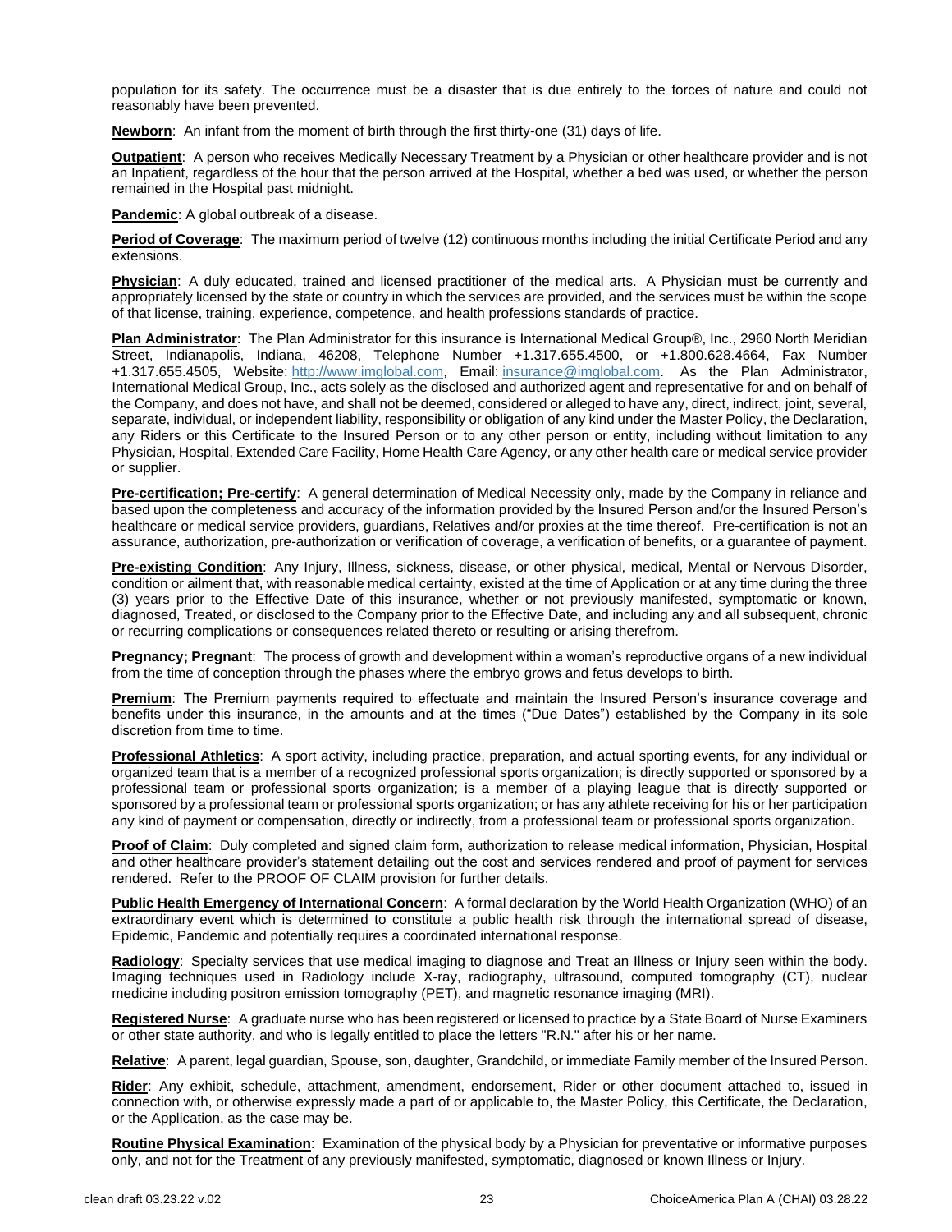population for its safety. The occurrence must be a disaster that is due entirely to the forces of nature and could not reasonably have been prevented.

**Newborn**: An infant from the moment of birth through the first thirty-one (31) days of life.

**Outpatient**: A person who receives Medically Necessary Treatment by a Physician or other healthcare provider and is not an Inpatient, regardless of the hour that the person arrived at the Hospital, whether a bed was used, or whether the person remained in the Hospital past midnight.

**Pandemic**: A global outbreak of a disease.

**Period of Coverage**: The maximum period of twelve (12) continuous months including the initial Certificate Period and any extensions.

**Physician**: A duly educated, trained and licensed practitioner of the medical arts. A Physician must be currently and appropriately licensed by the state or country in which the services are provided, and the services must be within the scope of that license, training, experience, competence, and health professions standards of practice.

**Plan Administrator**: The Plan Administrator for this insurance is International Medical Group®, Inc., 2960 North Meridian Street, Indianapolis, Indiana, 46208, Telephone Number +1.317.655.4500, or +1.800.628.4664, Fax Number +1.317.655.4505, Website: http://www.imglobal.com, Email: insurance@imglobal.com. As the Plan Administrator, International Medical Group, Inc., acts solely as the disclosed and authorized agent and representative for and on behalf of the Company, and does not have, and shall not be deemed, considered or alleged to have any, direct, indirect, joint, several, separate, individual, or independent liability, responsibility or obligation of any kind under the Master Policy, the Declaration, any Riders or this Certificate to the Insured Person or to any other person or entity, including without limitation to any Physician, Hospital, Extended Care Facility, Home Health Care Agency, or any other health care or medical service provider or supplier.

**Pre-certification; Pre-certify**: A general determination of Medical Necessity only, made by the Company in reliance and based upon the completeness and accuracy of the information provided by the Insured Person and/or the Insured Person's healthcare or medical service providers, guardians, Relatives and/or proxies at the time thereof. Pre-certification is not an assurance, authorization, pre-authorization or verification of coverage, a verification of benefits, or a guarantee of payment.

**Pre-existing Condition**: Any Injury, Illness, sickness, disease, or other physical, medical, Mental or Nervous Disorder, condition or ailment that, with reasonable medical certainty, existed at the time of Application or at any time during the three (3) years prior to the Effective Date of this insurance, whether or not previously manifested, symptomatic or known, diagnosed, Treated, or disclosed to the Company prior to the Effective Date, and including any and all subsequent, chronic or recurring complications or consequences related thereto or resulting or arising therefrom.

**Pregnancy; Pregnant**: The process of growth and development within a woman's reproductive organs of a new individual from the time of conception through the phases where the embryo grows and fetus develops to birth.

**Premium**: The Premium payments required to effectuate and maintain the Insured Person's insurance coverage and benefits under this insurance, in the amounts and at the times ("Due Dates") established by the Company in its sole discretion from time to time.

**Professional Athletics**: A sport activity, including practice, preparation, and actual sporting events, for any individual or organized team that is a member of a recognized professional sports organization; is directly supported or sponsored by a professional team or professional sports organization; is a member of a playing league that is directly supported or sponsored by a professional team or professional sports organization; or has any athlete receiving for his or her participation any kind of payment or compensation, directly or indirectly, from a professional team or professional sports organization.

**Proof of Claim**: Duly completed and signed claim form, authorization to release medical information, Physician, Hospital and other healthcare provider's statement detailing out the cost and services rendered and proof of payment for services rendered. Refer to the PROOF OF CLAIM provision for further details.

**Public Health Emergency of International Concern**: A formal declaration by the World Health Organization (WHO) of an extraordinary event which is determined to constitute a public health risk through the international spread of disease, Epidemic, Pandemic and potentially requires a coordinated international response.

**Radiology**: Specialty services that use medical imaging to diagnose and Treat an Illness or Injury seen within the body. Imaging techniques used in Radiology include X-ray, radiography, ultrasound, computed tomography (CT), nuclear medicine including positron emission tomography (PET), and magnetic resonance imaging (MRI).

**Registered Nurse**: A graduate nurse who has been registered or licensed to practice by a State Board of Nurse Examiners or other state authority, and who is legally entitled to place the letters "R.N." after his or her name.

**Relative**: A parent, legal guardian, Spouse, son, daughter, Grandchild, or immediate Family member of the Insured Person.

**Rider**: Any exhibit, schedule, attachment, amendment, endorsement, Rider or other document attached to, issued in connection with, or otherwise expressly made a part of or applicable to, the Master Policy, this Certificate, the Declaration, or the Application, as the case may be.

**Routine Physical Examination**: Examination of the physical body by a Physician for preventative or informative purposes only, and not for the Treatment of any previously manifested, symptomatic, diagnosed or known Illness or Injury.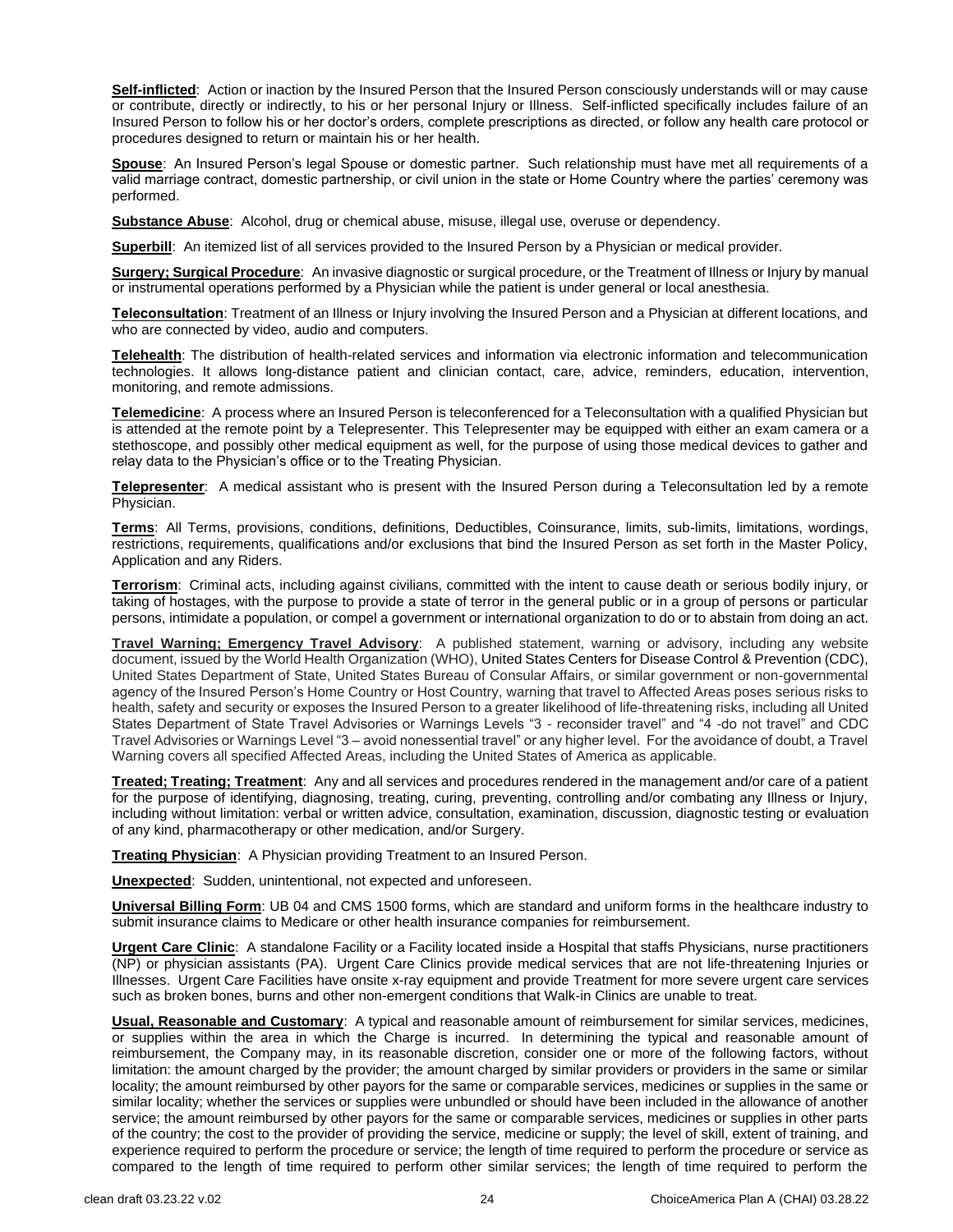**Self-inflicted**: Action or inaction by the Insured Person that the Insured Person consciously understands will or may cause or contribute, directly or indirectly, to his or her personal Injury or Illness. Self-inflicted specifically includes failure of an Insured Person to follow his or her doctor's orders, complete prescriptions as directed, or follow any health care protocol or procedures designed to return or maintain his or her health.

**Spouse**: An Insured Person's legal Spouse or domestic partner. Such relationship must have met all requirements of a valid marriage contract, domestic partnership, or civil union in the state or Home Country where the parties' ceremony was performed.

**Substance Abuse**: Alcohol, drug or chemical abuse, misuse, illegal use, overuse or dependency.

**Superbill**: An itemized list of all services provided to the Insured Person by a Physician or medical provider.

**Surgery; Surgical Procedure**: An invasive diagnostic or surgical procedure, or the Treatment of Illness or Injury by manual or instrumental operations performed by a Physician while the patient is under general or local anesthesia.

**Teleconsultation**: Treatment of an Illness or Injury involving the Insured Person and a Physician at different locations, and who are connected by video, audio and computers.

**Telehealth**: The distribution of health-related services and information via electronic information and telecommunication technologies. It allows long-distance patient and clinician contact, care, advice, reminders, education, intervention, monitoring, and remote admissions.

**Telemedicine**: A process where an Insured Person is teleconferenced for a Teleconsultation with a qualified Physician but is attended at the remote point by a Telepresenter. This Telepresenter may be equipped with either an exam camera or a stethoscope, and possibly other medical equipment as well, for the purpose of using those medical devices to gather and relay data to the Physician's office or to the Treating Physician.

**Telepresenter**: A medical assistant who is present with the Insured Person during a Teleconsultation led by a remote Physician.

**Terms**: All Terms, provisions, conditions, definitions, Deductibles, Coinsurance, limits, sub-limits, limitations, wordings, restrictions, requirements, qualifications and/or exclusions that bind the Insured Person as set forth in the Master Policy, Application and any Riders.

**Terrorism**: Criminal acts, including against civilians, committed with the intent to cause death or serious bodily injury, or taking of hostages, with the purpose to provide a state of terror in the general public or in a group of persons or particular persons, intimidate a population, or compel a government or international organization to do or to abstain from doing an act.

**Travel Warning; Emergency Travel Advisory**: A published statement, warning or advisory, including any website document, issued by the World Health Organization (WHO), United States Centers for Disease Control & Prevention (CDC), United States Department of State, United States Bureau of Consular Affairs, or similar government or non-governmental agency of the Insured Person's Home Country or Host Country, warning that travel to Affected Areas poses serious risks to health, safety and security or exposes the Insured Person to a greater likelihood of life-threatening risks, including all United States Department of State Travel Advisories or Warnings Levels "3 - reconsider travel" and "4 -do not travel" and CDC Travel Advisories or Warnings Level "3 – avoid nonessential travel" or any higher level. For the avoidance of doubt, a Travel Warning covers all specified Affected Areas, including the United States of America as applicable.

**Treated; Treating; Treatment**: Any and all services and procedures rendered in the management and/or care of a patient for the purpose of identifying, diagnosing, treating, curing, preventing, controlling and/or combating any Illness or Injury, including without limitation: verbal or written advice, consultation, examination, discussion, diagnostic testing or evaluation of any kind, pharmacotherapy or other medication, and/or Surgery.

**Treating Physician**: A Physician providing Treatment to an Insured Person.

**Unexpected**: Sudden, unintentional, not expected and unforeseen.

**Universal Billing Form**: UB 04 and CMS 1500 forms, which are standard and uniform forms in the healthcare industry to submit insurance claims to Medicare or other health insurance companies for reimbursement.

**Urgent Care Clinic**: A standalone Facility or a Facility located inside a Hospital that staffs Physicians, nurse practitioners (NP) or physician assistants (PA). Urgent Care Clinics provide medical services that are not life-threatening Injuries or Illnesses. Urgent Care Facilities have onsite x-ray equipment and provide Treatment for more severe urgent care services such as broken bones, burns and other non-emergent conditions that Walk-in Clinics are unable to treat.

**Usual, Reasonable and Customary**: A typical and reasonable amount of reimbursement for similar services, medicines, or supplies within the area in which the Charge is incurred. In determining the typical and reasonable amount of reimbursement, the Company may, in its reasonable discretion, consider one or more of the following factors, without limitation: the amount charged by the provider; the amount charged by similar providers or providers in the same or similar locality; the amount reimbursed by other payors for the same or comparable services, medicines or supplies in the same or similar locality; whether the services or supplies were unbundled or should have been included in the allowance of another service; the amount reimbursed by other payors for the same or comparable services, medicines or supplies in other parts of the country; the cost to the provider of providing the service, medicine or supply; the level of skill, extent of training, and experience required to perform the procedure or service; the length of time required to perform the procedure or service as compared to the length of time required to perform other similar services; the length of time required to perform the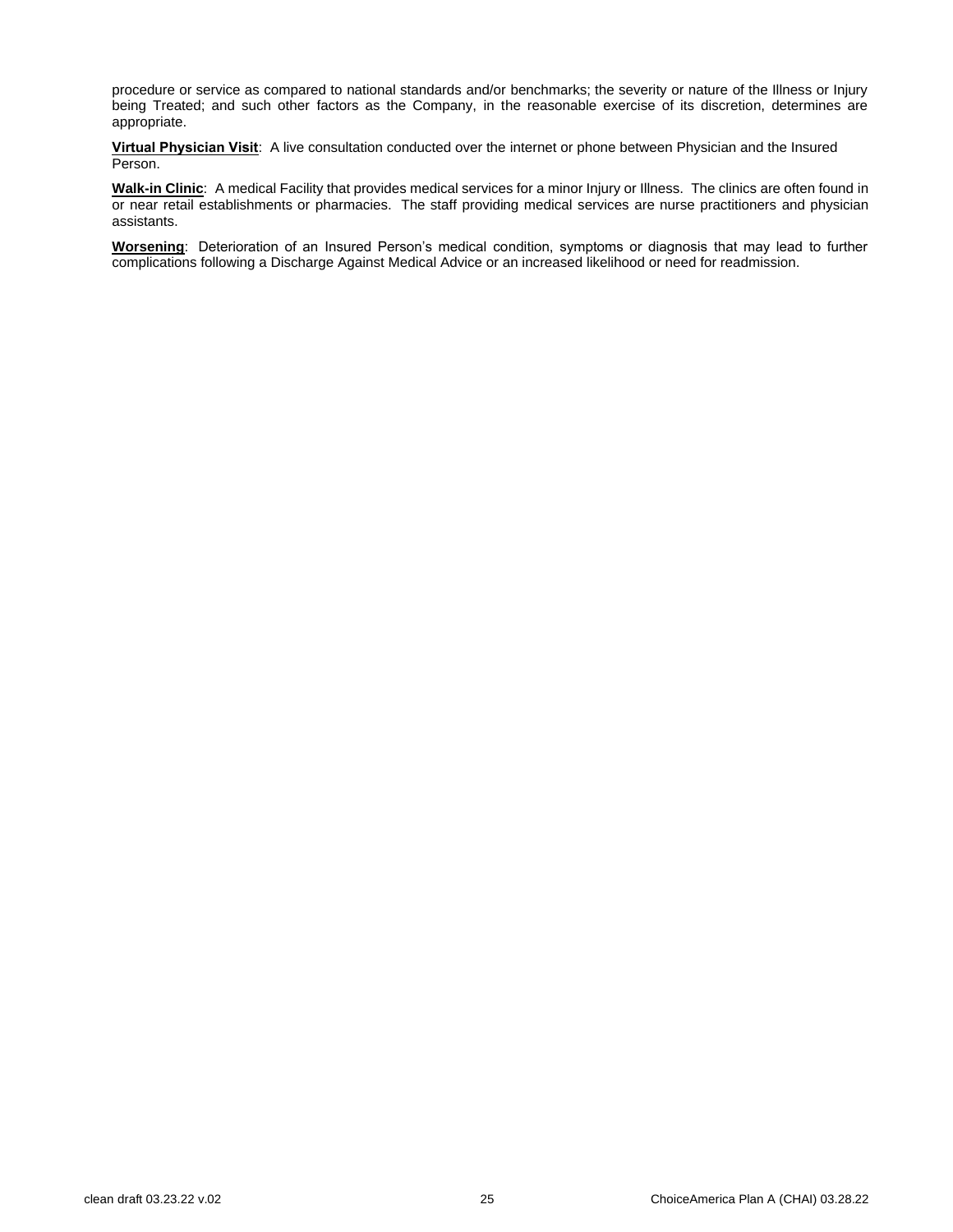procedure or service as compared to national standards and/or benchmarks; the severity or nature of the Illness or Injury being Treated; and such other factors as the Company, in the reasonable exercise of its discretion, determines are appropriate.

**Virtual Physician Visit**: A live consultation conducted over the internet or phone between Physician and the Insured Person.

**Walk-in Clinic**: A medical Facility that provides medical services for a minor Injury or Illness. The clinics are often found in or near retail establishments or pharmacies. The staff providing medical services are nurse practitioners and physician assistants.

**Worsening**: Deterioration of an Insured Person's medical condition, symptoms or diagnosis that may lead to further complications following a Discharge Against Medical Advice or an increased likelihood or need for readmission.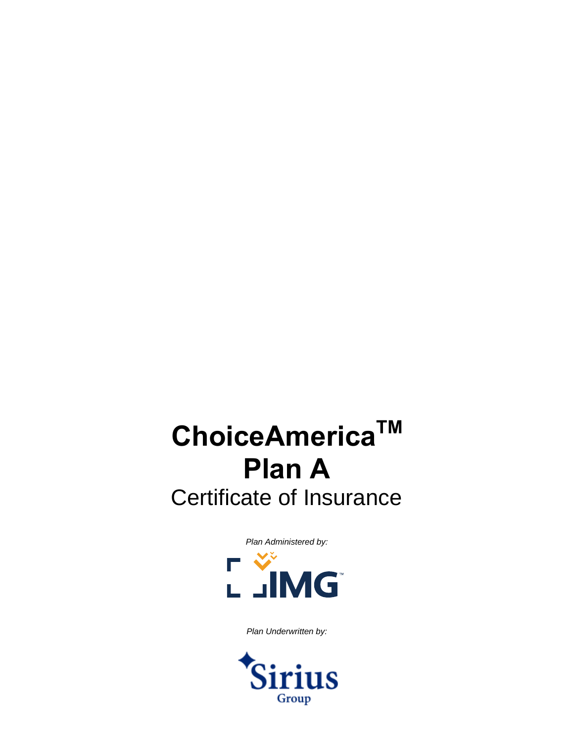# ChoiceAmerica™
# Plan A

## Certificate of Insurance

*Plan Administered by:*

IMG™

*Plan Underwritten by:*

Sirius Group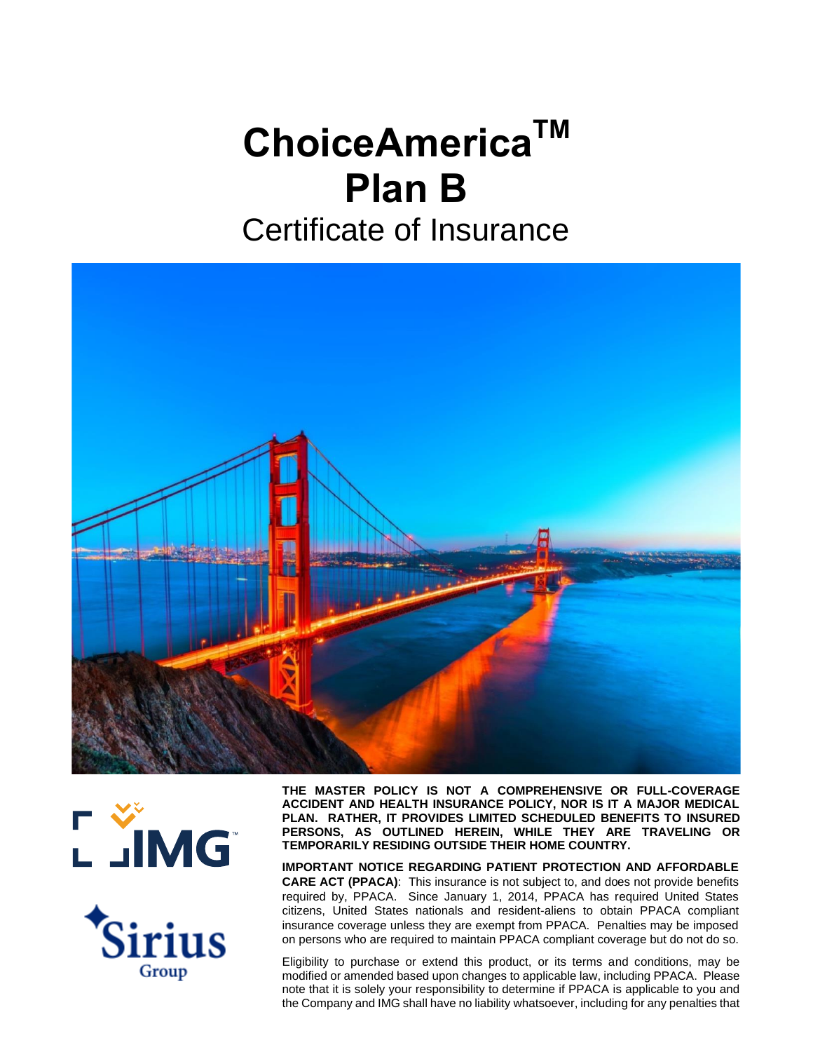# ChoiceAmerica™
# Plan B
## Certificate of Insurance

**THE MASTER POLICY IS NOT A COMPREHENSIVE OR FULL-COVERAGE ACCIDENT AND HEALTH INSURANCE POLICY, NOR IS IT A MAJOR MEDICAL PLAN. RATHER, IT PROVIDES LIMITED SCHEDULED BENEFITS TO INSURED PERSONS, AS OUTLINED HEREIN, WHILE THEY ARE TRAVELING OR TEMPORARILY RESIDING OUTSIDE THEIR HOME COUNTRY.**

**IMPORTANT NOTICE REGARDING PATIENT PROTECTION AND AFFORDABLE CARE ACT (PPACA)**: This insurance is not subject to, and does not provide benefits required by, PPACA. Since January 1, 2014, PPACA has required United States citizens, United States nationals and resident-aliens to obtain PPACA compliant insurance coverage unless they are exempt from PPACA. Penalties may be imposed on persons who are required to maintain PPACA compliant coverage but do not do so.

Eligibility to purchase or extend this product, or its terms and conditions, may be modified or amended based upon changes to applicable law, including PPACA. Please note that it is solely your responsibility to determine if PPACA is applicable to you and the Company and IMG shall have no liability whatsoever, including for any penalties that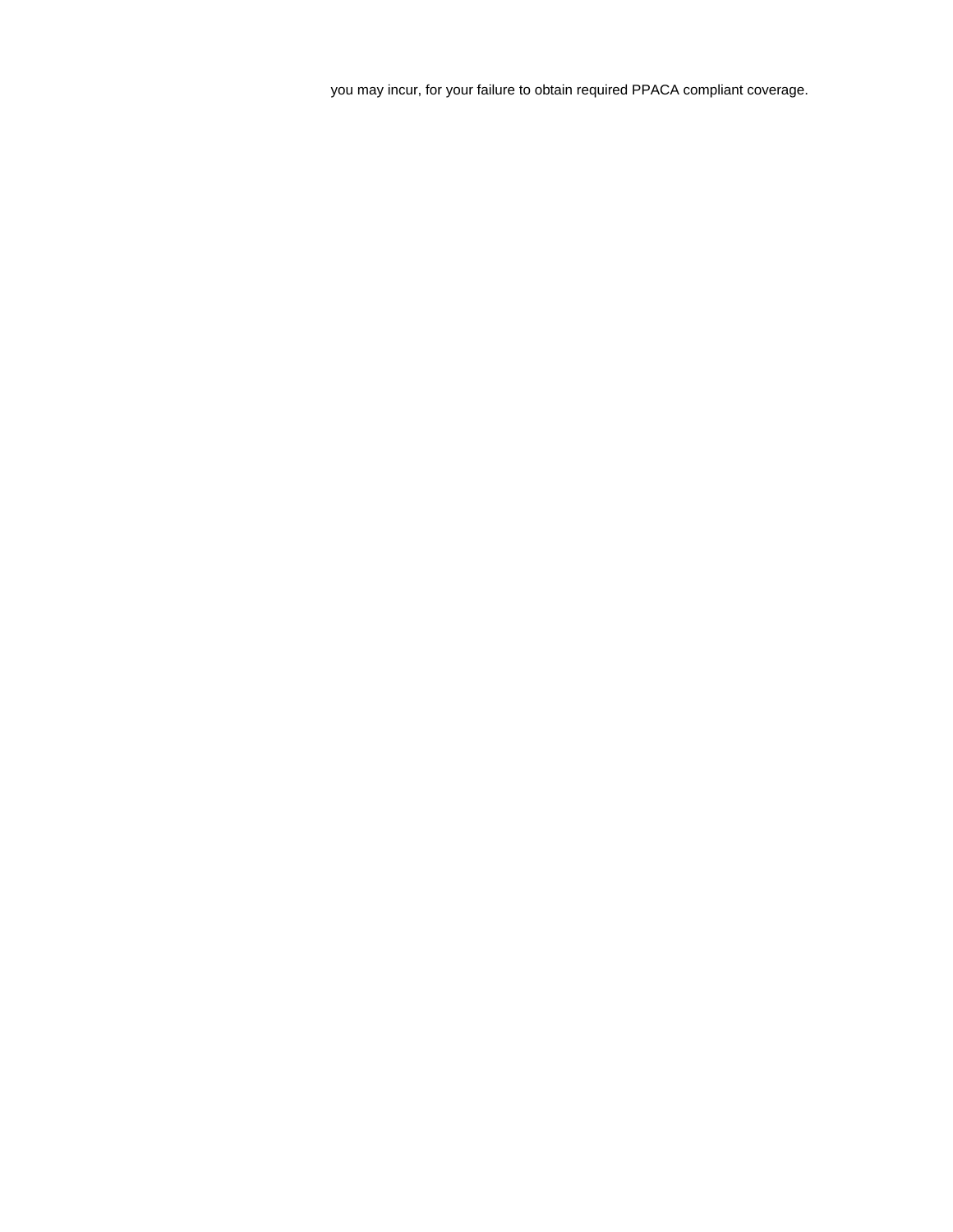you may incur, for your failure to obtain required PPACA compliant coverage.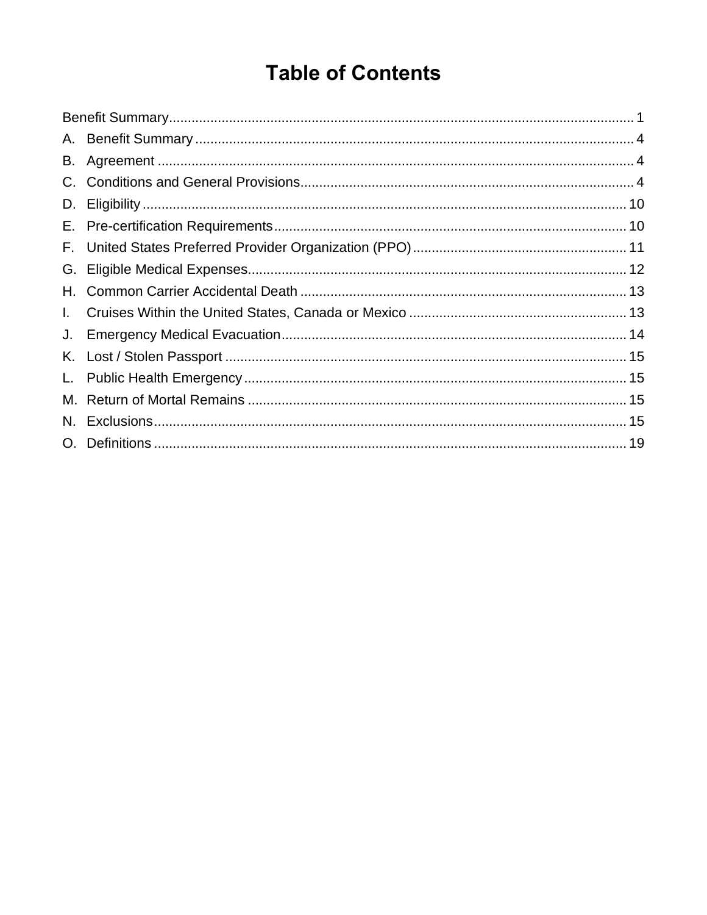# Table of Contents

Benefit Summary .......... 1

A. Benefit Summary .......... 4

B. Agreement .......... 4

C. Conditions and General Provisions .......... 4

D. Eligibility .......... 10

E. Pre-certification Requirements .......... 10

F. United States Preferred Provider Organization (PPO) .......... 11

G. Eligible Medical Expenses .......... 12

H. Common Carrier Accidental Death .......... 13

I. Cruises Within the United States, Canada or Mexico .......... 13

J. Emergency Medical Evacuation .......... 14

K. Lost / Stolen Passport .......... 15

L. Public Health Emergency .......... 15

M. Return of Mortal Remains .......... 15

N. Exclusions .......... 15

O. Definitions .......... 19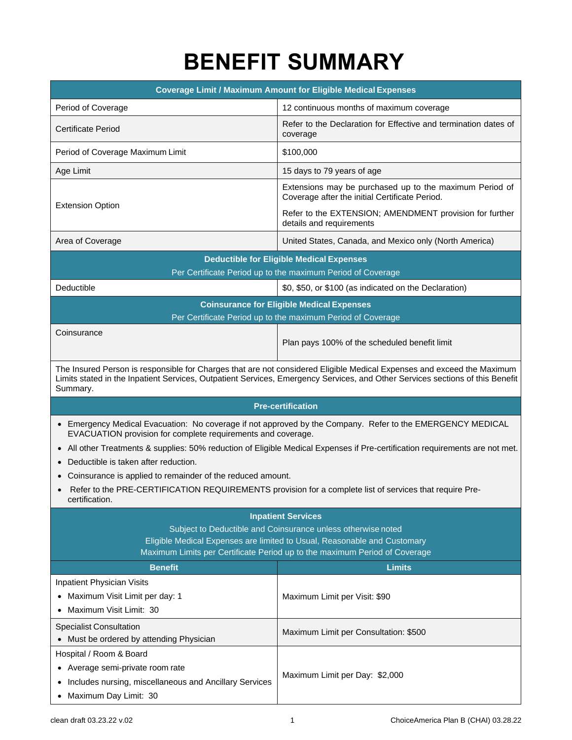# BENEFIT SUMMARY

| Coverage Limit / Maximum Amount for Eligible Medical Expenses | |
|---|---|
| Period of Coverage | 12 continuous months of maximum coverage |
| Certificate Period | Refer to the Declaration for Effective and termination dates of coverage |
| Period of Coverage Maximum Limit | $100,000 |
| Age Limit | 15 days to 79 years of age |
| Extension Option | Extensions may be purchased up to the maximum Period of Coverage after the initial Certificate Period.<br><br>Refer to the EXTENSION; AMENDMENT provision for further details and requirements |
| Area of Coverage | United States, Canada, and Mexico only (North America) |

| Deductible for Eligible Medical Expenses<br>Per Certificate Period up to the maximum Period of Coverage | |
|---|---|
| Deductible | $0, $50, or $100 (as indicated on the Declaration) |

| Coinsurance for Eligible Medical Expenses<br>Per Certificate Period up to the maximum Period of Coverage | |
|---|---|
| Coinsurance | Plan pays 100% of the scheduled benefit limit |

The Insured Person is responsible for Charges that are not considered Eligible Medical Expenses and exceed the Maximum Limits stated in the Inpatient Services, Outpatient Services, Emergency Services, and Other Services sections of this Benefit Summary.

**Pre-certification**

- Emergency Medical Evacuation: No coverage if not approved by the Company. Refer to the EMERGENCY MEDICAL EVACUATION provision for complete requirements and coverage.
- All other Treatments & supplies: 50% reduction of Eligible Medical Expenses if Pre-certification requirements are not met.
- Deductible is taken after reduction.
- Coinsurance is applied to remainder of the reduced amount.
- Refer to the PRE-CERTIFICATION REQUIREMENTS provision for a complete list of services that require Pre-certification.

**Inpatient Services**
Subject to Deductible and Coinsurance unless otherwise noted
Eligible Medical Expenses are limited to Usual, Reasonable and Customary
Maximum Limits per Certificate Period up to the maximum Period of Coverage

| Benefit | Limits |
|---|---|
| Inpatient Physician Visits<br>• Maximum Visit Limit per day: 1<br>• Maximum Visit Limit: 30 | Maximum Limit per Visit: $90 |
| Specialist Consultation<br>• Must be ordered by attending Physician | Maximum Limit per Consultation: $500 |
| Hospital / Room & Board<br>• Average semi-private room rate<br>• Includes nursing, miscellaneous and Ancillary Services<br>• Maximum Day Limit: 30 | Maximum Limit per Day: $2,000 |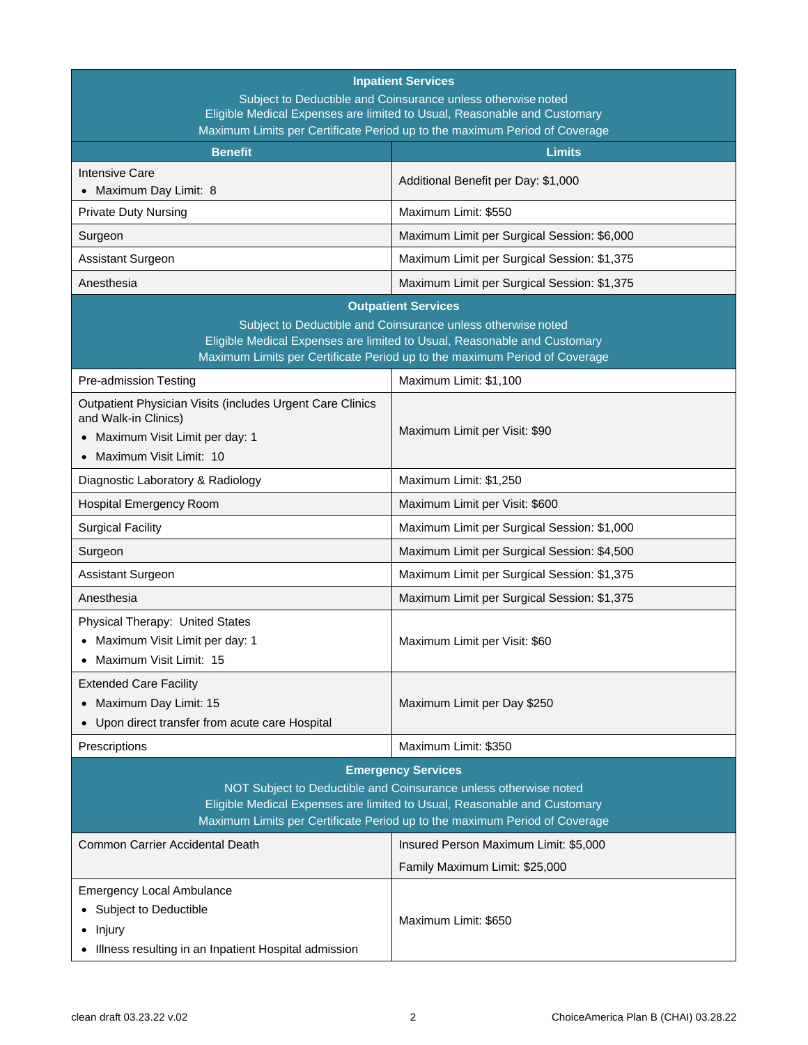| Inpatient Services<br>Subject to Deductible and Coinsurance unless otherwise noted<br>Eligible Medical Expenses are limited to Usual, Reasonable and Customary<br>Maximum Limits per Certificate Period up to the maximum Period of Coverage | |
|---|---|
| **Benefit** | **Limits** |
| Intensive Care<br>• Maximum Day Limit: 8 | Additional Benefit per Day: $1,000 |
| Private Duty Nursing | Maximum Limit: $550 |
| Surgeon | Maximum Limit per Surgical Session: $6,000 |
| Assistant Surgeon | Maximum Limit per Surgical Session: $1,375 |
| Anesthesia | Maximum Limit per Surgical Session: $1,375 |
| **Outpatient Services**<br>Subject to Deductible and Coinsurance unless otherwise noted<br>Eligible Medical Expenses are limited to Usual, Reasonable and Customary<br>Maximum Limits per Certificate Period up to the maximum Period of Coverage | |
| Pre-admission Testing | Maximum Limit: $1,100 |
| Outpatient Physician Visits (includes Urgent Care Clinics and Walk-in Clinics)<br>• Maximum Visit Limit per day: 1<br>• Maximum Visit Limit: 10 | Maximum Limit per Visit: $90 |
| Diagnostic Laboratory & Radiology | Maximum Limit: $1,250 |
| Hospital Emergency Room | Maximum Limit per Visit: $600 |
| Surgical Facility | Maximum Limit per Surgical Session: $1,000 |
| Surgeon | Maximum Limit per Surgical Session: $4,500 |
| Assistant Surgeon | Maximum Limit per Surgical Session: $1,375 |
| Anesthesia | Maximum Limit per Surgical Session: $1,375 |
| Physical Therapy: United States<br>• Maximum Visit Limit per day: 1<br>• Maximum Visit Limit: 15 | Maximum Limit per Visit: $60 |
| Extended Care Facility<br>• Maximum Day Limit: 15<br>• Upon direct transfer from acute care Hospital | Maximum Limit per Day $250 |
| Prescriptions | Maximum Limit: $350 |
| **Emergency Services**<br>NOT Subject to Deductible and Coinsurance unless otherwise noted<br>Eligible Medical Expenses are limited to Usual, Reasonable and Customary<br>Maximum Limits per Certificate Period up to the maximum Period of Coverage | |
| Common Carrier Accidental Death | Insured Person Maximum Limit: $5,000<br>Family Maximum Limit: $25,000 |
| Emergency Local Ambulance<br>• Subject to Deductible<br>• Injury<br>• Illness resulting in an Inpatient Hospital admission | Maximum Limit: $650 |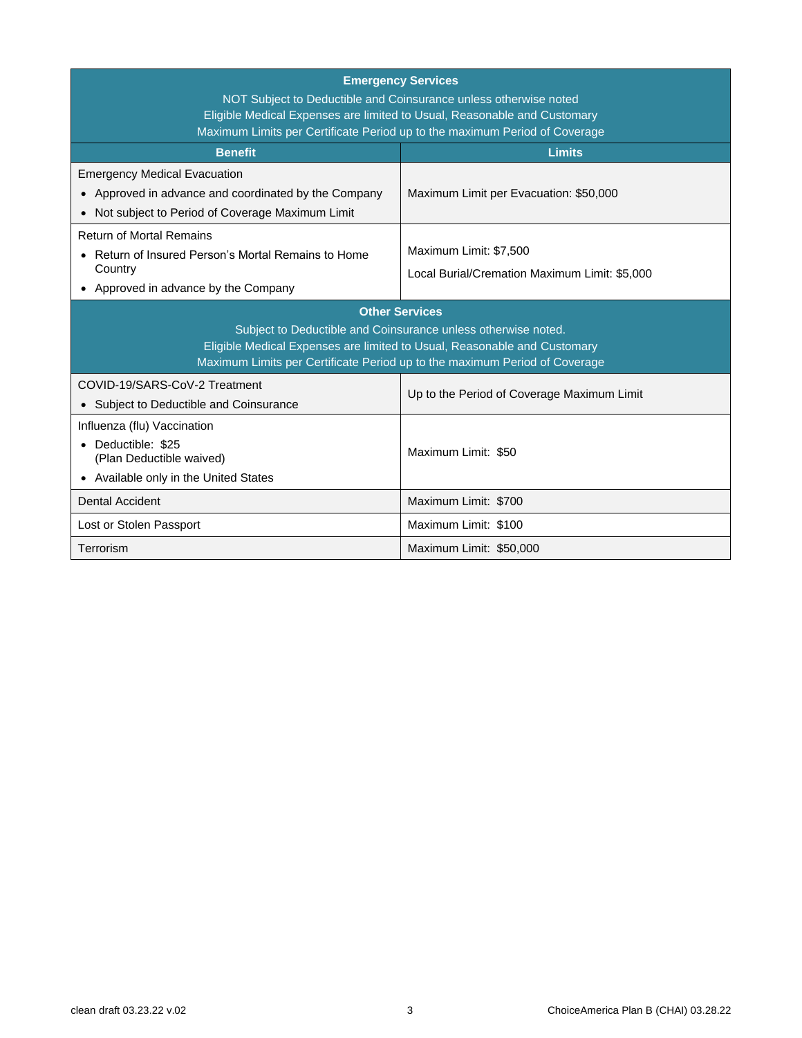| Emergency Services<br>NOT Subject to Deductible and Coinsurance unless otherwise noted<br>Eligible Medical Expenses are limited to Usual, Reasonable and Customary<br>Maximum Limits per Certificate Period up to the maximum Period of Coverage | |
|---|---|
| **Benefit** | **Limits** |
| Emergency Medical Evacuation<br>• Approved in advance and coordinated by the Company<br>• Not subject to Period of Coverage Maximum Limit | Maximum Limit per Evacuation: $50,000 |
| Return of Mortal Remains<br>• Return of Insured Person's Mortal Remains to Home Country<br>• Approved in advance by the Company | Maximum Limit: $7,500<br>Local Burial/Cremation Maximum Limit: $5,000 |
| **Other Services**<br>Subject to Deductible and Coinsurance unless otherwise noted.<br>Eligible Medical Expenses are limited to Usual, Reasonable and Customary<br>Maximum Limits per Certificate Period up to the maximum Period of Coverage | |
| COVID-19/SARS-CoV-2 Treatment<br>• Subject to Deductible and Coinsurance | Up to the Period of Coverage Maximum Limit |
| Influenza (flu) Vaccination<br>• Deductible: $25 (Plan Deductible waived)<br>• Available only in the United States | Maximum Limit: $50 |
| Dental Accident | Maximum Limit: $700 |
| Lost or Stolen Passport | Maximum Limit: $100 |
| Terrorism | Maximum Limit: $50,000 |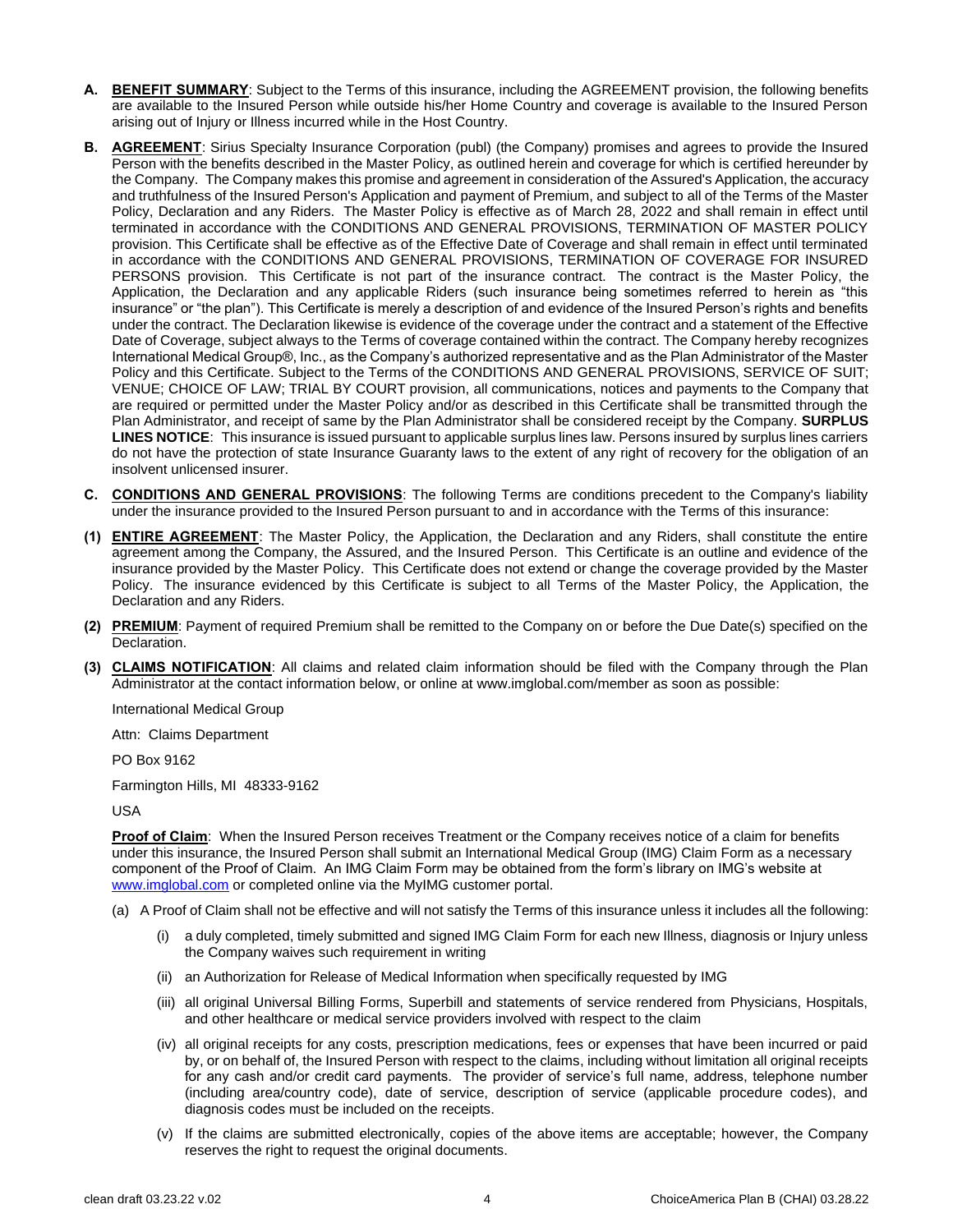**A. BENEFIT SUMMARY**: Subject to the Terms of this insurance, including the AGREEMENT provision, the following benefits are available to the Insured Person while outside his/her Home Country and coverage is available to the Insured Person arising out of Injury or Illness incurred while in the Host Country.

**B. AGREEMENT**: Sirius Specialty Insurance Corporation (publ) (the Company) promises and agrees to provide the Insured Person with the benefits described in the Master Policy, as outlined herein and coverage for which is certified hereunder by the Company. The Company makes this promise and agreement in consideration of the Assured's Application, the accuracy and truthfulness of the Insured Person's Application and payment of Premium, and subject to all of the Terms of the Master Policy, Declaration and any Riders. The Master Policy is effective as of March 28, 2022 and shall remain in effect until terminated in accordance with the CONDITIONS AND GENERAL PROVISIONS, TERMINATION OF MASTER POLICY provision. This Certificate shall be effective as of the Effective Date of Coverage and shall remain in effect until terminated in accordance with the CONDITIONS AND GENERAL PROVISIONS, TERMINATION OF COVERAGE FOR INSURED PERSONS provision. This Certificate is not part of the insurance contract. The contract is the Master Policy, the Application, the Declaration and any applicable Riders (such insurance being sometimes referred to herein as "this insurance" or "the plan"). This Certificate is merely a description of and evidence of the Insured Person's rights and benefits under the contract. The Declaration likewise is evidence of the coverage under the contract and a statement of the Effective Date of Coverage, subject always to the Terms of coverage contained within the contract. The Company hereby recognizes International Medical Group®, Inc., as the Company's authorized representative and as the Plan Administrator of the Master Policy and this Certificate. Subject to the Terms of the CONDITIONS AND GENERAL PROVISIONS, SERVICE OF SUIT; VENUE; CHOICE OF LAW; TRIAL BY COURT provision, all communications, notices and payments to the Company that are required or permitted under the Master Policy and/or as described in this Certificate shall be transmitted through the Plan Administrator, and receipt of same by the Plan Administrator shall be considered receipt by the Company. **SURPLUS LINES NOTICE**: This insurance is issued pursuant to applicable surplus lines law. Persons insured by surplus lines carriers do not have the protection of state Insurance Guaranty laws to the extent of any right of recovery for the obligation of an insolvent unlicensed insurer.

**C. CONDITIONS AND GENERAL PROVISIONS**: The following Terms are conditions precedent to the Company's liability under the insurance provided to the Insured Person pursuant to and in accordance with the Terms of this insurance:

**(1) ENTIRE AGREEMENT**: The Master Policy, the Application, the Declaration and any Riders, shall constitute the entire agreement among the Company, the Assured, and the Insured Person. This Certificate is an outline and evidence of the insurance provided by the Master Policy. This Certificate does not extend or change the coverage provided by the Master Policy. The insurance evidenced by this Certificate is subject to all Terms of the Master Policy, the Application, the Declaration and any Riders.

**(2) PREMIUM**: Payment of required Premium shall be remitted to the Company on or before the Due Date(s) specified on the Declaration.

**(3) CLAIMS NOTIFICATION**: All claims and related claim information should be filed with the Company through the Plan Administrator at the contact information below, or online at www.imglobal.com/member as soon as possible:

International Medical Group

Attn: Claims Department

PO Box 9162

Farmington Hills, MI 48333-9162

USA

**Proof of Claim**: When the Insured Person receives Treatment or the Company receives notice of a claim for benefits under this insurance, the Insured Person shall submit an International Medical Group (IMG) Claim Form as a necessary component of the Proof of Claim. An IMG Claim Form may be obtained from the form's library on IMG's website at www.imglobal.com or completed online via the MyIMG customer portal.

(a) A Proof of Claim shall not be effective and will not satisfy the Terms of this insurance unless it includes all the following:

   (i) a duly completed, timely submitted and signed IMG Claim Form for each new Illness, diagnosis or Injury unless the Company waives such requirement in writing

   (ii) an Authorization for Release of Medical Information when specifically requested by IMG

   (iii) all original Universal Billing Forms, Superbill and statements of service rendered from Physicians, Hospitals, and other healthcare or medical service providers involved with respect to the claim

   (iv) all original receipts for any costs, prescription medications, fees or expenses that have been incurred or paid by, or on behalf of, the Insured Person with respect to the claims, including without limitation all original receipts for any cash and/or credit card payments. The provider of service's full name, address, telephone number (including area/country code), date of service, description of service (applicable procedure codes), and diagnosis codes must be included on the receipts.

   (v) If the claims are submitted electronically, copies of the above items are acceptable; however, the Company reserves the right to request the original documents.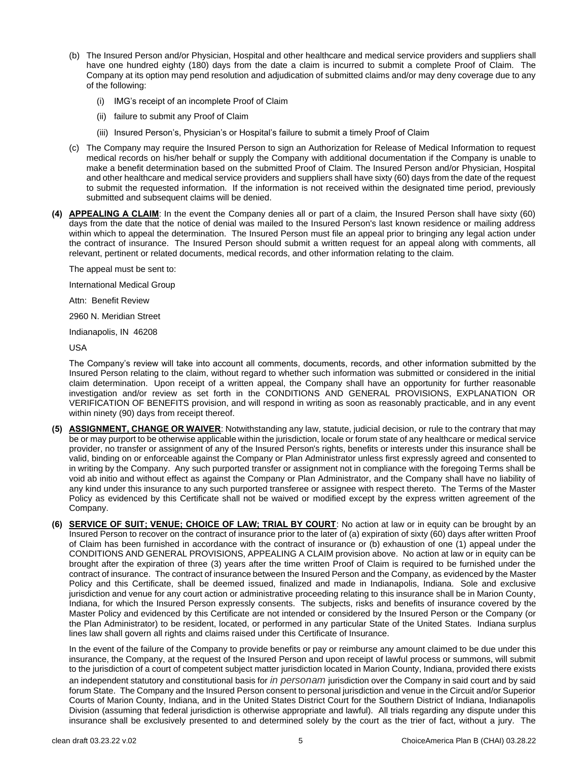(b) The Insured Person and/or Physician, Hospital and other healthcare and medical service providers and suppliers shall have one hundred eighty (180) days from the date a claim is incurred to submit a complete Proof of Claim. The Company at its option may pend resolution and adjudication of submitted claims and/or may deny coverage due to any of the following:

   (i) IMG's receipt of an incomplete Proof of Claim

   (ii) failure to submit any Proof of Claim

   (iii) Insured Person's, Physician's or Hospital's failure to submit a timely Proof of Claim

(c) The Company may require the Insured Person to sign an Authorization for Release of Medical Information to request medical records on his/her behalf or supply the Company with additional documentation if the Company is unable to make a benefit determination based on the submitted Proof of Claim. The Insured Person and/or Physician, Hospital and other healthcare and medical service providers and suppliers shall have sixty (60) days from the date of the request to submit the requested information. If the information is not received within the designated time period, previously submitted and subsequent claims will be denied.

**(4) APPEALING A CLAIM**: In the event the Company denies all or part of a claim, the Insured Person shall have sixty (60) days from the date that the notice of denial was mailed to the Insured Person's last known residence or mailing address within which to appeal the determination. The Insured Person must file an appeal prior to bringing any legal action under the contract of insurance. The Insured Person should submit a written request for an appeal along with comments, all relevant, pertinent or related documents, medical records, and other information relating to the claim.

The appeal must be sent to:

International Medical Group

Attn: Benefit Review

2960 N. Meridian Street

Indianapolis, IN 46208

USA

The Company's review will take into account all comments, documents, records, and other information submitted by the Insured Person relating to the claim, without regard to whether such information was submitted or considered in the initial claim determination. Upon receipt of a written appeal, the Company shall have an opportunity for further reasonable investigation and/or review as set forth in the CONDITIONS AND GENERAL PROVISIONS, EXPLANATION OR VERIFICATION OF BENEFITS provision, and will respond in writing as soon as reasonably practicable, and in any event within ninety (90) days from receipt thereof.

**(5) ASSIGNMENT, CHANGE OR WAIVER**: Notwithstanding any law, statute, judicial decision, or rule to the contrary that may be or may purport to be otherwise applicable within the jurisdiction, locale or forum state of any healthcare or medical service provider, no transfer or assignment of any of the Insured Person's rights, benefits or interests under this insurance shall be valid, binding on or enforceable against the Company or Plan Administrator unless first expressly agreed and consented to in writing by the Company. Any such purported transfer or assignment not in compliance with the foregoing Terms shall be void ab initio and without effect as against the Company or Plan Administrator, and the Company shall have no liability of any kind under this insurance to any such purported transferee or assignee with respect thereto. The Terms of the Master Policy as evidenced by this Certificate shall not be waived or modified except by the express written agreement of the Company.

**(6) SERVICE OF SUIT; VENUE; CHOICE OF LAW; TRIAL BY COURT**: No action at law or in equity can be brought by an Insured Person to recover on the contract of insurance prior to the later of (a) expiration of sixty (60) days after written Proof of Claim has been furnished in accordance with the contract of insurance or (b) exhaustion of one (1) appeal under the CONDITIONS AND GENERAL PROVISIONS, APPEALING A CLAIM provision above. No action at law or in equity can be brought after the expiration of three (3) years after the time written Proof of Claim is required to be furnished under the contract of insurance. The contract of insurance between the Insured Person and the Company, as evidenced by the Master Policy and this Certificate, shall be deemed issued, finalized and made in Indianapolis, Indiana. Sole and exclusive jurisdiction and venue for any court action or administrative proceeding relating to this insurance shall be in Marion County, Indiana, for which the Insured Person expressly consents. The subjects, risks and benefits of insurance covered by the Master Policy and evidenced by this Certificate are not intended or considered by the Insured Person or the Company (or the Plan Administrator) to be resident, located, or performed in any particular State of the United States. Indiana surplus lines law shall govern all rights and claims raised under this Certificate of Insurance.

In the event of the failure of the Company to provide benefits or pay or reimburse any amount claimed to be due under this insurance, the Company, at the request of the Insured Person and upon receipt of lawful process or summons, will submit to the jurisdiction of a court of competent subject matter jurisdiction located in Marion County, Indiana, provided there exists an independent statutory and constitutional basis for *in personam* jurisdiction over the Company in said court and by said forum State. The Company and the Insured Person consent to personal jurisdiction and venue in the Circuit and/or Superior Courts of Marion County, Indiana, and in the United States District Court for the Southern District of Indiana, Indianapolis Division (assuming that federal jurisdiction is otherwise appropriate and lawful). All trials regarding any dispute under this insurance shall be exclusively presented to and determined solely by the court as the trier of fact, without a jury. The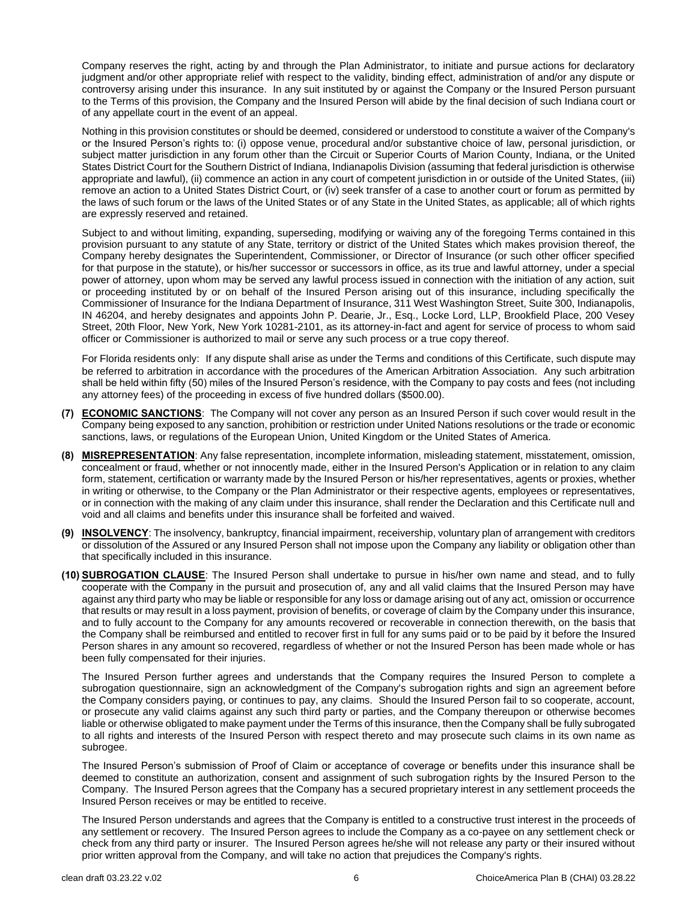Company reserves the right, acting by and through the Plan Administrator, to initiate and pursue actions for declaratory judgment and/or other appropriate relief with respect to the validity, binding effect, administration of and/or any dispute or controversy arising under this insurance. In any suit instituted by or against the Company or the Insured Person pursuant to the Terms of this provision, the Company and the Insured Person will abide by the final decision of such Indiana court or of any appellate court in the event of an appeal.

Nothing in this provision constitutes or should be deemed, considered or understood to constitute a waiver of the Company's or the Insured Person's rights to: (i) oppose venue, procedural and/or substantive choice of law, personal jurisdiction, or subject matter jurisdiction in any forum other than the Circuit or Superior Courts of Marion County, Indiana, or the United States District Court for the Southern District of Indiana, Indianapolis Division (assuming that federal jurisdiction is otherwise appropriate and lawful), (ii) commence an action in any court of competent jurisdiction in or outside of the United States, (iii) remove an action to a United States District Court, or (iv) seek transfer of a case to another court or forum as permitted by the laws of such forum or the laws of the United States or of any State in the United States, as applicable; all of which rights are expressly reserved and retained.

Subject to and without limiting, expanding, superseding, modifying or waiving any of the foregoing Terms contained in this provision pursuant to any statute of any State, territory or district of the United States which makes provision thereof, the Company hereby designates the Superintendent, Commissioner, or Director of Insurance (or such other officer specified for that purpose in the statute), or his/her successor or successors in office, as its true and lawful attorney, under a special power of attorney, upon whom may be served any lawful process issued in connection with the initiation of any action, suit or proceeding instituted by or on behalf of the Insured Person arising out of this insurance, including specifically the Commissioner of Insurance for the Indiana Department of Insurance, 311 West Washington Street, Suite 300, Indianapolis, IN 46204, and hereby designates and appoints John P. Dearie, Jr., Esq., Locke Lord, LLP, Brookfield Place, 200 Vesey Street, 20th Floor, New York, New York 10281-2101, as its attorney-in-fact and agent for service of process to whom said officer or Commissioner is authorized to mail or serve any such process or a true copy thereof.

For Florida residents only: If any dispute shall arise as under the Terms and conditions of this Certificate, such dispute may be referred to arbitration in accordance with the procedures of the American Arbitration Association. Any such arbitration shall be held within fifty (50) miles of the Insured Person's residence, with the Company to pay costs and fees (not including any attorney fees) of the proceeding in excess of five hundred dollars ($500.00).

**(7) ECONOMIC SANCTIONS**: The Company will not cover any person as an Insured Person if such cover would result in the Company being exposed to any sanction, prohibition or restriction under United Nations resolutions or the trade or economic sanctions, laws, or regulations of the European Union, United Kingdom or the United States of America.

**(8) MISREPRESENTATION**: Any false representation, incomplete information, misleading statement, misstatement, omission, concealment or fraud, whether or not innocently made, either in the Insured Person's Application or in relation to any claim form, statement, certification or warranty made by the Insured Person or his/her representatives, agents or proxies, whether in writing or otherwise, to the Company or the Plan Administrator or their respective agents, employees or representatives, or in connection with the making of any claim under this insurance, shall render the Declaration and this Certificate null and void and all claims and benefits under this insurance shall be forfeited and waived.

**(9) INSOLVENCY**: The insolvency, bankruptcy, financial impairment, receivership, voluntary plan of arrangement with creditors or dissolution of the Assured or any Insured Person shall not impose upon the Company any liability or obligation other than that specifically included in this insurance.

**(10) SUBROGATION CLAUSE**: The Insured Person shall undertake to pursue in his/her own name and stead, and to fully cooperate with the Company in the pursuit and prosecution of, any and all valid claims that the Insured Person may have against any third party who may be liable or responsible for any loss or damage arising out of any act, omission or occurrence that results or may result in a loss payment, provision of benefits, or coverage of claim by the Company under this insurance, and to fully account to the Company for any amounts recovered or recoverable in connection therewith, on the basis that the Company shall be reimbursed and entitled to recover first in full for any sums paid or to be paid by it before the Insured Person shares in any amount so recovered, regardless of whether or not the Insured Person has been made whole or has been fully compensated for their injuries.

The Insured Person further agrees and understands that the Company requires the Insured Person to complete a subrogation questionnaire, sign an acknowledgment of the Company's subrogation rights and sign an agreement before the Company considers paying, or continues to pay, any claims. Should the Insured Person fail to so cooperate, account, or prosecute any valid claims against any such third party or parties, and the Company thereupon or otherwise becomes liable or otherwise obligated to make payment under the Terms of this insurance, then the Company shall be fully subrogated to all rights and interests of the Insured Person with respect thereto and may prosecute such claims in its own name as subrogee.

The Insured Person's submission of Proof of Claim or acceptance of coverage or benefits under this insurance shall be deemed to constitute an authorization, consent and assignment of such subrogation rights by the Insured Person to the Company. The Insured Person agrees that the Company has a secured proprietary interest in any settlement proceeds the Insured Person receives or may be entitled to receive.

The Insured Person understands and agrees that the Company is entitled to a constructive trust interest in the proceeds of any settlement or recovery. The Insured Person agrees to include the Company as a co-payee on any settlement check or check from any third party or insurer. The Insured Person agrees he/she will not release any party or their insured without prior written approval from the Company, and will take no action that prejudices the Company's rights.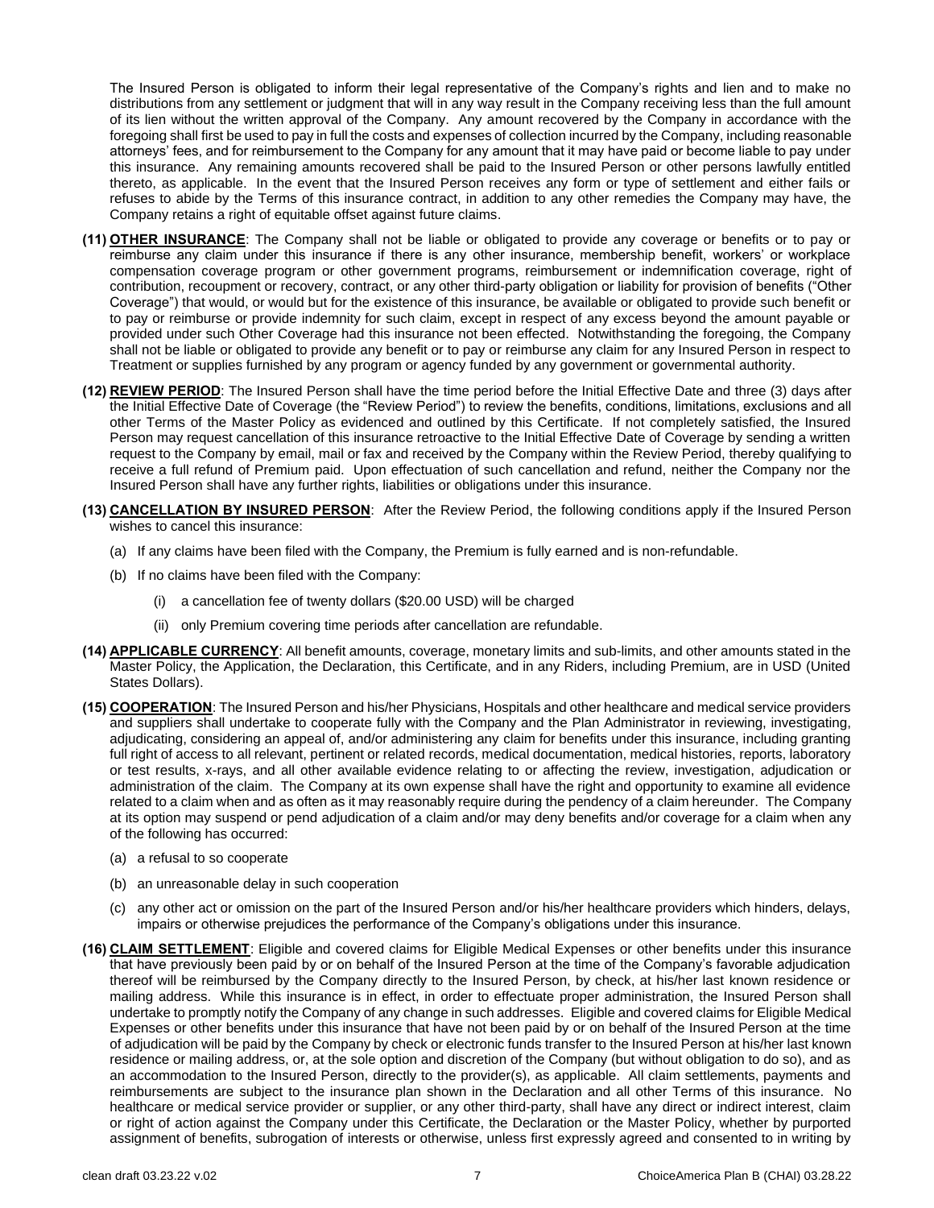The Insured Person is obligated to inform their legal representative of the Company's rights and lien and to make no distributions from any settlement or judgment that will in any way result in the Company receiving less than the full amount of its lien without the written approval of the Company. Any amount recovered by the Company in accordance with the foregoing shall first be used to pay in full the costs and expenses of collection incurred by the Company, including reasonable attorneys' fees, and for reimbursement to the Company for any amount that it may have paid or become liable to pay under this insurance. Any remaining amounts recovered shall be paid to the Insured Person or other persons lawfully entitled thereto, as applicable. In the event that the Insured Person receives any form or type of settlement and either fails or refuses to abide by the Terms of this insurance contract, in addition to any other remedies the Company may have, the Company retains a right of equitable offset against future claims.

**(11) OTHER INSURANCE**: The Company shall not be liable or obligated to provide any coverage or benefits or to pay or reimburse any claim under this insurance if there is any other insurance, membership benefit, workers' or workplace compensation coverage program or other government programs, reimbursement or indemnification coverage, right of contribution, recoupment or recovery, contract, or any other third-party obligation or liability for provision of benefits ("Other Coverage") that would, or would but for the existence of this insurance, be available or obligated to provide such benefit or to pay or reimburse or provide indemnity for such claim, except in respect of any excess beyond the amount payable or provided under such Other Coverage had this insurance not been effected. Notwithstanding the foregoing, the Company shall not be liable or obligated to provide any benefit or to pay or reimburse any claim for any Insured Person in respect to Treatment or supplies furnished by any program or agency funded by any government or governmental authority.

**(12) REVIEW PERIOD**: The Insured Person shall have the time period before the Initial Effective Date and three (3) days after the Initial Effective Date of Coverage (the "Review Period") to review the benefits, conditions, limitations, exclusions and all other Terms of the Master Policy as evidenced and outlined by this Certificate. If not completely satisfied, the Insured Person may request cancellation of this insurance retroactive to the Initial Effective Date of Coverage by sending a written request to the Company by email, mail or fax and received by the Company within the Review Period, thereby qualifying to receive a full refund of Premium paid. Upon effectuation of such cancellation and refund, neither the Company nor the Insured Person shall have any further rights, liabilities or obligations under this insurance.

**(13) CANCELLATION BY INSURED PERSON**: After the Review Period, the following conditions apply if the Insured Person wishes to cancel this insurance:

(a) If any claims have been filed with the Company, the Premium is fully earned and is non-refundable.

(b) If no claims have been filed with the Company:

(i) a cancellation fee of twenty dollars ($20.00 USD) will be charged

(ii) only Premium covering time periods after cancellation are refundable.

**(14) APPLICABLE CURRENCY**: All benefit amounts, coverage, monetary limits and sub-limits, and other amounts stated in the Master Policy, the Application, the Declaration, this Certificate, and in any Riders, including Premium, are in USD (United States Dollars).

**(15) COOPERATION**: The Insured Person and his/her Physicians, Hospitals and other healthcare and medical service providers and suppliers shall undertake to cooperate fully with the Company and the Plan Administrator in reviewing, investigating, adjudicating, considering an appeal of, and/or administering any claim for benefits under this insurance, including granting full right of access to all relevant, pertinent or related records, medical documentation, medical histories, reports, laboratory or test results, x-rays, and all other available evidence relating to or affecting the review, investigation, adjudication or administration of the claim. The Company at its own expense shall have the right and opportunity to examine all evidence related to a claim when and as often as it may reasonably require during the pendency of a claim hereunder. The Company at its option may suspend or pend adjudication of a claim and/or may deny benefits and/or coverage for a claim when any of the following has occurred:

(a) a refusal to so cooperate

(b) an unreasonable delay in such cooperation

(c) any other act or omission on the part of the Insured Person and/or his/her healthcare providers which hinders, delays, impairs or otherwise prejudices the performance of the Company's obligations under this insurance.

**(16) CLAIM SETTLEMENT**: Eligible and covered claims for Eligible Medical Expenses or other benefits under this insurance that have previously been paid by or on behalf of the Insured Person at the time of the Company's favorable adjudication thereof will be reimbursed by the Company directly to the Insured Person, by check, at his/her last known residence or mailing address. While this insurance is in effect, in order to effectuate proper administration, the Insured Person shall undertake to promptly notify the Company of any change in such addresses. Eligible and covered claims for Eligible Medical Expenses or other benefits under this insurance that have not been paid by or on behalf of the Insured Person at the time of adjudication will be paid by the Company by check or electronic funds transfer to the Insured Person at his/her last known residence or mailing address, or, at the sole option and discretion of the Company (but without obligation to do so), and as an accommodation to the Insured Person, directly to the provider(s), as applicable. All claim settlements, payments and reimbursements are subject to the insurance plan shown in the Declaration and all other Terms of this insurance. No healthcare or medical service provider or supplier, or any other third-party, shall have any direct or indirect interest, claim or right of action against the Company under this Certificate, the Declaration or the Master Policy, whether by purported assignment of benefits, subrogation of interests or otherwise, unless first expressly agreed and consented to in writing by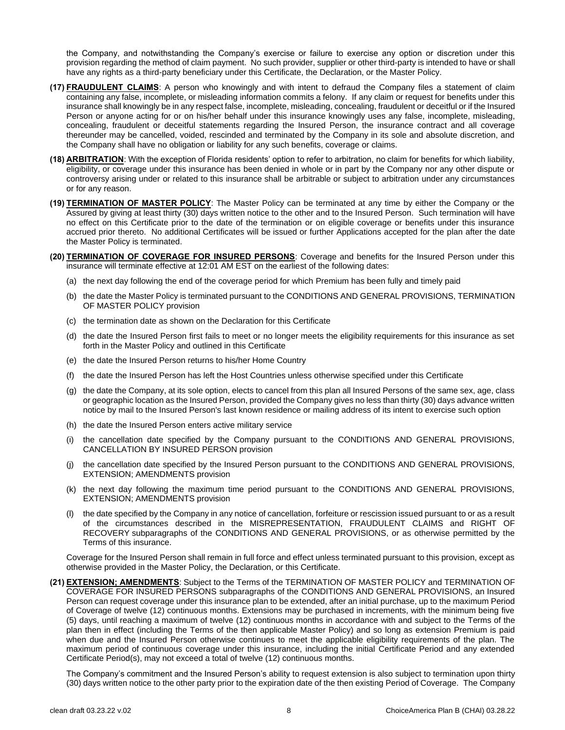the Company, and notwithstanding the Company's exercise or failure to exercise any option or discretion under this provision regarding the method of claim payment. No such provider, supplier or other third-party is intended to have or shall have any rights as a third-party beneficiary under this Certificate, the Declaration, or the Master Policy.

**(17) FRAUDULENT CLAIMS**: A person who knowingly and with intent to defraud the Company files a statement of claim containing any false, incomplete, or misleading information commits a felony. If any claim or request for benefits under this insurance shall knowingly be in any respect false, incomplete, misleading, concealing, fraudulent or deceitful or if the Insured Person or anyone acting for or on his/her behalf under this insurance knowingly uses any false, incomplete, misleading, concealing, fraudulent or deceitful statements regarding the Insured Person, the insurance contract and all coverage thereunder may be cancelled, voided, rescinded and terminated by the Company in its sole and absolute discretion, and the Company shall have no obligation or liability for any such benefits, coverage or claims.

**(18) ARBITRATION**: With the exception of Florida residents' option to refer to arbitration, no claim for benefits for which liability, eligibility, or coverage under this insurance has been denied in whole or in part by the Company nor any other dispute or controversy arising under or related to this insurance shall be arbitrable or subject to arbitration under any circumstances or for any reason.

**(19) TERMINATION OF MASTER POLICY**: The Master Policy can be terminated at any time by either the Company or the Assured by giving at least thirty (30) days written notice to the other and to the Insured Person. Such termination will have no effect on this Certificate prior to the date of the termination or on eligible coverage or benefits under this insurance accrued prior thereto. No additional Certificates will be issued or further Applications accepted for the plan after the date the Master Policy is terminated.

**(20) TERMINATION OF COVERAGE FOR INSURED PERSONS**: Coverage and benefits for the Insured Person under this insurance will terminate effective at 12:01 AM EST on the earliest of the following dates:

(a) the next day following the end of the coverage period for which Premium has been fully and timely paid

(b) the date the Master Policy is terminated pursuant to the CONDITIONS AND GENERAL PROVISIONS, TERMINATION OF MASTER POLICY provision

(c) the termination date as shown on the Declaration for this Certificate

(d) the date the Insured Person first fails to meet or no longer meets the eligibility requirements for this insurance as set forth in the Master Policy and outlined in this Certificate

(e) the date the Insured Person returns to his/her Home Country

(f) the date the Insured Person has left the Host Countries unless otherwise specified under this Certificate

(g) the date the Company, at its sole option, elects to cancel from this plan all Insured Persons of the same sex, age, class or geographic location as the Insured Person, provided the Company gives no less than thirty (30) days advance written notice by mail to the Insured Person's last known residence or mailing address of its intent to exercise such option

(h) the date the Insured Person enters active military service

(i) the cancellation date specified by the Company pursuant to the CONDITIONS AND GENERAL PROVISIONS, CANCELLATION BY INSURED PERSON provision

(j) the cancellation date specified by the Insured Person pursuant to the CONDITIONS AND GENERAL PROVISIONS, EXTENSION; AMENDMENTS provision

(k) the next day following the maximum time period pursuant to the CONDITIONS AND GENERAL PROVISIONS, EXTENSION; AMENDMENTS provision

(l) the date specified by the Company in any notice of cancellation, forfeiture or rescission issued pursuant to or as a result of the circumstances described in the MISREPRESENTATION, FRAUDULENT CLAIMS and RIGHT OF RECOVERY subparagraphs of the CONDITIONS AND GENERAL PROVISIONS, or as otherwise permitted by the Terms of this insurance.

Coverage for the Insured Person shall remain in full force and effect unless terminated pursuant to this provision, except as otherwise provided in the Master Policy, the Declaration, or this Certificate.

**(21) EXTENSION; AMENDMENTS**: Subject to the Terms of the TERMINATION OF MASTER POLICY and TERMINATION OF COVERAGE FOR INSURED PERSONS subparagraphs of the CONDITIONS AND GENERAL PROVISIONS, an Insured Person can request coverage under this insurance plan to be extended, after an initial purchase, up to the maximum Period of Coverage of twelve (12) continuous months. Extensions may be purchased in increments, with the minimum being five (5) days, until reaching a maximum of twelve (12) continuous months in accordance with and subject to the Terms of the plan then in effect (including the Terms of the then applicable Master Policy) and so long as extension Premium is paid when due and the Insured Person otherwise continues to meet the applicable eligibility requirements of the plan. The maximum period of continuous coverage under this insurance, including the initial Certificate Period and any extended Certificate Period(s), may not exceed a total of twelve (12) continuous months.

The Company's commitment and the Insured Person's ability to request extension is also subject to termination upon thirty (30) days written notice to the other party prior to the expiration date of the then existing Period of Coverage. The Company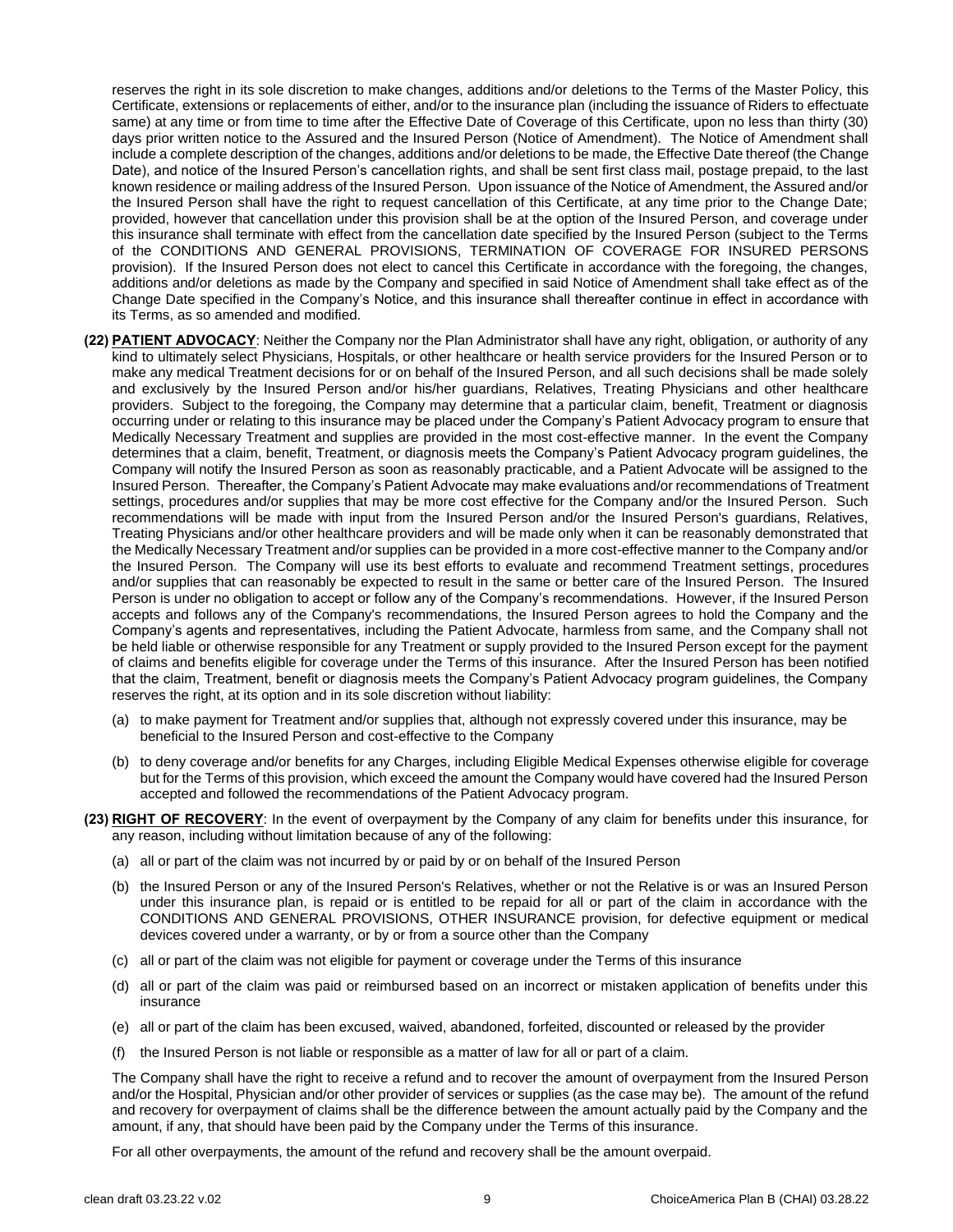reserves the right in its sole discretion to make changes, additions and/or deletions to the Terms of the Master Policy, this Certificate, extensions or replacements of either, and/or to the insurance plan (including the issuance of Riders to effectuate same) at any time or from time to time after the Effective Date of Coverage of this Certificate, upon no less than thirty (30) days prior written notice to the Assured and the Insured Person (Notice of Amendment). The Notice of Amendment shall include a complete description of the changes, additions and/or deletions to be made, the Effective Date thereof (the Change Date), and notice of the Insured Person's cancellation rights, and shall be sent first class mail, postage prepaid, to the last known residence or mailing address of the Insured Person. Upon issuance of the Notice of Amendment, the Assured and/or the Insured Person shall have the right to request cancellation of this Certificate, at any time prior to the Change Date; provided, however that cancellation under this provision shall be at the option of the Insured Person, and coverage under this insurance shall terminate with effect from the cancellation date specified by the Insured Person (subject to the Terms of the CONDITIONS AND GENERAL PROVISIONS, TERMINATION OF COVERAGE FOR INSURED PERSONS provision). If the Insured Person does not elect to cancel this Certificate in accordance with the foregoing, the changes, additions and/or deletions as made by the Company and specified in said Notice of Amendment shall take effect as of the Change Date specified in the Company's Notice, and this insurance shall thereafter continue in effect in accordance with its Terms, as so amended and modified.

**(22) PATIENT ADVOCACY**: Neither the Company nor the Plan Administrator shall have any right, obligation, or authority of any kind to ultimately select Physicians, Hospitals, or other healthcare or health service providers for the Insured Person or to make any medical Treatment decisions for or on behalf of the Insured Person, and all such decisions shall be made solely and exclusively by the Insured Person and/or his/her guardians, Relatives, Treating Physicians and other healthcare providers. Subject to the foregoing, the Company may determine that a particular claim, benefit, Treatment or diagnosis occurring under or relating to this insurance may be placed under the Company's Patient Advocacy program to ensure that Medically Necessary Treatment and supplies are provided in the most cost-effective manner. In the event the Company determines that a claim, benefit, Treatment, or diagnosis meets the Company's Patient Advocacy program guidelines, the Company will notify the Insured Person as soon as reasonably practicable, and a Patient Advocate will be assigned to the Insured Person. Thereafter, the Company's Patient Advocate may make evaluations and/or recommendations of Treatment settings, procedures and/or supplies that may be more cost effective for the Company and/or the Insured Person. Such recommendations will be made with input from the Insured Person and/or the Insured Person's guardians, Relatives, Treating Physicians and/or other healthcare providers and will be made only when it can be reasonably demonstrated that the Medically Necessary Treatment and/or supplies can be provided in a more cost-effective manner to the Company and/or the Insured Person. The Company will use its best efforts to evaluate and recommend Treatment settings, procedures and/or supplies that can reasonably be expected to result in the same or better care of the Insured Person. The Insured Person is under no obligation to accept or follow any of the Company's recommendations. However, if the Insured Person accepts and follows any of the Company's recommendations, the Insured Person agrees to hold the Company and the Company's agents and representatives, including the Patient Advocate, harmless from same, and the Company shall not be held liable or otherwise responsible for any Treatment or supply provided to the Insured Person except for the payment of claims and benefits eligible for coverage under the Terms of this insurance. After the Insured Person has been notified that the claim, Treatment, benefit or diagnosis meets the Company's Patient Advocacy program guidelines, the Company reserves the right, at its option and in its sole discretion without liability:

(a) to make payment for Treatment and/or supplies that, although not expressly covered under this insurance, may be beneficial to the Insured Person and cost-effective to the Company

(b) to deny coverage and/or benefits for any Charges, including Eligible Medical Expenses otherwise eligible for coverage but for the Terms of this provision, which exceed the amount the Company would have covered had the Insured Person accepted and followed the recommendations of the Patient Advocacy program.

**(23) RIGHT OF RECOVERY**: In the event of overpayment by the Company of any claim for benefits under this insurance, for any reason, including without limitation because of any of the following:

(a) all or part of the claim was not incurred by or paid by or on behalf of the Insured Person

(b) the Insured Person or any of the Insured Person's Relatives, whether or not the Relative is or was an Insured Person under this insurance plan, is repaid or is entitled to be repaid for all or part of the claim in accordance with the CONDITIONS AND GENERAL PROVISIONS, OTHER INSURANCE provision, for defective equipment or medical devices covered under a warranty, or by or from a source other than the Company

(c) all or part of the claim was not eligible for payment or coverage under the Terms of this insurance

(d) all or part of the claim was paid or reimbursed based on an incorrect or mistaken application of benefits under this insurance

(e) all or part of the claim has been excused, waived, abandoned, forfeited, discounted or released by the provider

(f) the Insured Person is not liable or responsible as a matter of law for all or part of a claim.

The Company shall have the right to receive a refund and to recover the amount of overpayment from the Insured Person and/or the Hospital, Physician and/or other provider of services or supplies (as the case may be). The amount of the refund and recovery for overpayment of claims shall be the difference between the amount actually paid by the Company and the amount, if any, that should have been paid by the Company under the Terms of this insurance.

For all other overpayments, the amount of the refund and recovery shall be the amount overpaid.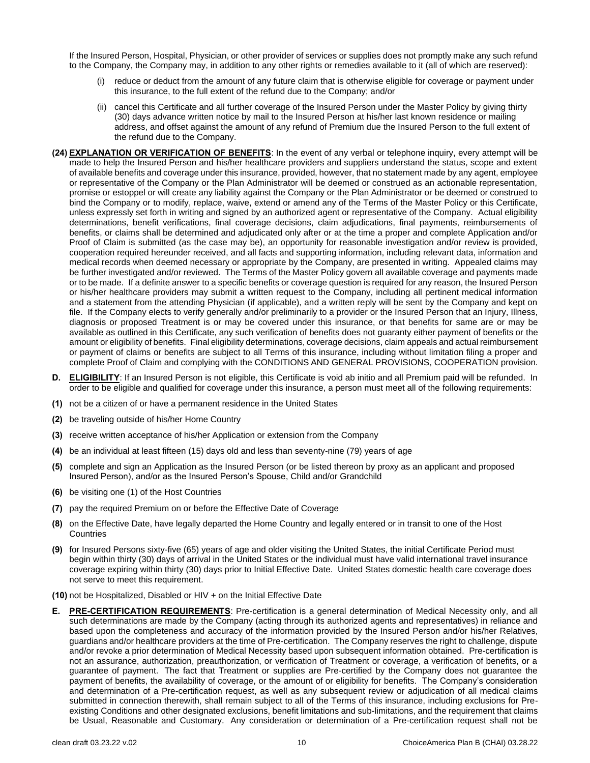If the Insured Person, Hospital, Physician, or other provider of services or supplies does not promptly make any such refund to the Company, the Company may, in addition to any other rights or remedies available to it (all of which are reserved):

(i) reduce or deduct from the amount of any future claim that is otherwise eligible for coverage or payment under this insurance, to the full extent of the refund due to the Company; and/or

(ii) cancel this Certificate and all further coverage of the Insured Person under the Master Policy by giving thirty (30) days advance written notice by mail to the Insured Person at his/her last known residence or mailing address, and offset against the amount of any refund of Premium due the Insured Person to the full extent of the refund due to the Company.

**(24) EXPLANATION OR VERIFICATION OF BENEFITS**: In the event of any verbal or telephone inquiry, every attempt will be made to help the Insured Person and his/her healthcare providers and suppliers understand the status, scope and extent of available benefits and coverage under this insurance, provided, however, that no statement made by any agent, employee or representative of the Company or the Plan Administrator will be deemed or construed as an actionable representation, promise or estoppel or will create any liability against the Company or the Plan Administrator or be deemed or construed to bind the Company or to modify, replace, waive, extend or amend any of the Terms of the Master Policy or this Certificate, unless expressly set forth in writing and signed by an authorized agent or representative of the Company. Actual eligibility determinations, benefit verifications, final coverage decisions, claim adjudications, final payments, reimbursements of benefits, or claims shall be determined and adjudicated only after or at the time a proper and complete Application and/or Proof of Claim is submitted (as the case may be), an opportunity for reasonable investigation and/or review is provided, cooperation required hereunder received, and all facts and supporting information, including relevant data, information and medical records when deemed necessary or appropriate by the Company, are presented in writing. Appealed claims may be further investigated and/or reviewed. The Terms of the Master Policy govern all available coverage and payments made or to be made. If a definite answer to a specific benefits or coverage question is required for any reason, the Insured Person or his/her healthcare providers may submit a written request to the Company, including all pertinent medical information and a statement from the attending Physician (if applicable), and a written reply will be sent by the Company and kept on file. If the Company elects to verify generally and/or preliminarily to a provider or the Insured Person that an Injury, Illness, diagnosis or proposed Treatment is or may be covered under this insurance, or that benefits for same are or may be available as outlined in this Certificate, any such verification of benefits does not guaranty either payment of benefits or the amount or eligibility of benefits. Final eligibility determinations, coverage decisions, claim appeals and actual reimbursement or payment of claims or benefits are subject to all Terms of this insurance, including without limitation filing a proper and complete Proof of Claim and complying with the CONDITIONS AND GENERAL PROVISIONS, COOPERATION provision.

**D. ELIGIBILITY**: If an Insured Person is not eligible, this Certificate is void ab initio and all Premium paid will be refunded. In order to be eligible and qualified for coverage under this insurance, a person must meet all of the following requirements:

**(1)** not be a citizen of or have a permanent residence in the United States

**(2)** be traveling outside of his/her Home Country

**(3)** receive written acceptance of his/her Application or extension from the Company

**(4)** be an individual at least fifteen (15) days old and less than seventy-nine (79) years of age

**(5)** complete and sign an Application as the Insured Person (or be listed thereon by proxy as an applicant and proposed Insured Person), and/or as the Insured Person's Spouse, Child and/or Grandchild

**(6)** be visiting one (1) of the Host Countries

**(7)** pay the required Premium on or before the Effective Date of Coverage

**(8)** on the Effective Date, have legally departed the Home Country and legally entered or in transit to one of the Host Countries

**(9)** for Insured Persons sixty-five (65) years of age and older visiting the United States, the initial Certificate Period must begin within thirty (30) days of arrival in the United States or the individual must have valid international travel insurance coverage expiring within thirty (30) days prior to Initial Effective Date. United States domestic health care coverage does not serve to meet this requirement.

**(10)** not be Hospitalized, Disabled or HIV + on the Initial Effective Date

**E. PRE-CERTIFICATION REQUIREMENTS**: Pre-certification is a general determination of Medical Necessity only, and all such determinations are made by the Company (acting through its authorized agents and representatives) in reliance and based upon the completeness and accuracy of the information provided by the Insured Person and/or his/her Relatives, guardians and/or healthcare providers at the time of Pre-certification. The Company reserves the right to challenge, dispute and/or revoke a prior determination of Medical Necessity based upon subsequent information obtained. Pre-certification is not an assurance, authorization, preauthorization, or verification of Treatment or coverage, a verification of benefits, or a guarantee of payment. The fact that Treatment or supplies are Pre-certified by the Company does not guarantee the payment of benefits, the availability of coverage, or the amount of or eligibility for benefits. The Company's consideration and determination of a Pre-certification request, as well as any subsequent review or adjudication of all medical claims submitted in connection therewith, shall remain subject to all of the Terms of this insurance, including exclusions for Pre-existing Conditions and other designated exclusions, benefit limitations and sub-limitations, and the requirement that claims be Usual, Reasonable and Customary. Any consideration or determination of a Pre-certification request shall not be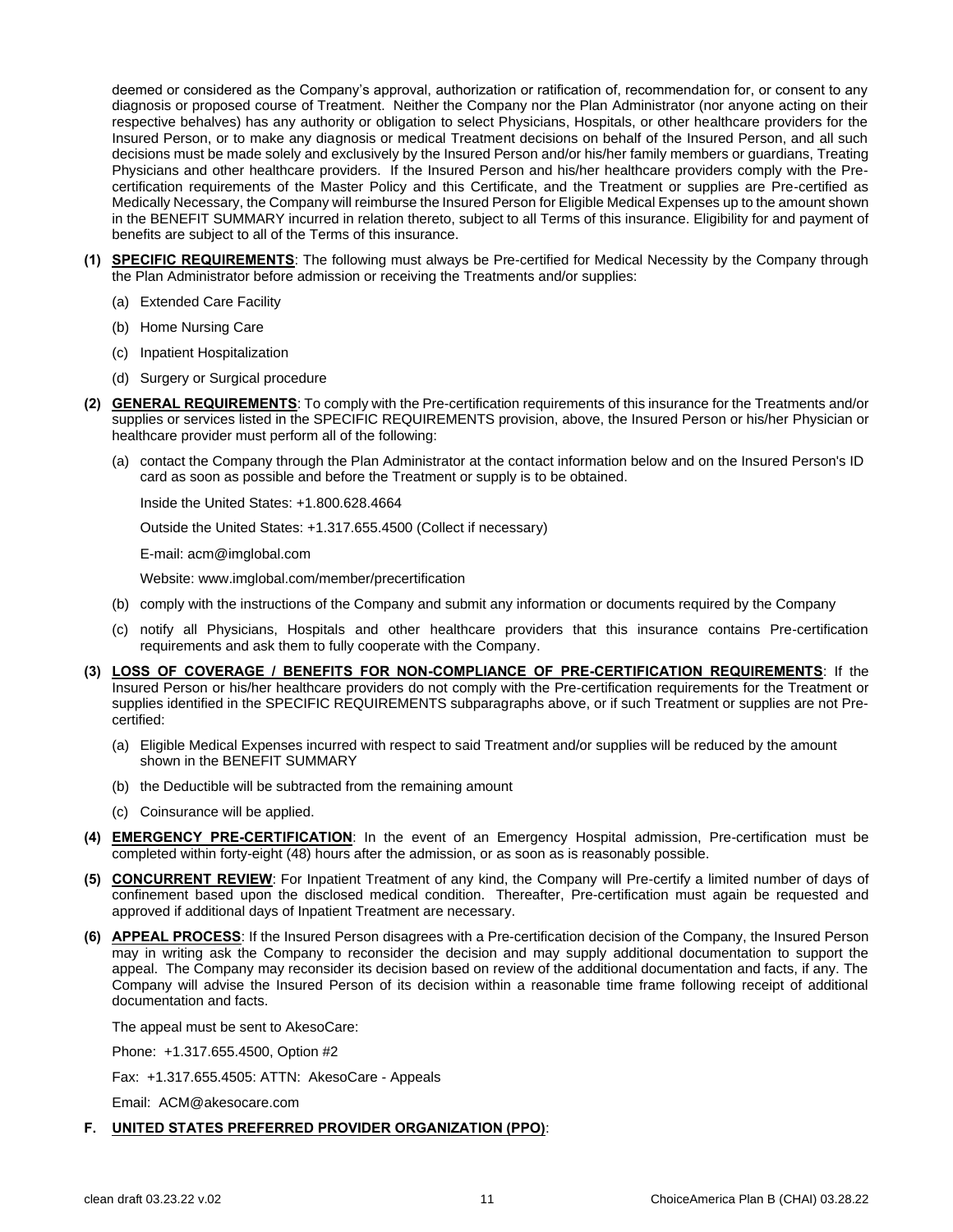deemed or considered as the Company's approval, authorization or ratification of, recommendation for, or consent to any diagnosis or proposed course of Treatment. Neither the Company nor the Plan Administrator (nor anyone acting on their respective behalves) has any authority or obligation to select Physicians, Hospitals, or other healthcare providers for the Insured Person, or to make any diagnosis or medical Treatment decisions on behalf of the Insured Person, and all such decisions must be made solely and exclusively by the Insured Person and/or his/her family members or guardians, Treating Physicians and other healthcare providers. If the Insured Person and his/her healthcare providers comply with the Pre-certification requirements of the Master Policy and this Certificate, and the Treatment or supplies are Pre-certified as Medically Necessary, the Company will reimburse the Insured Person for Eligible Medical Expenses up to the amount shown in the BENEFIT SUMMARY incurred in relation thereto, subject to all Terms of this insurance. Eligibility for and payment of benefits are subject to all of the Terms of this insurance.

**(1) SPECIFIC REQUIREMENTS**: The following must always be Pre-certified for Medical Necessity by the Company through the Plan Administrator before admission or receiving the Treatments and/or supplies:

(a) Extended Care Facility

(b) Home Nursing Care

(c) Inpatient Hospitalization

(d) Surgery or Surgical procedure

**(2) GENERAL REQUIREMENTS**: To comply with the Pre-certification requirements of this insurance for the Treatments and/or supplies or services listed in the SPECIFIC REQUIREMENTS provision, above, the Insured Person or his/her Physician or healthcare provider must perform all of the following:

(a) contact the Company through the Plan Administrator at the contact information below and on the Insured Person's ID card as soon as possible and before the Treatment or supply is to be obtained.

Inside the United States: +1.800.628.4664

Outside the United States: +1.317.655.4500 (Collect if necessary)

E-mail: acm@imglobal.com

Website: www.imglobal.com/member/precertification

(b) comply with the instructions of the Company and submit any information or documents required by the Company

(c) notify all Physicians, Hospitals and other healthcare providers that this insurance contains Pre-certification requirements and ask them to fully cooperate with the Company.

**(3) LOSS OF COVERAGE / BENEFITS FOR NON-COMPLIANCE OF PRE-CERTIFICATION REQUIREMENTS**: If the Insured Person or his/her healthcare providers do not comply with the Pre-certification requirements for the Treatment or supplies identified in the SPECIFIC REQUIREMENTS subparagraphs above, or if such Treatment or supplies are not Pre-certified:

(a) Eligible Medical Expenses incurred with respect to said Treatment and/or supplies will be reduced by the amount shown in the BENEFIT SUMMARY

(b) the Deductible will be subtracted from the remaining amount

(c) Coinsurance will be applied.

**(4) EMERGENCY PRE-CERTIFICATION**: In the event of an Emergency Hospital admission, Pre-certification must be completed within forty-eight (48) hours after the admission, or as soon as is reasonably possible.

**(5) CONCURRENT REVIEW**: For Inpatient Treatment of any kind, the Company will Pre-certify a limited number of days of confinement based upon the disclosed medical condition. Thereafter, Pre-certification must again be requested and approved if additional days of Inpatient Treatment are necessary.

**(6) APPEAL PROCESS**: If the Insured Person disagrees with a Pre-certification decision of the Company, the Insured Person may in writing ask the Company to reconsider the decision and may supply additional documentation to support the appeal. The Company may reconsider its decision based on review of the additional documentation and facts, if any. The Company will advise the Insured Person of its decision within a reasonable time frame following receipt of additional documentation and facts.

The appeal must be sent to AkesoCare:

Phone: +1.317.655.4500, Option #2

Fax: +1.317.655.4505: ATTN: AkesoCare - Appeals

Email: ACM@akesocare.com

**F. UNITED STATES PREFERRED PROVIDER ORGANIZATION (PPO)**: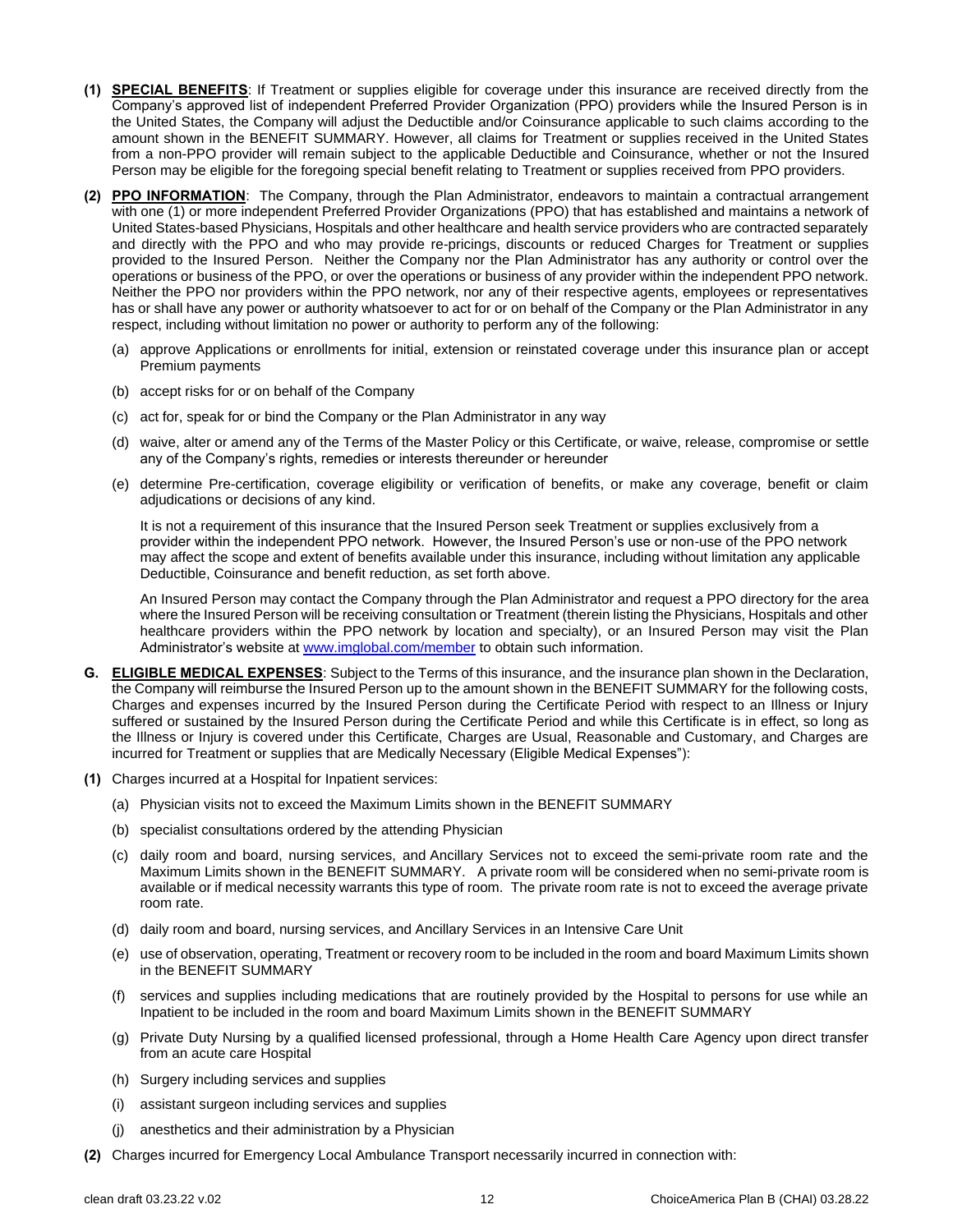**(1)** **SPECIAL BENEFITS**: If Treatment or supplies eligible for coverage under this insurance are received directly from the Company's approved list of independent Preferred Provider Organization (PPO) providers while the Insured Person is in the United States, the Company will adjust the Deductible and/or Coinsurance applicable to such claims according to the amount shown in the BENEFIT SUMMARY. However, all claims for Treatment or supplies received in the United States from a non-PPO provider will remain subject to the applicable Deductible and Coinsurance, whether or not the Insured Person may be eligible for the foregoing special benefit relating to Treatment or supplies received from PPO providers.

**(2)** **PPO INFORMATION**: The Company, through the Plan Administrator, endeavors to maintain a contractual arrangement with one (1) or more independent Preferred Provider Organizations (PPO) that has established and maintains a network of United States-based Physicians, Hospitals and other healthcare and health service providers who are contracted separately and directly with the PPO and who may provide re-pricings, discounts or reduced Charges for Treatment or supplies provided to the Insured Person. Neither the Company nor the Plan Administrator has any authority or control over the operations or business of the PPO, or over the operations or business of any provider within the independent PPO network. Neither the PPO nor providers within the PPO network, nor any of their respective agents, employees or representatives has or shall have any power or authority whatsoever to act for or on behalf of the Company or the Plan Administrator in any respect, including without limitation no power or authority to perform any of the following:

(a) approve Applications or enrollments for initial, extension or reinstated coverage under this insurance plan or accept Premium payments

(b) accept risks for or on behalf of the Company

(c) act for, speak for or bind the Company or the Plan Administrator in any way

(d) waive, alter or amend any of the Terms of the Master Policy or this Certificate, or waive, release, compromise or settle any of the Company's rights, remedies or interests thereunder or hereunder

(e) determine Pre-certification, coverage eligibility or verification of benefits, or make any coverage, benefit or claim adjudications or decisions of any kind.

It is not a requirement of this insurance that the Insured Person seek Treatment or supplies exclusively from a provider within the independent PPO network. However, the Insured Person's use or non-use of the PPO network may affect the scope and extent of benefits available under this insurance, including without limitation any applicable Deductible, Coinsurance and benefit reduction, as set forth above.

An Insured Person may contact the Company through the Plan Administrator and request a PPO directory for the area where the Insured Person will be receiving consultation or Treatment (therein listing the Physicians, Hospitals and other healthcare providers within the PPO network by location and specialty), or an Insured Person may visit the Plan Administrator's website at www.imglobal.com/member to obtain such information.

**G.** **ELIGIBLE MEDICAL EXPENSES**: Subject to the Terms of this insurance, and the insurance plan shown in the Declaration, the Company will reimburse the Insured Person up to the amount shown in the BENEFIT SUMMARY for the following costs, Charges and expenses incurred by the Insured Person during the Certificate Period with respect to an Illness or Injury suffered or sustained by the Insured Person during the Certificate Period and while this Certificate is in effect, so long as the Illness or Injury is covered under this Certificate, Charges are Usual, Reasonable and Customary, and Charges are incurred for Treatment or supplies that are Medically Necessary (Eligible Medical Expenses"):

**(1)** Charges incurred at a Hospital for Inpatient services:

(a) Physician visits not to exceed the Maximum Limits shown in the BENEFIT SUMMARY

(b) specialist consultations ordered by the attending Physician

(c) daily room and board, nursing services, and Ancillary Services not to exceed the semi-private room rate and the Maximum Limits shown in the BENEFIT SUMMARY. A private room will be considered when no semi-private room is available or if medical necessity warrants this type of room. The private room rate is not to exceed the average private room rate.

(d) daily room and board, nursing services, and Ancillary Services in an Intensive Care Unit

(e) use of observation, operating, Treatment or recovery room to be included in the room and board Maximum Limits shown in the BENEFIT SUMMARY

(f) services and supplies including medications that are routinely provided by the Hospital to persons for use while an Inpatient to be included in the room and board Maximum Limits shown in the BENEFIT SUMMARY

(g) Private Duty Nursing by a qualified licensed professional, through a Home Health Care Agency upon direct transfer from an acute care Hospital

(h) Surgery including services and supplies

(i) assistant surgeon including services and supplies

(j) anesthetics and their administration by a Physician

**(2)** Charges incurred for Emergency Local Ambulance Transport necessarily incurred in connection with: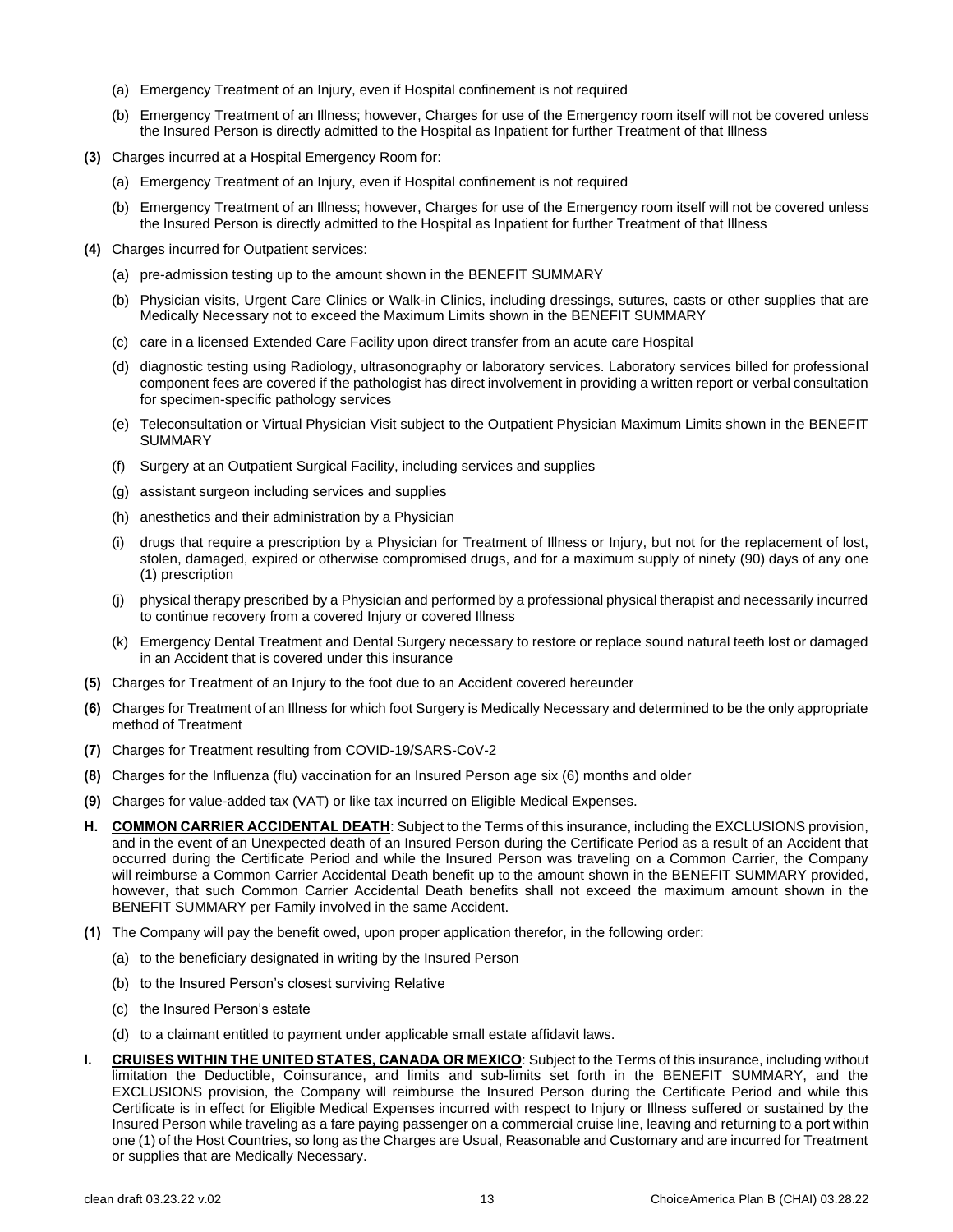(a) Emergency Treatment of an Injury, even if Hospital confinement is not required

(b) Emergency Treatment of an Illness; however, Charges for use of the Emergency room itself will not be covered unless the Insured Person is directly admitted to the Hospital as Inpatient for further Treatment of that Illness

**(3)** Charges incurred at a Hospital Emergency Room for:

(a) Emergency Treatment of an Injury, even if Hospital confinement is not required

(b) Emergency Treatment of an Illness; however, Charges for use of the Emergency room itself will not be covered unless the Insured Person is directly admitted to the Hospital as Inpatient for further Treatment of that Illness

**(4)** Charges incurred for Outpatient services:

(a) pre-admission testing up to the amount shown in the BENEFIT SUMMARY

(b) Physician visits, Urgent Care Clinics or Walk-in Clinics, including dressings, sutures, casts or other supplies that are Medically Necessary not to exceed the Maximum Limits shown in the BENEFIT SUMMARY

(c) care in a licensed Extended Care Facility upon direct transfer from an acute care Hospital

(d) diagnostic testing using Radiology, ultrasonography or laboratory services. Laboratory services billed for professional component fees are covered if the pathologist has direct involvement in providing a written report or verbal consultation for specimen-specific pathology services

(e) Teleconsultation or Virtual Physician Visit subject to the Outpatient Physician Maximum Limits shown in the BENEFIT SUMMARY

(f) Surgery at an Outpatient Surgical Facility, including services and supplies

(g) assistant surgeon including services and supplies

(h) anesthetics and their administration by a Physician

(i) drugs that require a prescription by a Physician for Treatment of Illness or Injury, but not for the replacement of lost, stolen, damaged, expired or otherwise compromised drugs, and for a maximum supply of ninety (90) days of any one (1) prescription

(j) physical therapy prescribed by a Physician and performed by a professional physical therapist and necessarily incurred to continue recovery from a covered Injury or covered Illness

(k) Emergency Dental Treatment and Dental Surgery necessary to restore or replace sound natural teeth lost or damaged in an Accident that is covered under this insurance

**(5)** Charges for Treatment of an Injury to the foot due to an Accident covered hereunder

**(6)** Charges for Treatment of an Illness for which foot Surgery is Medically Necessary and determined to be the only appropriate method of Treatment

**(7)** Charges for Treatment resulting from COVID-19/SARS-CoV-2

**(8)** Charges for the Influenza (flu) vaccination for an Insured Person age six (6) months and older

**(9)** Charges for value-added tax (VAT) or like tax incurred on Eligible Medical Expenses.

**H. COMMON CARRIER ACCIDENTAL DEATH**: Subject to the Terms of this insurance, including the EXCLUSIONS provision, and in the event of an Unexpected death of an Insured Person during the Certificate Period as a result of an Accident that occurred during the Certificate Period and while the Insured Person was traveling on a Common Carrier, the Company will reimburse a Common Carrier Accidental Death benefit up to the amount shown in the BENEFIT SUMMARY provided, however, that such Common Carrier Accidental Death benefits shall not exceed the maximum amount shown in the BENEFIT SUMMARY per Family involved in the same Accident.

**(1)** The Company will pay the benefit owed, upon proper application therefor, in the following order:

(a) to the beneficiary designated in writing by the Insured Person

(b) to the Insured Person's closest surviving Relative

(c) the Insured Person's estate

(d) to a claimant entitled to payment under applicable small estate affidavit laws.

**I. CRUISES WITHIN THE UNITED STATES, CANADA OR MEXICO**: Subject to the Terms of this insurance, including without limitation the Deductible, Coinsurance, and limits and sub-limits set forth in the BENEFIT SUMMARY, and the EXCLUSIONS provision, the Company will reimburse the Insured Person during the Certificate Period and while this Certificate is in effect for Eligible Medical Expenses incurred with respect to Injury or Illness suffered or sustained by the Insured Person while traveling as a fare paying passenger on a commercial cruise line, leaving and returning to a port within one (1) of the Host Countries, so long as the Charges are Usual, Reasonable and Customary and are incurred for Treatment or supplies that are Medically Necessary.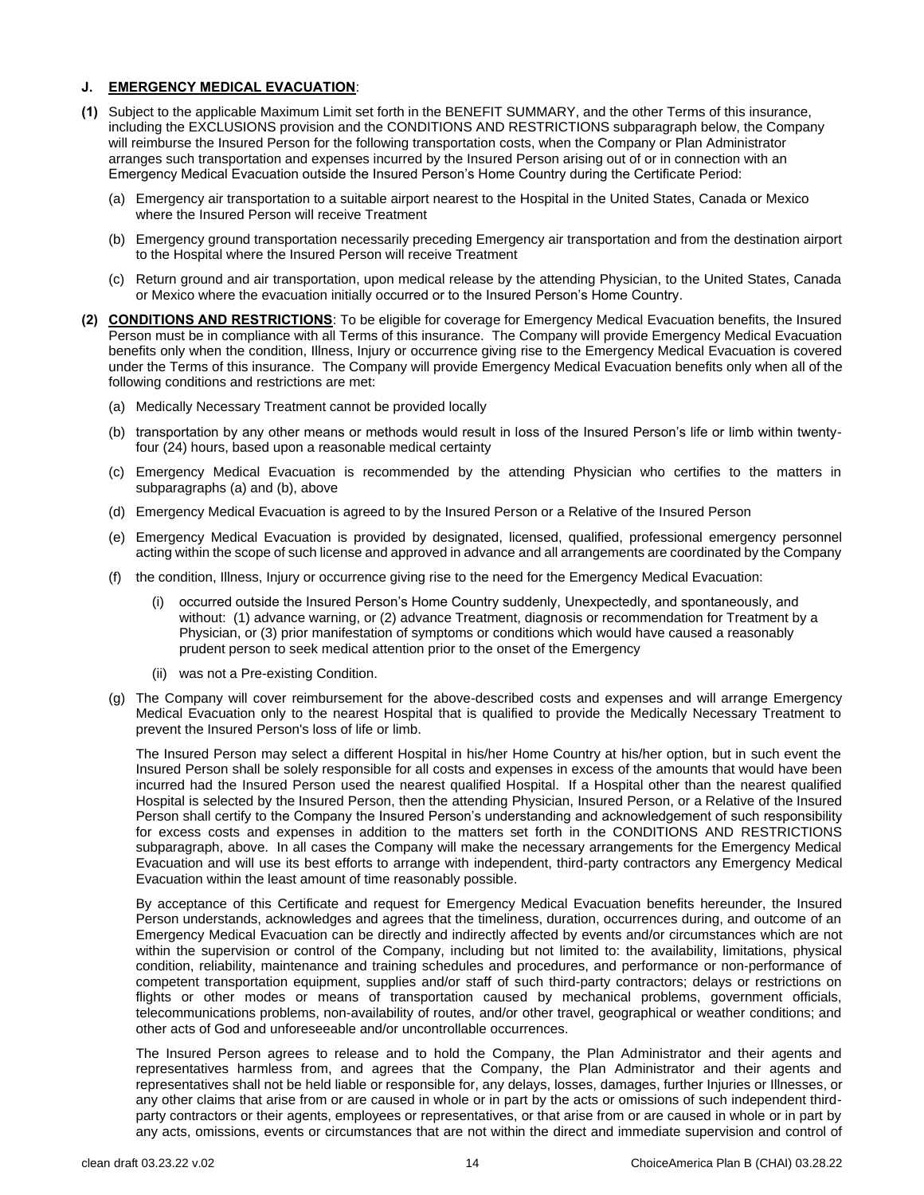### J. **EMERGENCY MEDICAL EVACUATION**:

**(1)** Subject to the applicable Maximum Limit set forth in the BENEFIT SUMMARY, and the other Terms of this insurance, including the EXCLUSIONS provision and the CONDITIONS AND RESTRICTIONS subparagraph below, the Company will reimburse the Insured Person for the following transportation costs, when the Company or Plan Administrator arranges such transportation and expenses incurred by the Insured Person arising out of or in connection with an Emergency Medical Evacuation outside the Insured Person's Home Country during the Certificate Period:

(a) Emergency air transportation to a suitable airport nearest to the Hospital in the United States, Canada or Mexico where the Insured Person will receive Treatment

(b) Emergency ground transportation necessarily preceding Emergency air transportation and from the destination airport to the Hospital where the Insured Person will receive Treatment

(c) Return ground and air transportation, upon medical release by the attending Physician, to the United States, Canada or Mexico where the evacuation initially occurred or to the Insured Person's Home Country.

**(2)** **CONDITIONS AND RESTRICTIONS**: To be eligible for coverage for Emergency Medical Evacuation benefits, the Insured Person must be in compliance with all Terms of this insurance. The Company will provide Emergency Medical Evacuation benefits only when the condition, Illness, Injury or occurrence giving rise to the Emergency Medical Evacuation is covered under the Terms of this insurance. The Company will provide Emergency Medical Evacuation benefits only when all of the following conditions and restrictions are met:

(a) Medically Necessary Treatment cannot be provided locally

(b) transportation by any other means or methods would result in loss of the Insured Person's life or limb within twenty-four (24) hours, based upon a reasonable medical certainty

(c) Emergency Medical Evacuation is recommended by the attending Physician who certifies to the matters in subparagraphs (a) and (b), above

(d) Emergency Medical Evacuation is agreed to by the Insured Person or a Relative of the Insured Person

(e) Emergency Medical Evacuation is provided by designated, licensed, qualified, professional emergency personnel acting within the scope of such license and approved in advance and all arrangements are coordinated by the Company

(f) the condition, Illness, Injury or occurrence giving rise to the need for the Emergency Medical Evacuation:

(i) occurred outside the Insured Person's Home Country suddenly, Unexpectedly, and spontaneously, and without: (1) advance warning, or (2) advance Treatment, diagnosis or recommendation for Treatment by a Physician, or (3) prior manifestation of symptoms or conditions which would have caused a reasonably prudent person to seek medical attention prior to the onset of the Emergency

(ii) was not a Pre-existing Condition.

(g) The Company will cover reimbursement for the above-described costs and expenses and will arrange Emergency Medical Evacuation only to the nearest Hospital that is qualified to provide the Medically Necessary Treatment to prevent the Insured Person's loss of life or limb.

The Insured Person may select a different Hospital in his/her Home Country at his/her option, but in such event the Insured Person shall be solely responsible for all costs and expenses in excess of the amounts that would have been incurred had the Insured Person used the nearest qualified Hospital. If a Hospital other than the nearest qualified Hospital is selected by the Insured Person, then the attending Physician, Insured Person, or a Relative of the Insured Person shall certify to the Company the Insured Person's understanding and acknowledgement of such responsibility for excess costs and expenses in addition to the matters set forth in the CONDITIONS AND RESTRICTIONS subparagraph, above. In all cases the Company will make the necessary arrangements for the Emergency Medical Evacuation and will use its best efforts to arrange with independent, third-party contractors any Emergency Medical Evacuation within the least amount of time reasonably possible.

By acceptance of this Certificate and request for Emergency Medical Evacuation benefits hereunder, the Insured Person understands, acknowledges and agrees that the timeliness, duration, occurrences during, and outcome of an Emergency Medical Evacuation can be directly and indirectly affected by events and/or circumstances which are not within the supervision or control of the Company, including but not limited to: the availability, limitations, physical condition, reliability, maintenance and training schedules and procedures, and performance or non-performance of competent transportation equipment, supplies and/or staff of such third-party contractors; delays or restrictions on flights or other modes or means of transportation caused by mechanical problems, government officials, telecommunications problems, non-availability of routes, and/or other travel, geographical or weather conditions; and other acts of God and unforeseeable and/or uncontrollable occurrences.

The Insured Person agrees to release and to hold the Company, the Plan Administrator and their agents and representatives harmless from, and agrees that the Company, the Plan Administrator and their agents and representatives shall not be held liable or responsible for, any delays, losses, damages, further Injuries or Illnesses, or any other claims that arise from or are caused in whole or in part by the acts or omissions of such independent third-party contractors or their agents, employees or representatives, or that arise from or are caused in whole or in part by any acts, omissions, events or circumstances that are not within the direct and immediate supervision and control of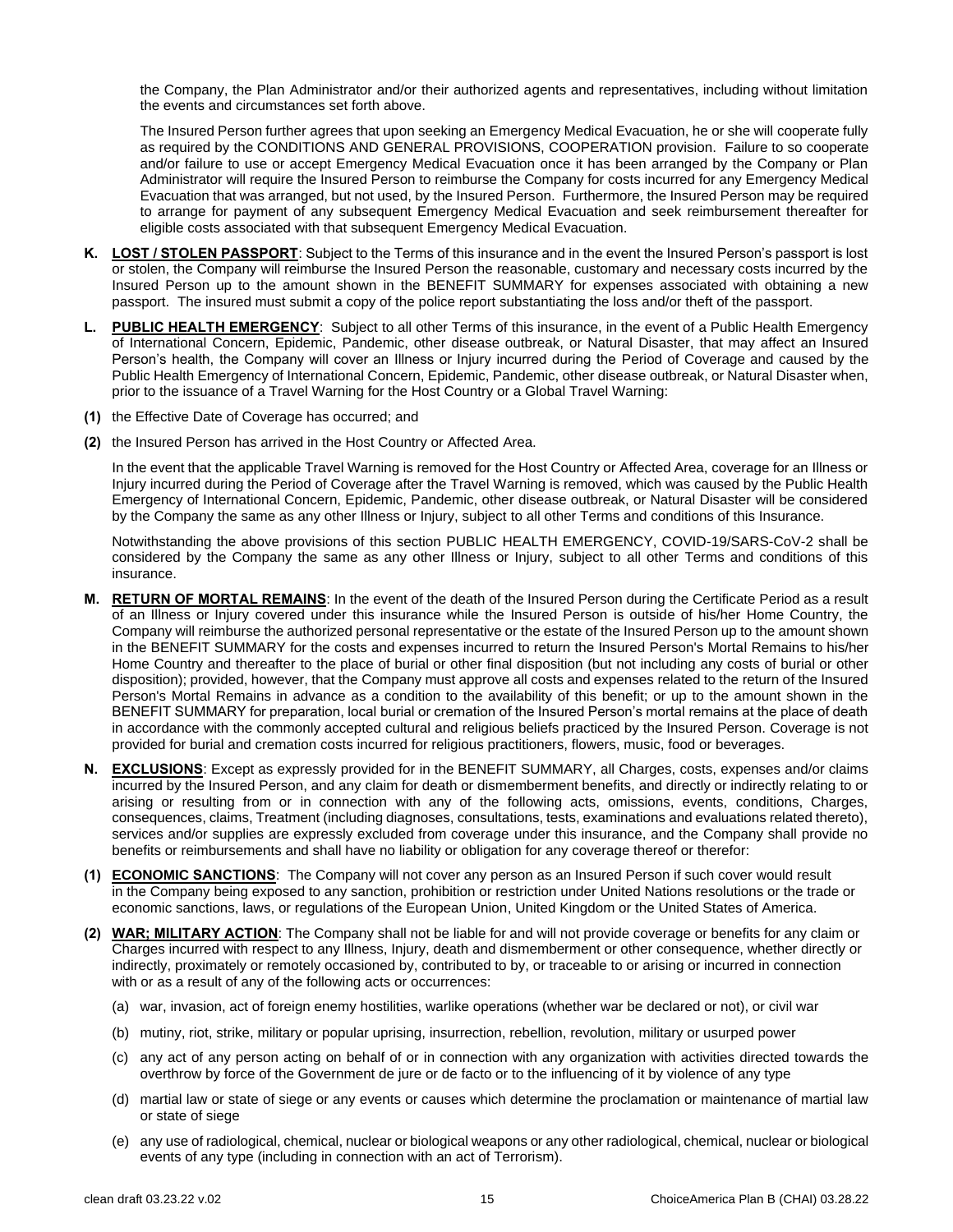the Company, the Plan Administrator and/or their authorized agents and representatives, including without limitation the events and circumstances set forth above.

The Insured Person further agrees that upon seeking an Emergency Medical Evacuation, he or she will cooperate fully as required by the CONDITIONS AND GENERAL PROVISIONS, COOPERATION provision. Failure to so cooperate and/or failure to use or accept Emergency Medical Evacuation once it has been arranged by the Company or Plan Administrator will require the Insured Person to reimburse the Company for costs incurred for any Emergency Medical Evacuation that was arranged, but not used, by the Insured Person. Furthermore, the Insured Person may be required to arrange for payment of any subsequent Emergency Medical Evacuation and seek reimbursement thereafter for eligible costs associated with that subsequent Emergency Medical Evacuation.

**K. LOST / STOLEN PASSPORT**: Subject to the Terms of this insurance and in the event the Insured Person's passport is lost or stolen, the Company will reimburse the Insured Person the reasonable, customary and necessary costs incurred by the Insured Person up to the amount shown in the BENEFIT SUMMARY for expenses associated with obtaining a new passport. The insured must submit a copy of the police report substantiating the loss and/or theft of the passport.

**L. PUBLIC HEALTH EMERGENCY**: Subject to all other Terms of this insurance, in the event of a Public Health Emergency of International Concern, Epidemic, Pandemic, other disease outbreak, or Natural Disaster, that may affect an Insured Person's health, the Company will cover an Illness or Injury incurred during the Period of Coverage and caused by the Public Health Emergency of International Concern, Epidemic, Pandemic, other disease outbreak, or Natural Disaster when, prior to the issuance of a Travel Warning for the Host Country or a Global Travel Warning:

**(1)** the Effective Date of Coverage has occurred; and

**(2)** the Insured Person has arrived in the Host Country or Affected Area.

In the event that the applicable Travel Warning is removed for the Host Country or Affected Area, coverage for an Illness or Injury incurred during the Period of Coverage after the Travel Warning is removed, which was caused by the Public Health Emergency of International Concern, Epidemic, Pandemic, other disease outbreak, or Natural Disaster will be considered by the Company the same as any other Illness or Injury, subject to all other Terms and conditions of this Insurance.

Notwithstanding the above provisions of this section PUBLIC HEALTH EMERGENCY, COVID-19/SARS-CoV-2 shall be considered by the Company the same as any other Illness or Injury, subject to all other Terms and conditions of this insurance.

**M. RETURN OF MORTAL REMAINS**: In the event of the death of the Insured Person during the Certificate Period as a result of an Illness or Injury covered under this insurance while the Insured Person is outside of his/her Home Country, the Company will reimburse the authorized personal representative or the estate of the Insured Person up to the amount shown in the BENEFIT SUMMARY for the costs and expenses incurred to return the Insured Person's Mortal Remains to his/her Home Country and thereafter to the place of burial or other final disposition (but not including any costs of burial or other disposition); provided, however, that the Company must approve all costs and expenses related to the return of the Insured Person's Mortal Remains in advance as a condition to the availability of this benefit; or up to the amount shown in the BENEFIT SUMMARY for preparation, local burial or cremation of the Insured Person's mortal remains at the place of death in accordance with the commonly accepted cultural and religious beliefs practiced by the Insured Person. Coverage is not provided for burial and cremation costs incurred for religious practitioners, flowers, music, food or beverages.

**N. EXCLUSIONS**: Except as expressly provided for in the BENEFIT SUMMARY, all Charges, costs, expenses and/or claims incurred by the Insured Person, and any claim for death or dismemberment benefits, and directly or indirectly relating to or arising or resulting from or in connection with any of the following acts, omissions, events, conditions, Charges, consequences, claims, Treatment (including diagnoses, consultations, tests, examinations and evaluations related thereto), services and/or supplies are expressly excluded from coverage under this insurance, and the Company shall provide no benefits or reimbursements and shall have no liability or obligation for any coverage thereof or therefor:

**(1) ECONOMIC SANCTIONS**: The Company will not cover any person as an Insured Person if such cover would result in the Company being exposed to any sanction, prohibition or restriction under United Nations resolutions or the trade or economic sanctions, laws, or regulations of the European Union, United Kingdom or the United States of America.

**(2) WAR; MILITARY ACTION**: The Company shall not be liable for and will not provide coverage or benefits for any claim or Charges incurred with respect to any Illness, Injury, death and dismemberment or other consequence, whether directly or indirectly, proximately or remotely occasioned by, contributed to by, or traceable to or arising or incurred in connection with or as a result of any of the following acts or occurrences:

(a) war, invasion, act of foreign enemy hostilities, warlike operations (whether war be declared or not), or civil war

(b) mutiny, riot, strike, military or popular uprising, insurrection, rebellion, revolution, military or usurped power

(c) any act of any person acting on behalf of or in connection with any organization with activities directed towards the overthrow by force of the Government de jure or de facto or to the influencing of it by violence of any type

(d) martial law or state of siege or any events or causes which determine the proclamation or maintenance of martial law or state of siege

(e) any use of radiological, chemical, nuclear or biological weapons or any other radiological, chemical, nuclear or biological events of any type (including in connection with an act of Terrorism).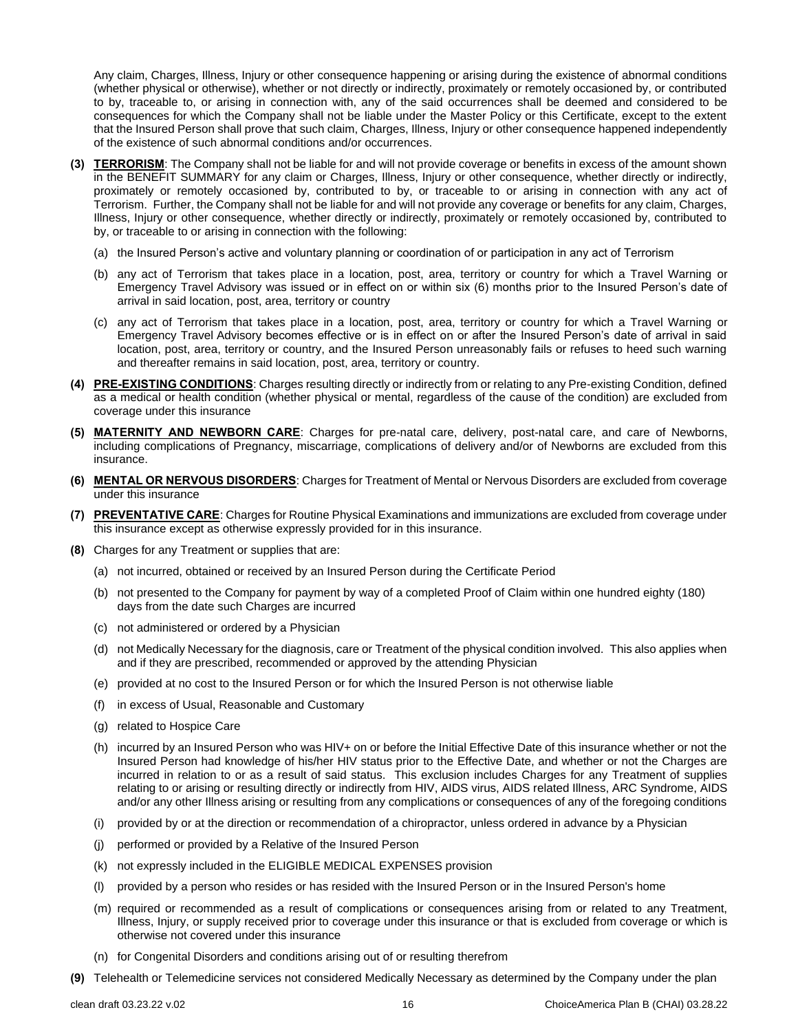Any claim, Charges, Illness, Injury or other consequence happening or arising during the existence of abnormal conditions (whether physical or otherwise), whether or not directly or indirectly, proximately or remotely occasioned by, or contributed to by, traceable to, or arising in connection with, any of the said occurrences shall be deemed and considered to be consequences for which the Company shall not be liable under the Master Policy or this Certificate, except to the extent that the Insured Person shall prove that such claim, Charges, Illness, Injury or other consequence happened independently of the existence of such abnormal conditions and/or occurrences.

**(3)** **TERRORISM**: The Company shall not be liable for and will not provide coverage or benefits in excess of the amount shown in the BENEFIT SUMMARY for any claim or Charges, Illness, Injury or other consequence, whether directly or indirectly, proximately or remotely occasioned by, contributed to by, or traceable to or arising in connection with any act of Terrorism. Further, the Company shall not be liable for and will not provide any coverage or benefits for any claim, Charges, Illness, Injury or other consequence, whether directly or indirectly, proximately or remotely occasioned by, contributed to by, or traceable to or arising in connection with the following:

- (a) the Insured Person's active and voluntary planning or coordination of or participation in any act of Terrorism
- (b) any act of Terrorism that takes place in a location, post, area, territory or country for which a Travel Warning or Emergency Travel Advisory was issued or in effect on or within six (6) months prior to the Insured Person's date of arrival in said location, post, area, territory or country
- (c) any act of Terrorism that takes place in a location, post, area, territory or country for which a Travel Warning or Emergency Travel Advisory becomes effective or is in effect on or after the Insured Person's date of arrival in said location, post, area, territory or country, and the Insured Person unreasonably fails or refuses to heed such warning and thereafter remains in said location, post, area, territory or country.

**(4)** **PRE-EXISTING CONDITIONS**: Charges resulting directly or indirectly from or relating to any Pre-existing Condition, defined as a medical or health condition (whether physical or mental, regardless of the cause of the condition) are excluded from coverage under this insurance

**(5)** **MATERNITY AND NEWBORN CARE**: Charges for pre-natal care, delivery, post-natal care, and care of Newborns, including complications of Pregnancy, miscarriage, complications of delivery and/or of Newborns are excluded from this insurance.

**(6)** **MENTAL OR NERVOUS DISORDERS**: Charges for Treatment of Mental or Nervous Disorders are excluded from coverage under this insurance

**(7)** **PREVENTATIVE CARE**: Charges for Routine Physical Examinations and immunizations are excluded from coverage under this insurance except as otherwise expressly provided for in this insurance.

**(8)** Charges for any Treatment or supplies that are:

- (a) not incurred, obtained or received by an Insured Person during the Certificate Period
- (b) not presented to the Company for payment by way of a completed Proof of Claim within one hundred eighty (180) days from the date such Charges are incurred
- (c) not administered or ordered by a Physician
- (d) not Medically Necessary for the diagnosis, care or Treatment of the physical condition involved. This also applies when and if they are prescribed, recommended or approved by the attending Physician
- (e) provided at no cost to the Insured Person or for which the Insured Person is not otherwise liable
- (f) in excess of Usual, Reasonable and Customary
- (g) related to Hospice Care
- (h) incurred by an Insured Person who was HIV+ on or before the Initial Effective Date of this insurance whether or not the Insured Person had knowledge of his/her HIV status prior to the Effective Date, and whether or not the Charges are incurred in relation to or as a result of said status. This exclusion includes Charges for any Treatment of supplies relating to or arising or resulting directly or indirectly from HIV, AIDS virus, AIDS related Illness, ARC Syndrome, AIDS and/or any other Illness arising or resulting from any complications or consequences of any of the foregoing conditions
- (i) provided by or at the direction or recommendation of a chiropractor, unless ordered in advance by a Physician
- (j) performed or provided by a Relative of the Insured Person
- (k) not expressly included in the ELIGIBLE MEDICAL EXPENSES provision
- (l) provided by a person who resides or has resided with the Insured Person or in the Insured Person's home
- (m) required or recommended as a result of complications or consequences arising from or related to any Treatment, Illness, Injury, or supply received prior to coverage under this insurance or that is excluded from coverage or which is otherwise not covered under this insurance
- (n) for Congenital Disorders and conditions arising out of or resulting therefrom

**(9)** Telehealth or Telemedicine services not considered Medically Necessary as determined by the Company under the plan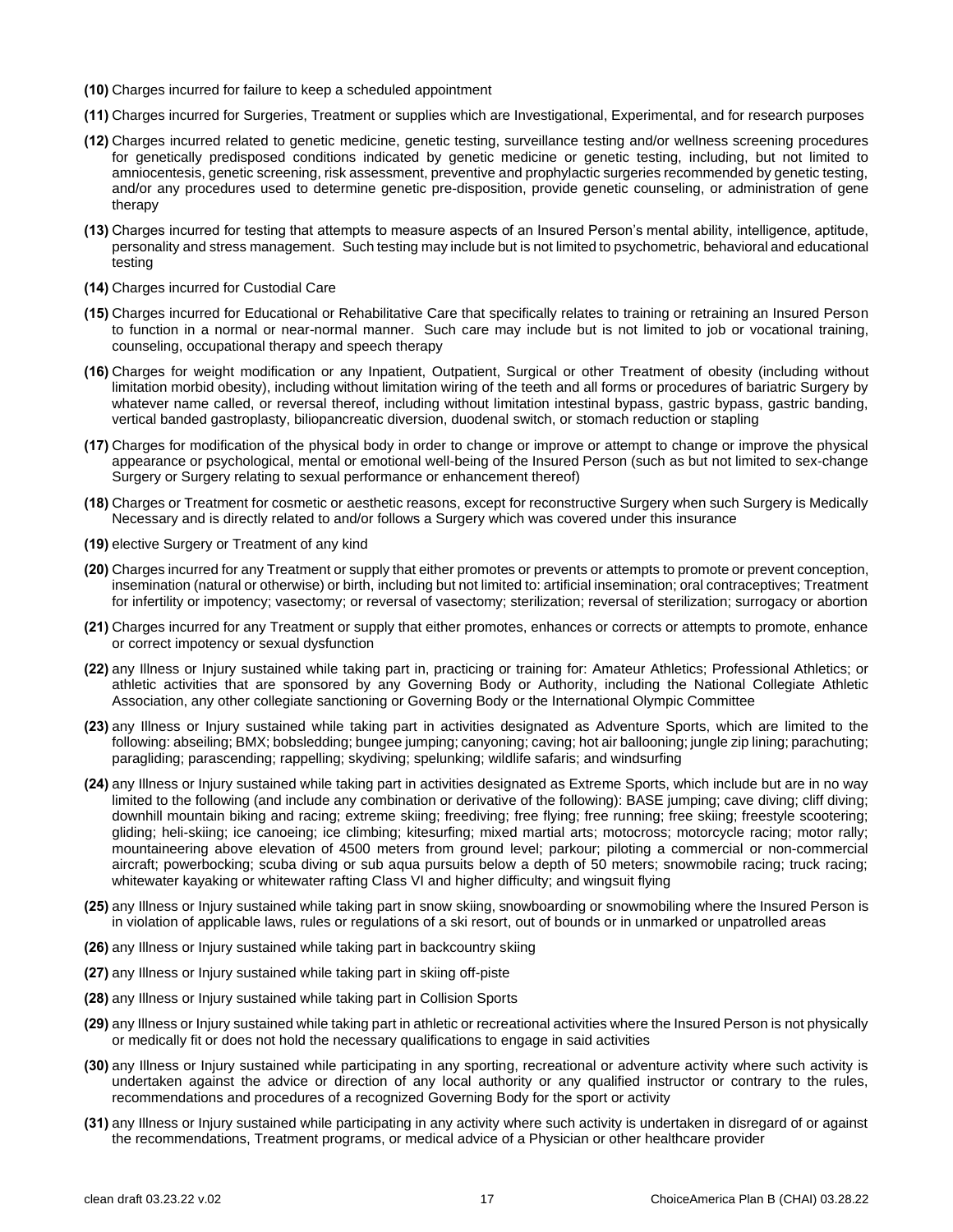**(10)** Charges incurred for failure to keep a scheduled appointment

**(11)** Charges incurred for Surgeries, Treatment or supplies which are Investigational, Experimental, and for research purposes

**(12)** Charges incurred related to genetic medicine, genetic testing, surveillance testing and/or wellness screening procedures for genetically predisposed conditions indicated by genetic medicine or genetic testing, including, but not limited to amniocentesis, genetic screening, risk assessment, preventive and prophylactic surgeries recommended by genetic testing, and/or any procedures used to determine genetic pre-disposition, provide genetic counseling, or administration of gene therapy

**(13)** Charges incurred for testing that attempts to measure aspects of an Insured Person's mental ability, intelligence, aptitude, personality and stress management. Such testing may include but is not limited to psychometric, behavioral and educational testing

**(14)** Charges incurred for Custodial Care

**(15)** Charges incurred for Educational or Rehabilitative Care that specifically relates to training or retraining an Insured Person to function in a normal or near-normal manner. Such care may include but is not limited to job or vocational training, counseling, occupational therapy and speech therapy

**(16)** Charges for weight modification or any Inpatient, Outpatient, Surgical or other Treatment of obesity (including without limitation morbid obesity), including without limitation wiring of the teeth and all forms or procedures of bariatric Surgery by whatever name called, or reversal thereof, including without limitation intestinal bypass, gastric bypass, gastric banding, vertical banded gastroplasty, biliopancreatic diversion, duodenal switch, or stomach reduction or stapling

**(17)** Charges for modification of the physical body in order to change or improve or attempt to change or improve the physical appearance or psychological, mental or emotional well-being of the Insured Person (such as but not limited to sex-change Surgery or Surgery relating to sexual performance or enhancement thereof)

**(18)** Charges or Treatment for cosmetic or aesthetic reasons, except for reconstructive Surgery when such Surgery is Medically Necessary and is directly related to and/or follows a Surgery which was covered under this insurance

**(19)** elective Surgery or Treatment of any kind

**(20)** Charges incurred for any Treatment or supply that either promotes or prevents or attempts to promote or prevent conception, insemination (natural or otherwise) or birth, including but not limited to: artificial insemination; oral contraceptives; Treatment for infertility or impotency; vasectomy; or reversal of vasectomy; sterilization; reversal of sterilization; surrogacy or abortion

**(21)** Charges incurred for any Treatment or supply that either promotes, enhances or corrects or attempts to promote, enhance or correct impotency or sexual dysfunction

**(22)** any Illness or Injury sustained while taking part in, practicing or training for: Amateur Athletics; Professional Athletics; or athletic activities that are sponsored by any Governing Body or Authority, including the National Collegiate Athletic Association, any other collegiate sanctioning or Governing Body or the International Olympic Committee

**(23)** any Illness or Injury sustained while taking part in activities designated as Adventure Sports, which are limited to the following: abseiling; BMX; bobsledding; bungee jumping; canyoning; caving; hot air ballooning; jungle zip lining; parachuting; paragliding; parascending; rappelling; skydiving; spelunking; wildlife safaris; and windsurfing

**(24)** any Illness or Injury sustained while taking part in activities designated as Extreme Sports, which include but are in no way limited to the following (and include any combination or derivative of the following): BASE jumping; cave diving; cliff diving; downhill mountain biking and racing; extreme skiing; freediving; free flying; free running; free skiing; freestyle scootering; gliding; heli-skiing; ice canoeing; ice climbing; kitesurfing; mixed martial arts; motocross; motorcycle racing; motor rally; mountaineering above elevation of 4500 meters from ground level; parkour; piloting a commercial or non-commercial aircraft; powerbocking; scuba diving or sub aqua pursuits below a depth of 50 meters; snowmobile racing; truck racing; whitewater kayaking or whitewater rafting Class VI and higher difficulty; and wingsuit flying

**(25)** any Illness or Injury sustained while taking part in snow skiing, snowboarding or snowmobiling where the Insured Person is in violation of applicable laws, rules or regulations of a ski resort, out of bounds or in unmarked or unpatrolled areas

**(26)** any Illness or Injury sustained while taking part in backcountry skiing

**(27)** any Illness or Injury sustained while taking part in skiing off-piste

**(28)** any Illness or Injury sustained while taking part in Collision Sports

**(29)** any Illness or Injury sustained while taking part in athletic or recreational activities where the Insured Person is not physically or medically fit or does not hold the necessary qualifications to engage in said activities

**(30)** any Illness or Injury sustained while participating in any sporting, recreational or adventure activity where such activity is undertaken against the advice or direction of any local authority or any qualified instructor or contrary to the rules, recommendations and procedures of a recognized Governing Body for the sport or activity

**(31)** any Illness or Injury sustained while participating in any activity where such activity is undertaken in disregard of or against the recommendations, Treatment programs, or medical advice of a Physician or other healthcare provider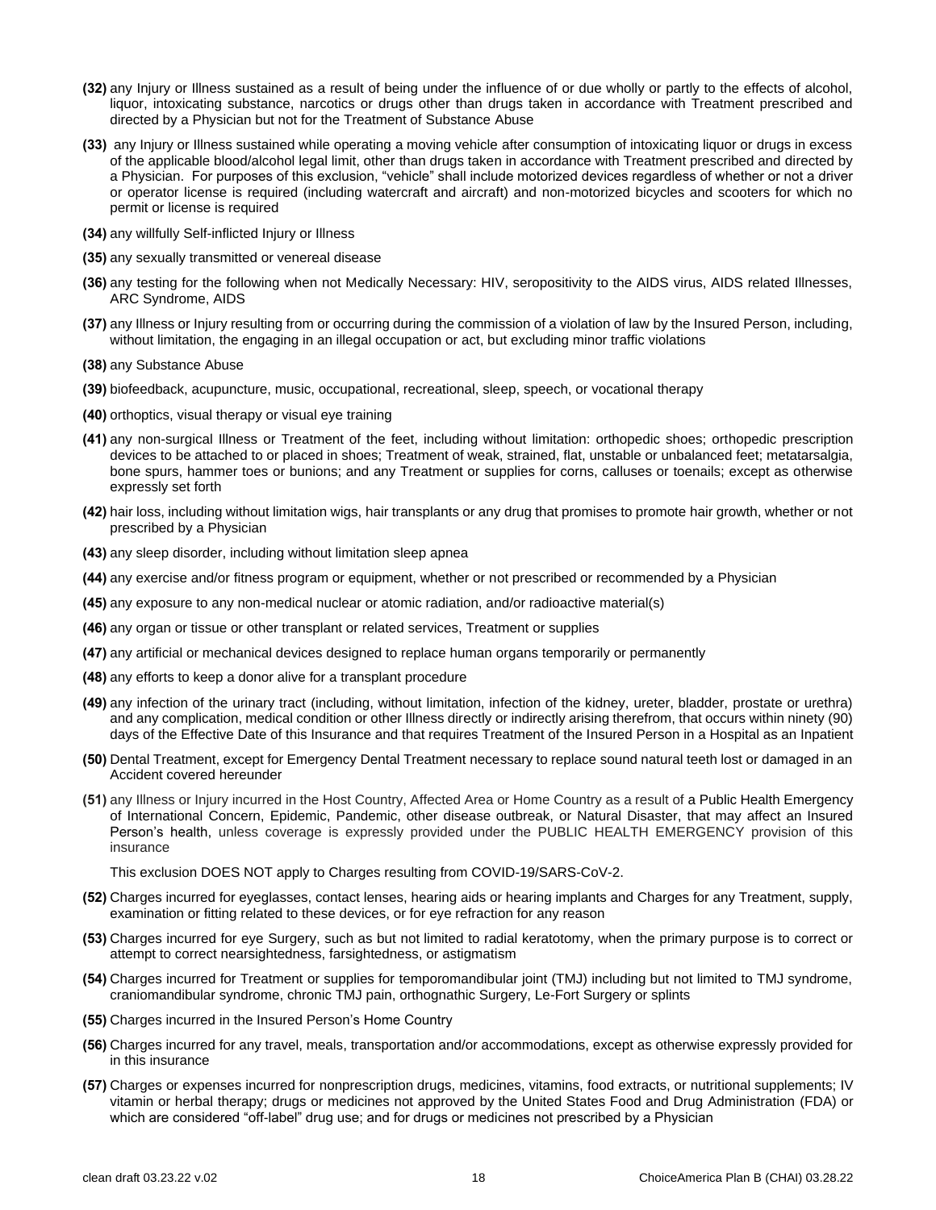**(32)** any Injury or Illness sustained as a result of being under the influence of or due wholly or partly to the effects of alcohol, liquor, intoxicating substance, narcotics or drugs other than drugs taken in accordance with Treatment prescribed and directed by a Physician but not for the Treatment of Substance Abuse

**(33)** any Injury or Illness sustained while operating a moving vehicle after consumption of intoxicating liquor or drugs in excess of the applicable blood/alcohol legal limit, other than drugs taken in accordance with Treatment prescribed and directed by a Physician. For purposes of this exclusion, "vehicle" shall include motorized devices regardless of whether or not a driver or operator license is required (including watercraft and aircraft) and non-motorized bicycles and scooters for which no permit or license is required

**(34)** any willfully Self-inflicted Injury or Illness

**(35)** any sexually transmitted or venereal disease

**(36)** any testing for the following when not Medically Necessary: HIV, seropositivity to the AIDS virus, AIDS related Illnesses, ARC Syndrome, AIDS

**(37)** any Illness or Injury resulting from or occurring during the commission of a violation of law by the Insured Person, including, without limitation, the engaging in an illegal occupation or act, but excluding minor traffic violations

**(38)** any Substance Abuse

**(39)** biofeedback, acupuncture, music, occupational, recreational, sleep, speech, or vocational therapy

**(40)** orthoptics, visual therapy or visual eye training

**(41)** any non-surgical Illness or Treatment of the feet, including without limitation: orthopedic shoes; orthopedic prescription devices to be attached to or placed in shoes; Treatment of weak, strained, flat, unstable or unbalanced feet; metatarsalgia, bone spurs, hammer toes or bunions; and any Treatment or supplies for corns, calluses or toenails; except as otherwise expressly set forth

**(42)** hair loss, including without limitation wigs, hair transplants or any drug that promises to promote hair growth, whether or not prescribed by a Physician

**(43)** any sleep disorder, including without limitation sleep apnea

**(44)** any exercise and/or fitness program or equipment, whether or not prescribed or recommended by a Physician

**(45)** any exposure to any non-medical nuclear or atomic radiation, and/or radioactive material(s)

**(46)** any organ or tissue or other transplant or related services, Treatment or supplies

**(47)** any artificial or mechanical devices designed to replace human organs temporarily or permanently

**(48)** any efforts to keep a donor alive for a transplant procedure

**(49)** any infection of the urinary tract (including, without limitation, infection of the kidney, ureter, bladder, prostate or urethra) and any complication, medical condition or other Illness directly or indirectly arising therefrom, that occurs within ninety (90) days of the Effective Date of this Insurance and that requires Treatment of the Insured Person in a Hospital as an Inpatient

**(50)** Dental Treatment, except for Emergency Dental Treatment necessary to replace sound natural teeth lost or damaged in an Accident covered hereunder

**(51)** any Illness or Injury incurred in the Host Country, Affected Area or Home Country as a result of a Public Health Emergency of International Concern, Epidemic, Pandemic, other disease outbreak, or Natural Disaster, that may affect an Insured Person's health, unless coverage is expressly provided under the PUBLIC HEALTH EMERGENCY provision of this insurance

This exclusion DOES NOT apply to Charges resulting from COVID-19/SARS-CoV-2.

**(52)** Charges incurred for eyeglasses, contact lenses, hearing aids or hearing implants and Charges for any Treatment, supply, examination or fitting related to these devices, or for eye refraction for any reason

**(53)** Charges incurred for eye Surgery, such as but not limited to radial keratotomy, when the primary purpose is to correct or attempt to correct nearsightedness, farsightedness, or astigmatism

**(54)** Charges incurred for Treatment or supplies for temporomandibular joint (TMJ) including but not limited to TMJ syndrome, craniomandibular syndrome, chronic TMJ pain, orthognathic Surgery, Le-Fort Surgery or splints

**(55)** Charges incurred in the Insured Person's Home Country

**(56)** Charges incurred for any travel, meals, transportation and/or accommodations, except as otherwise expressly provided for in this insurance

**(57)** Charges or expenses incurred for nonprescription drugs, medicines, vitamins, food extracts, or nutritional supplements; IV vitamin or herbal therapy; drugs or medicines not approved by the United States Food and Drug Administration (FDA) or which are considered "off-label" drug use; and for drugs or medicines not prescribed by a Physician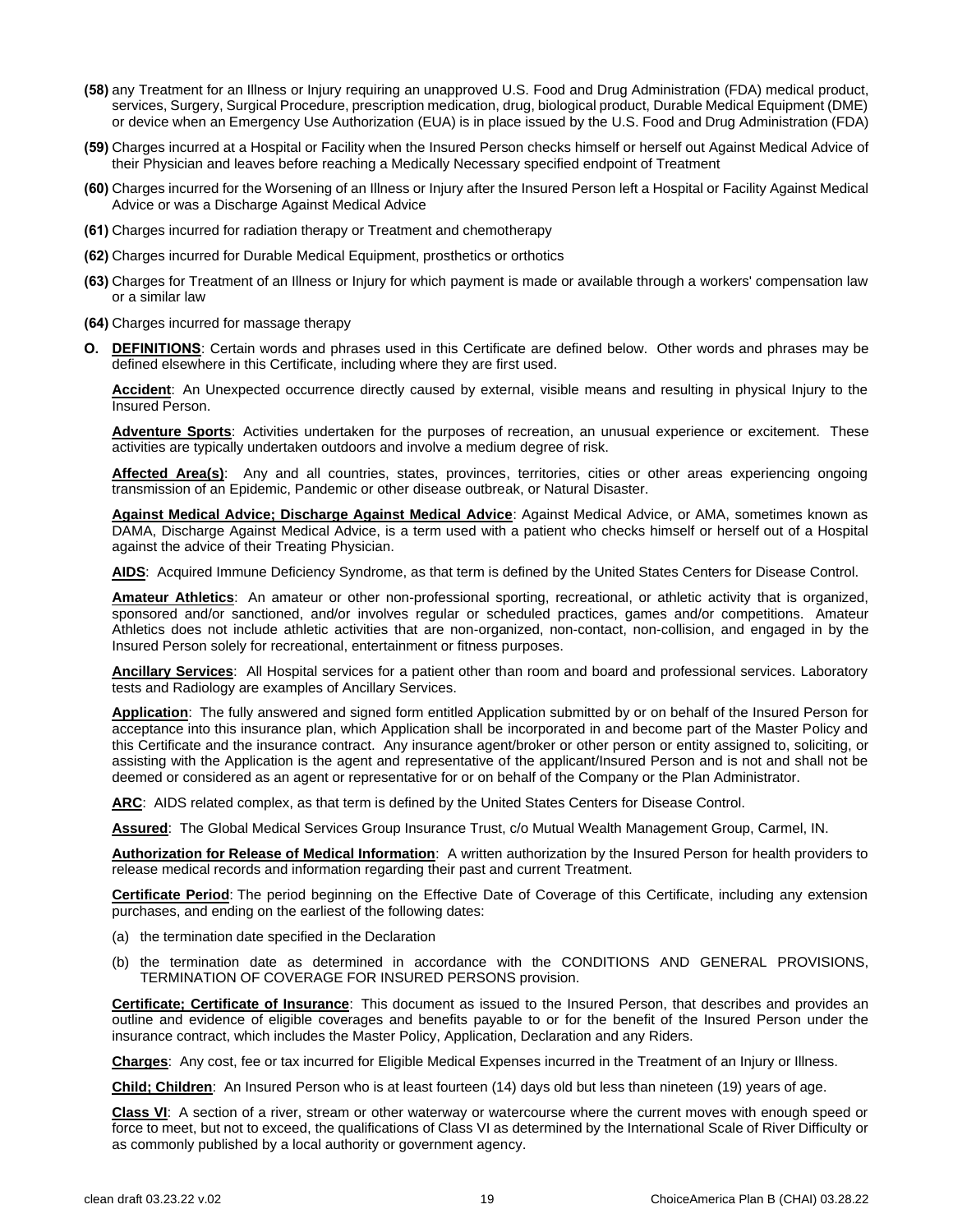**(58)** any Treatment for an Illness or Injury requiring an unapproved U.S. Food and Drug Administration (FDA) medical product, services, Surgery, Surgical Procedure, prescription medication, drug, biological product, Durable Medical Equipment (DME) or device when an Emergency Use Authorization (EUA) is in place issued by the U.S. Food and Drug Administration (FDA)

**(59)** Charges incurred at a Hospital or Facility when the Insured Person checks himself or herself out Against Medical Advice of their Physician and leaves before reaching a Medically Necessary specified endpoint of Treatment

**(60)** Charges incurred for the Worsening of an Illness or Injury after the Insured Person left a Hospital or Facility Against Medical Advice or was a Discharge Against Medical Advice

**(61)** Charges incurred for radiation therapy or Treatment and chemotherapy

**(62)** Charges incurred for Durable Medical Equipment, prosthetics or orthotics

**(63)** Charges for Treatment of an Illness or Injury for which payment is made or available through a workers' compensation law or a similar law

**(64)** Charges incurred for massage therapy

**O. DEFINITIONS**: Certain words and phrases used in this Certificate are defined below. Other words and phrases may be defined elsewhere in this Certificate, including where they are first used.

**Accident**: An Unexpected occurrence directly caused by external, visible means and resulting in physical Injury to the Insured Person.

**Adventure Sports**: Activities undertaken for the purposes of recreation, an unusual experience or excitement. These activities are typically undertaken outdoors and involve a medium degree of risk.

**Affected Area(s)**: Any and all countries, states, provinces, territories, cities or other areas experiencing ongoing transmission of an Epidemic, Pandemic or other disease outbreak, or Natural Disaster.

**Against Medical Advice; Discharge Against Medical Advice**: Against Medical Advice, or AMA, sometimes known as DAMA, Discharge Against Medical Advice, is a term used with a patient who checks himself or herself out of a Hospital against the advice of their Treating Physician.

**AIDS**: Acquired Immune Deficiency Syndrome, as that term is defined by the United States Centers for Disease Control.

**Amateur Athletics**: An amateur or other non-professional sporting, recreational, or athletic activity that is organized, sponsored and/or sanctioned, and/or involves regular or scheduled practices, games and/or competitions. Amateur Athletics does not include athletic activities that are non-organized, non-contact, non-collision, and engaged in by the Insured Person solely for recreational, entertainment or fitness purposes.

**Ancillary Services**: All Hospital services for a patient other than room and board and professional services. Laboratory tests and Radiology are examples of Ancillary Services.

**Application**: The fully answered and signed form entitled Application submitted by or on behalf of the Insured Person for acceptance into this insurance plan, which Application shall be incorporated in and become part of the Master Policy and this Certificate and the insurance contract. Any insurance agent/broker or other person or entity assigned to, soliciting, or assisting with the Application is the agent and representative of the applicant/Insured Person and is not and shall not be deemed or considered as an agent or representative for or on behalf of the Company or the Plan Administrator.

**ARC**: AIDS related complex, as that term is defined by the United States Centers for Disease Control.

**Assured**: The Global Medical Services Group Insurance Trust, c/o Mutual Wealth Management Group, Carmel, IN.

**Authorization for Release of Medical Information**: A written authorization by the Insured Person for health providers to release medical records and information regarding their past and current Treatment.

**Certificate Period**: The period beginning on the Effective Date of Coverage of this Certificate, including any extension purchases, and ending on the earliest of the following dates:

(a) the termination date specified in the Declaration

(b) the termination date as determined in accordance with the CONDITIONS AND GENERAL PROVISIONS, TERMINATION OF COVERAGE FOR INSURED PERSONS provision.

**Certificate; Certificate of Insurance**: This document as issued to the Insured Person, that describes and provides an outline and evidence of eligible coverages and benefits payable to or for the benefit of the Insured Person under the insurance contract, which includes the Master Policy, Application, Declaration and any Riders.

**Charges**: Any cost, fee or tax incurred for Eligible Medical Expenses incurred in the Treatment of an Injury or Illness.

**Child; Children**: An Insured Person who is at least fourteen (14) days old but less than nineteen (19) years of age.

**Class VI**: A section of a river, stream or other waterway or watercourse where the current moves with enough speed or force to meet, but not to exceed, the qualifications of Class VI as determined by the International Scale of River Difficulty or as commonly published by a local authority or government agency.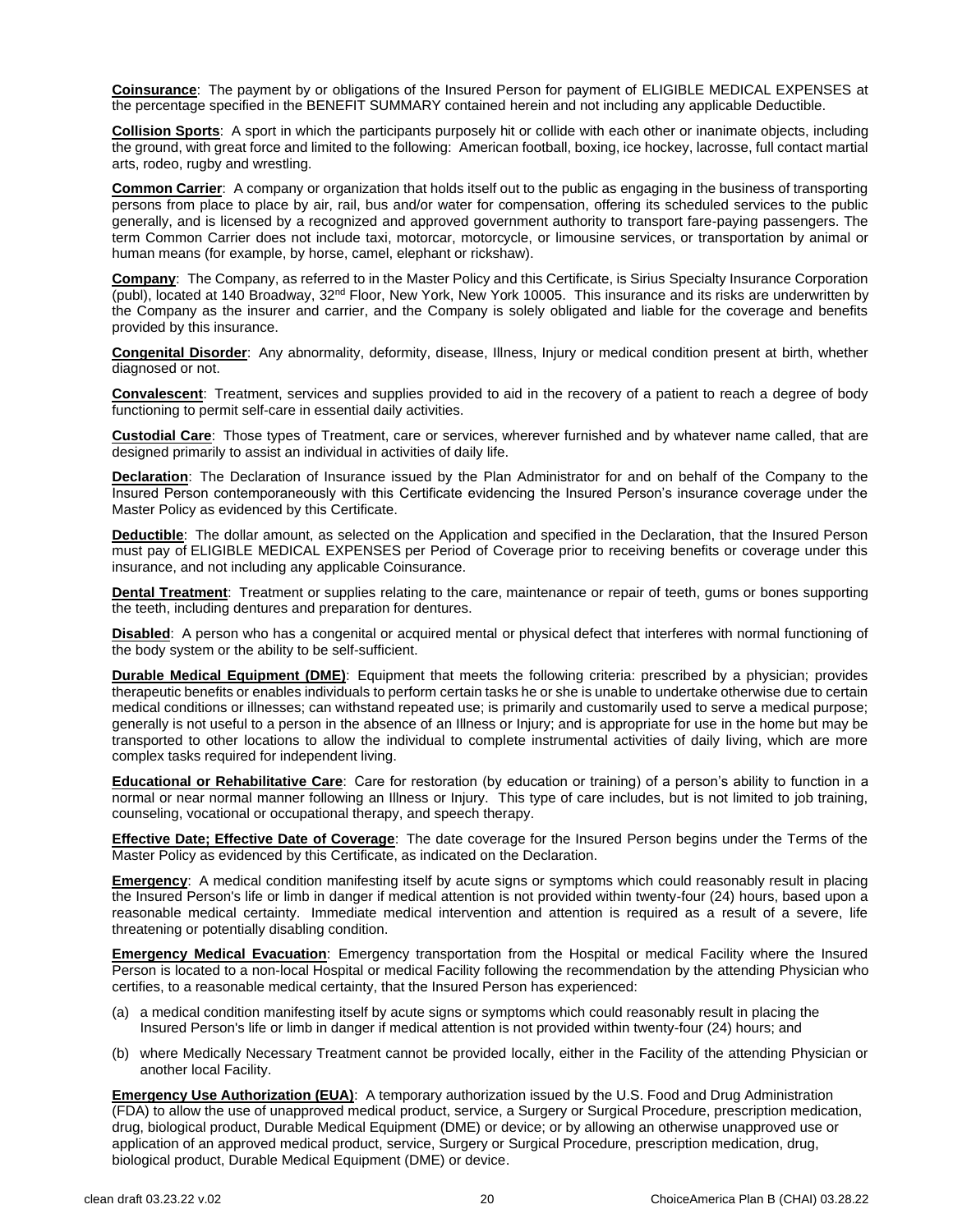**Coinsurance**: The payment by or obligations of the Insured Person for payment of ELIGIBLE MEDICAL EXPENSES at the percentage specified in the BENEFIT SUMMARY contained herein and not including any applicable Deductible.

**Collision Sports**: A sport in which the participants purposely hit or collide with each other or inanimate objects, including the ground, with great force and limited to the following: American football, boxing, ice hockey, lacrosse, full contact martial arts, rodeo, rugby and wrestling.

**Common Carrier**: A company or organization that holds itself out to the public as engaging in the business of transporting persons from place to place by air, rail, bus and/or water for compensation, offering its scheduled services to the public generally, and is licensed by a recognized and approved government authority to transport fare-paying passengers. The term Common Carrier does not include taxi, motorcar, motorcycle, or limousine services, or transportation by animal or human means (for example, by horse, camel, elephant or rickshaw).

**Company**: The Company, as referred to in the Master Policy and this Certificate, is Sirius Specialty Insurance Corporation (publ), located at 140 Broadway, 32nd Floor, New York, New York 10005. This insurance and its risks are underwritten by the Company as the insurer and carrier, and the Company is solely obligated and liable for the coverage and benefits provided by this insurance.

**Congenital Disorder**: Any abnormality, deformity, disease, Illness, Injury or medical condition present at birth, whether diagnosed or not.

**Convalescent**: Treatment, services and supplies provided to aid in the recovery of a patient to reach a degree of body functioning to permit self-care in essential daily activities.

**Custodial Care**: Those types of Treatment, care or services, wherever furnished and by whatever name called, that are designed primarily to assist an individual in activities of daily life.

**Declaration**: The Declaration of Insurance issued by the Plan Administrator for and on behalf of the Company to the Insured Person contemporaneously with this Certificate evidencing the Insured Person's insurance coverage under the Master Policy as evidenced by this Certificate.

**Deductible**: The dollar amount, as selected on the Application and specified in the Declaration, that the Insured Person must pay of ELIGIBLE MEDICAL EXPENSES per Period of Coverage prior to receiving benefits or coverage under this insurance, and not including any applicable Coinsurance.

**Dental Treatment**: Treatment or supplies relating to the care, maintenance or repair of teeth, gums or bones supporting the teeth, including dentures and preparation for dentures.

**Disabled**: A person who has a congenital or acquired mental or physical defect that interferes with normal functioning of the body system or the ability to be self-sufficient.

**Durable Medical Equipment (DME)**: Equipment that meets the following criteria: prescribed by a physician; provides therapeutic benefits or enables individuals to perform certain tasks he or she is unable to undertake otherwise due to certain medical conditions or illnesses; can withstand repeated use; is primarily and customarily used to serve a medical purpose; generally is not useful to a person in the absence of an Illness or Injury; and is appropriate for use in the home but may be transported to other locations to allow the individual to complete instrumental activities of daily living, which are more complex tasks required for independent living.

**Educational or Rehabilitative Care**: Care for restoration (by education or training) of a person's ability to function in a normal or near normal manner following an Illness or Injury. This type of care includes, but is not limited to job training, counseling, vocational or occupational therapy, and speech therapy.

**Effective Date; Effective Date of Coverage**: The date coverage for the Insured Person begins under the Terms of the Master Policy as evidenced by this Certificate, as indicated on the Declaration.

**Emergency**: A medical condition manifesting itself by acute signs or symptoms which could reasonably result in placing the Insured Person's life or limb in danger if medical attention is not provided within twenty-four (24) hours, based upon a reasonable medical certainty. Immediate medical intervention and attention is required as a result of a severe, life threatening or potentially disabling condition.

**Emergency Medical Evacuation**: Emergency transportation from the Hospital or medical Facility where the Insured Person is located to a non-local Hospital or medical Facility following the recommendation by the attending Physician who certifies, to a reasonable medical certainty, that the Insured Person has experienced:

(a) a medical condition manifesting itself by acute signs or symptoms which could reasonably result in placing the Insured Person's life or limb in danger if medical attention is not provided within twenty-four (24) hours; and

(b) where Medically Necessary Treatment cannot be provided locally, either in the Facility of the attending Physician or another local Facility.

**Emergency Use Authorization (EUA)**: A temporary authorization issued by the U.S. Food and Drug Administration (FDA) to allow the use of unapproved medical product, service, a Surgery or Surgical Procedure, prescription medication, drug, biological product, Durable Medical Equipment (DME) or device; or by allowing an otherwise unapproved use or application of an approved medical product, service, Surgery or Surgical Procedure, prescription medication, drug, biological product, Durable Medical Equipment (DME) or device.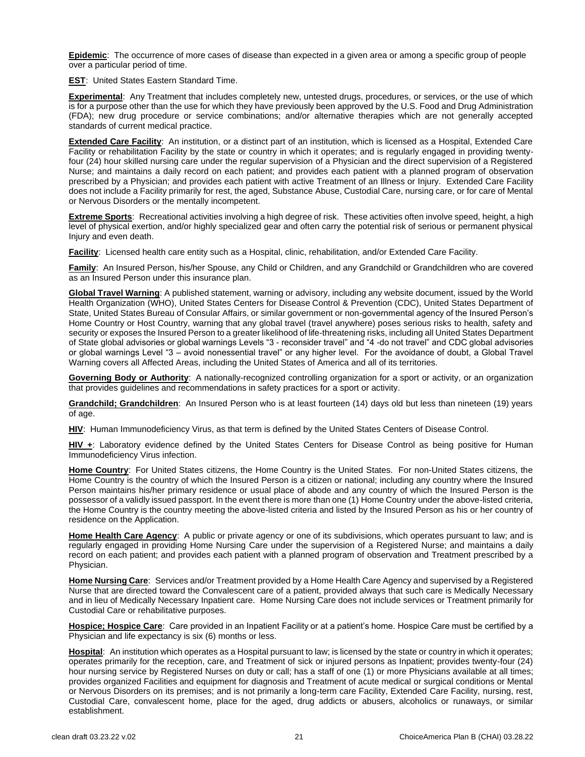**Epidemic**: The occurrence of more cases of disease than expected in a given area or among a specific group of people over a particular period of time.

**EST**: United States Eastern Standard Time.

**Experimental**: Any Treatment that includes completely new, untested drugs, procedures, or services, or the use of which is for a purpose other than the use for which they have previously been approved by the U.S. Food and Drug Administration (FDA); new drug procedure or service combinations; and/or alternative therapies which are not generally accepted standards of current medical practice.

**Extended Care Facility**: An institution, or a distinct part of an institution, which is licensed as a Hospital, Extended Care Facility or rehabilitation Facility by the state or country in which it operates; and is regularly engaged in providing twenty-four (24) hour skilled nursing care under the regular supervision of a Physician and the direct supervision of a Registered Nurse; and maintains a daily record on each patient; and provides each patient with a planned program of observation prescribed by a Physician; and provides each patient with active Treatment of an Illness or Injury. Extended Care Facility does not include a Facility primarily for rest, the aged, Substance Abuse, Custodial Care, nursing care, or for care of Mental or Nervous Disorders or the mentally incompetent.

**Extreme Sports**: Recreational activities involving a high degree of risk. These activities often involve speed, height, a high level of physical exertion, and/or highly specialized gear and often carry the potential risk of serious or permanent physical Injury and even death.

**Facility**: Licensed health care entity such as a Hospital, clinic, rehabilitation, and/or Extended Care Facility.

**Family**: An Insured Person, his/her Spouse, any Child or Children, and any Grandchild or Grandchildren who are covered as an Insured Person under this insurance plan.

**Global Travel Warning**: A published statement, warning or advisory, including any website document, issued by the World Health Organization (WHO), United States Centers for Disease Control & Prevention (CDC), United States Department of State, United States Bureau of Consular Affairs, or similar government or non-governmental agency of the Insured Person's Home Country or Host Country, warning that any global travel (travel anywhere) poses serious risks to health, safety and security or exposes the Insured Person to a greater likelihood of life-threatening risks, including all United States Department of State global advisories or global warnings Levels "3 - reconsider travel" and "4 -do not travel" and CDC global advisories or global warnings Level "3 – avoid nonessential travel" or any higher level. For the avoidance of doubt, a Global Travel Warning covers all Affected Areas, including the United States of America and all of its territories.

**Governing Body or Authority**: A nationally-recognized controlling organization for a sport or activity, or an organization that provides guidelines and recommendations in safety practices for a sport or activity.

**Grandchild; Grandchildren**: An Insured Person who is at least fourteen (14) days old but less than nineteen (19) years of age.

**HIV**: Human Immunodeficiency Virus, as that term is defined by the United States Centers of Disease Control.

**HIV +**: Laboratory evidence defined by the United States Centers for Disease Control as being positive for Human Immunodeficiency Virus infection.

**Home Country**: For United States citizens, the Home Country is the United States. For non-United States citizens, the Home Country is the country of which the Insured Person is a citizen or national; including any country where the Insured Person maintains his/her primary residence or usual place of abode and any country of which the Insured Person is the possessor of a validly issued passport. In the event there is more than one (1) Home Country under the above-listed criteria, the Home Country is the country meeting the above-listed criteria and listed by the Insured Person as his or her country of residence on the Application.

**Home Health Care Agency**: A public or private agency or one of its subdivisions, which operates pursuant to law; and is regularly engaged in providing Home Nursing Care under the supervision of a Registered Nurse; and maintains a daily record on each patient; and provides each patient with a planned program of observation and Treatment prescribed by a Physician.

**Home Nursing Care**: Services and/or Treatment provided by a Home Health Care Agency and supervised by a Registered Nurse that are directed toward the Convalescent care of a patient, provided always that such care is Medically Necessary and in lieu of Medically Necessary Inpatient care. Home Nursing Care does not include services or Treatment primarily for Custodial Care or rehabilitative purposes.

**Hospice; Hospice Care**: Care provided in an Inpatient Facility or at a patient's home. Hospice Care must be certified by a Physician and life expectancy is six (6) months or less.

**Hospital**: An institution which operates as a Hospital pursuant to law; is licensed by the state or country in which it operates; operates primarily for the reception, care, and Treatment of sick or injured persons as Inpatient; provides twenty-four (24) hour nursing service by Registered Nurses on duty or call; has a staff of one (1) or more Physicians available at all times; provides organized Facilities and equipment for diagnosis and Treatment of acute medical or surgical conditions or Mental or Nervous Disorders on its premises; and is not primarily a long-term care Facility, Extended Care Facility, nursing, rest, Custodial Care, convalescent home, place for the aged, drug addicts or abusers, alcoholics or runaways, or similar establishment.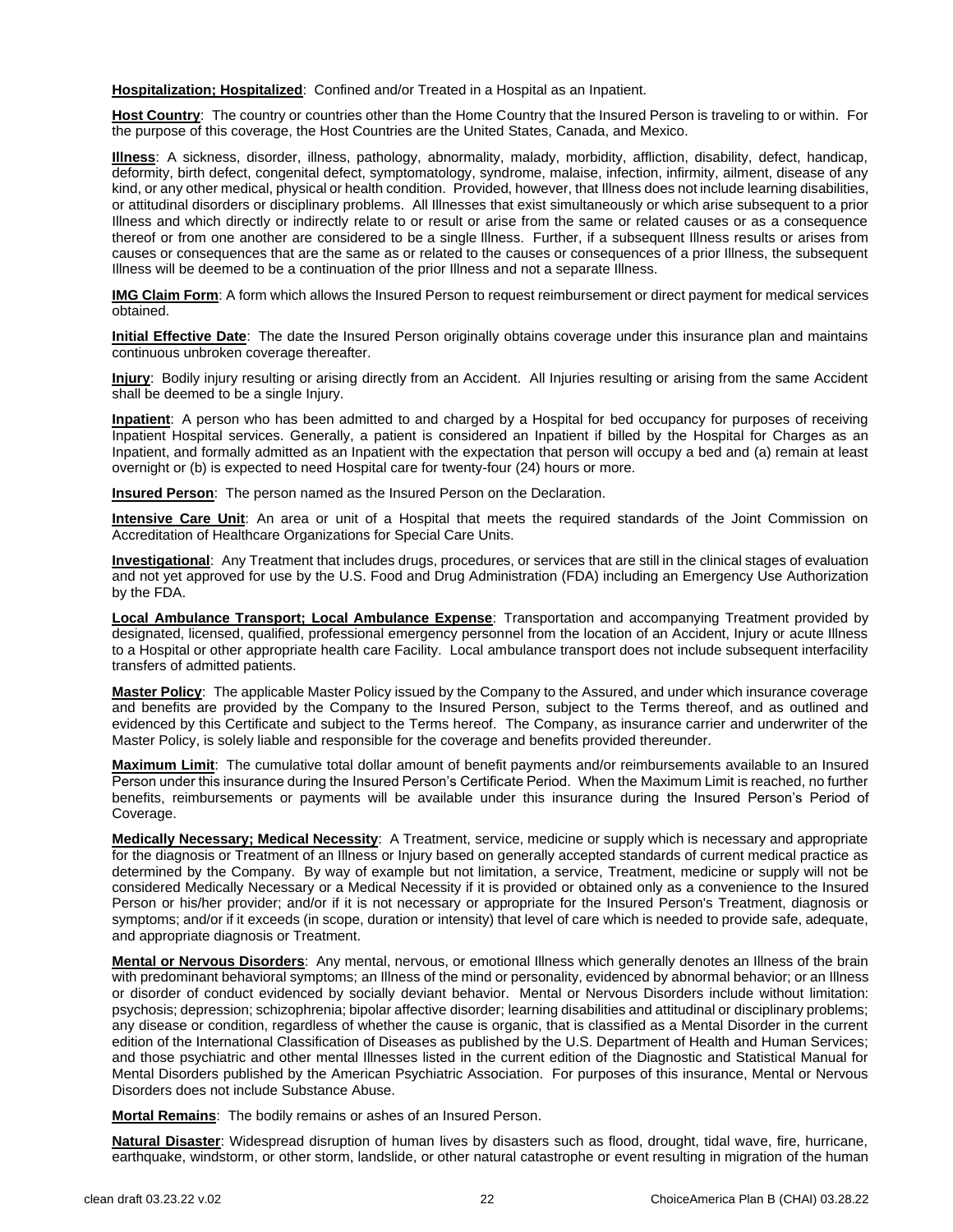**Hospitalization; Hospitalized**: Confined and/or Treated in a Hospital as an Inpatient.

**Host Country**: The country or countries other than the Home Country that the Insured Person is traveling to or within. For the purpose of this coverage, the Host Countries are the United States, Canada, and Mexico.

**Illness**: A sickness, disorder, illness, pathology, abnormality, malady, morbidity, affliction, disability, defect, handicap, deformity, birth defect, congenital defect, symptomatology, syndrome, malaise, infection, infirmity, ailment, disease of any kind, or any other medical, physical or health condition. Provided, however, that Illness does not include learning disabilities, or attitudinal disorders or disciplinary problems. All Illnesses that exist simultaneously or which arise subsequent to a prior Illness and which directly or indirectly relate to or result or arise from the same or related causes or as a consequence thereof or from one another are considered to be a single Illness. Further, if a subsequent Illness results or arises from causes or consequences that are the same as or related to the causes or consequences of a prior Illness, the subsequent Illness will be deemed to be a continuation of the prior Illness and not a separate Illness.

**IMG Claim Form**: A form which allows the Insured Person to request reimbursement or direct payment for medical services obtained.

**Initial Effective Date**: The date the Insured Person originally obtains coverage under this insurance plan and maintains continuous unbroken coverage thereafter.

**Injury**: Bodily injury resulting or arising directly from an Accident. All Injuries resulting or arising from the same Accident shall be deemed to be a single Injury.

**Inpatient**: A person who has been admitted to and charged by a Hospital for bed occupancy for purposes of receiving Inpatient Hospital services. Generally, a patient is considered an Inpatient if billed by the Hospital for Charges as an Inpatient, and formally admitted as an Inpatient with the expectation that person will occupy a bed and (a) remain at least overnight or (b) is expected to need Hospital care for twenty-four (24) hours or more.

**Insured Person**: The person named as the Insured Person on the Declaration.

**Intensive Care Unit**: An area or unit of a Hospital that meets the required standards of the Joint Commission on Accreditation of Healthcare Organizations for Special Care Units.

**Investigational**: Any Treatment that includes drugs, procedures, or services that are still in the clinical stages of evaluation and not yet approved for use by the U.S. Food and Drug Administration (FDA) including an Emergency Use Authorization by the FDA.

**Local Ambulance Transport; Local Ambulance Expense**: Transportation and accompanying Treatment provided by designated, licensed, qualified, professional emergency personnel from the location of an Accident, Injury or acute Illness to a Hospital or other appropriate health care Facility. Local ambulance transport does not include subsequent interfacility transfers of admitted patients.

**Master Policy**: The applicable Master Policy issued by the Company to the Assured, and under which insurance coverage and benefits are provided by the Company to the Insured Person, subject to the Terms thereof, and as outlined and evidenced by this Certificate and subject to the Terms hereof. The Company, as insurance carrier and underwriter of the Master Policy, is solely liable and responsible for the coverage and benefits provided thereunder.

**Maximum Limit**: The cumulative total dollar amount of benefit payments and/or reimbursements available to an Insured Person under this insurance during the Insured Person's Certificate Period. When the Maximum Limit is reached, no further benefits, reimbursements or payments will be available under this insurance during the Insured Person's Period of Coverage.

**Medically Necessary; Medical Necessity**: A Treatment, service, medicine or supply which is necessary and appropriate for the diagnosis or Treatment of an Illness or Injury based on generally accepted standards of current medical practice as determined by the Company. By way of example but not limitation, a service, Treatment, medicine or supply will not be considered Medically Necessary or a Medical Necessity if it is provided or obtained only as a convenience to the Insured Person or his/her provider; and/or if it is not necessary or appropriate for the Insured Person's Treatment, diagnosis or symptoms; and/or if it exceeds (in scope, duration or intensity) that level of care which is needed to provide safe, adequate, and appropriate diagnosis or Treatment.

**Mental or Nervous Disorders**: Any mental, nervous, or emotional Illness which generally denotes an Illness of the brain with predominant behavioral symptoms; an Illness of the mind or personality, evidenced by abnormal behavior; or an Illness or disorder of conduct evidenced by socially deviant behavior. Mental or Nervous Disorders include without limitation: psychosis; depression; schizophrenia; bipolar affective disorder; learning disabilities and attitudinal or disciplinary problems; any disease or condition, regardless of whether the cause is organic, that is classified as a Mental Disorder in the current edition of the International Classification of Diseases as published by the U.S. Department of Health and Human Services; and those psychiatric and other mental Illnesses listed in the current edition of the Diagnostic and Statistical Manual for Mental Disorders published by the American Psychiatric Association. For purposes of this insurance, Mental or Nervous Disorders does not include Substance Abuse.

**Mortal Remains**: The bodily remains or ashes of an Insured Person.

**Natural Disaster**: Widespread disruption of human lives by disasters such as flood, drought, tidal wave, fire, hurricane, earthquake, windstorm, or other storm, landslide, or other natural catastrophe or event resulting in migration of the human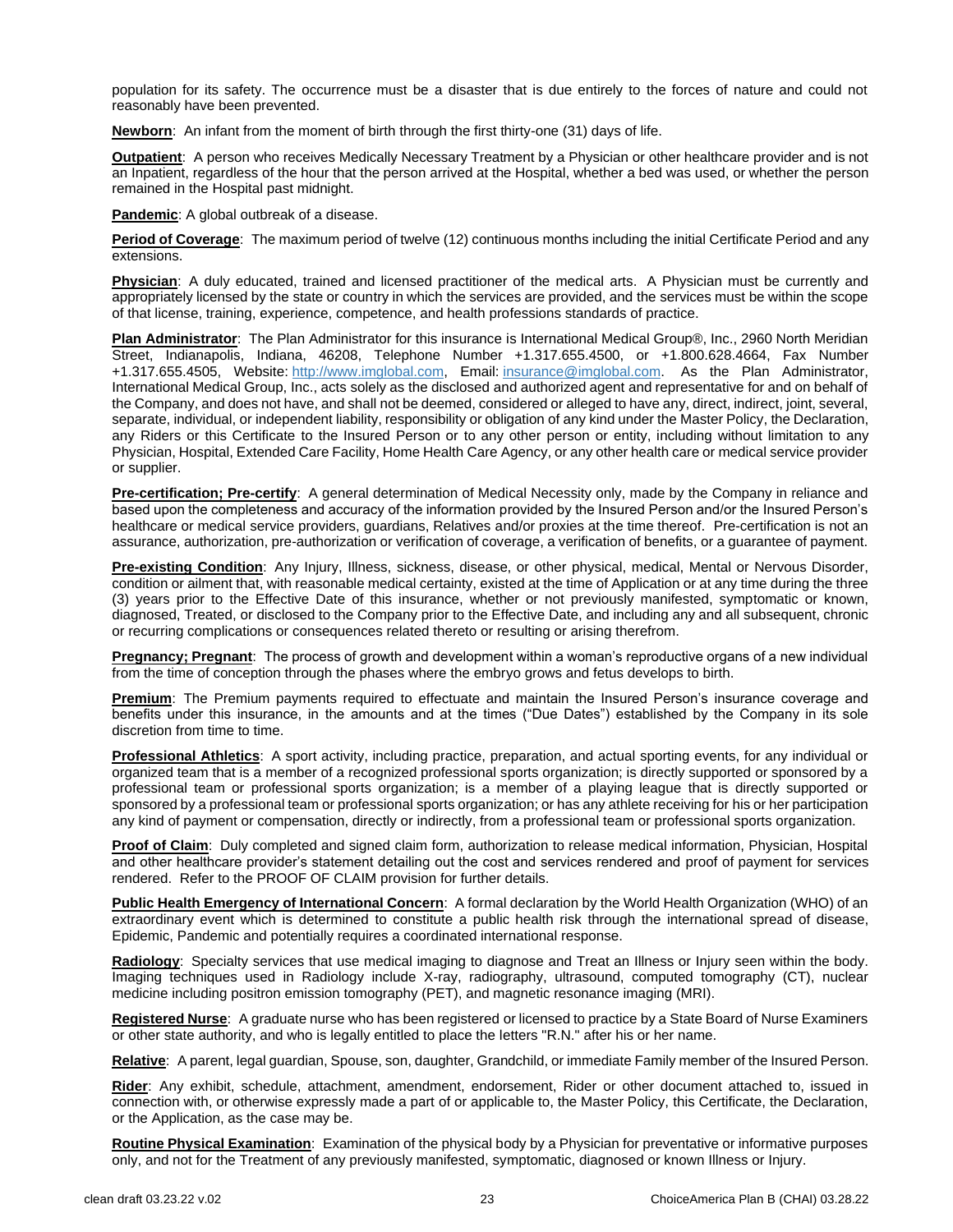population for its safety. The occurrence must be a disaster that is due entirely to the forces of nature and could not reasonably have been prevented.

**Newborn**: An infant from the moment of birth through the first thirty-one (31) days of life.

**Outpatient**: A person who receives Medically Necessary Treatment by a Physician or other healthcare provider and is not an Inpatient, regardless of the hour that the person arrived at the Hospital, whether a bed was used, or whether the person remained in the Hospital past midnight.

**Pandemic**: A global outbreak of a disease.

**Period of Coverage**: The maximum period of twelve (12) continuous months including the initial Certificate Period and any extensions.

**Physician**: A duly educated, trained and licensed practitioner of the medical arts. A Physician must be currently and appropriately licensed by the state or country in which the services are provided, and the services must be within the scope of that license, training, experience, competence, and health professions standards of practice.

**Plan Administrator**: The Plan Administrator for this insurance is International Medical Group®, Inc., 2960 North Meridian Street, Indianapolis, Indiana, 46208, Telephone Number +1.317.655.4500, or +1.800.628.4664, Fax Number +1.317.655.4505, Website: http://www.imglobal.com, Email: insurance@imglobal.com. As the Plan Administrator, International Medical Group, Inc., acts solely as the disclosed and authorized agent and representative for and on behalf of the Company, and does not have, and shall not be deemed, considered or alleged to have any, direct, indirect, joint, several, separate, individual, or independent liability, responsibility or obligation of any kind under the Master Policy, the Declaration, any Riders or this Certificate to the Insured Person or to any other person or entity, including without limitation to any Physician, Hospital, Extended Care Facility, Home Health Care Agency, or any other health care or medical service provider or supplier.

**Pre-certification; Pre-certify**: A general determination of Medical Necessity only, made by the Company in reliance and based upon the completeness and accuracy of the information provided by the Insured Person and/or the Insured Person's healthcare or medical service providers, guardians, Relatives and/or proxies at the time thereof. Pre-certification is not an assurance, authorization, pre-authorization or verification of coverage, a verification of benefits, or a guarantee of payment.

**Pre-existing Condition**: Any Injury, Illness, sickness, disease, or other physical, medical, Mental or Nervous Disorder, condition or ailment that, with reasonable medical certainty, existed at the time of Application or at any time during the three (3) years prior to the Effective Date of this insurance, whether or not previously manifested, symptomatic or known, diagnosed, Treated, or disclosed to the Company prior to the Effective Date, and including any and all subsequent, chronic or recurring complications or consequences related thereto or resulting or arising therefrom.

**Pregnancy; Pregnant**: The process of growth and development within a woman's reproductive organs of a new individual from the time of conception through the phases where the embryo grows and fetus develops to birth.

**Premium**: The Premium payments required to effectuate and maintain the Insured Person's insurance coverage and benefits under this insurance, in the amounts and at the times ("Due Dates") established by the Company in its sole discretion from time to time.

**Professional Athletics**: A sport activity, including practice, preparation, and actual sporting events, for any individual or organized team that is a member of a recognized professional sports organization; is directly supported or sponsored by a professional team or professional sports organization; is a member of a playing league that is directly supported or sponsored by a professional team or professional sports organization; or has any athlete receiving for his or her participation any kind of payment or compensation, directly or indirectly, from a professional team or professional sports organization.

**Proof of Claim**: Duly completed and signed claim form, authorization to release medical information, Physician, Hospital and other healthcare provider's statement detailing out the cost and services rendered and proof of payment for services rendered. Refer to the PROOF OF CLAIM provision for further details.

**Public Health Emergency of International Concern**: A formal declaration by the World Health Organization (WHO) of an extraordinary event which is determined to constitute a public health risk through the international spread of disease, Epidemic, Pandemic and potentially requires a coordinated international response.

**Radiology**: Specialty services that use medical imaging to diagnose and Treat an Illness or Injury seen within the body. Imaging techniques used in Radiology include X-ray, radiography, ultrasound, computed tomography (CT), nuclear medicine including positron emission tomography (PET), and magnetic resonance imaging (MRI).

**Registered Nurse**: A graduate nurse who has been registered or licensed to practice by a State Board of Nurse Examiners or other state authority, and who is legally entitled to place the letters "R.N." after his or her name.

**Relative**: A parent, legal guardian, Spouse, son, daughter, Grandchild, or immediate Family member of the Insured Person.

**Rider**: Any exhibit, schedule, attachment, amendment, endorsement, Rider or other document attached to, issued in connection with, or otherwise expressly made a part of or applicable to, the Master Policy, this Certificate, the Declaration, or the Application, as the case may be.

**Routine Physical Examination**: Examination of the physical body by a Physician for preventative or informative purposes only, and not for the Treatment of any previously manifested, symptomatic, diagnosed or known Illness or Injury.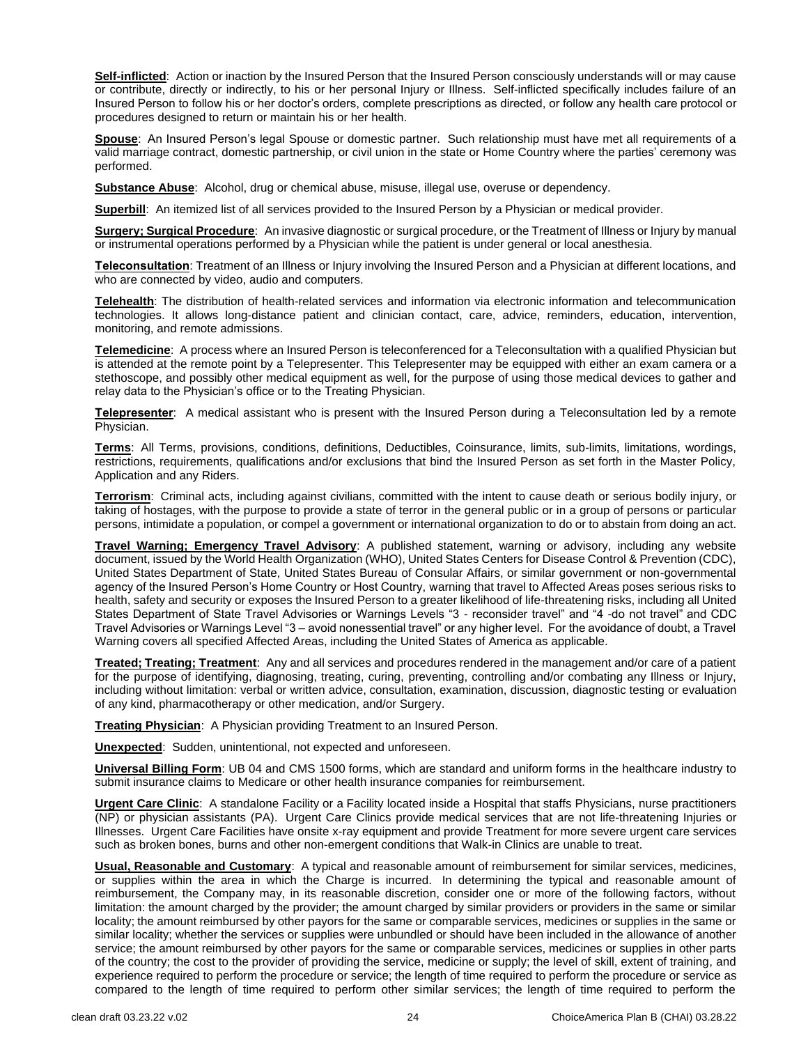**Self-inflicted**: Action or inaction by the Insured Person that the Insured Person consciously understands will or may cause or contribute, directly or indirectly, to his or her personal Injury or Illness. Self-inflicted specifically includes failure of an Insured Person to follow his or her doctor's orders, complete prescriptions as directed, or follow any health care protocol or procedures designed to return or maintain his or her health.

**Spouse**: An Insured Person's legal Spouse or domestic partner. Such relationship must have met all requirements of a valid marriage contract, domestic partnership, or civil union in the state or Home Country where the parties' ceremony was performed.

**Substance Abuse**: Alcohol, drug or chemical abuse, misuse, illegal use, overuse or dependency.

**Superbill**: An itemized list of all services provided to the Insured Person by a Physician or medical provider.

**Surgery; Surgical Procedure**: An invasive diagnostic or surgical procedure, or the Treatment of Illness or Injury by manual or instrumental operations performed by a Physician while the patient is under general or local anesthesia.

**Teleconsultation**: Treatment of an Illness or Injury involving the Insured Person and a Physician at different locations, and who are connected by video, audio and computers.

**Telehealth**: The distribution of health-related services and information via electronic information and telecommunication technologies. It allows long-distance patient and clinician contact, care, advice, reminders, education, intervention, monitoring, and remote admissions.

**Telemedicine**: A process where an Insured Person is teleconferenced for a Teleconsultation with a qualified Physician but is attended at the remote point by a Telepresenter. This Telepresenter may be equipped with either an exam camera or a stethoscope, and possibly other medical equipment as well, for the purpose of using those medical devices to gather and relay data to the Physician's office or to the Treating Physician.

**Telepresenter**: A medical assistant who is present with the Insured Person during a Teleconsultation led by a remote Physician.

**Terms**: All Terms, provisions, conditions, definitions, Deductibles, Coinsurance, limits, sub-limits, limitations, wordings, restrictions, requirements, qualifications and/or exclusions that bind the Insured Person as set forth in the Master Policy, Application and any Riders.

**Terrorism**: Criminal acts, including against civilians, committed with the intent to cause death or serious bodily injury, or taking of hostages, with the purpose to provide a state of terror in the general public or in a group of persons or particular persons, intimidate a population, or compel a government or international organization to do or to abstain from doing an act.

**Travel Warning; Emergency Travel Advisory**: A published statement, warning or advisory, including any website document, issued by the World Health Organization (WHO), United States Centers for Disease Control & Prevention (CDC), United States Department of State, United States Bureau of Consular Affairs, or similar government or non-governmental agency of the Insured Person's Home Country or Host Country, warning that travel to Affected Areas poses serious risks to health, safety and security or exposes the Insured Person to a greater likelihood of life-threatening risks, including all United States Department of State Travel Advisories or Warnings Levels "3 - reconsider travel" and "4 -do not travel" and CDC Travel Advisories or Warnings Level "3 – avoid nonessential travel" or any higher level. For the avoidance of doubt, a Travel Warning covers all specified Affected Areas, including the United States of America as applicable.

**Treated; Treating; Treatment**: Any and all services and procedures rendered in the management and/or care of a patient for the purpose of identifying, diagnosing, treating, curing, preventing, controlling and/or combating any Illness or Injury, including without limitation: verbal or written advice, consultation, examination, discussion, diagnostic testing or evaluation of any kind, pharmacotherapy or other medication, and/or Surgery.

**Treating Physician**: A Physician providing Treatment to an Insured Person.

**Unexpected**: Sudden, unintentional, not expected and unforeseen.

**Universal Billing Form**: UB 04 and CMS 1500 forms, which are standard and uniform forms in the healthcare industry to submit insurance claims to Medicare or other health insurance companies for reimbursement.

**Urgent Care Clinic**: A standalone Facility or a Facility located inside a Hospital that staffs Physicians, nurse practitioners (NP) or physician assistants (PA). Urgent Care Clinics provide medical services that are not life-threatening Injuries or Illnesses. Urgent Care Facilities have onsite x-ray equipment and provide Treatment for more severe urgent care services such as broken bones, burns and other non-emergent conditions that Walk-in Clinics are unable to treat.

**Usual, Reasonable and Customary**: A typical and reasonable amount of reimbursement for similar services, medicines, or supplies within the area in which the Charge is incurred. In determining the typical and reasonable amount of reimbursement, the Company may, in its reasonable discretion, consider one or more of the following factors, without limitation: the amount charged by the provider; the amount charged by similar providers or providers in the same or similar locality; the amount reimbursed by other payors for the same or comparable services, medicines or supplies in the same or similar locality; whether the services or supplies were unbundled or should have been included in the allowance of another service; the amount reimbursed by other payors for the same or comparable services, medicines or supplies in other parts of the country; the cost to the provider of providing the service, medicine or supply; the level of skill, extent of training, and experience required to perform the procedure or service; the length of time required to perform the procedure or service as compared to the length of time required to perform other similar services; the length of time required to perform the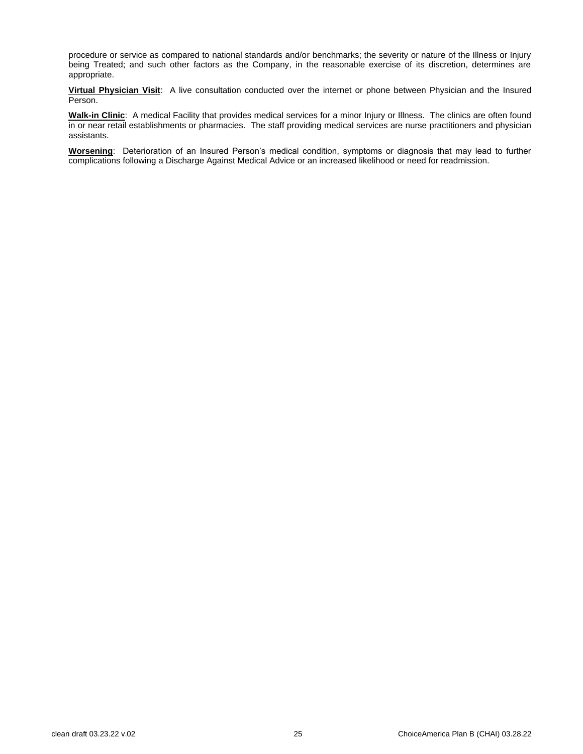procedure or service as compared to national standards and/or benchmarks; the severity or nature of the Illness or Injury being Treated; and such other factors as the Company, in the reasonable exercise of its discretion, determines are appropriate.

**Virtual Physician Visit**: A live consultation conducted over the internet or phone between Physician and the Insured Person.

**Walk-in Clinic**: A medical Facility that provides medical services for a minor Injury or Illness. The clinics are often found in or near retail establishments or pharmacies. The staff providing medical services are nurse practitioners and physician assistants.

**Worsening**: Deterioration of an Insured Person's medical condition, symptoms or diagnosis that may lead to further complications following a Discharge Against Medical Advice or an increased likelihood or need for readmission.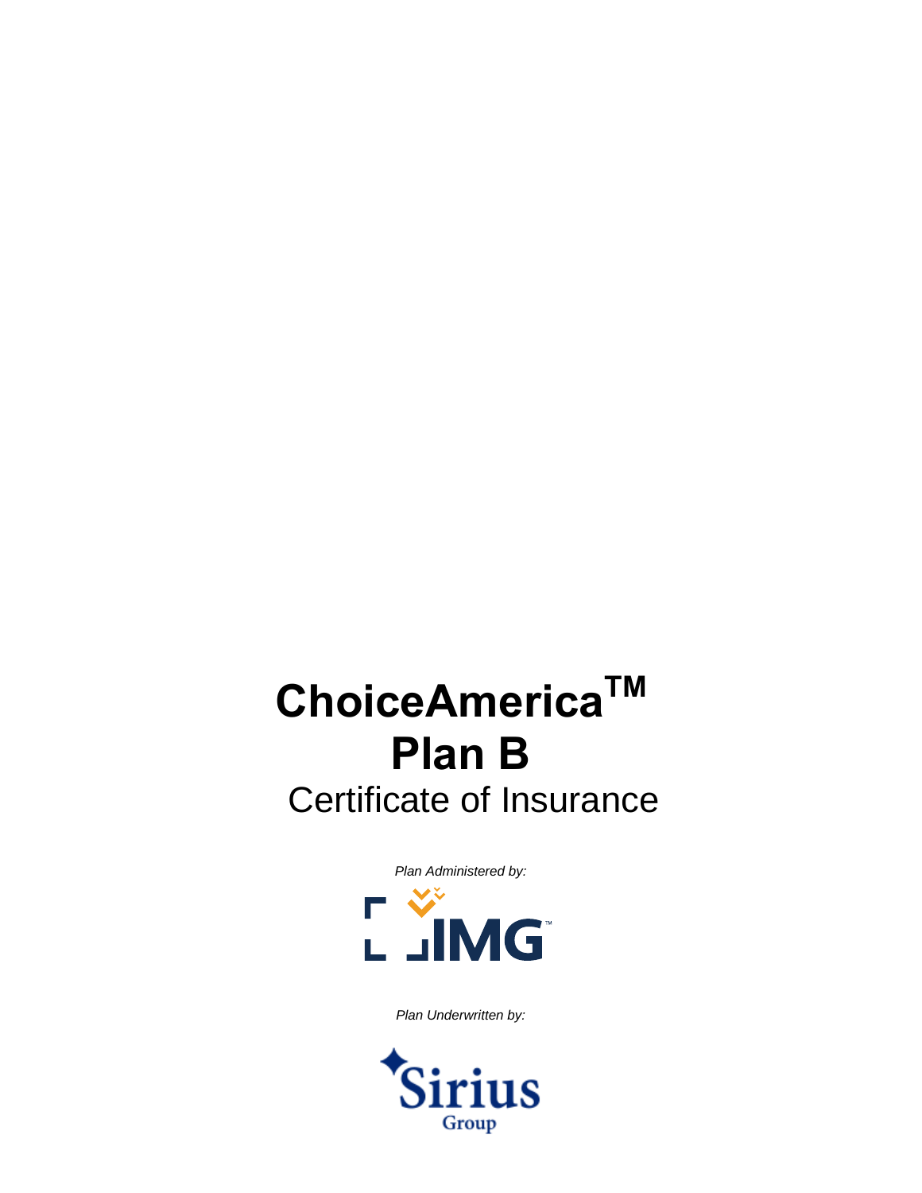# ChoiceAmerica[TM]

# Plan B

## Certificate of Insurance

*Plan Administered by:*

IMG

*Plan Underwritten by:*

Sirius Group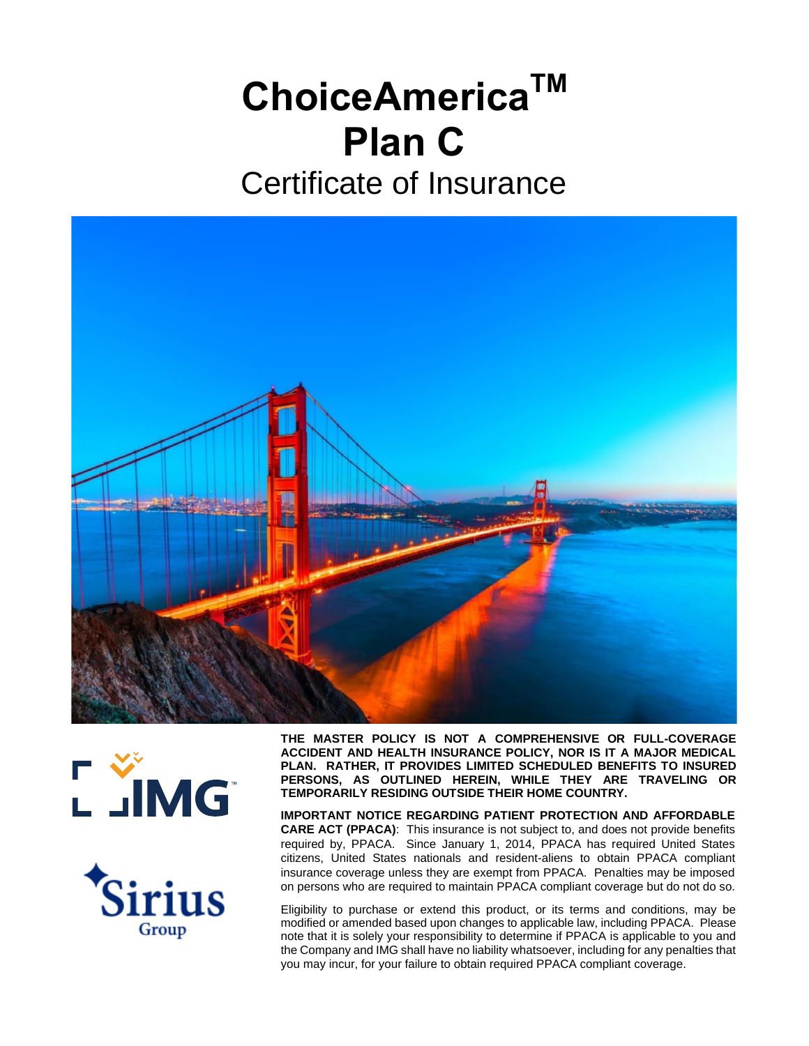# ChoiceAmerica™ Plan C

## Certificate of Insurance

**THE MASTER POLICY IS NOT A COMPREHENSIVE OR FULL-COVERAGE ACCIDENT AND HEALTH INSURANCE POLICY, NOR IS IT A MAJOR MEDICAL PLAN. RATHER, IT PROVIDES LIMITED SCHEDULED BENEFITS TO INSURED PERSONS, AS OUTLINED HEREIN, WHILE THEY ARE TRAVELING OR TEMPORARILY RESIDING OUTSIDE THEIR HOME COUNTRY.**

**IMPORTANT NOTICE REGARDING PATIENT PROTECTION AND AFFORDABLE CARE ACT (PPACA)**: This insurance is not subject to, and does not provide benefits required by, PPACA. Since January 1, 2014, PPACA has required United States citizens, United States nationals and resident-aliens to obtain PPACA compliant insurance coverage unless they are exempt from PPACA. Penalties may be imposed on persons who are required to maintain PPACA compliant coverage but do not do so.

Eligibility to purchase or extend this product, or its terms and conditions, may be modified or amended based upon changes to applicable law, including PPACA. Please note that it is solely your responsibility to determine if PPACA is applicable to you and the Company and IMG shall have no liability whatsoever, including for any penalties that you may incur, for your failure to obtain required PPACA compliant coverage.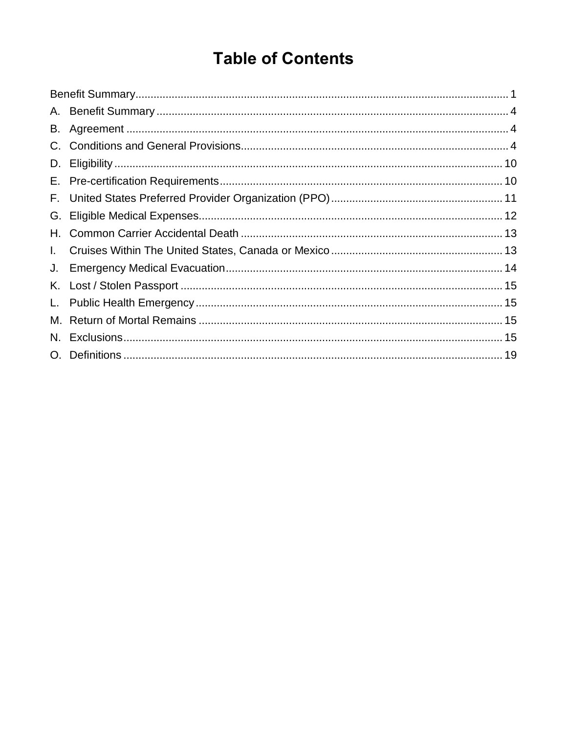# Table of Contents

Benefit Summary .......... 1

A. Benefit Summary .......... 4

B. Agreement .......... 4

C. Conditions and General Provisions .......... 4

D. Eligibility .......... 10

E. Pre-certification Requirements .......... 10

F. United States Preferred Provider Organization (PPO) .......... 11

G. Eligible Medical Expenses .......... 12

H. Common Carrier Accidental Death .......... 13

I. Cruises Within The United States, Canada or Mexico .......... 13

J. Emergency Medical Evacuation .......... 14

K. Lost / Stolen Passport .......... 15

L. Public Health Emergency .......... 15

M. Return of Mortal Remains .......... 15

N. Exclusions .......... 15

O. Definitions .......... 19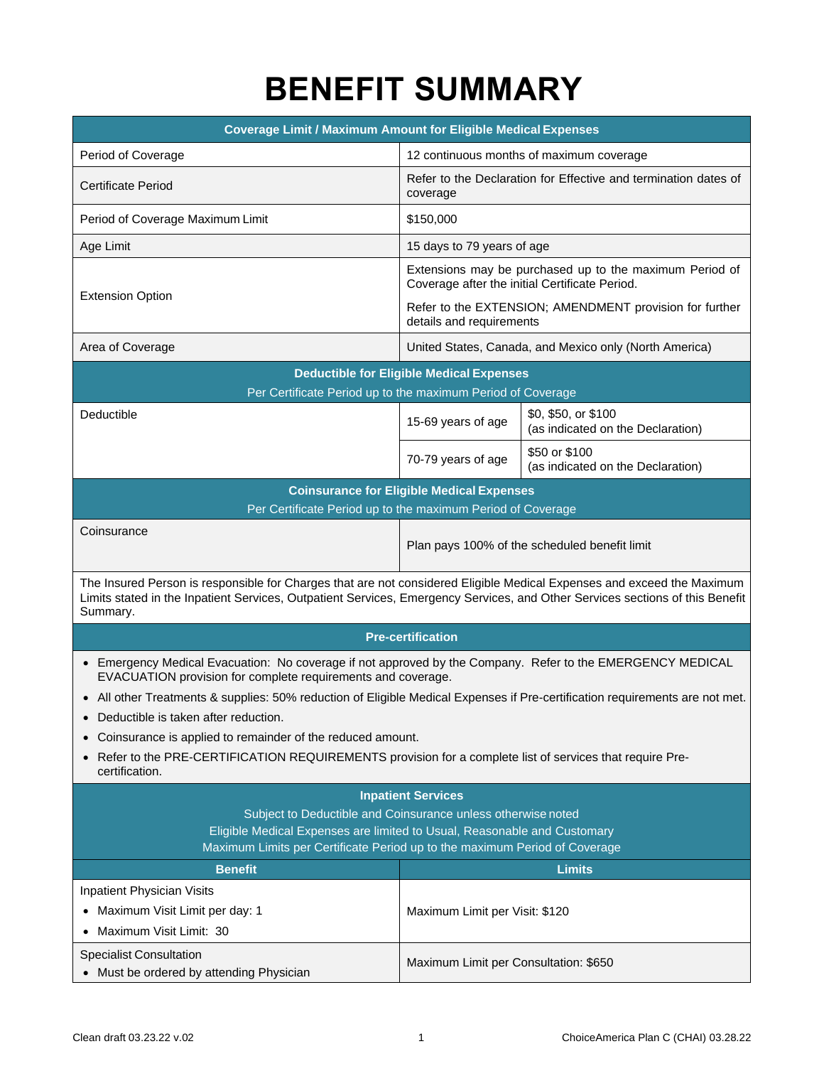# BENEFIT SUMMARY

| Coverage Limit / Maximum Amount for Eligible Medical Expenses | |
|---|---|
| Period of Coverage | 12 continuous months of maximum coverage |
| Certificate Period | Refer to the Declaration for Effective and termination dates of coverage |
| Period of Coverage Maximum Limit | $150,000 |
| Age Limit | 15 days to 79 years of age |
| Extension Option | Extensions may be purchased up to the maximum Period of Coverage after the initial Certificate Period.<br><br>Refer to the EXTENSION; AMENDMENT provision for further details and requirements |
| Area of Coverage | United States, Canada, and Mexico only (North America) |

| Deductible for Eligible Medical Expenses<br>Per Certificate Period up to the maximum Period of Coverage | | |
|---|---|---|
| Deductible | 15-69 years of age | $0, $50, or $100<br>(as indicated on the Declaration) |
| | 70-79 years of age | $50 or $100<br>(as indicated on the Declaration) |

| Coinsurance for Eligible Medical Expenses<br>Per Certificate Period up to the maximum Period of Coverage | |
|---|---|
| Coinsurance | Plan pays 100% of the scheduled benefit limit |

The Insured Person is responsible for Charges that are not considered Eligible Medical Expenses and exceed the Maximum Limits stated in the Inpatient Services, Outpatient Services, Emergency Services, and Other Services sections of this Benefit Summary.

## Pre-certification

- Emergency Medical Evacuation: No coverage if not approved by the Company. Refer to the EMERGENCY MEDICAL EVACUATION provision for complete requirements and coverage.
- All other Treatments & supplies: 50% reduction of Eligible Medical Expenses if Pre-certification requirements are not met.
- Deductible is taken after reduction.
- Coinsurance is applied to remainder of the reduced amount.
- Refer to the PRE-CERTIFICATION REQUIREMENTS provision for a complete list of services that require Pre-certification.

## Inpatient Services

Subject to Deductible and Coinsurance unless otherwise noted
Eligible Medical Expenses are limited to Usual, Reasonable and Customary
Maximum Limits per Certificate Period up to the maximum Period of Coverage

| Benefit | Limits |
|---|---|
| Inpatient Physician Visits<br>• Maximum Visit Limit per day: 1<br>• Maximum Visit Limit: 30 | Maximum Limit per Visit: $120 |
| Specialist Consultation<br>• Must be ordered by attending Physician | Maximum Limit per Consultation: $650 |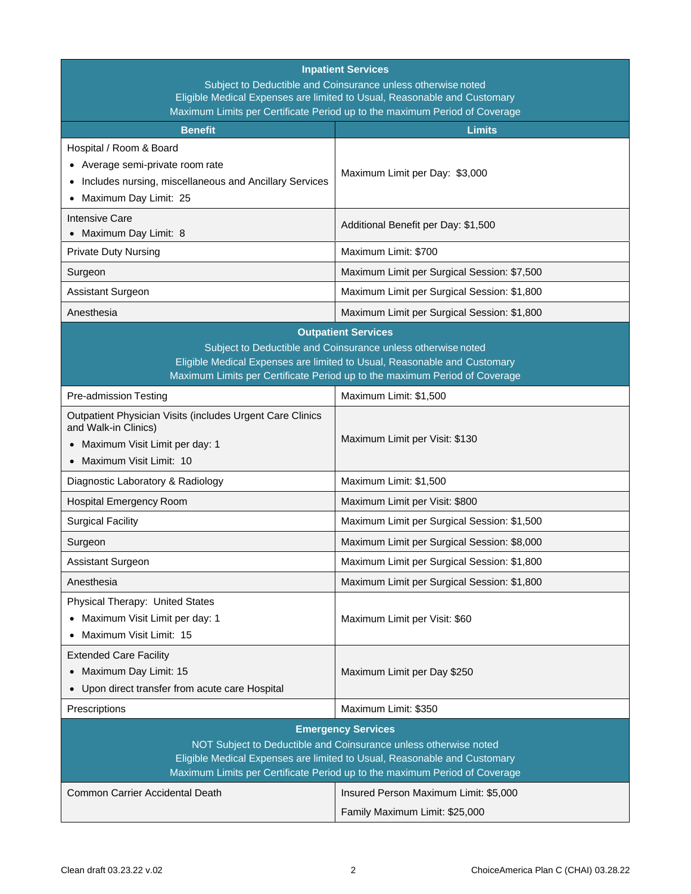| **Inpatient Services**<br>Subject to Deductible and Coinsurance unless otherwise noted<br>Eligible Medical Expenses are limited to Usual, Reasonable and Customary<br>Maximum Limits per Certificate Period up to the maximum Period of Coverage | |
|---|---|
| **Benefit** | **Limits** |
| Hospital / Room & Board<br>• Average semi-private room rate<br>• Includes nursing, miscellaneous and Ancillary Services<br>• Maximum Day Limit: 25 | Maximum Limit per Day: $3,000 |
| Intensive Care<br>• Maximum Day Limit: 8 | Additional Benefit per Day: $1,500 |
| Private Duty Nursing | Maximum Limit: $700 |
| Surgeon | Maximum Limit per Surgical Session: $7,500 |
| Assistant Surgeon | Maximum Limit per Surgical Session: $1,800 |
| Anesthesia | Maximum Limit per Surgical Session: $1,800 |
| **Outpatient Services**<br>Subject to Deductible and Coinsurance unless otherwise noted<br>Eligible Medical Expenses are limited to Usual, Reasonable and Customary<br>Maximum Limits per Certificate Period up to the maximum Period of Coverage | |
| Pre-admission Testing | Maximum Limit: $1,500 |
| Outpatient Physician Visits (includes Urgent Care Clinics and Walk-in Clinics)<br>• Maximum Visit Limit per day: 1<br>• Maximum Visit Limit: 10 | Maximum Limit per Visit: $130 |
| Diagnostic Laboratory & Radiology | Maximum Limit: $1,500 |
| Hospital Emergency Room | Maximum Limit per Visit: $800 |
| Surgical Facility | Maximum Limit per Surgical Session: $1,500 |
| Surgeon | Maximum Limit per Surgical Session: $8,000 |
| Assistant Surgeon | Maximum Limit per Surgical Session: $1,800 |
| Anesthesia | Maximum Limit per Surgical Session: $1,800 |
| Physical Therapy: United States<br>• Maximum Visit Limit per day: 1<br>• Maximum Visit Limit: 15 | Maximum Limit per Visit: $60 |
| Extended Care Facility<br>• Maximum Day Limit: 15<br>• Upon direct transfer from acute care Hospital | Maximum Limit per Day $250 |
| Prescriptions | Maximum Limit: $350 |
| **Emergency Services**<br>NOT Subject to Deductible and Coinsurance unless otherwise noted<br>Eligible Medical Expenses are limited to Usual, Reasonable and Customary<br>Maximum Limits per Certificate Period up to the maximum Period of Coverage | |
| Common Carrier Accidental Death | Insured Person Maximum Limit: $5,000<br>Family Maximum Limit: $25,000 |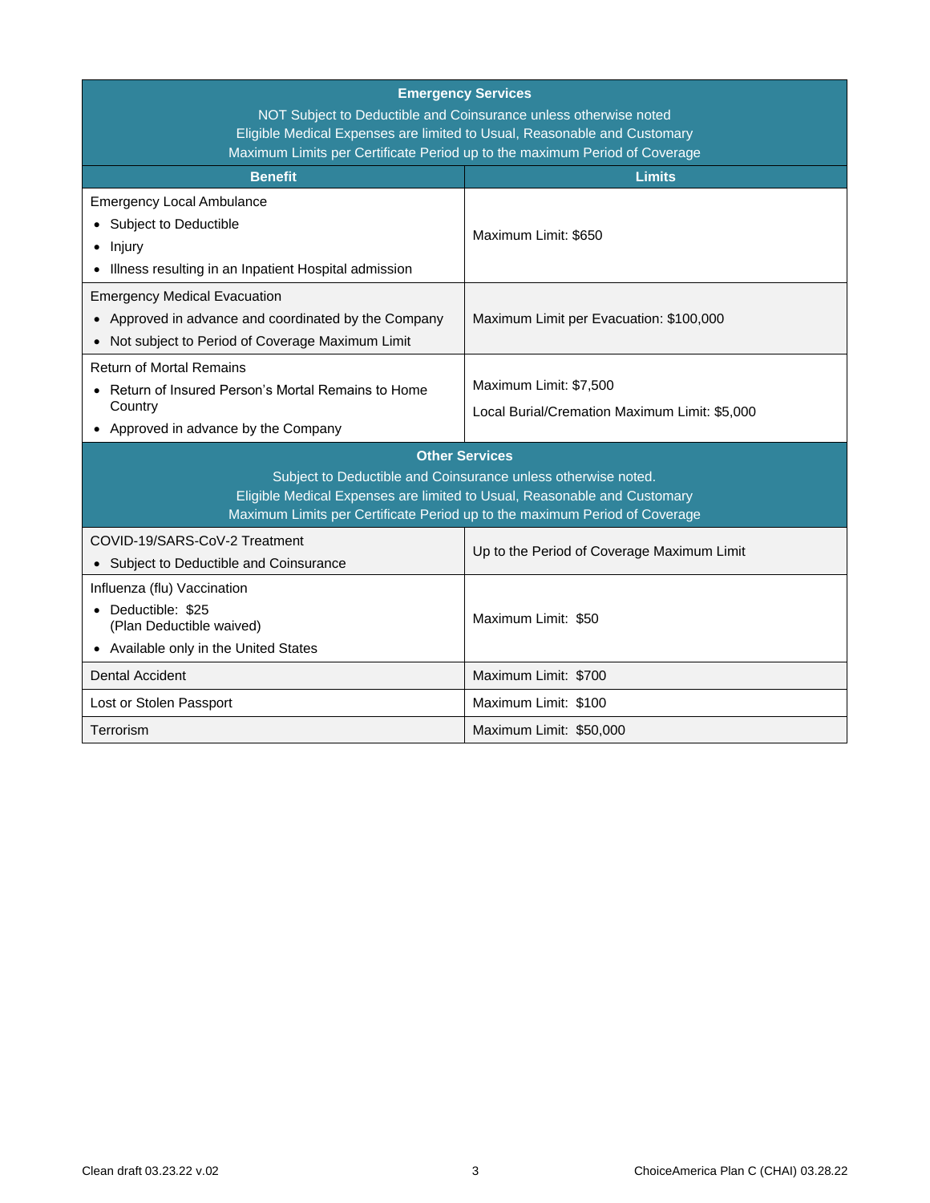| Emergency Services<br>NOT Subject to Deductible and Coinsurance unless otherwise noted<br>Eligible Medical Expenses are limited to Usual, Reasonable and Customary<br>Maximum Limits per Certificate Period up to the maximum Period of Coverage | |
|---|---|
| **Benefit** | **Limits** |
| Emergency Local Ambulance<br>• Subject to Deductible<br>• Injury<br>• Illness resulting in an Inpatient Hospital admission | Maximum Limit: $650 |
| Emergency Medical Evacuation<br>• Approved in advance and coordinated by the Company<br>• Not subject to Period of Coverage Maximum Limit | Maximum Limit per Evacuation: $100,000 |
| Return of Mortal Remains<br>• Return of Insured Person's Mortal Remains to Home Country<br>• Approved in advance by the Company | Maximum Limit: $7,500<br>Local Burial/Cremation Maximum Limit: $5,000 |
| **Other Services**<br>Subject to Deductible and Coinsurance unless otherwise noted.<br>Eligible Medical Expenses are limited to Usual, Reasonable and Customary<br>Maximum Limits per Certificate Period up to the maximum Period of Coverage | |
| COVID-19/SARS-CoV-2 Treatment<br>• Subject to Deductible and Coinsurance | Up to the Period of Coverage Maximum Limit |
| Influenza (flu) Vaccination<br>• Deductible: $25<br>(Plan Deductible waived)<br>• Available only in the United States | Maximum Limit: $50 |
| Dental Accident | Maximum Limit: $700 |
| Lost or Stolen Passport | Maximum Limit: $100 |
| Terrorism | Maximum Limit: $50,000 |

Clean draft 03.23.22 v.02

ChoiceAmerica Plan C (CHAI) 03.28.22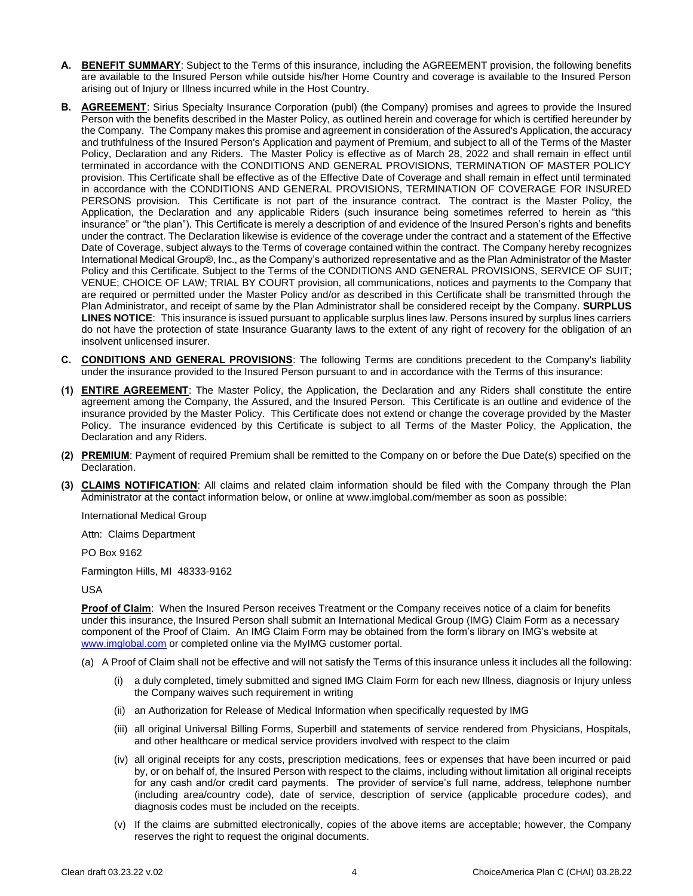**A.** **BENEFIT SUMMARY**: Subject to the Terms of this insurance, including the AGREEMENT provision, the following benefits are available to the Insured Person while outside his/her Home Country and coverage is available to the Insured Person arising out of Injury or Illness incurred while in the Host Country.

**B.** **AGREEMENT**: Sirius Specialty Insurance Corporation (publ) (the Company) promises and agrees to provide the Insured Person with the benefits described in the Master Policy, as outlined herein and coverage for which is certified hereunder by the Company. The Company makes this promise and agreement in consideration of the Assured's Application, the accuracy and truthfulness of the Insured Person's Application and payment of Premium, and subject to all of the Terms of the Master Policy, Declaration and any Riders. The Master Policy is effective as of March 28, 2022 and shall remain in effect until terminated in accordance with the CONDITIONS AND GENERAL PROVISIONS, TERMINATION OF MASTER POLICY provision. This Certificate shall be effective as of the Effective Date of Coverage and shall remain in effect until terminated in accordance with the CONDITIONS AND GENERAL PROVISIONS, TERMINATION OF COVERAGE FOR INSURED PERSONS provision. This Certificate is not part of the insurance contract. The contract is the Master Policy, the Application, the Declaration and any applicable Riders (such insurance being sometimes referred to herein as "this insurance" or "the plan"). This Certificate is merely a description of and evidence of the Insured Person's rights and benefits under the contract. The Declaration likewise is evidence of the coverage under the contract and a statement of the Effective Date of Coverage, subject always to the Terms of coverage contained within the contract. The Company hereby recognizes International Medical Group®, Inc., as the Company's authorized representative and as the Plan Administrator of the Master Policy and this Certificate. Subject to the Terms of the CONDITIONS AND GENERAL PROVISIONS, SERVICE OF SUIT; VENUE; CHOICE OF LAW; TRIAL BY COURT provision, all communications, notices and payments to the Company that are required or permitted under the Master Policy and/or as described in this Certificate shall be transmitted through the Plan Administrator, and receipt of same by the Plan Administrator shall be considered receipt by the Company. **SURPLUS LINES NOTICE**: This insurance is issued pursuant to applicable surplus lines law. Persons insured by surplus lines carriers do not have the protection of state Insurance Guaranty laws to the extent of any right of recovery for the obligation of an insolvent unlicensed insurer.

**C.** **CONDITIONS AND GENERAL PROVISIONS**: The following Terms are conditions precedent to the Company's liability under the insurance provided to the Insured Person pursuant to and in accordance with the Terms of this insurance:

**(1)** **ENTIRE AGREEMENT**: The Master Policy, the Application, the Declaration and any Riders shall constitute the entire agreement among the Company, the Assured, and the Insured Person. This Certificate is an outline and evidence of the insurance provided by the Master Policy. This Certificate does not extend or change the coverage provided by the Master Policy. The insurance evidenced by this Certificate is subject to all Terms of the Master Policy, the Application, the Declaration and any Riders.

**(2)** **PREMIUM**: Payment of required Premium shall be remitted to the Company on or before the Due Date(s) specified on the Declaration.

**(3)** **CLAIMS NOTIFICATION**: All claims and related claim information should be filed with the Company through the Plan Administrator at the contact information below, or online at www.imglobal.com/member as soon as possible:

International Medical Group

Attn: Claims Department

PO Box 9162

Farmington Hills, MI 48333-9162

USA

**Proof of Claim**: When the Insured Person receives Treatment or the Company receives notice of a claim for benefits under this insurance, the Insured Person shall submit an International Medical Group (IMG) Claim Form as a necessary component of the Proof of Claim. An IMG Claim Form may be obtained from the form's library on IMG's website at www.imglobal.com or completed online via the MyIMG customer portal.

(a) A Proof of Claim shall not be effective and will not satisfy the Terms of this insurance unless it includes all the following:

   (i) a duly completed, timely submitted and signed IMG Claim Form for each new Illness, diagnosis or Injury unless the Company waives such requirement in writing

   (ii) an Authorization for Release of Medical Information when specifically requested by IMG

   (iii) all original Universal Billing Forms, Superbill and statements of service rendered from Physicians, Hospitals, and other healthcare or medical service providers involved with respect to the claim

   (iv) all original receipts for any costs, prescription medications, fees or expenses that have been incurred or paid by, or on behalf of, the Insured Person with respect to the claims, including without limitation all original receipts for any cash and/or credit card payments. The provider of service's full name, address, telephone number (including area/country code), date of service, description of service (applicable procedure codes), and diagnosis codes must be included on the receipts.

   (v) If the claims are submitted electronically, copies of the above items are acceptable; however, the Company reserves the right to request the original documents.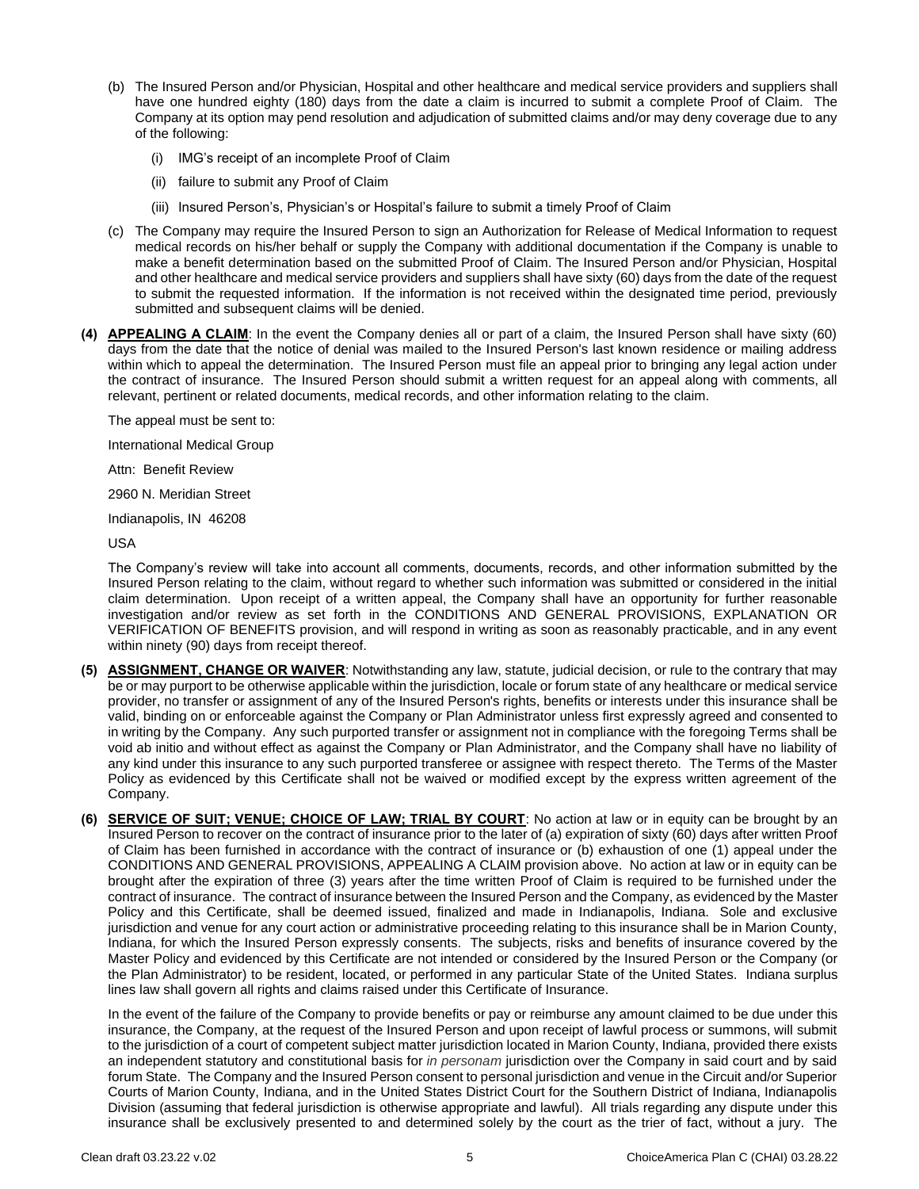(b) The Insured Person and/or Physician, Hospital and other healthcare and medical service providers and suppliers shall have one hundred eighty (180) days from the date a claim is incurred to submit a complete Proof of Claim. The Company at its option may pend resolution and adjudication of submitted claims and/or may deny coverage due to any of the following:

   (i) IMG's receipt of an incomplete Proof of Claim

   (ii) failure to submit any Proof of Claim

   (iii) Insured Person's, Physician's or Hospital's failure to submit a timely Proof of Claim

(c) The Company may require the Insured Person to sign an Authorization for Release of Medical Information to request medical records on his/her behalf or supply the Company with additional documentation if the Company is unable to make a benefit determination based on the submitted Proof of Claim. The Insured Person and/or Physician, Hospital and other healthcare and medical service providers and suppliers shall have sixty (60) days from the date of the request to submit the requested information. If the information is not received within the designated time period, previously submitted and subsequent claims will be denied.

**(4) <u>APPEALING A CLAIM</u>**: In the event the Company denies all or part of a claim, the Insured Person shall have sixty (60) days from the date that the notice of denial was mailed to the Insured Person's last known residence or mailing address within which to appeal the determination. The Insured Person must file an appeal prior to bringing any legal action under the contract of insurance. The Insured Person should submit a written request for an appeal along with comments, all relevant, pertinent or related documents, medical records, and other information relating to the claim.

The appeal must be sent to:

International Medical Group

Attn: Benefit Review

2960 N. Meridian Street

Indianapolis, IN 46208

USA

The Company's review will take into account all comments, documents, records, and other information submitted by the Insured Person relating to the claim, without regard to whether such information was submitted or considered in the initial claim determination. Upon receipt of a written appeal, the Company shall have an opportunity for further reasonable investigation and/or review as set forth in the CONDITIONS AND GENERAL PROVISIONS, EXPLANATION OR VERIFICATION OF BENEFITS provision, and will respond in writing as soon as reasonably practicable, and in any event within ninety (90) days from receipt thereof.

**(5) <u>ASSIGNMENT, CHANGE OR WAIVER</u>**: Notwithstanding any law, statute, judicial decision, or rule to the contrary that may be or may purport to be otherwise applicable within the jurisdiction, locale or forum state of any healthcare or medical service provider, no transfer or assignment of any of the Insured Person's rights, benefits or interests under this insurance shall be valid, binding on or enforceable against the Company or Plan Administrator unless first expressly agreed and consented to in writing by the Company. Any such purported transfer or assignment not in compliance with the foregoing Terms shall be void ab initio and without effect as against the Company or Plan Administrator, and the Company shall have no liability of any kind under this insurance to any such purported transferee or assignee with respect thereto. The Terms of the Master Policy as evidenced by this Certificate shall not be waived or modified except by the express written agreement of the Company.

**(6) <u>SERVICE OF SUIT; VENUE; CHOICE OF LAW; TRIAL BY COURT</u>**: No action at law or in equity can be brought by an Insured Person to recover on the contract of insurance prior to the later of (a) expiration of sixty (60) days after written Proof of Claim has been furnished in accordance with the contract of insurance or (b) exhaustion of one (1) appeal under the CONDITIONS AND GENERAL PROVISIONS, APPEALING A CLAIM provision above. No action at law or in equity can be brought after the expiration of three (3) years after the time written Proof of Claim is required to be furnished under the contract of insurance. The contract of insurance between the Insured Person and the Company, as evidenced by the Master Policy and this Certificate, shall be deemed issued, finalized and made in Indianapolis, Indiana. Sole and exclusive jurisdiction and venue for any court action or administrative proceeding relating to this insurance shall be in Marion County, Indiana, for which the Insured Person expressly consents. The subjects, risks and benefits of insurance covered by the Master Policy and evidenced by this Certificate are not intended or considered by the Insured Person or the Company (or the Plan Administrator) to be resident, located, or performed in any particular State of the United States. Indiana surplus lines law shall govern all rights and claims raised under this Certificate of Insurance.

In the event of the failure of the Company to provide benefits or pay or reimburse any amount claimed to be due under this insurance, the Company, at the request of the Insured Person and upon receipt of lawful process or summons, will submit to the jurisdiction of a court of competent subject matter jurisdiction located in Marion County, Indiana, provided there exists an independent statutory and constitutional basis for *in personam* jurisdiction over the Company in said court and by said forum State. The Company and the Insured Person consent to personal jurisdiction and venue in the Circuit and/or Superior Courts of Marion County, Indiana, and in the United States District Court for the Southern District of Indiana, Indianapolis Division (assuming that federal jurisdiction is otherwise appropriate and lawful). All trials regarding any dispute under this insurance shall be exclusively presented to and determined solely by the court as the trier of fact, without a jury. The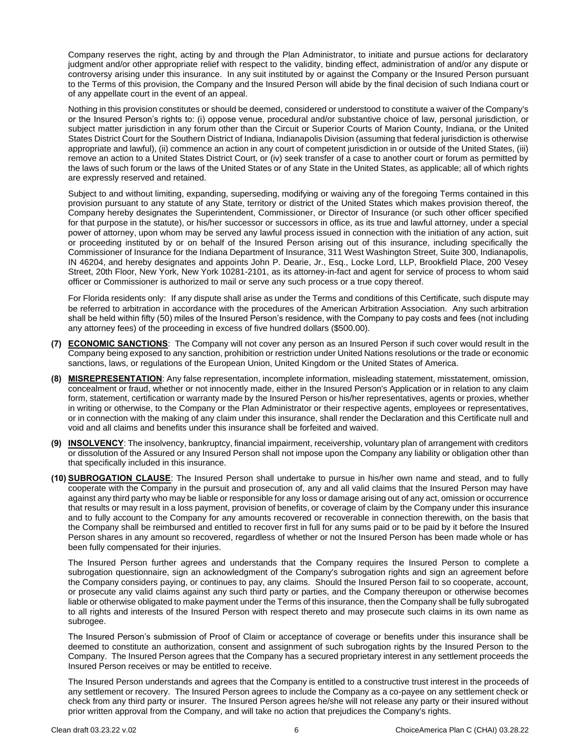Company reserves the right, acting by and through the Plan Administrator, to initiate and pursue actions for declaratory judgment and/or other appropriate relief with respect to the validity, binding effect, administration of and/or any dispute or controversy arising under this insurance. In any suit instituted by or against the Company or the Insured Person pursuant to the Terms of this provision, the Company and the Insured Person will abide by the final decision of such Indiana court or of any appellate court in the event of an appeal.

Nothing in this provision constitutes or should be deemed, considered or understood to constitute a waiver of the Company's or the Insured Person's rights to: (i) oppose venue, procedural and/or substantive choice of law, personal jurisdiction, or subject matter jurisdiction in any forum other than the Circuit or Superior Courts of Marion County, Indiana, or the United States District Court for the Southern District of Indiana, Indianapolis Division (assuming that federal jurisdiction is otherwise appropriate and lawful), (ii) commence an action in any court of competent jurisdiction in or outside of the United States, (iii) remove an action to a United States District Court, or (iv) seek transfer of a case to another court or forum as permitted by the laws of such forum or the laws of the United States or of any State in the United States, as applicable; all of which rights are expressly reserved and retained.

Subject to and without limiting, expanding, superseding, modifying or waiving any of the foregoing Terms contained in this provision pursuant to any statute of any State, territory or district of the United States which makes provision thereof, the Company hereby designates the Superintendent, Commissioner, or Director of Insurance (or such other officer specified for that purpose in the statute), or his/her successor or successors in office, as its true and lawful attorney, under a special power of attorney, upon whom may be served any lawful process issued in connection with the initiation of any action, suit or proceeding instituted by or on behalf of the Insured Person arising out of this insurance, including specifically the Commissioner of Insurance for the Indiana Department of Insurance, 311 West Washington Street, Suite 300, Indianapolis, IN 46204, and hereby designates and appoints John P. Dearie, Jr., Esq., Locke Lord, LLP, Brookfield Place, 200 Vesey Street, 20th Floor, New York, New York 10281-2101, as its attorney-in-fact and agent for service of process to whom said officer or Commissioner is authorized to mail or serve any such process or a true copy thereof.

For Florida residents only: If any dispute shall arise as under the Terms and conditions of this Certificate, such dispute may be referred to arbitration in accordance with the procedures of the American Arbitration Association. Any such arbitration shall be held within fifty (50) miles of the Insured Person's residence, with the Company to pay costs and fees (not including any attorney fees) of the proceeding in excess of five hundred dollars ($500.00).

**(7) ECONOMIC SANCTIONS**: The Company will not cover any person as an Insured Person if such cover would result in the Company being exposed to any sanction, prohibition or restriction under United Nations resolutions or the trade or economic sanctions, laws, or regulations of the European Union, United Kingdom or the United States of America.

**(8) MISREPRESENTATION**: Any false representation, incomplete information, misleading statement, misstatement, omission, concealment or fraud, whether or not innocently made, either in the Insured Person's Application or in relation to any claim form, statement, certification or warranty made by the Insured Person or his/her representatives, agents or proxies, whether in writing or otherwise, to the Company or the Plan Administrator or their respective agents, employees or representatives, or in connection with the making of any claim under this insurance, shall render the Declaration and this Certificate null and void and all claims and benefits under this insurance shall be forfeited and waived.

**(9) INSOLVENCY**: The insolvency, bankruptcy, financial impairment, receivership, voluntary plan of arrangement with creditors or dissolution of the Assured or any Insured Person shall not impose upon the Company any liability or obligation other than that specifically included in this insurance.

**(10) SUBROGATION CLAUSE**: The Insured Person shall undertake to pursue in his/her own name and stead, and to fully cooperate with the Company in the pursuit and prosecution of, any and all valid claims that the Insured Person may have against any third party who may be liable or responsible for any loss or damage arising out of any act, omission or occurrence that results or may result in a loss payment, provision of benefits, or coverage of claim by the Company under this insurance and to fully account to the Company for any amounts recovered or recoverable in connection therewith, on the basis that the Company shall be reimbursed and entitled to recover first in full for any sums paid or to be paid by it before the Insured Person shares in any amount so recovered, regardless of whether or not the Insured Person has been made whole or has been fully compensated for their injuries.

The Insured Person further agrees and understands that the Company requires the Insured Person to complete a subrogation questionnaire, sign an acknowledgment of the Company's subrogation rights and sign an agreement before the Company considers paying, or continues to pay, any claims. Should the Insured Person fail to so cooperate, account, or prosecute any valid claims against any such third party or parties, and the Company thereupon or otherwise becomes liable or otherwise obligated to make payment under the Terms of this insurance, then the Company shall be fully subrogated to all rights and interests of the Insured Person with respect thereto and may prosecute such claims in its own name as subrogee.

The Insured Person's submission of Proof of Claim or acceptance of coverage or benefits under this insurance shall be deemed to constitute an authorization, consent and assignment of such subrogation rights by the Insured Person to the Company. The Insured Person agrees that the Company has a secured proprietary interest in any settlement proceeds the Insured Person receives or may be entitled to receive.

The Insured Person understands and agrees that the Company is entitled to a constructive trust interest in the proceeds of any settlement or recovery. The Insured Person agrees to include the Company as a co-payee on any settlement check or check from any third party or insurer. The Insured Person agrees he/she will not release any party or their insured without prior written approval from the Company, and will take no action that prejudices the Company's rights.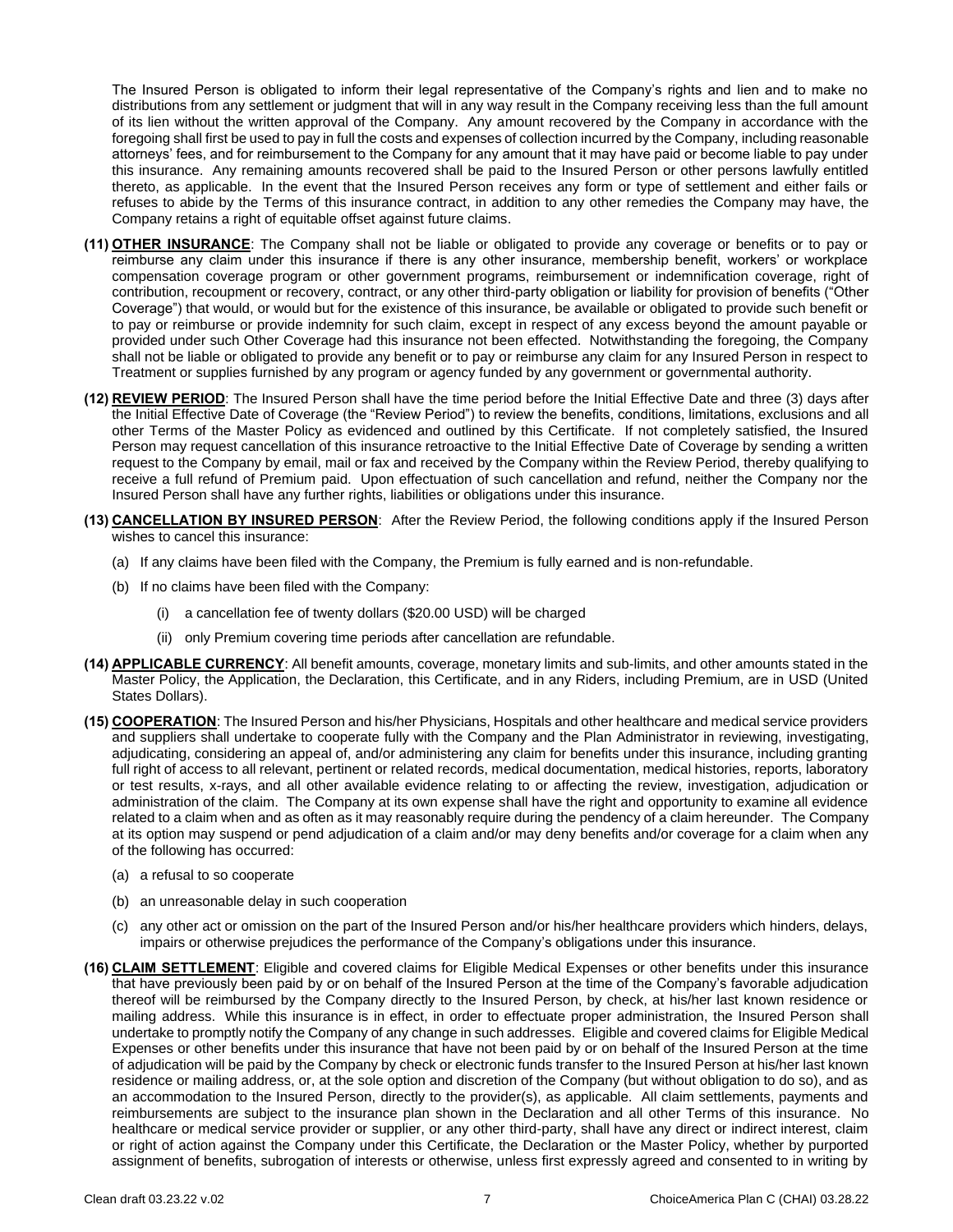The Insured Person is obligated to inform their legal representative of the Company's rights and lien and to make no distributions from any settlement or judgment that will in any way result in the Company receiving less than the full amount of its lien without the written approval of the Company. Any amount recovered by the Company in accordance with the foregoing shall first be used to pay in full the costs and expenses of collection incurred by the Company, including reasonable attorneys' fees, and for reimbursement to the Company for any amount that it may have paid or become liable to pay under this insurance. Any remaining amounts recovered shall be paid to the Insured Person or other persons lawfully entitled thereto, as applicable. In the event that the Insured Person receives any form or type of settlement and either fails or refuses to abide by the Terms of this insurance contract, in addition to any other remedies the Company may have, the Company retains a right of equitable offset against future claims.

**(11) OTHER INSURANCE**: The Company shall not be liable or obligated to provide any coverage or benefits or to pay or reimburse any claim under this insurance if there is any other insurance, membership benefit, workers' or workplace compensation coverage program or other government programs, reimbursement or indemnification coverage, right of contribution, recoupment or recovery, contract, or any other third-party obligation or liability for provision of benefits ("Other Coverage") that would, or would but for the existence of this insurance, be available or obligated to provide such benefit or to pay or reimburse or provide indemnity for such claim, except in respect of any excess beyond the amount payable or provided under such Other Coverage had this insurance not been effected. Notwithstanding the foregoing, the Company shall not be liable or obligated to provide any benefit or to pay or reimburse any claim for any Insured Person in respect to Treatment or supplies furnished by any program or agency funded by any government or governmental authority.

**(12) REVIEW PERIOD**: The Insured Person shall have the time period before the Initial Effective Date and three (3) days after the Initial Effective Date of Coverage (the "Review Period") to review the benefits, conditions, limitations, exclusions and all other Terms of the Master Policy as evidenced and outlined by this Certificate. If not completely satisfied, the Insured Person may request cancellation of this insurance retroactive to the Initial Effective Date of Coverage by sending a written request to the Company by email, mail or fax and received by the Company within the Review Period, thereby qualifying to receive a full refund of Premium paid. Upon effectuation of such cancellation and refund, neither the Company nor the Insured Person shall have any further rights, liabilities or obligations under this insurance.

**(13) CANCELLATION BY INSURED PERSON**: After the Review Period, the following conditions apply if the Insured Person wishes to cancel this insurance:

- (a) If any claims have been filed with the Company, the Premium is fully earned and is non-refundable.
- (b) If no claims have been filed with the Company:
  - (i) a cancellation fee of twenty dollars ($20.00 USD) will be charged
  - (ii) only Premium covering time periods after cancellation are refundable.

**(14) APPLICABLE CURRENCY**: All benefit amounts, coverage, monetary limits and sub-limits, and other amounts stated in the Master Policy, the Application, the Declaration, this Certificate, and in any Riders, including Premium, are in USD (United States Dollars).

**(15) COOPERATION**: The Insured Person and his/her Physicians, Hospitals and other healthcare and medical service providers and suppliers shall undertake to cooperate fully with the Company and the Plan Administrator in reviewing, investigating, adjudicating, considering an appeal of, and/or administering any claim for benefits under this insurance, including granting full right of access to all relevant, pertinent or related records, medical documentation, medical histories, reports, laboratory or test results, x-rays, and all other available evidence relating to or affecting the review, investigation, adjudication or administration of the claim. The Company at its own expense shall have the right and opportunity to examine all evidence related to a claim when and as often as it may reasonably require during the pendency of a claim hereunder. The Company at its option may suspend or pend adjudication of a claim and/or may deny benefits and/or coverage for a claim when any of the following has occurred:

- (a) a refusal to so cooperate
- (b) an unreasonable delay in such cooperation
- (c) any other act or omission on the part of the Insured Person and/or his/her healthcare providers which hinders, delays, impairs or otherwise prejudices the performance of the Company's obligations under this insurance.

**(16) CLAIM SETTLEMENT**: Eligible and covered claims for Eligible Medical Expenses or other benefits under this insurance that have previously been paid by or on behalf of the Insured Person at the time of the Company's favorable adjudication thereof will be reimbursed by the Company directly to the Insured Person, by check, at his/her last known residence or mailing address. While this insurance is in effect, in order to effectuate proper administration, the Insured Person shall undertake to promptly notify the Company of any change in such addresses. Eligible and covered claims for Eligible Medical Expenses or other benefits under this insurance that have not been paid by or on behalf of the Insured Person at the time of adjudication will be paid by the Company by check or electronic funds transfer to the Insured Person at his/her last known residence or mailing address, or, at the sole option and discretion of the Company (but without obligation to do so), and as an accommodation to the Insured Person, directly to the provider(s), as applicable. All claim settlements, payments and reimbursements are subject to the insurance plan shown in the Declaration and all other Terms of this insurance. No healthcare or medical service provider or supplier, or any other third-party, shall have any direct or indirect interest, claim or right of action against the Company under this Certificate, the Declaration or the Master Policy, whether by purported assignment of benefits, subrogation of interests or otherwise, unless first expressly agreed and consented to in writing by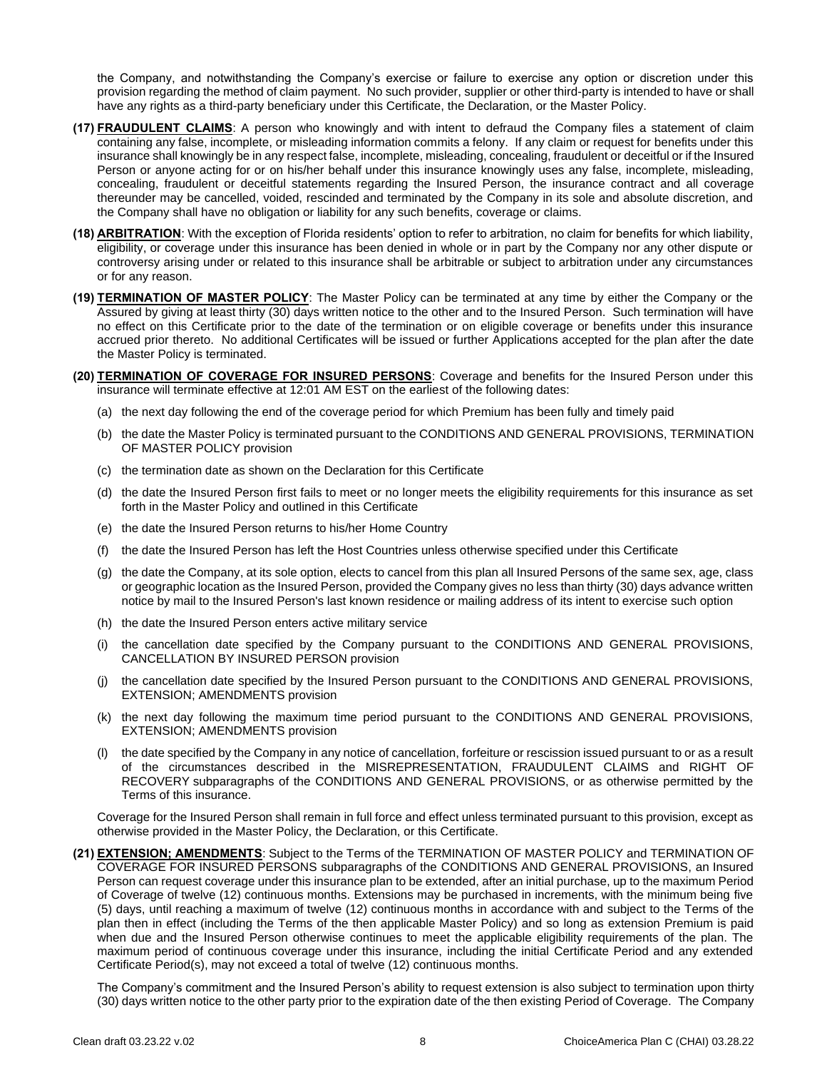the Company, and notwithstanding the Company's exercise or failure to exercise any option or discretion under this provision regarding the method of claim payment. No such provider, supplier or other third-party is intended to have or shall have any rights as a third-party beneficiary under this Certificate, the Declaration, or the Master Policy.

**(17) FRAUDULENT CLAIMS**: A person who knowingly and with intent to defraud the Company files a statement of claim containing any false, incomplete, or misleading information commits a felony. If any claim or request for benefits under this insurance shall knowingly be in any respect false, incomplete, misleading, concealing, fraudulent or deceitful or if the Insured Person or anyone acting for or on his/her behalf under this insurance knowingly uses any false, incomplete, misleading, concealing, fraudulent or deceitful statements regarding the Insured Person, the insurance contract and all coverage thereunder may be cancelled, voided, rescinded and terminated by the Company in its sole and absolute discretion, and the Company shall have no obligation or liability for any such benefits, coverage or claims.

**(18) ARBITRATION**: With the exception of Florida residents' option to refer to arbitration, no claim for benefits for which liability, eligibility, or coverage under this insurance has been denied in whole or in part by the Company nor any other dispute or controversy arising under or related to this insurance shall be arbitrable or subject to arbitration under any circumstances or for any reason.

**(19) TERMINATION OF MASTER POLICY**: The Master Policy can be terminated at any time by either the Company or the Assured by giving at least thirty (30) days written notice to the other and to the Insured Person. Such termination will have no effect on this Certificate prior to the date of the termination or on eligible coverage or benefits under this insurance accrued prior thereto. No additional Certificates will be issued or further Applications accepted for the plan after the date the Master Policy is terminated.

**(20) TERMINATION OF COVERAGE FOR INSURED PERSONS**: Coverage and benefits for the Insured Person under this insurance will terminate effective at 12:01 AM EST on the earliest of the following dates:

(a) the next day following the end of the coverage period for which Premium has been fully and timely paid

(b) the date the Master Policy is terminated pursuant to the CONDITIONS AND GENERAL PROVISIONS, TERMINATION OF MASTER POLICY provision

(c) the termination date as shown on the Declaration for this Certificate

(d) the date the Insured Person first fails to meet or no longer meets the eligibility requirements for this insurance as set forth in the Master Policy and outlined in this Certificate

(e) the date the Insured Person returns to his/her Home Country

(f) the date the Insured Person has left the Host Countries unless otherwise specified under this Certificate

(g) the date the Company, at its sole option, elects to cancel from this plan all Insured Persons of the same sex, age, class or geographic location as the Insured Person, provided the Company gives no less than thirty (30) days advance written notice by mail to the Insured Person's last known residence or mailing address of its intent to exercise such option

(h) the date the Insured Person enters active military service

(i) the cancellation date specified by the Company pursuant to the CONDITIONS AND GENERAL PROVISIONS, CANCELLATION BY INSURED PERSON provision

(j) the cancellation date specified by the Insured Person pursuant to the CONDITIONS AND GENERAL PROVISIONS, EXTENSION; AMENDMENTS provision

(k) the next day following the maximum time period pursuant to the CONDITIONS AND GENERAL PROVISIONS, EXTENSION; AMENDMENTS provision

(l) the date specified by the Company in any notice of cancellation, forfeiture or rescission issued pursuant to or as a result of the circumstances described in the MISREPRESENTATION, FRAUDULENT CLAIMS and RIGHT OF RECOVERY subparagraphs of the CONDITIONS AND GENERAL PROVISIONS, or as otherwise permitted by the Terms of this insurance.

Coverage for the Insured Person shall remain in full force and effect unless terminated pursuant to this provision, except as otherwise provided in the Master Policy, the Declaration, or this Certificate.

**(21) EXTENSION; AMENDMENTS**: Subject to the Terms of the TERMINATION OF MASTER POLICY and TERMINATION OF COVERAGE FOR INSURED PERSONS subparagraphs of the CONDITIONS AND GENERAL PROVISIONS, an Insured Person can request coverage under this insurance plan to be extended, after an initial purchase, up to the maximum Period of Coverage of twelve (12) continuous months. Extensions may be purchased in increments, with the minimum being five (5) days, until reaching a maximum of twelve (12) continuous months in accordance with and subject to the Terms of the plan then in effect (including the Terms of the then applicable Master Policy) and so long as extension Premium is paid when due and the Insured Person otherwise continues to meet the applicable eligibility requirements of the plan. The maximum period of continuous coverage under this insurance, including the initial Certificate Period and any extended Certificate Period(s), may not exceed a total of twelve (12) continuous months.

The Company's commitment and the Insured Person's ability to request extension is also subject to termination upon thirty (30) days written notice to the other party prior to the expiration date of the then existing Period of Coverage. The Company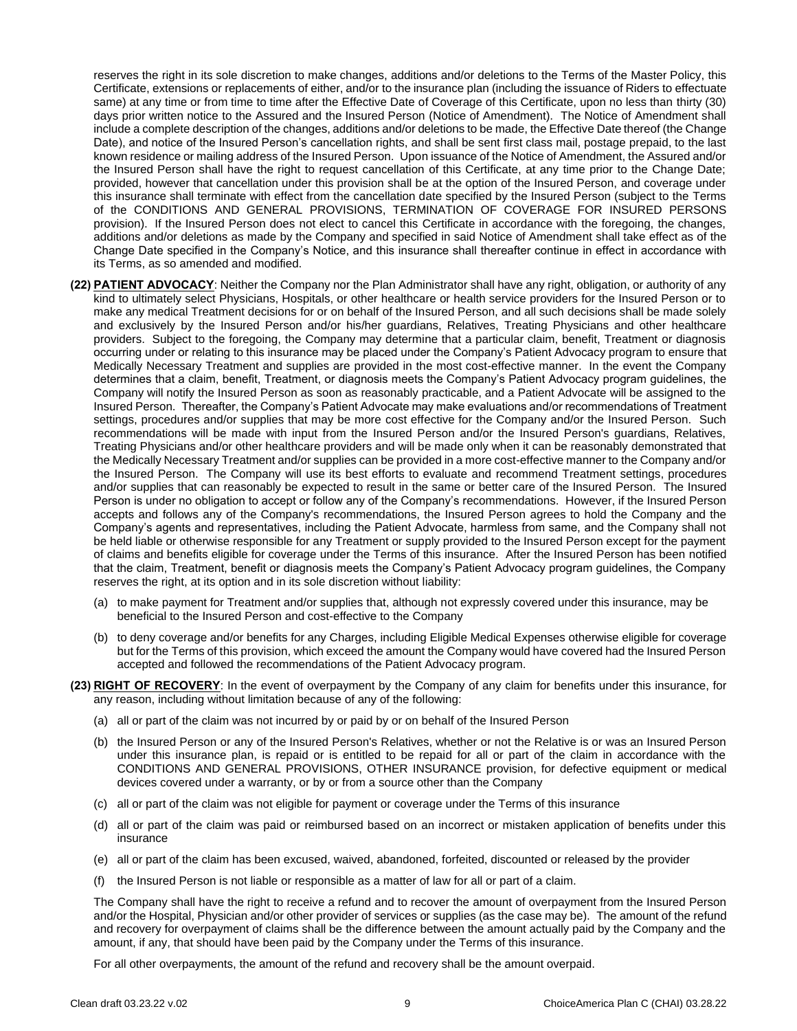reserves the right in its sole discretion to make changes, additions and/or deletions to the Terms of the Master Policy, this Certificate, extensions or replacements of either, and/or to the insurance plan (including the issuance of Riders to effectuate same) at any time or from time to time after the Effective Date of Coverage of this Certificate, upon no less than thirty (30) days prior written notice to the Assured and the Insured Person (Notice of Amendment). The Notice of Amendment shall include a complete description of the changes, additions and/or deletions to be made, the Effective Date thereof (the Change Date), and notice of the Insured Person's cancellation rights, and shall be sent first class mail, postage prepaid, to the last known residence or mailing address of the Insured Person. Upon issuance of the Notice of Amendment, the Assured and/or the Insured Person shall have the right to request cancellation of this Certificate, at any time prior to the Change Date; provided, however that cancellation under this provision shall be at the option of the Insured Person, and coverage under this insurance shall terminate with effect from the cancellation date specified by the Insured Person (subject to the Terms of the CONDITIONS AND GENERAL PROVISIONS, TERMINATION OF COVERAGE FOR INSURED PERSONS provision). If the Insured Person does not elect to cancel this Certificate in accordance with the foregoing, the changes, additions and/or deletions as made by the Company and specified in said Notice of Amendment shall take effect as of the Change Date specified in the Company's Notice, and this insurance shall thereafter continue in effect in accordance with its Terms, as so amended and modified.

**(22) PATIENT ADVOCACY**: Neither the Company nor the Plan Administrator shall have any right, obligation, or authority of any kind to ultimately select Physicians, Hospitals, or other healthcare or health service providers for the Insured Person or to make any medical Treatment decisions for or on behalf of the Insured Person, and all such decisions shall be made solely and exclusively by the Insured Person and/or his/her guardians, Relatives, Treating Physicians and other healthcare providers. Subject to the foregoing, the Company may determine that a particular claim, benefit, Treatment or diagnosis occurring under or relating to this insurance may be placed under the Company's Patient Advocacy program to ensure that Medically Necessary Treatment and supplies are provided in the most cost-effective manner. In the event the Company determines that a claim, benefit, Treatment, or diagnosis meets the Company's Patient Advocacy program guidelines, the Company will notify the Insured Person as soon as reasonably practicable, and a Patient Advocate will be assigned to the Insured Person. Thereafter, the Company's Patient Advocate may make evaluations and/or recommendations of Treatment settings, procedures and/or supplies that may be more cost effective for the Company and/or the Insured Person. Such recommendations will be made with input from the Insured Person and/or the Insured Person's guardians, Relatives, Treating Physicians and/or other healthcare providers and will be made only when it can be reasonably demonstrated that the Medically Necessary Treatment and/or supplies can be provided in a more cost-effective manner to the Company and/or the Insured Person. The Company will use its best efforts to evaluate and recommend Treatment settings, procedures and/or supplies that can reasonably be expected to result in the same or better care of the Insured Person. The Insured Person is under no obligation to accept or follow any of the Company's recommendations. However, if the Insured Person accepts and follows any of the Company's recommendations, the Insured Person agrees to hold the Company and the Company's agents and representatives, including the Patient Advocate, harmless from same, and the Company shall not be held liable or otherwise responsible for any Treatment or supply provided to the Insured Person except for the payment of claims and benefits eligible for coverage under the Terms of this insurance. After the Insured Person has been notified that the claim, Treatment, benefit or diagnosis meets the Company's Patient Advocacy program guidelines, the Company reserves the right, at its option and in its sole discretion without liability:

(a) to make payment for Treatment and/or supplies that, although not expressly covered under this insurance, may be beneficial to the Insured Person and cost-effective to the Company

(b) to deny coverage and/or benefits for any Charges, including Eligible Medical Expenses otherwise eligible for coverage but for the Terms of this provision, which exceed the amount the Company would have covered had the Insured Person accepted and followed the recommendations of the Patient Advocacy program.

**(23) RIGHT OF RECOVERY**: In the event of overpayment by the Company of any claim for benefits under this insurance, for any reason, including without limitation because of any of the following:

(a) all or part of the claim was not incurred by or paid by or on behalf of the Insured Person

(b) the Insured Person or any of the Insured Person's Relatives, whether or not the Relative is or was an Insured Person under this insurance plan, is repaid or is entitled to be repaid for all or part of the claim in accordance with the CONDITIONS AND GENERAL PROVISIONS, OTHER INSURANCE provision, for defective equipment or medical devices covered under a warranty, or by or from a source other than the Company

(c) all or part of the claim was not eligible for payment or coverage under the Terms of this insurance

(d) all or part of the claim was paid or reimbursed based on an incorrect or mistaken application of benefits under this insurance

(e) all or part of the claim has been excused, waived, abandoned, forfeited, discounted or released by the provider

(f) the Insured Person is not liable or responsible as a matter of law for all or part of a claim.

The Company shall have the right to receive a refund and to recover the amount of overpayment from the Insured Person and/or the Hospital, Physician and/or other provider of services or supplies (as the case may be). The amount of the refund and recovery for overpayment of claims shall be the difference between the amount actually paid by the Company and the amount, if any, that should have been paid by the Company under the Terms of this insurance.

For all other overpayments, the amount of the refund and recovery shall be the amount overpaid.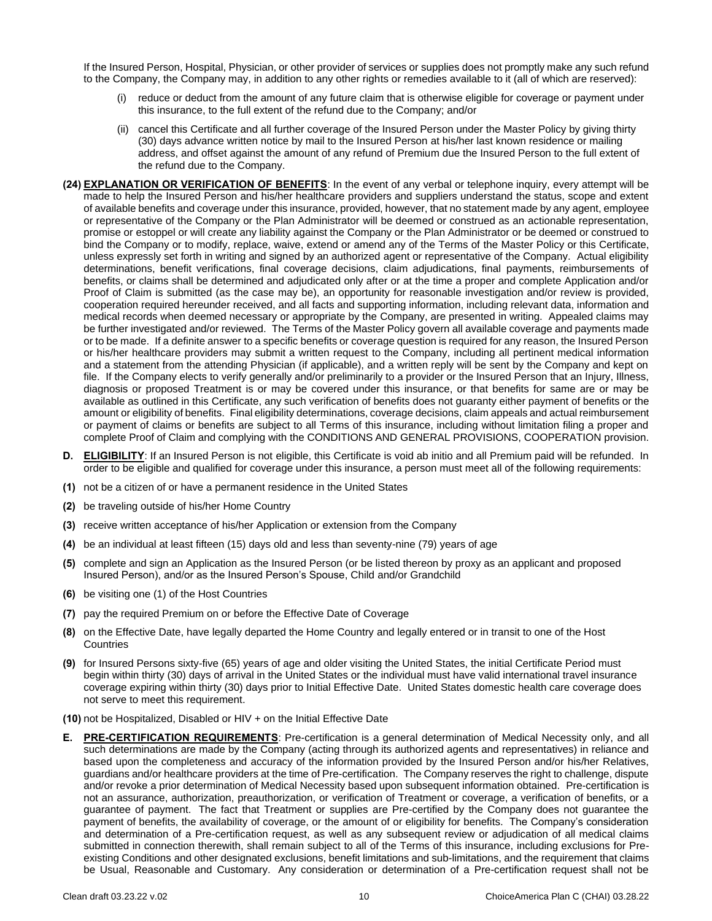If the Insured Person, Hospital, Physician, or other provider of services or supplies does not promptly make any such refund to the Company, the Company may, in addition to any other rights or remedies available to it (all of which are reserved):

(i) reduce or deduct from the amount of any future claim that is otherwise eligible for coverage or payment under this insurance, to the full extent of the refund due to the Company; and/or

(ii) cancel this Certificate and all further coverage of the Insured Person under the Master Policy by giving thirty (30) days advance written notice by mail to the Insured Person at his/her last known residence or mailing address, and offset against the amount of any refund of Premium due the Insured Person to the full extent of the refund due to the Company.

**(24) EXPLANATION OR VERIFICATION OF BENEFITS**: In the event of any verbal or telephone inquiry, every attempt will be made to help the Insured Person and his/her healthcare providers and suppliers understand the status, scope and extent of available benefits and coverage under this insurance, provided, however, that no statement made by any agent, employee or representative of the Company or the Plan Administrator will be deemed or construed as an actionable representation, promise or estoppel or will create any liability against the Company or the Plan Administrator or be deemed or construed to bind the Company or to modify, replace, waive, extend or amend any of the Terms of the Master Policy or this Certificate, unless expressly set forth in writing and signed by an authorized agent or representative of the Company. Actual eligibility determinations, benefit verifications, final coverage decisions, claim adjudications, final payments, reimbursements of benefits, or claims shall be determined and adjudicated only after or at the time a proper and complete Application and/or Proof of Claim is submitted (as the case may be), an opportunity for reasonable investigation and/or review is provided, cooperation required hereunder received, and all facts and supporting information, including relevant data, information and medical records when deemed necessary or appropriate by the Company, are presented in writing. Appealed claims may be further investigated and/or reviewed. The Terms of the Master Policy govern all available coverage and payments made or to be made. If a definite answer to a specific benefits or coverage question is required for any reason, the Insured Person or his/her healthcare providers may submit a written request to the Company, including all pertinent medical information and a statement from the attending Physician (if applicable), and a written reply will be sent by the Company and kept on file. If the Company elects to verify generally and/or preliminarily to a provider or the Insured Person that an Injury, Illness, diagnosis or proposed Treatment is or may be covered under this insurance, or that benefits for same are or may be available as outlined in this Certificate, any such verification of benefits does not guaranty either payment of benefits or the amount or eligibility of benefits. Final eligibility determinations, coverage decisions, claim appeals and actual reimbursement or payment of claims or benefits are subject to all Terms of this insurance, including without limitation filing a proper and complete Proof of Claim and complying with the CONDITIONS AND GENERAL PROVISIONS, COOPERATION provision.

**D. ELIGIBILITY**: If an Insured Person is not eligible, this Certificate is void ab initio and all Premium paid will be refunded. In order to be eligible and qualified for coverage under this insurance, a person must meet all of the following requirements:

**(1)** not be a citizen of or have a permanent residence in the United States

**(2)** be traveling outside of his/her Home Country

**(3)** receive written acceptance of his/her Application or extension from the Company

**(4)** be an individual at least fifteen (15) days old and less than seventy-nine (79) years of age

**(5)** complete and sign an Application as the Insured Person (or be listed thereon by proxy as an applicant and proposed Insured Person), and/or as the Insured Person's Spouse, Child and/or Grandchild

**(6)** be visiting one (1) of the Host Countries

**(7)** pay the required Premium on or before the Effective Date of Coverage

**(8)** on the Effective Date, have legally departed the Home Country and legally entered or in transit to one of the Host Countries

**(9)** for Insured Persons sixty-five (65) years of age and older visiting the United States, the initial Certificate Period must begin within thirty (30) days of arrival in the United States or the individual must have valid international travel insurance coverage expiring within thirty (30) days prior to Initial Effective Date. United States domestic health care coverage does not serve to meet this requirement.

**(10)** not be Hospitalized, Disabled or HIV + on the Initial Effective Date

**E. PRE-CERTIFICATION REQUIREMENTS**: Pre-certification is a general determination of Medical Necessity only, and all such determinations are made by the Company (acting through its authorized agents and representatives) in reliance and based upon the completeness and accuracy of the information provided by the Insured Person and/or his/her Relatives, guardians and/or healthcare providers at the time of Pre-certification. The Company reserves the right to challenge, dispute and/or revoke a prior determination of Medical Necessity based upon subsequent information obtained. Pre-certification is not an assurance, authorization, preauthorization, or verification of Treatment or coverage, a verification of benefits, or a guarantee of payment. The fact that Treatment or supplies are Pre-certified by the Company does not guarantee the payment of benefits, the availability of coverage, or the amount of or eligibility for benefits. The Company's consideration and determination of a Pre-certification request, as well as any subsequent review or adjudication of all medical claims submitted in connection therewith, shall remain subject to all of the Terms of this insurance, including exclusions for Pre-existing Conditions and other designated exclusions, benefit limitations and sub-limitations, and the requirement that claims be Usual, Reasonable and Customary. Any consideration or determination of a Pre-certification request shall not be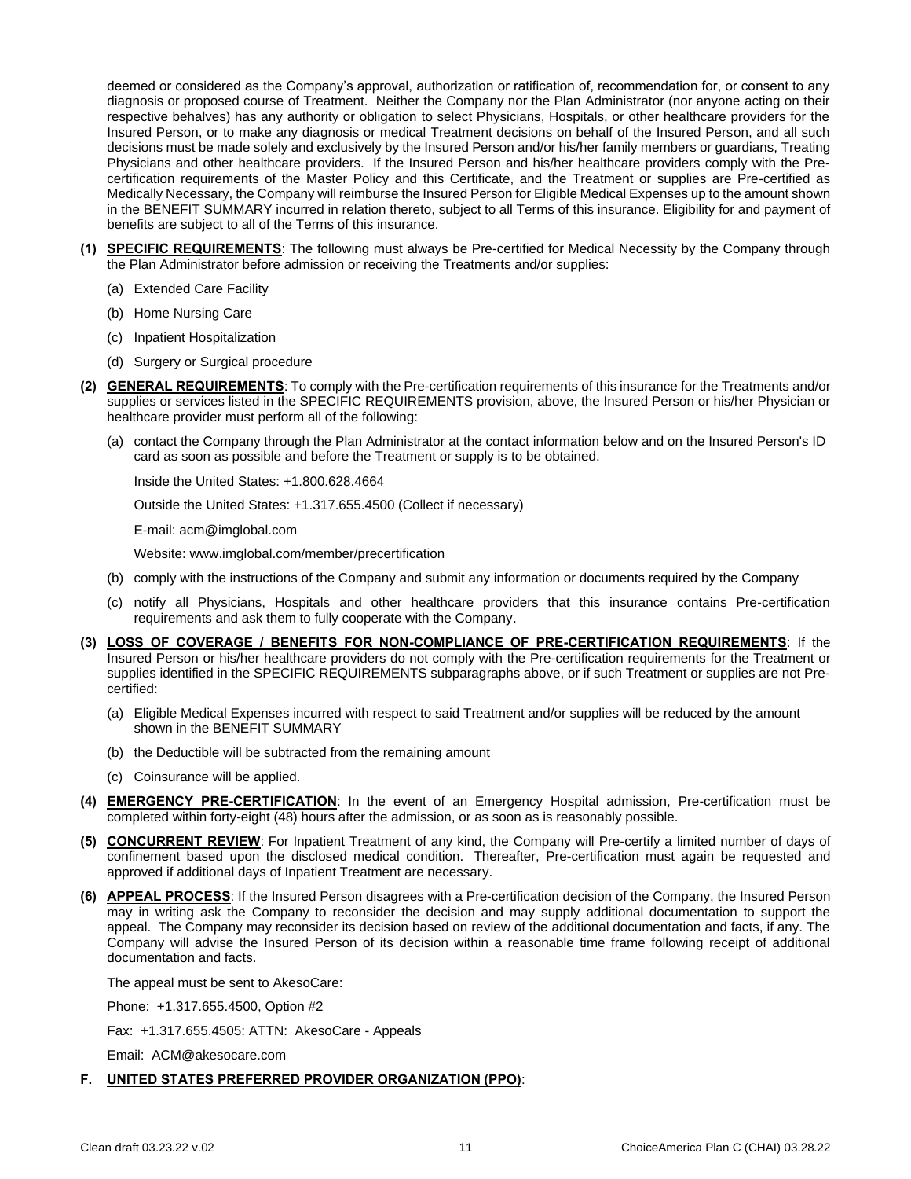deemed or considered as the Company's approval, authorization or ratification of, recommendation for, or consent to any diagnosis or proposed course of Treatment. Neither the Company nor the Plan Administrator (nor anyone acting on their respective behalves) has any authority or obligation to select Physicians, Hospitals, or other healthcare providers for the Insured Person, or to make any diagnosis or medical Treatment decisions on behalf of the Insured Person, and all such decisions must be made solely and exclusively by the Insured Person and/or his/her family members or guardians, Treating Physicians and other healthcare providers. If the Insured Person and his/her healthcare providers comply with the Pre-certification requirements of the Master Policy and this Certificate, and the Treatment or supplies are Pre-certified as Medically Necessary, the Company will reimburse the Insured Person for Eligible Medical Expenses up to the amount shown in the BENEFIT SUMMARY incurred in relation thereto, subject to all Terms of this insurance. Eligibility for and payment of benefits are subject to all of the Terms of this insurance.

**(1) SPECIFIC REQUIREMENTS**: The following must always be Pre-certified for Medical Necessity by the Company through the Plan Administrator before admission or receiving the Treatments and/or supplies:

(a) Extended Care Facility

(b) Home Nursing Care

(c) Inpatient Hospitalization

(d) Surgery or Surgical procedure

**(2) GENERAL REQUIREMENTS**: To comply with the Pre-certification requirements of this insurance for the Treatments and/or supplies or services listed in the SPECIFIC REQUIREMENTS provision, above, the Insured Person or his/her Physician or healthcare provider must perform all of the following:

(a) contact the Company through the Plan Administrator at the contact information below and on the Insured Person's ID card as soon as possible and before the Treatment or supply is to be obtained.

Inside the United States: +1.800.628.4664

Outside the United States: +1.317.655.4500 (Collect if necessary)

E-mail: acm@imglobal.com

Website: www.imglobal.com/member/precertification

(b) comply with the instructions of the Company and submit any information or documents required by the Company

(c) notify all Physicians, Hospitals and other healthcare providers that this insurance contains Pre-certification requirements and ask them to fully cooperate with the Company.

**(3) LOSS OF COVERAGE / BENEFITS FOR NON-COMPLIANCE OF PRE-CERTIFICATION REQUIREMENTS**: If the Insured Person or his/her healthcare providers do not comply with the Pre-certification requirements for the Treatment or supplies identified in the SPECIFIC REQUIREMENTS subparagraphs above, or if such Treatment or supplies are not Pre-certified:

(a) Eligible Medical Expenses incurred with respect to said Treatment and/or supplies will be reduced by the amount shown in the BENEFIT SUMMARY

(b) the Deductible will be subtracted from the remaining amount

(c) Coinsurance will be applied.

**(4) EMERGENCY PRE-CERTIFICATION**: In the event of an Emergency Hospital admission, Pre-certification must be completed within forty-eight (48) hours after the admission, or as soon as is reasonably possible.

**(5) CONCURRENT REVIEW**: For Inpatient Treatment of any kind, the Company will Pre-certify a limited number of days of confinement based upon the disclosed medical condition. Thereafter, Pre-certification must again be requested and approved if additional days of Inpatient Treatment are necessary.

**(6) APPEAL PROCESS**: If the Insured Person disagrees with a Pre-certification decision of the Company, the Insured Person may in writing ask the Company to reconsider the decision and may supply additional documentation to support the appeal. The Company may reconsider its decision based on review of the additional documentation and facts, if any. The Company will advise the Insured Person of its decision within a reasonable time frame following receipt of additional documentation and facts.

The appeal must be sent to AkesoCare:

Phone: +1.317.655.4500, Option #2

Fax: +1.317.655.4505: ATTN: AkesoCare - Appeals

Email: ACM@akesocare.com

**F. UNITED STATES PREFERRED PROVIDER ORGANIZATION (PPO)**: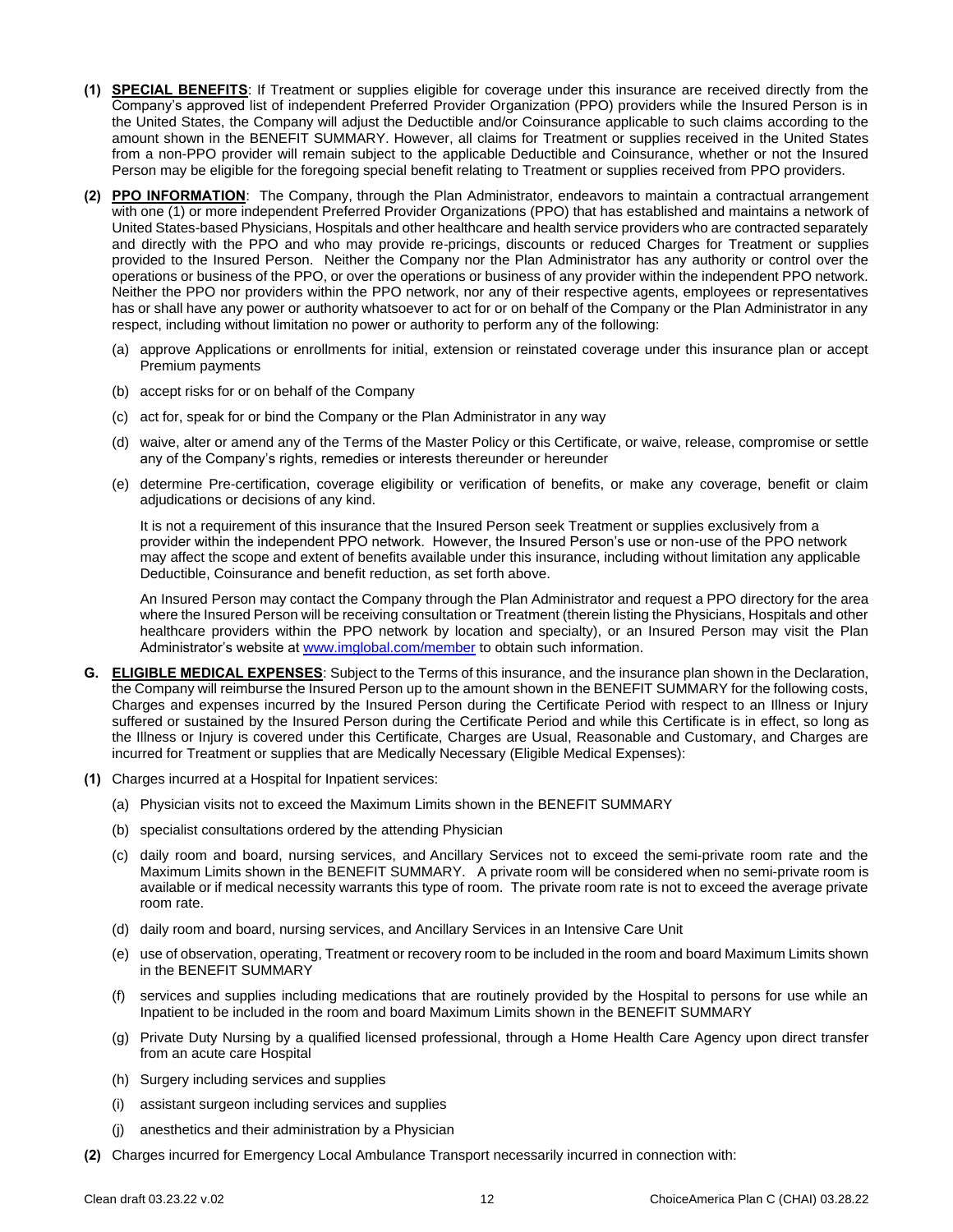**(1) SPECIAL BENEFITS**: If Treatment or supplies eligible for coverage under this insurance are received directly from the Company's approved list of independent Preferred Provider Organization (PPO) providers while the Insured Person is in the United States, the Company will adjust the Deductible and/or Coinsurance applicable to such claims according to the amount shown in the BENEFIT SUMMARY. However, all claims for Treatment or supplies received in the United States from a non-PPO provider will remain subject to the applicable Deductible and Coinsurance, whether or not the Insured Person may be eligible for the foregoing special benefit relating to Treatment or supplies received from PPO providers.

**(2) PPO INFORMATION**: The Company, through the Plan Administrator, endeavors to maintain a contractual arrangement with one (1) or more independent Preferred Provider Organizations (PPO) that has established and maintains a network of United States-based Physicians, Hospitals and other healthcare and health service providers who are contracted separately and directly with the PPO and who may provide re-pricings, discounts or reduced Charges for Treatment or supplies provided to the Insured Person. Neither the Company nor the Plan Administrator has any authority or control over the operations or business of the PPO, or over the operations or business of any provider within the independent PPO network. Neither the PPO nor providers within the PPO network, nor any of their respective agents, employees or representatives has or shall have any power or authority whatsoever to act for or on behalf of the Company or the Plan Administrator in any respect, including without limitation no power or authority to perform any of the following:

(a) approve Applications or enrollments for initial, extension or reinstated coverage under this insurance plan or accept Premium payments

(b) accept risks for or on behalf of the Company

(c) act for, speak for or bind the Company or the Plan Administrator in any way

(d) waive, alter or amend any of the Terms of the Master Policy or this Certificate, or waive, release, compromise or settle any of the Company's rights, remedies or interests thereunder or hereunder

(e) determine Pre-certification, coverage eligibility or verification of benefits, or make any coverage, benefit or claim adjudications or decisions of any kind.

It is not a requirement of this insurance that the Insured Person seek Treatment or supplies exclusively from a provider within the independent PPO network. However, the Insured Person's use or non-use of the PPO network may affect the scope and extent of benefits available under this insurance, including without limitation any applicable Deductible, Coinsurance and benefit reduction, as set forth above.

An Insured Person may contact the Company through the Plan Administrator and request a PPO directory for the area where the Insured Person will be receiving consultation or Treatment (therein listing the Physicians, Hospitals and other healthcare providers within the PPO network by location and specialty), or an Insured Person may visit the Plan Administrator's website at www.imglobal.com/member to obtain such information.

**G. ELIGIBLE MEDICAL EXPENSES**: Subject to the Terms of this insurance, and the insurance plan shown in the Declaration, the Company will reimburse the Insured Person up to the amount shown in the BENEFIT SUMMARY for the following costs, Charges and expenses incurred by the Insured Person during the Certificate Period with respect to an Illness or Injury suffered or sustained by the Insured Person during the Certificate Period and while this Certificate is in effect, so long as the Illness or Injury is covered under this Certificate, Charges are Usual, Reasonable and Customary, and Charges are incurred for Treatment or supplies that are Medically Necessary (Eligible Medical Expenses):

**(1)** Charges incurred at a Hospital for Inpatient services:

(a) Physician visits not to exceed the Maximum Limits shown in the BENEFIT SUMMARY

(b) specialist consultations ordered by the attending Physician

(c) daily room and board, nursing services, and Ancillary Services not to exceed the semi-private room rate and the Maximum Limits shown in the BENEFIT SUMMARY. A private room will be considered when no semi-private room is available or if medical necessity warrants this type of room. The private room rate is not to exceed the average private room rate.

(d) daily room and board, nursing services, and Ancillary Services in an Intensive Care Unit

(e) use of observation, operating, Treatment or recovery room to be included in the room and board Maximum Limits shown in the BENEFIT SUMMARY

(f) services and supplies including medications that are routinely provided by the Hospital to persons for use while an Inpatient to be included in the room and board Maximum Limits shown in the BENEFIT SUMMARY

(g) Private Duty Nursing by a qualified licensed professional, through a Home Health Care Agency upon direct transfer from an acute care Hospital

(h) Surgery including services and supplies

(i) assistant surgeon including services and supplies

(j) anesthetics and their administration by a Physician

**(2)** Charges incurred for Emergency Local Ambulance Transport necessarily incurred in connection with: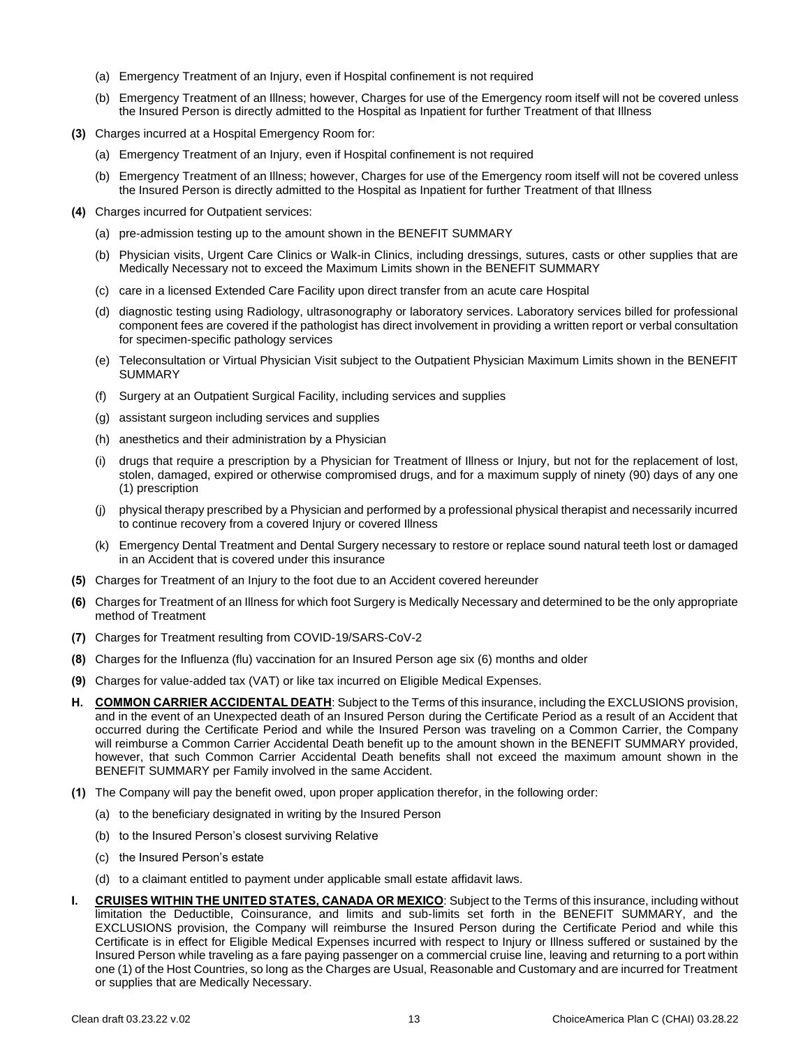(a) Emergency Treatment of an Injury, even if Hospital confinement is not required

(b) Emergency Treatment of an Illness; however, Charges for use of the Emergency room itself will not be covered unless the Insured Person is directly admitted to the Hospital as Inpatient for further Treatment of that Illness

**(3)** Charges incurred at a Hospital Emergency Room for:

(a) Emergency Treatment of an Injury, even if Hospital confinement is not required

(b) Emergency Treatment of an Illness; however, Charges for use of the Emergency room itself will not be covered unless the Insured Person is directly admitted to the Hospital as Inpatient for further Treatment of that Illness

**(4)** Charges incurred for Outpatient services:

(a) pre-admission testing up to the amount shown in the BENEFIT SUMMARY

(b) Physician visits, Urgent Care Clinics or Walk-in Clinics, including dressings, sutures, casts or other supplies that are Medically Necessary not to exceed the Maximum Limits shown in the BENEFIT SUMMARY

(c) care in a licensed Extended Care Facility upon direct transfer from an acute care Hospital

(d) diagnostic testing using Radiology, ultrasonography or laboratory services. Laboratory services billed for professional component fees are covered if the pathologist has direct involvement in providing a written report or verbal consultation for specimen-specific pathology services

(e) Teleconsultation or Virtual Physician Visit subject to the Outpatient Physician Maximum Limits shown in the BENEFIT SUMMARY

(f) Surgery at an Outpatient Surgical Facility, including services and supplies

(g) assistant surgeon including services and supplies

(h) anesthetics and their administration by a Physician

(i) drugs that require a prescription by a Physician for Treatment of Illness or Injury, but not for the replacement of lost, stolen, damaged, expired or otherwise compromised drugs, and for a maximum supply of ninety (90) days of any one (1) prescription

(j) physical therapy prescribed by a Physician and performed by a professional physical therapist and necessarily incurred to continue recovery from a covered Injury or covered Illness

(k) Emergency Dental Treatment and Dental Surgery necessary to restore or replace sound natural teeth lost or damaged in an Accident that is covered under this insurance

**(5)** Charges for Treatment of an Injury to the foot due to an Accident covered hereunder

**(6)** Charges for Treatment of an Illness for which foot Surgery is Medically Necessary and determined to be the only appropriate method of Treatment

**(7)** Charges for Treatment resulting from COVID-19/SARS-CoV-2

**(8)** Charges for the Influenza (flu) vaccination for an Insured Person age six (6) months and older

**(9)** Charges for value-added tax (VAT) or like tax incurred on Eligible Medical Expenses.

**H. COMMON CARRIER ACCIDENTAL DEATH**: Subject to the Terms of this insurance, including the EXCLUSIONS provision, and in the event of an Unexpected death of an Insured Person during the Certificate Period as a result of an Accident that occurred during the Certificate Period and while the Insured Person was traveling on a Common Carrier, the Company will reimburse a Common Carrier Accidental Death benefit up to the amount shown in the BENEFIT SUMMARY provided, however, that such Common Carrier Accidental Death benefits shall not exceed the maximum amount shown in the BENEFIT SUMMARY per Family involved in the same Accident.

**(1)** The Company will pay the benefit owed, upon proper application therefor, in the following order:

(a) to the beneficiary designated in writing by the Insured Person

(b) to the Insured Person's closest surviving Relative

(c) the Insured Person's estate

(d) to a claimant entitled to payment under applicable small estate affidavit laws.

**I. CRUISES WITHIN THE UNITED STATES, CANADA OR MEXICO**: Subject to the Terms of this insurance, including without limitation the Deductible, Coinsurance, and limits and sub-limits set forth in the BENEFIT SUMMARY, and the EXCLUSIONS provision, the Company will reimburse the Insured Person during the Certificate Period and while this Certificate is in effect for Eligible Medical Expenses incurred with respect to Injury or Illness suffered or sustained by the Insured Person while traveling as a fare paying passenger on a commercial cruise line, leaving and returning to a port within one (1) of the Host Countries, so long as the Charges are Usual, Reasonable and Customary and are incurred for Treatment or supplies that are Medically Necessary.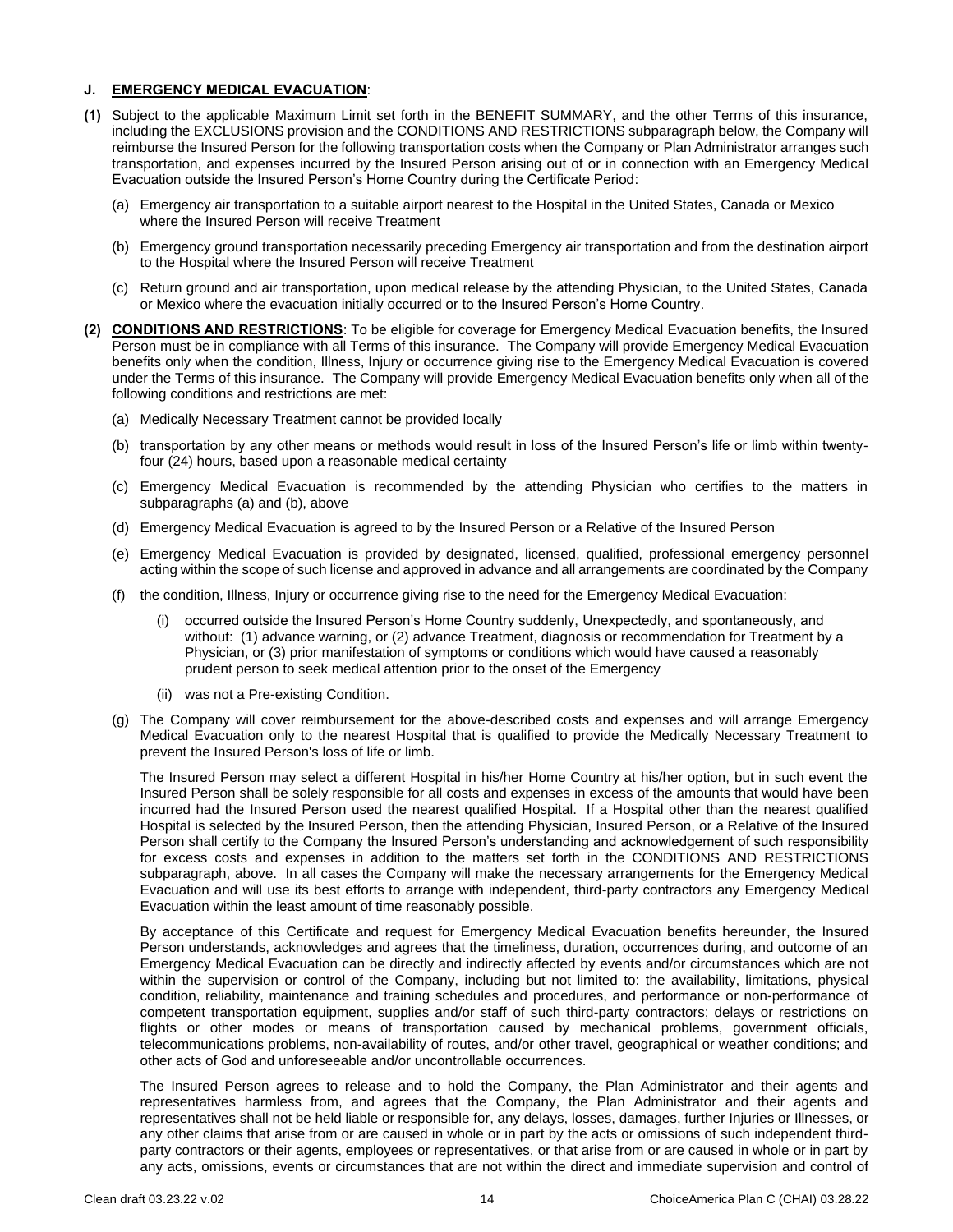### J. <u>EMERGENCY MEDICAL EVACUATION</u>:

**(1)** Subject to the applicable Maximum Limit set forth in the BENEFIT SUMMARY, and the other Terms of this insurance, including the EXCLUSIONS provision and the CONDITIONS AND RESTRICTIONS subparagraph below, the Company will reimburse the Insured Person for the following transportation costs when the Company or Plan Administrator arranges such transportation, and expenses incurred by the Insured Person arising out of or in connection with an Emergency Medical Evacuation outside the Insured Person's Home Country during the Certificate Period:

(a) Emergency air transportation to a suitable airport nearest to the Hospital in the United States, Canada or Mexico where the Insured Person will receive Treatment

(b) Emergency ground transportation necessarily preceding Emergency air transportation and from the destination airport to the Hospital where the Insured Person will receive Treatment

(c) Return ground and air transportation, upon medical release by the attending Physician, to the United States, Canada or Mexico where the evacuation initially occurred or to the Insured Person's Home Country.

**(2)** <u>**CONDITIONS AND RESTRICTIONS**</u>: To be eligible for coverage for Emergency Medical Evacuation benefits, the Insured Person must be in compliance with all Terms of this insurance. The Company will provide Emergency Medical Evacuation benefits only when the condition, Illness, Injury or occurrence giving rise to the Emergency Medical Evacuation is covered under the Terms of this insurance. The Company will provide Emergency Medical Evacuation benefits only when all of the following conditions and restrictions are met:

(a) Medically Necessary Treatment cannot be provided locally

(b) transportation by any other means or methods would result in loss of the Insured Person's life or limb within twenty-four (24) hours, based upon a reasonable medical certainty

(c) Emergency Medical Evacuation is recommended by the attending Physician who certifies to the matters in subparagraphs (a) and (b), above

(d) Emergency Medical Evacuation is agreed to by the Insured Person or a Relative of the Insured Person

(e) Emergency Medical Evacuation is provided by designated, licensed, qualified, professional emergency personnel acting within the scope of such license and approved in advance and all arrangements are coordinated by the Company

(f) the condition, Illness, Injury or occurrence giving rise to the need for the Emergency Medical Evacuation:

(i) occurred outside the Insured Person's Home Country suddenly, Unexpectedly, and spontaneously, and without: (1) advance warning, or (2) advance Treatment, diagnosis or recommendation for Treatment by a Physician, or (3) prior manifestation of symptoms or conditions which would have caused a reasonably prudent person to seek medical attention prior to the onset of the Emergency

(ii) was not a Pre-existing Condition.

(g) The Company will cover reimbursement for the above-described costs and expenses and will arrange Emergency Medical Evacuation only to the nearest Hospital that is qualified to provide the Medically Necessary Treatment to prevent the Insured Person's loss of life or limb.

The Insured Person may select a different Hospital in his/her Home Country at his/her option, but in such event the Insured Person shall be solely responsible for all costs and expenses in excess of the amounts that would have been incurred had the Insured Person used the nearest qualified Hospital. If a Hospital other than the nearest qualified Hospital is selected by the Insured Person, then the attending Physician, Insured Person, or a Relative of the Insured Person shall certify to the Company the Insured Person's understanding and acknowledgement of such responsibility for excess costs and expenses in addition to the matters set forth in the CONDITIONS AND RESTRICTIONS subparagraph, above. In all cases the Company will make the necessary arrangements for the Emergency Medical Evacuation and will use its best efforts to arrange with independent, third-party contractors any Emergency Medical Evacuation within the least amount of time reasonably possible.

By acceptance of this Certificate and request for Emergency Medical Evacuation benefits hereunder, the Insured Person understands, acknowledges and agrees that the timeliness, duration, occurrences during, and outcome of an Emergency Medical Evacuation can be directly and indirectly affected by events and/or circumstances which are not within the supervision or control of the Company, including but not limited to: the availability, limitations, physical condition, reliability, maintenance and training schedules and procedures, and performance or non-performance of competent transportation equipment, supplies and/or staff of such third-party contractors; delays or restrictions on flights or other modes or means of transportation caused by mechanical problems, government officials, telecommunications problems, non-availability of routes, and/or other travel, geographical or weather conditions; and other acts of God and unforeseeable and/or uncontrollable occurrences.

The Insured Person agrees to release and to hold the Company, the Plan Administrator and their agents and representatives harmless from, and agrees that the Company, the Plan Administrator and their agents and representatives shall not be held liable or responsible for, any delays, losses, damages, further Injuries or Illnesses, or any other claims that arise from or are caused in whole or in part by the acts or omissions of such independent third-party contractors or their agents, employees or representatives, or that arise from or are caused in whole or in part by any acts, omissions, events or circumstances that are not within the direct and immediate supervision and control of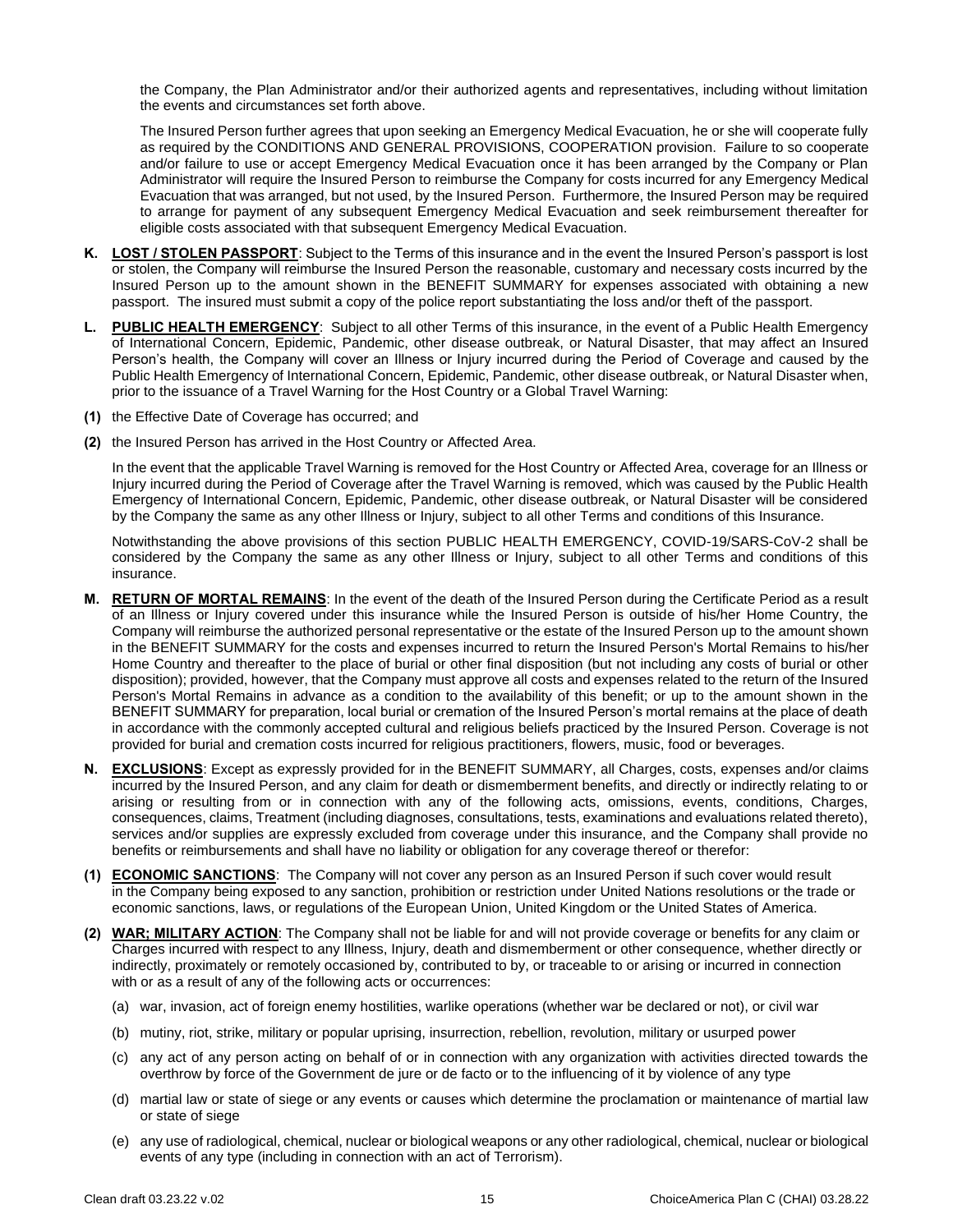the Company, the Plan Administrator and/or their authorized agents and representatives, including without limitation the events and circumstances set forth above.

The Insured Person further agrees that upon seeking an Emergency Medical Evacuation, he or she will cooperate fully as required by the CONDITIONS AND GENERAL PROVISIONS, COOPERATION provision. Failure to so cooperate and/or failure to use or accept Emergency Medical Evacuation once it has been arranged by the Company or Plan Administrator will require the Insured Person to reimburse the Company for costs incurred for any Emergency Medical Evacuation that was arranged, but not used, by the Insured Person. Furthermore, the Insured Person may be required to arrange for payment of any subsequent Emergency Medical Evacuation and seek reimbursement thereafter for eligible costs associated with that subsequent Emergency Medical Evacuation.

**K. LOST / STOLEN PASSPORT**: Subject to the Terms of this insurance and in the event the Insured Person's passport is lost or stolen, the Company will reimburse the Insured Person the reasonable, customary and necessary costs incurred by the Insured Person up to the amount shown in the BENEFIT SUMMARY for expenses associated with obtaining a new passport. The insured must submit a copy of the police report substantiating the loss and/or theft of the passport.

**L. PUBLIC HEALTH EMERGENCY**: Subject to all other Terms of this insurance, in the event of a Public Health Emergency of International Concern, Epidemic, Pandemic, other disease outbreak, or Natural Disaster, that may affect an Insured Person's health, the Company will cover an Illness or Injury incurred during the Period of Coverage and caused by the Public Health Emergency of International Concern, Epidemic, Pandemic, other disease outbreak, or Natural Disaster when, prior to the issuance of a Travel Warning for the Host Country or a Global Travel Warning:

**(1)** the Effective Date of Coverage has occurred; and

**(2)** the Insured Person has arrived in the Host Country or Affected Area.

In the event that the applicable Travel Warning is removed for the Host Country or Affected Area, coverage for an Illness or Injury incurred during the Period of Coverage after the Travel Warning is removed, which was caused by the Public Health Emergency of International Concern, Epidemic, Pandemic, other disease outbreak, or Natural Disaster will be considered by the Company the same as any other Illness or Injury, subject to all other Terms and conditions of this Insurance.

Notwithstanding the above provisions of this section PUBLIC HEALTH EMERGENCY, COVID-19/SARS-CoV-2 shall be considered by the Company the same as any other Illness or Injury, subject to all other Terms and conditions of this insurance.

**M. RETURN OF MORTAL REMAINS**: In the event of the death of the Insured Person during the Certificate Period as a result of an Illness or Injury covered under this insurance while the Insured Person is outside of his/her Home Country, the Company will reimburse the authorized personal representative or the estate of the Insured Person up to the amount shown in the BENEFIT SUMMARY for the costs and expenses incurred to return the Insured Person's Mortal Remains to his/her Home Country and thereafter to the place of burial or other final disposition (but not including any costs of burial or other disposition); provided, however, that the Company must approve all costs and expenses related to the return of the Insured Person's Mortal Remains in advance as a condition to the availability of this benefit; or up to the amount shown in the BENEFIT SUMMARY for preparation, local burial or cremation of the Insured Person's mortal remains at the place of death in accordance with the commonly accepted cultural and religious beliefs practiced by the Insured Person. Coverage is not provided for burial and cremation costs incurred for religious practitioners, flowers, music, food or beverages.

**N. EXCLUSIONS**: Except as expressly provided for in the BENEFIT SUMMARY, all Charges, costs, expenses and/or claims incurred by the Insured Person, and any claim for death or dismemberment benefits, and directly or indirectly relating to or arising or resulting from or in connection with any of the following acts, omissions, events, conditions, Charges, consequences, claims, Treatment (including diagnoses, consultations, tests, examinations and evaluations related thereto), services and/or supplies are expressly excluded from coverage under this insurance, and the Company shall provide no benefits or reimbursements and shall have no liability or obligation for any coverage thereof or therefor:

**(1) ECONOMIC SANCTIONS**: The Company will not cover any person as an Insured Person if such cover would result in the Company being exposed to any sanction, prohibition or restriction under United Nations resolutions or the trade or economic sanctions, laws, or regulations of the European Union, United Kingdom or the United States of America.

**(2) WAR; MILITARY ACTION**: The Company shall not be liable for and will not provide coverage or benefits for any claim or Charges incurred with respect to any Illness, Injury, death and dismemberment or other consequence, whether directly or indirectly, proximately or remotely occasioned by, contributed to by, or traceable to or arising or incurred in connection with or as a result of any of the following acts or occurrences:

(a) war, invasion, act of foreign enemy hostilities, warlike operations (whether war be declared or not), or civil war

(b) mutiny, riot, strike, military or popular uprising, insurrection, rebellion, revolution, military or usurped power

(c) any act of any person acting on behalf of or in connection with any organization with activities directed towards the overthrow by force of the Government de jure or de facto or to the influencing of it by violence of any type

(d) martial law or state of siege or any events or causes which determine the proclamation or maintenance of martial law or state of siege

(e) any use of radiological, chemical, nuclear or biological weapons or any other radiological, chemical, nuclear or biological events of any type (including in connection with an act of Terrorism).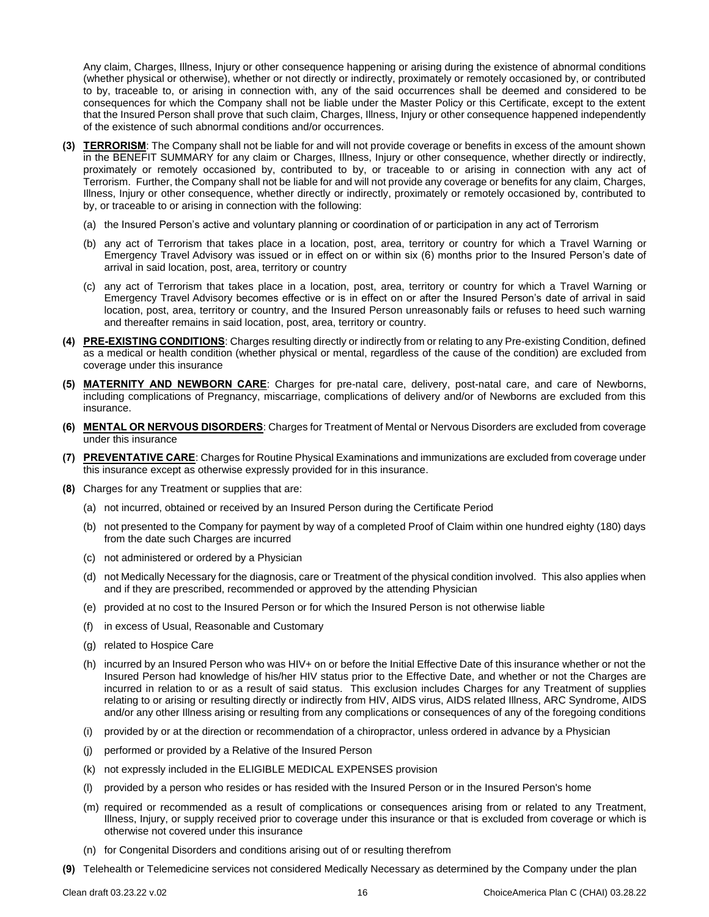Any claim, Charges, Illness, Injury or other consequence happening or arising during the existence of abnormal conditions (whether physical or otherwise), whether or not directly or indirectly, proximately or remotely occasioned by, or contributed to by, traceable to, or arising in connection with, any of the said occurrences shall be deemed and considered to be consequences for which the Company shall not be liable under the Master Policy or this Certificate, except to the extent that the Insured Person shall prove that such claim, Charges, Illness, Injury or other consequence happened independently of the existence of such abnormal conditions and/or occurrences.

**(3)** **TERRORISM**: The Company shall not be liable for and will not provide coverage or benefits in excess of the amount shown in the BENEFIT SUMMARY for any claim or Charges, Illness, Injury or other consequence, whether directly or indirectly, proximately or remotely occasioned by, contributed to by, or traceable to or arising in connection with any act of Terrorism. Further, the Company shall not be liable for and will not provide any coverage or benefits for any claim, Charges, Illness, Injury or other consequence, whether directly or indirectly, proximately or remotely occasioned by, contributed to by, or traceable to or arising in connection with the following:

- (a) the Insured Person's active and voluntary planning or coordination of or participation in any act of Terrorism
- (b) any act of Terrorism that takes place in a location, post, area, territory or country for which a Travel Warning or Emergency Travel Advisory was issued or in effect on or within six (6) months prior to the Insured Person's date of arrival in said location, post, area, territory or country
- (c) any act of Terrorism that takes place in a location, post, area, territory or country for which a Travel Warning or Emergency Travel Advisory becomes effective or is in effect on or after the Insured Person's date of arrival in said location, post, area, territory or country, and the Insured Person unreasonably fails or refuses to heed such warning and thereafter remains in said location, post, area, territory or country.

**(4)** **PRE-EXISTING CONDITIONS**: Charges resulting directly or indirectly from or relating to any Pre-existing Condition, defined as a medical or health condition (whether physical or mental, regardless of the cause of the condition) are excluded from coverage under this insurance

**(5)** **MATERNITY AND NEWBORN CARE**: Charges for pre-natal care, delivery, post-natal care, and care of Newborns, including complications of Pregnancy, miscarriage, complications of delivery and/or of Newborns are excluded from this insurance.

**(6)** **MENTAL OR NERVOUS DISORDERS**: Charges for Treatment of Mental or Nervous Disorders are excluded from coverage under this insurance

**(7)** **PREVENTATIVE CARE**: Charges for Routine Physical Examinations and immunizations are excluded from coverage under this insurance except as otherwise expressly provided for in this insurance.

**(8)** Charges for any Treatment or supplies that are:

- (a) not incurred, obtained or received by an Insured Person during the Certificate Period
- (b) not presented to the Company for payment by way of a completed Proof of Claim within one hundred eighty (180) days from the date such Charges are incurred
- (c) not administered or ordered by a Physician
- (d) not Medically Necessary for the diagnosis, care or Treatment of the physical condition involved. This also applies when and if they are prescribed, recommended or approved by the attending Physician
- (e) provided at no cost to the Insured Person or for which the Insured Person is not otherwise liable
- (f) in excess of Usual, Reasonable and Customary
- (g) related to Hospice Care
- (h) incurred by an Insured Person who was HIV+ on or before the Initial Effective Date of this insurance whether or not the Insured Person had knowledge of his/her HIV status prior to the Effective Date, and whether or not the Charges are incurred in relation to or as a result of said status. This exclusion includes Charges for any Treatment of supplies relating to or arising or resulting directly or indirectly from HIV, AIDS virus, AIDS related Illness, ARC Syndrome, AIDS and/or any other Illness arising or resulting from any complications or consequences of any of the foregoing conditions
- (i) provided by or at the direction or recommendation of a chiropractor, unless ordered in advance by a Physician
- (j) performed or provided by a Relative of the Insured Person
- (k) not expressly included in the ELIGIBLE MEDICAL EXPENSES provision
- (l) provided by a person who resides or has resided with the Insured Person or in the Insured Person's home
- (m) required or recommended as a result of complications or consequences arising from or related to any Treatment, Illness, Injury, or supply received prior to coverage under this insurance or that is excluded from coverage or which is otherwise not covered under this insurance
- (n) for Congenital Disorders and conditions arising out of or resulting therefrom

**(9)** Telehealth or Telemedicine services not considered Medically Necessary as determined by the Company under the plan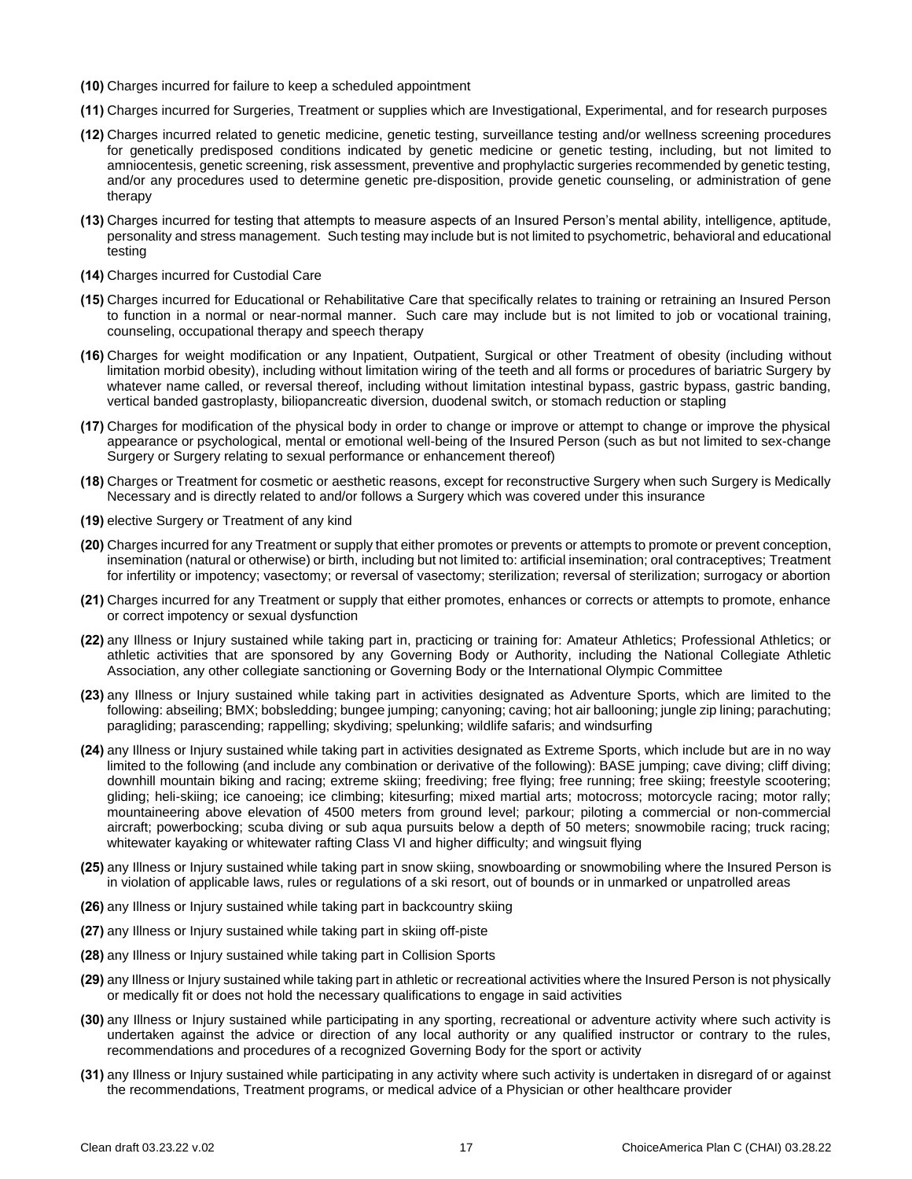**(10)** Charges incurred for failure to keep a scheduled appointment

**(11)** Charges incurred for Surgeries, Treatment or supplies which are Investigational, Experimental, and for research purposes

**(12)** Charges incurred related to genetic medicine, genetic testing, surveillance testing and/or wellness screening procedures for genetically predisposed conditions indicated by genetic medicine or genetic testing, including, but not limited to amniocentesis, genetic screening, risk assessment, preventive and prophylactic surgeries recommended by genetic testing, and/or any procedures used to determine genetic pre-disposition, provide genetic counseling, or administration of gene therapy

**(13)** Charges incurred for testing that attempts to measure aspects of an Insured Person's mental ability, intelligence, aptitude, personality and stress management. Such testing may include but is not limited to psychometric, behavioral and educational testing

**(14)** Charges incurred for Custodial Care

**(15)** Charges incurred for Educational or Rehabilitative Care that specifically relates to training or retraining an Insured Person to function in a normal or near-normal manner. Such care may include but is not limited to job or vocational training, counseling, occupational therapy and speech therapy

**(16)** Charges for weight modification or any Inpatient, Outpatient, Surgical or other Treatment of obesity (including without limitation morbid obesity), including without limitation wiring of the teeth and all forms or procedures of bariatric Surgery by whatever name called, or reversal thereof, including without limitation intestinal bypass, gastric bypass, gastric banding, vertical banded gastroplasty, biliopancreatic diversion, duodenal switch, or stomach reduction or stapling

**(17)** Charges for modification of the physical body in order to change or improve or attempt to change or improve the physical appearance or psychological, mental or emotional well-being of the Insured Person (such as but not limited to sex-change Surgery or Surgery relating to sexual performance or enhancement thereof)

**(18)** Charges or Treatment for cosmetic or aesthetic reasons, except for reconstructive Surgery when such Surgery is Medically Necessary and is directly related to and/or follows a Surgery which was covered under this insurance

**(19)** elective Surgery or Treatment of any kind

**(20)** Charges incurred for any Treatment or supply that either promotes or prevents or attempts to promote or prevent conception, insemination (natural or otherwise) or birth, including but not limited to: artificial insemination; oral contraceptives; Treatment for infertility or impotency; vasectomy; or reversal of vasectomy; sterilization; reversal of sterilization; surrogacy or abortion

**(21)** Charges incurred for any Treatment or supply that either promotes, enhances or corrects or attempts to promote, enhance or correct impotency or sexual dysfunction

**(22)** any Illness or Injury sustained while taking part in, practicing or training for: Amateur Athletics; Professional Athletics; or athletic activities that are sponsored by any Governing Body or Authority, including the National Collegiate Athletic Association, any other collegiate sanctioning or Governing Body or the International Olympic Committee

**(23)** any Illness or Injury sustained while taking part in activities designated as Adventure Sports, which are limited to the following: abseiling; BMX; bobsledding; bungee jumping; canyoning; caving; hot air ballooning; jungle zip lining; parachuting; paragliding; parascending; rappelling; skydiving; spelunking; wildlife safaris; and windsurfing

**(24)** any Illness or Injury sustained while taking part in activities designated as Extreme Sports, which include but are in no way limited to the following (and include any combination or derivative of the following): BASE jumping; cave diving; cliff diving; downhill mountain biking and racing; extreme skiing; freediving; free flying; free running; free skiing; freestyle scootering; gliding; heli-skiing; ice canoeing; ice climbing; kitesurfing; mixed martial arts; motocross; motorcycle racing; motor rally; mountaineering above elevation of 4500 meters from ground level; parkour; piloting a commercial or non-commercial aircraft; powerbocking; scuba diving or sub aqua pursuits below a depth of 50 meters; snowmobile racing; truck racing; whitewater kayaking or whitewater rafting Class VI and higher difficulty; and wingsuit flying

**(25)** any Illness or Injury sustained while taking part in snow skiing, snowboarding or snowmobiling where the Insured Person is in violation of applicable laws, rules or regulations of a ski resort, out of bounds or in unmarked or unpatrolled areas

**(26)** any Illness or Injury sustained while taking part in backcountry skiing

**(27)** any Illness or Injury sustained while taking part in skiing off-piste

**(28)** any Illness or Injury sustained while taking part in Collision Sports

**(29)** any Illness or Injury sustained while taking part in athletic or recreational activities where the Insured Person is not physically or medically fit or does not hold the necessary qualifications to engage in said activities

**(30)** any Illness or Injury sustained while participating in any sporting, recreational or adventure activity where such activity is undertaken against the advice or direction of any local authority or any qualified instructor or contrary to the rules, recommendations and procedures of a recognized Governing Body for the sport or activity

**(31)** any Illness or Injury sustained while participating in any activity where such activity is undertaken in disregard of or against the recommendations, Treatment programs, or medical advice of a Physician or other healthcare provider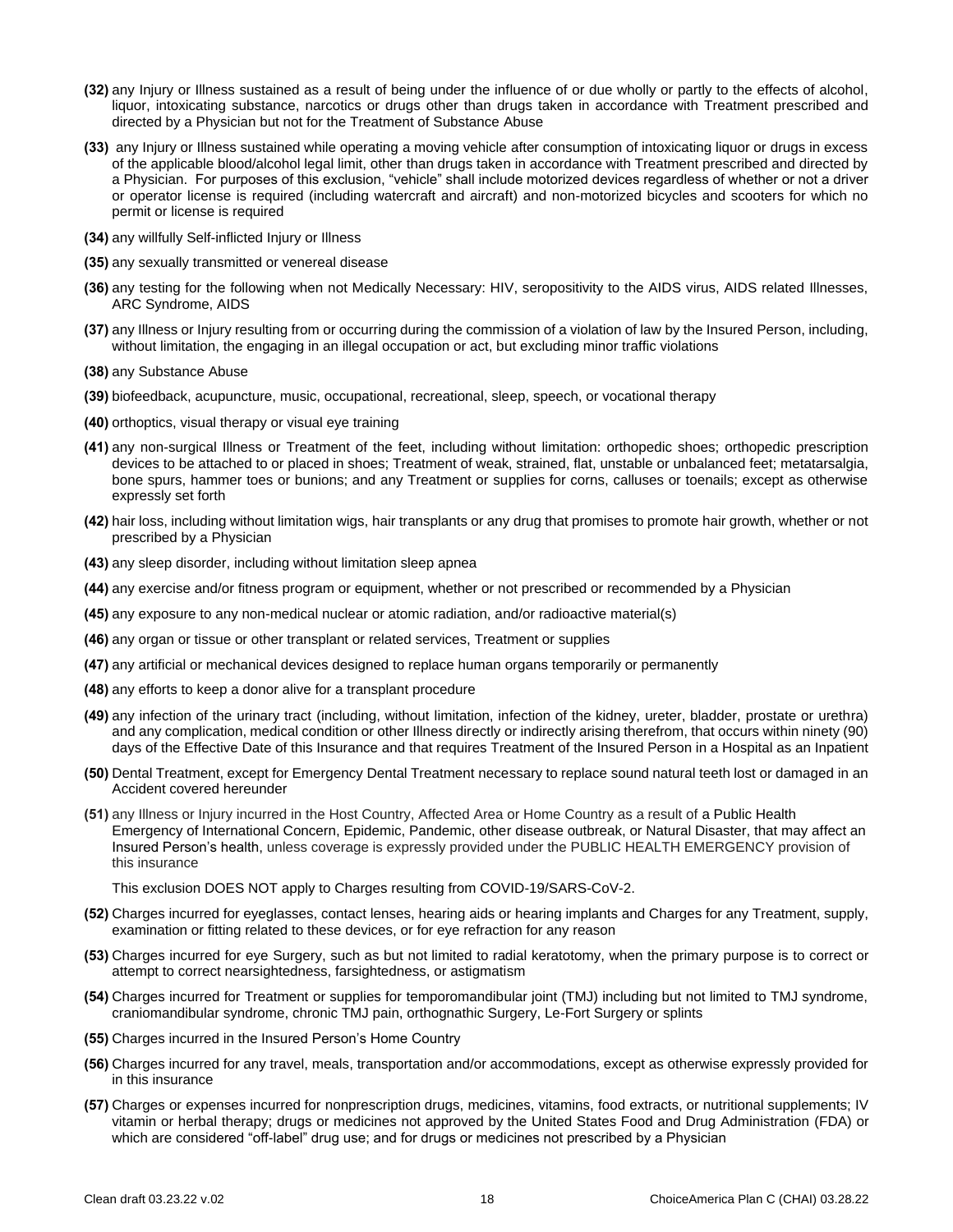**(32)** any Injury or Illness sustained as a result of being under the influence of or due wholly or partly to the effects of alcohol, liquor, intoxicating substance, narcotics or drugs other than drugs taken in accordance with Treatment prescribed and directed by a Physician but not for the Treatment of Substance Abuse

**(33)** any Injury or Illness sustained while operating a moving vehicle after consumption of intoxicating liquor or drugs in excess of the applicable blood/alcohol legal limit, other than drugs taken in accordance with Treatment prescribed and directed by a Physician. For purposes of this exclusion, "vehicle" shall include motorized devices regardless of whether or not a driver or operator license is required (including watercraft and aircraft) and non-motorized bicycles and scooters for which no permit or license is required

**(34)** any willfully Self-inflicted Injury or Illness

**(35)** any sexually transmitted or venereal disease

**(36)** any testing for the following when not Medically Necessary: HIV, seropositivity to the AIDS virus, AIDS related Illnesses, ARC Syndrome, AIDS

**(37)** any Illness or Injury resulting from or occurring during the commission of a violation of law by the Insured Person, including, without limitation, the engaging in an illegal occupation or act, but excluding minor traffic violations

**(38)** any Substance Abuse

**(39)** biofeedback, acupuncture, music, occupational, recreational, sleep, speech, or vocational therapy

**(40)** orthoptics, visual therapy or visual eye training

**(41)** any non-surgical Illness or Treatment of the feet, including without limitation: orthopedic shoes; orthopedic prescription devices to be attached to or placed in shoes; Treatment of weak, strained, flat, unstable or unbalanced feet; metatarsalgia, bone spurs, hammer toes or bunions; and any Treatment or supplies for corns, calluses or toenails; except as otherwise expressly set forth

**(42)** hair loss, including without limitation wigs, hair transplants or any drug that promises to promote hair growth, whether or not prescribed by a Physician

**(43)** any sleep disorder, including without limitation sleep apnea

**(44)** any exercise and/or fitness program or equipment, whether or not prescribed or recommended by a Physician

**(45)** any exposure to any non-medical nuclear or atomic radiation, and/or radioactive material(s)

**(46)** any organ or tissue or other transplant or related services, Treatment or supplies

**(47)** any artificial or mechanical devices designed to replace human organs temporarily or permanently

**(48)** any efforts to keep a donor alive for a transplant procedure

**(49)** any infection of the urinary tract (including, without limitation, infection of the kidney, ureter, bladder, prostate or urethra) and any complication, medical condition or other Illness directly or indirectly arising therefrom, that occurs within ninety (90) days of the Effective Date of this Insurance and that requires Treatment of the Insured Person in a Hospital as an Inpatient

**(50)** Dental Treatment, except for Emergency Dental Treatment necessary to replace sound natural teeth lost or damaged in an Accident covered hereunder

**(51)** any Illness or Injury incurred in the Host Country, Affected Area or Home Country as a result of a Public Health Emergency of International Concern, Epidemic, Pandemic, other disease outbreak, or Natural Disaster, that may affect an Insured Person's health, unless coverage is expressly provided under the PUBLIC HEALTH EMERGENCY provision of this insurance

This exclusion DOES NOT apply to Charges resulting from COVID-19/SARS-CoV-2.

**(52)** Charges incurred for eyeglasses, contact lenses, hearing aids or hearing implants and Charges for any Treatment, supply, examination or fitting related to these devices, or for eye refraction for any reason

**(53)** Charges incurred for eye Surgery, such as but not limited to radial keratotomy, when the primary purpose is to correct or attempt to correct nearsightedness, farsightedness, or astigmatism

**(54)** Charges incurred for Treatment or supplies for temporomandibular joint (TMJ) including but not limited to TMJ syndrome, craniomandibular syndrome, chronic TMJ pain, orthognathic Surgery, Le-Fort Surgery or splints

**(55)** Charges incurred in the Insured Person's Home Country

**(56)** Charges incurred for any travel, meals, transportation and/or accommodations, except as otherwise expressly provided for in this insurance

**(57)** Charges or expenses incurred for nonprescription drugs, medicines, vitamins, food extracts, or nutritional supplements; IV vitamin or herbal therapy; drugs or medicines not approved by the United States Food and Drug Administration (FDA) or which are considered "off-label" drug use; and for drugs or medicines not prescribed by a Physician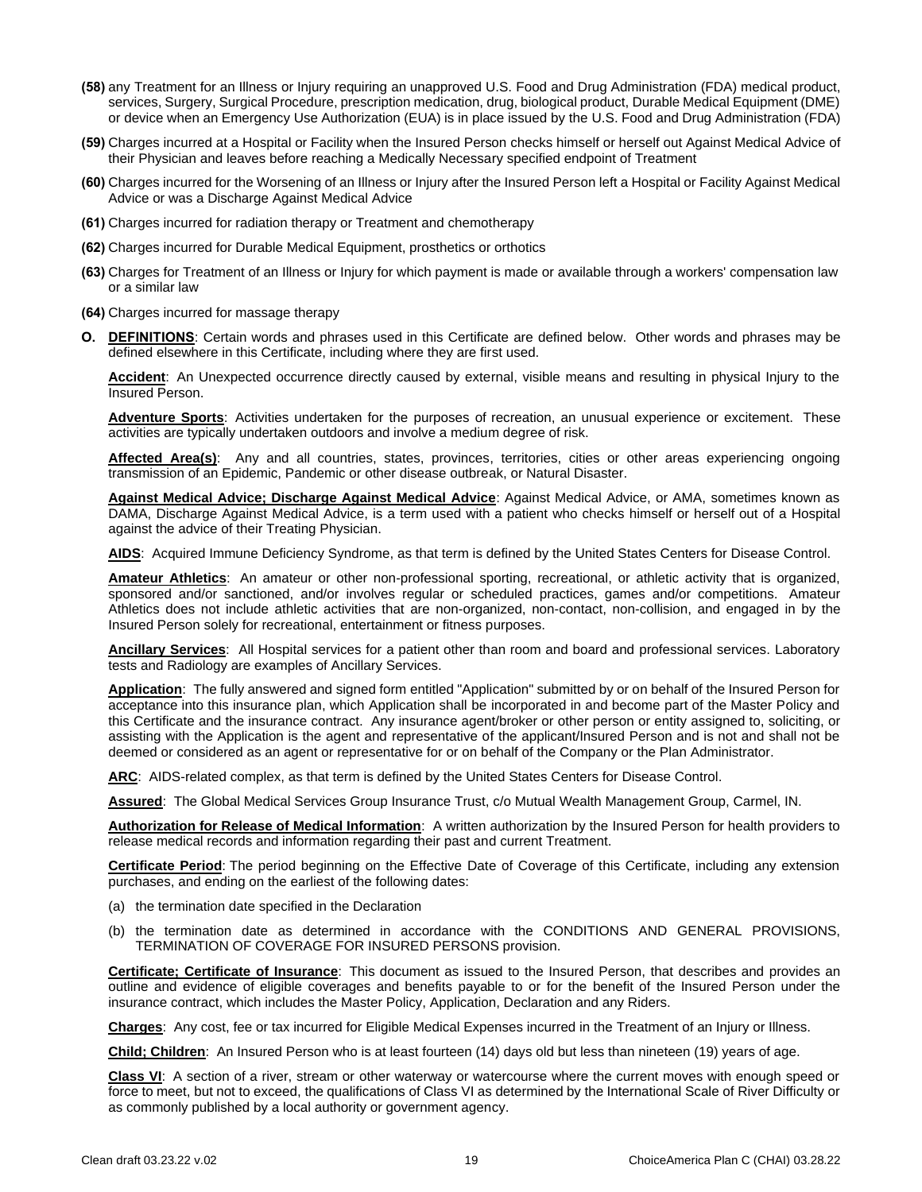**(58)** any Treatment for an Illness or Injury requiring an unapproved U.S. Food and Drug Administration (FDA) medical product, services, Surgery, Surgical Procedure, prescription medication, drug, biological product, Durable Medical Equipment (DME) or device when an Emergency Use Authorization (EUA) is in place issued by the U.S. Food and Drug Administration (FDA)

**(59)** Charges incurred at a Hospital or Facility when the Insured Person checks himself or herself out Against Medical Advice of their Physician and leaves before reaching a Medically Necessary specified endpoint of Treatment

**(60)** Charges incurred for the Worsening of an Illness or Injury after the Insured Person left a Hospital or Facility Against Medical Advice or was a Discharge Against Medical Advice

**(61)** Charges incurred for radiation therapy or Treatment and chemotherapy

**(62)** Charges incurred for Durable Medical Equipment, prosthetics or orthotics

**(63)** Charges for Treatment of an Illness or Injury for which payment is made or available through a workers' compensation law or a similar law

**(64)** Charges incurred for massage therapy

**O. DEFINITIONS**: Certain words and phrases used in this Certificate are defined below. Other words and phrases may be defined elsewhere in this Certificate, including where they are first used.

**Accident**: An Unexpected occurrence directly caused by external, visible means and resulting in physical Injury to the Insured Person.

**Adventure Sports**: Activities undertaken for the purposes of recreation, an unusual experience or excitement. These activities are typically undertaken outdoors and involve a medium degree of risk.

**Affected Area(s)**: Any and all countries, states, provinces, territories, cities or other areas experiencing ongoing transmission of an Epidemic, Pandemic or other disease outbreak, or Natural Disaster.

**Against Medical Advice; Discharge Against Medical Advice**: Against Medical Advice, or AMA, sometimes known as DAMA, Discharge Against Medical Advice, is a term used with a patient who checks himself or herself out of a Hospital against the advice of their Treating Physician.

**AIDS**: Acquired Immune Deficiency Syndrome, as that term is defined by the United States Centers for Disease Control.

**Amateur Athletics**: An amateur or other non-professional sporting, recreational, or athletic activity that is organized, sponsored and/or sanctioned, and/or involves regular or scheduled practices, games and/or competitions. Amateur Athletics does not include athletic activities that are non-organized, non-contact, non-collision, and engaged in by the Insured Person solely for recreational, entertainment or fitness purposes.

**Ancillary Services**: All Hospital services for a patient other than room and board and professional services. Laboratory tests and Radiology are examples of Ancillary Services.

**Application**: The fully answered and signed form entitled "Application" submitted by or on behalf of the Insured Person for acceptance into this insurance plan, which Application shall be incorporated in and become part of the Master Policy and this Certificate and the insurance contract. Any insurance agent/broker or other person or entity assigned to, soliciting, or assisting with the Application is the agent and representative of the applicant/Insured Person and is not and shall not be deemed or considered as an agent or representative for or on behalf of the Company or the Plan Administrator.

**ARC**: AIDS-related complex, as that term is defined by the United States Centers for Disease Control.

**Assured**: The Global Medical Services Group Insurance Trust, c/o Mutual Wealth Management Group, Carmel, IN.

**Authorization for Release of Medical Information**: A written authorization by the Insured Person for health providers to release medical records and information regarding their past and current Treatment.

**Certificate Period**: The period beginning on the Effective Date of Coverage of this Certificate, including any extension purchases, and ending on the earliest of the following dates:

(a) the termination date specified in the Declaration

(b) the termination date as determined in accordance with the CONDITIONS AND GENERAL PROVISIONS, TERMINATION OF COVERAGE FOR INSURED PERSONS provision.

**Certificate; Certificate of Insurance**: This document as issued to the Insured Person, that describes and provides an outline and evidence of eligible coverages and benefits payable to or for the benefit of the Insured Person under the insurance contract, which includes the Master Policy, Application, Declaration and any Riders.

**Charges**: Any cost, fee or tax incurred for Eligible Medical Expenses incurred in the Treatment of an Injury or Illness.

**Child; Children**: An Insured Person who is at least fourteen (14) days old but less than nineteen (19) years of age.

**Class VI**: A section of a river, stream or other waterway or watercourse where the current moves with enough speed or force to meet, but not to exceed, the qualifications of Class VI as determined by the International Scale of River Difficulty or as commonly published by a local authority or government agency.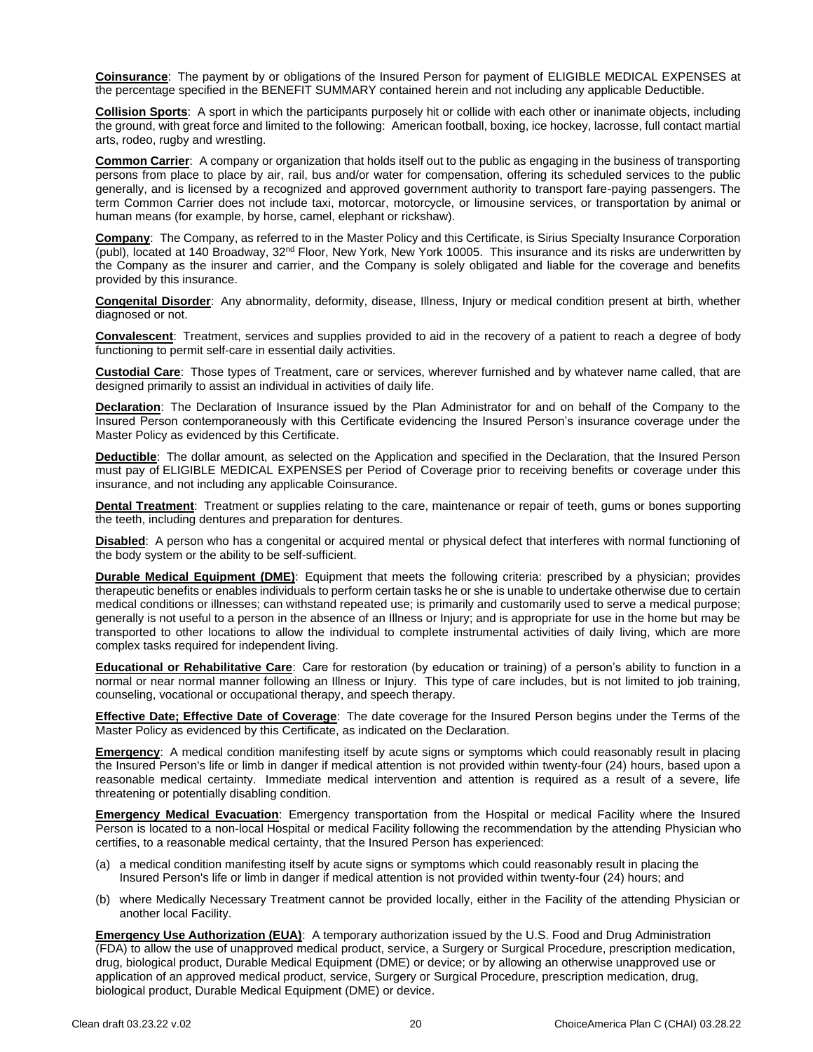**Coinsurance**: The payment by or obligations of the Insured Person for payment of ELIGIBLE MEDICAL EXPENSES at the percentage specified in the BENEFIT SUMMARY contained herein and not including any applicable Deductible.

**Collision Sports**: A sport in which the participants purposely hit or collide with each other or inanimate objects, including the ground, with great force and limited to the following: American football, boxing, ice hockey, lacrosse, full contact martial arts, rodeo, rugby and wrestling.

**Common Carrier**: A company or organization that holds itself out to the public as engaging in the business of transporting persons from place to place by air, rail, bus and/or water for compensation, offering its scheduled services to the public generally, and is licensed by a recognized and approved government authority to transport fare-paying passengers. The term Common Carrier does not include taxi, motorcar, motorcycle, or limousine services, or transportation by animal or human means (for example, by horse, camel, elephant or rickshaw).

**Company**: The Company, as referred to in the Master Policy and this Certificate, is Sirius Specialty Insurance Corporation (publ), located at 140 Broadway, 32nd Floor, New York, New York 10005. This insurance and its risks are underwritten by the Company as the insurer and carrier, and the Company is solely obligated and liable for the coverage and benefits provided by this insurance.

**Congenital Disorder**: Any abnormality, deformity, disease, Illness, Injury or medical condition present at birth, whether diagnosed or not.

**Convalescent**: Treatment, services and supplies provided to aid in the recovery of a patient to reach a degree of body functioning to permit self-care in essential daily activities.

**Custodial Care**: Those types of Treatment, care or services, wherever furnished and by whatever name called, that are designed primarily to assist an individual in activities of daily life.

**Declaration**: The Declaration of Insurance issued by the Plan Administrator for and on behalf of the Company to the Insured Person contemporaneously with this Certificate evidencing the Insured Person's insurance coverage under the Master Policy as evidenced by this Certificate.

**Deductible**: The dollar amount, as selected on the Application and specified in the Declaration, that the Insured Person must pay of ELIGIBLE MEDICAL EXPENSES per Period of Coverage prior to receiving benefits or coverage under this insurance, and not including any applicable Coinsurance.

**Dental Treatment**: Treatment or supplies relating to the care, maintenance or repair of teeth, gums or bones supporting the teeth, including dentures and preparation for dentures.

**Disabled**: A person who has a congenital or acquired mental or physical defect that interferes with normal functioning of the body system or the ability to be self-sufficient.

**Durable Medical Equipment (DME)**: Equipment that meets the following criteria: prescribed by a physician; provides therapeutic benefits or enables individuals to perform certain tasks he or she is unable to undertake otherwise due to certain medical conditions or illnesses; can withstand repeated use; is primarily and customarily used to serve a medical purpose; generally is not useful to a person in the absence of an Illness or Injury; and is appropriate for use in the home but may be transported to other locations to allow the individual to complete instrumental activities of daily living, which are more complex tasks required for independent living.

**Educational or Rehabilitative Care**: Care for restoration (by education or training) of a person's ability to function in a normal or near normal manner following an Illness or Injury. This type of care includes, but is not limited to job training, counseling, vocational or occupational therapy, and speech therapy.

**Effective Date; Effective Date of Coverage**: The date coverage for the Insured Person begins under the Terms of the Master Policy as evidenced by this Certificate, as indicated on the Declaration.

**Emergency**: A medical condition manifesting itself by acute signs or symptoms which could reasonably result in placing the Insured Person's life or limb in danger if medical attention is not provided within twenty-four (24) hours, based upon a reasonable medical certainty. Immediate medical intervention and attention is required as a result of a severe, life threatening or potentially disabling condition.

**Emergency Medical Evacuation**: Emergency transportation from the Hospital or medical Facility where the Insured Person is located to a non-local Hospital or medical Facility following the recommendation by the attending Physician who certifies, to a reasonable medical certainty, that the Insured Person has experienced:

(a) a medical condition manifesting itself by acute signs or symptoms which could reasonably result in placing the Insured Person's life or limb in danger if medical attention is not provided within twenty-four (24) hours; and

(b) where Medically Necessary Treatment cannot be provided locally, either in the Facility of the attending Physician or another local Facility.

**Emergency Use Authorization (EUA)**: A temporary authorization issued by the U.S. Food and Drug Administration (FDA) to allow the use of unapproved medical product, service, a Surgery or Surgical Procedure, prescription medication, drug, biological product, Durable Medical Equipment (DME) or device; or by allowing an otherwise unapproved use or application of an approved medical product, service, Surgery or Surgical Procedure, prescription medication, drug, biological product, Durable Medical Equipment (DME) or device.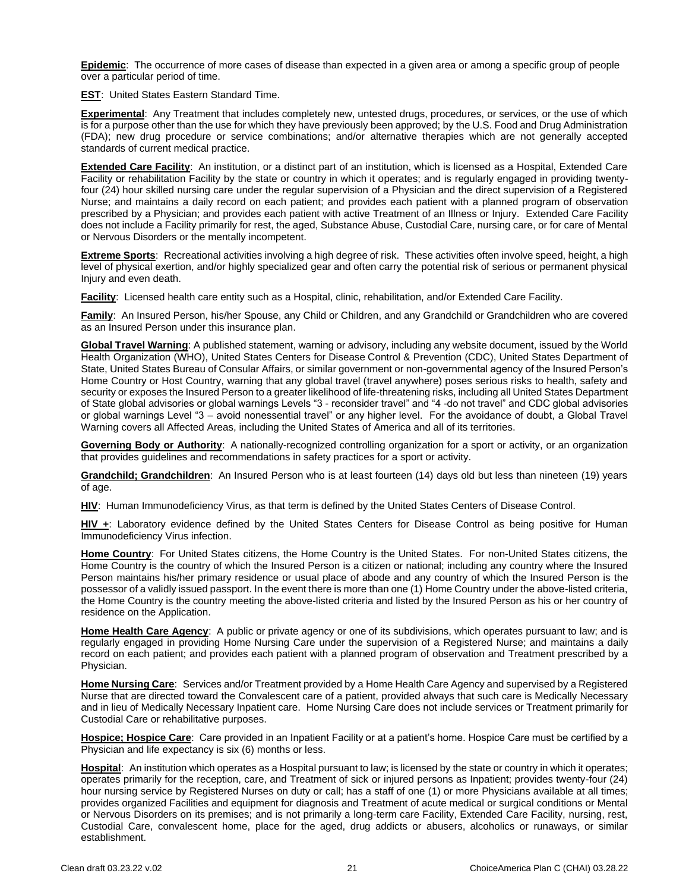**Epidemic**: The occurrence of more cases of disease than expected in a given area or among a specific group of people over a particular period of time.

**EST**: United States Eastern Standard Time.

**Experimental**: Any Treatment that includes completely new, untested drugs, procedures, or services, or the use of which is for a purpose other than the use for which they have previously been approved; by the U.S. Food and Drug Administration (FDA); new drug procedure or service combinations; and/or alternative therapies which are not generally accepted standards of current medical practice.

**Extended Care Facility**: An institution, or a distinct part of an institution, which is licensed as a Hospital, Extended Care Facility or rehabilitation Facility by the state or country in which it operates; and is regularly engaged in providing twenty-four (24) hour skilled nursing care under the regular supervision of a Physician and the direct supervision of a Registered Nurse; and maintains a daily record on each patient; and provides each patient with a planned program of observation prescribed by a Physician; and provides each patient with active Treatment of an Illness or Injury. Extended Care Facility does not include a Facility primarily for rest, the aged, Substance Abuse, Custodial Care, nursing care, or for care of Mental or Nervous Disorders or the mentally incompetent.

**Extreme Sports**: Recreational activities involving a high degree of risk. These activities often involve speed, height, a high level of physical exertion, and/or highly specialized gear and often carry the potential risk of serious or permanent physical Injury and even death.

**Facility**: Licensed health care entity such as a Hospital, clinic, rehabilitation, and/or Extended Care Facility.

**Family**: An Insured Person, his/her Spouse, any Child or Children, and any Grandchild or Grandchildren who are covered as an Insured Person under this insurance plan.

**Global Travel Warning**: A published statement, warning or advisory, including any website document, issued by the World Health Organization (WHO), United States Centers for Disease Control & Prevention (CDC), United States Department of State, United States Bureau of Consular Affairs, or similar government or non-governmental agency of the Insured Person's Home Country or Host Country, warning that any global travel (travel anywhere) poses serious risks to health, safety and security or exposes the Insured Person to a greater likelihood of life-threatening risks, including all United States Department of State global advisories or global warnings Levels "3 - reconsider travel" and "4 -do not travel" and CDC global advisories or global warnings Level "3 – avoid nonessential travel" or any higher level. For the avoidance of doubt, a Global Travel Warning covers all Affected Areas, including the United States of America and all of its territories.

**Governing Body or Authority**: A nationally-recognized controlling organization for a sport or activity, or an organization that provides guidelines and recommendations in safety practices for a sport or activity.

**Grandchild; Grandchildren**: An Insured Person who is at least fourteen (14) days old but less than nineteen (19) years of age.

**HIV**: Human Immunodeficiency Virus, as that term is defined by the United States Centers of Disease Control.

**HIV +**: Laboratory evidence defined by the United States Centers for Disease Control as being positive for Human Immunodeficiency Virus infection.

**Home Country**: For United States citizens, the Home Country is the United States. For non-United States citizens, the Home Country is the country of which the Insured Person is a citizen or national; including any country where the Insured Person maintains his/her primary residence or usual place of abode and any country of which the Insured Person is the possessor of a validly issued passport. In the event there is more than one (1) Home Country under the above-listed criteria, the Home Country is the country meeting the above-listed criteria and listed by the Insured Person as his or her country of residence on the Application.

**Home Health Care Agency**: A public or private agency or one of its subdivisions, which operates pursuant to law; and is regularly engaged in providing Home Nursing Care under the supervision of a Registered Nurse; and maintains a daily record on each patient; and provides each patient with a planned program of observation and Treatment prescribed by a Physician.

**Home Nursing Care**: Services and/or Treatment provided by a Home Health Care Agency and supervised by a Registered Nurse that are directed toward the Convalescent care of a patient, provided always that such care is Medically Necessary and in lieu of Medically Necessary Inpatient care. Home Nursing Care does not include services or Treatment primarily for Custodial Care or rehabilitative purposes.

**Hospice; Hospice Care**: Care provided in an Inpatient Facility or at a patient's home. Hospice Care must be certified by a Physician and life expectancy is six (6) months or less.

**Hospital**: An institution which operates as a Hospital pursuant to law; is licensed by the state or country in which it operates; operates primarily for the reception, care, and Treatment of sick or injured persons as Inpatient; provides twenty-four (24) hour nursing service by Registered Nurses on duty or call; has a staff of one (1) or more Physicians available at all times; provides organized Facilities and equipment for diagnosis and Treatment of acute medical or surgical conditions or Mental or Nervous Disorders on its premises; and is not primarily a long-term care Facility, Extended Care Facility, nursing, rest, Custodial Care, convalescent home, place for the aged, drug addicts or abusers, alcoholics or runaways, or similar establishment.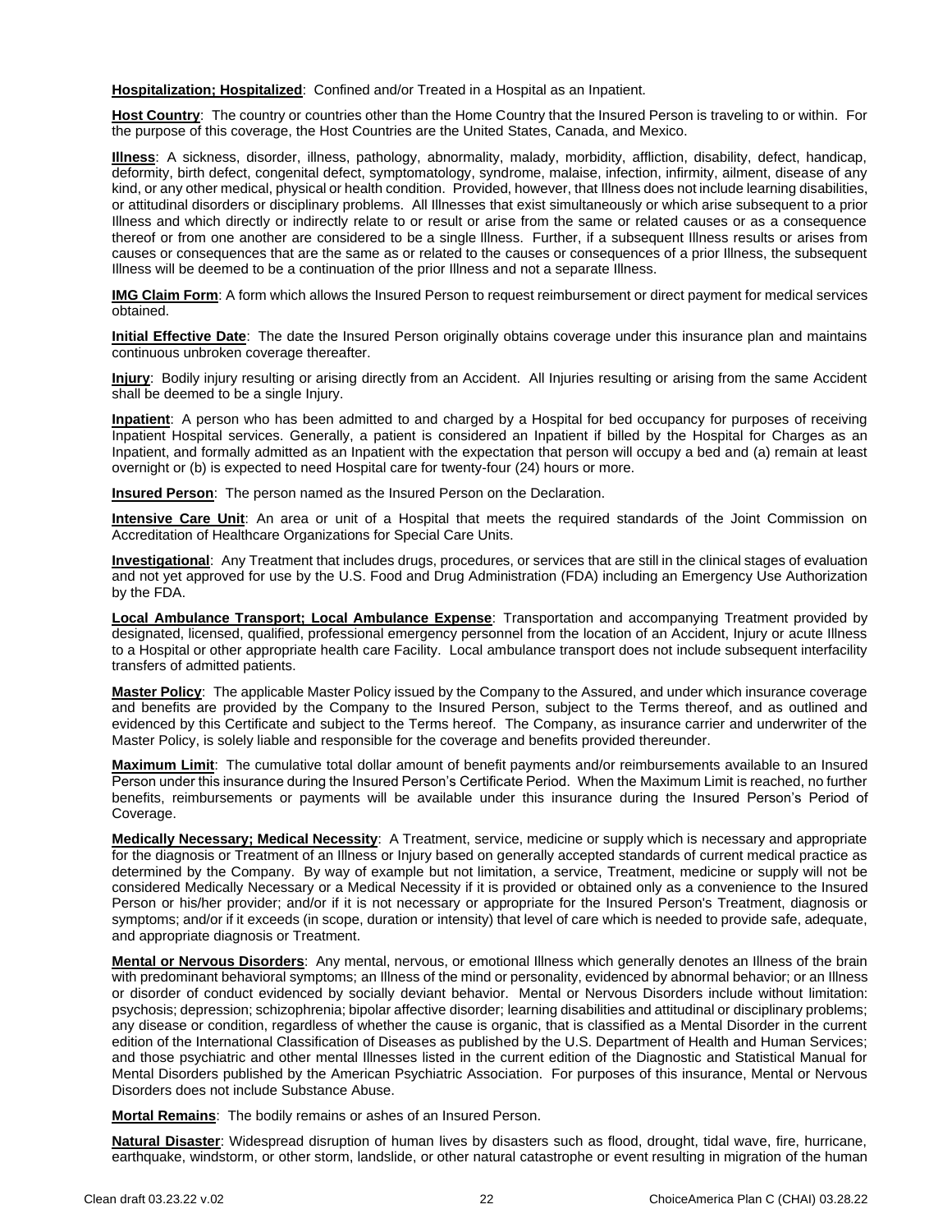**Hospitalization; Hospitalized**: Confined and/or Treated in a Hospital as an Inpatient.

**Host Country**: The country or countries other than the Home Country that the Insured Person is traveling to or within. For the purpose of this coverage, the Host Countries are the United States, Canada, and Mexico.

**Illness**: A sickness, disorder, illness, pathology, abnormality, malady, morbidity, affliction, disability, defect, handicap, deformity, birth defect, congenital defect, symptomatology, syndrome, malaise, infection, infirmity, ailment, disease of any kind, or any other medical, physical or health condition. Provided, however, that Illness does not include learning disabilities, or attitudinal disorders or disciplinary problems. All Illnesses that exist simultaneously or which arise subsequent to a prior Illness and which directly or indirectly relate to or result or arise from the same or related causes or as a consequence thereof or from one another are considered to be a single Illness. Further, if a subsequent Illness results or arises from causes or consequences that are the same as or related to the causes or consequences of a prior Illness, the subsequent Illness will be deemed to be a continuation of the prior Illness and not a separate Illness.

**IMG Claim Form**: A form which allows the Insured Person to request reimbursement or direct payment for medical services obtained.

**Initial Effective Date**: The date the Insured Person originally obtains coverage under this insurance plan and maintains continuous unbroken coverage thereafter.

**Injury**: Bodily injury resulting or arising directly from an Accident. All Injuries resulting or arising from the same Accident shall be deemed to be a single Injury.

**Inpatient**: A person who has been admitted to and charged by a Hospital for bed occupancy for purposes of receiving Inpatient Hospital services. Generally, a patient is considered an Inpatient if billed by the Hospital for Charges as an Inpatient, and formally admitted as an Inpatient with the expectation that person will occupy a bed and (a) remain at least overnight or (b) is expected to need Hospital care for twenty-four (24) hours or more.

**Insured Person**: The person named as the Insured Person on the Declaration.

**Intensive Care Unit**: An area or unit of a Hospital that meets the required standards of the Joint Commission on Accreditation of Healthcare Organizations for Special Care Units.

**Investigational**: Any Treatment that includes drugs, procedures, or services that are still in the clinical stages of evaluation and not yet approved for use by the U.S. Food and Drug Administration (FDA) including an Emergency Use Authorization by the FDA.

**Local Ambulance Transport; Local Ambulance Expense**: Transportation and accompanying Treatment provided by designated, licensed, qualified, professional emergency personnel from the location of an Accident, Injury or acute Illness to a Hospital or other appropriate health care Facility. Local ambulance transport does not include subsequent interfacility transfers of admitted patients.

**Master Policy**: The applicable Master Policy issued by the Company to the Assured, and under which insurance coverage and benefits are provided by the Company to the Insured Person, subject to the Terms thereof, and as outlined and evidenced by this Certificate and subject to the Terms hereof. The Company, as insurance carrier and underwriter of the Master Policy, is solely liable and responsible for the coverage and benefits provided thereunder.

**Maximum Limit**: The cumulative total dollar amount of benefit payments and/or reimbursements available to an Insured Person under this insurance during the Insured Person's Certificate Period. When the Maximum Limit is reached, no further benefits, reimbursements or payments will be available under this insurance during the Insured Person's Period of Coverage.

**Medically Necessary; Medical Necessity**: A Treatment, service, medicine or supply which is necessary and appropriate for the diagnosis or Treatment of an Illness or Injury based on generally accepted standards of current medical practice as determined by the Company. By way of example but not limitation, a service, Treatment, medicine or supply will not be considered Medically Necessary or a Medical Necessity if it is provided or obtained only as a convenience to the Insured Person or his/her provider; and/or if it is not necessary or appropriate for the Insured Person's Treatment, diagnosis or symptoms; and/or if it exceeds (in scope, duration or intensity) that level of care which is needed to provide safe, adequate, and appropriate diagnosis or Treatment.

**Mental or Nervous Disorders**: Any mental, nervous, or emotional Illness which generally denotes an Illness of the brain with predominant behavioral symptoms; an Illness of the mind or personality, evidenced by abnormal behavior; or an Illness or disorder of conduct evidenced by socially deviant behavior. Mental or Nervous Disorders include without limitation: psychosis; depression; schizophrenia; bipolar affective disorder; learning disabilities and attitudinal or disciplinary problems; any disease or condition, regardless of whether the cause is organic, that is classified as a Mental Disorder in the current edition of the International Classification of Diseases as published by the U.S. Department of Health and Human Services; and those psychiatric and other mental Illnesses listed in the current edition of the Diagnostic and Statistical Manual for Mental Disorders published by the American Psychiatric Association. For purposes of this insurance, Mental or Nervous Disorders does not include Substance Abuse.

**Mortal Remains**: The bodily remains or ashes of an Insured Person.

**Natural Disaster**: Widespread disruption of human lives by disasters such as flood, drought, tidal wave, fire, hurricane, earthquake, windstorm, or other storm, landslide, or other natural catastrophe or event resulting in migration of the human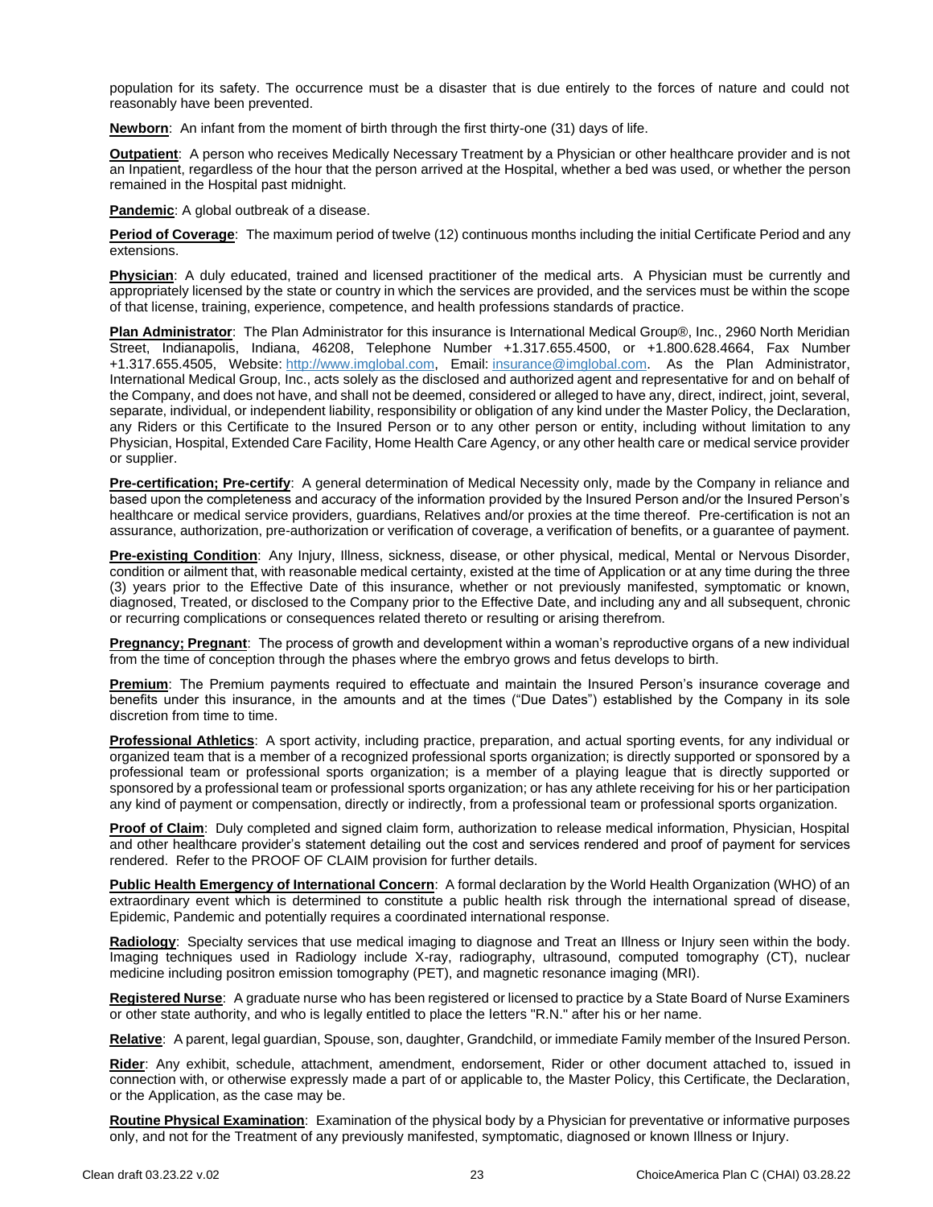population for its safety. The occurrence must be a disaster that is due entirely to the forces of nature and could not reasonably have been prevented.

**Newborn**: An infant from the moment of birth through the first thirty-one (31) days of life.

**Outpatient**: A person who receives Medically Necessary Treatment by a Physician or other healthcare provider and is not an Inpatient, regardless of the hour that the person arrived at the Hospital, whether a bed was used, or whether the person remained in the Hospital past midnight.

**Pandemic**: A global outbreak of a disease.

**Period of Coverage**: The maximum period of twelve (12) continuous months including the initial Certificate Period and any extensions.

**Physician**: A duly educated, trained and licensed practitioner of the medical arts. A Physician must be currently and appropriately licensed by the state or country in which the services are provided, and the services must be within the scope of that license, training, experience, competence, and health professions standards of practice.

**Plan Administrator**: The Plan Administrator for this insurance is International Medical Group®, Inc., 2960 North Meridian Street, Indianapolis, Indiana, 46208, Telephone Number +1.317.655.4500, or +1.800.628.4664, Fax Number +1.317.655.4505, Website: http://www.imglobal.com, Email: insurance@imglobal.com. As the Plan Administrator, International Medical Group, Inc., acts solely as the disclosed and authorized agent and representative for and on behalf of the Company, and does not have, and shall not be deemed, considered or alleged to have any, direct, indirect, joint, several, separate, individual, or independent liability, responsibility or obligation of any kind under the Master Policy, the Declaration, any Riders or this Certificate to the Insured Person or to any other person or entity, including without limitation to any Physician, Hospital, Extended Care Facility, Home Health Care Agency, or any other health care or medical service provider or supplier.

**Pre-certification; Pre-certify**: A general determination of Medical Necessity only, made by the Company in reliance and based upon the completeness and accuracy of the information provided by the Insured Person and/or the Insured Person's healthcare or medical service providers, guardians, Relatives and/or proxies at the time thereof. Pre-certification is not an assurance, authorization, pre-authorization or verification of coverage, a verification of benefits, or a guarantee of payment.

**Pre-existing Condition**: Any Injury, Illness, sickness, disease, or other physical, medical, Mental or Nervous Disorder, condition or ailment that, with reasonable medical certainty, existed at the time of Application or at any time during the three (3) years prior to the Effective Date of this insurance, whether or not previously manifested, symptomatic or known, diagnosed, Treated, or disclosed to the Company prior to the Effective Date, and including any and all subsequent, chronic or recurring complications or consequences related thereto or resulting or arising therefrom.

**Pregnancy; Pregnant**: The process of growth and development within a woman's reproductive organs of a new individual from the time of conception through the phases where the embryo grows and fetus develops to birth.

**Premium**: The Premium payments required to effectuate and maintain the Insured Person's insurance coverage and benefits under this insurance, in the amounts and at the times ("Due Dates") established by the Company in its sole discretion from time to time.

**Professional Athletics**: A sport activity, including practice, preparation, and actual sporting events, for any individual or organized team that is a member of a recognized professional sports organization; is directly supported or sponsored by a professional team or professional sports organization; is a member of a playing league that is directly supported or sponsored by a professional team or professional sports organization; or has any athlete receiving for his or her participation any kind of payment or compensation, directly or indirectly, from a professional team or professional sports organization.

**Proof of Claim**: Duly completed and signed claim form, authorization to release medical information, Physician, Hospital and other healthcare provider's statement detailing out the cost and services rendered and proof of payment for services rendered. Refer to the PROOF OF CLAIM provision for further details.

**Public Health Emergency of International Concern**: A formal declaration by the World Health Organization (WHO) of an extraordinary event which is determined to constitute a public health risk through the international spread of disease, Epidemic, Pandemic and potentially requires a coordinated international response.

**Radiology**: Specialty services that use medical imaging to diagnose and Treat an Illness or Injury seen within the body. Imaging techniques used in Radiology include X-ray, radiography, ultrasound, computed tomography (CT), nuclear medicine including positron emission tomography (PET), and magnetic resonance imaging (MRI).

**Registered Nurse**: A graduate nurse who has been registered or licensed to practice by a State Board of Nurse Examiners or other state authority, and who is legally entitled to place the letters "R.N." after his or her name.

**Relative**: A parent, legal guardian, Spouse, son, daughter, Grandchild, or immediate Family member of the Insured Person.

**Rider**: Any exhibit, schedule, attachment, amendment, endorsement, Rider or other document attached to, issued in connection with, or otherwise expressly made a part of or applicable to, the Master Policy, this Certificate, the Declaration, or the Application, as the case may be.

**Routine Physical Examination**: Examination of the physical body by a Physician for preventative or informative purposes only, and not for the Treatment of any previously manifested, symptomatic, diagnosed or known Illness or Injury.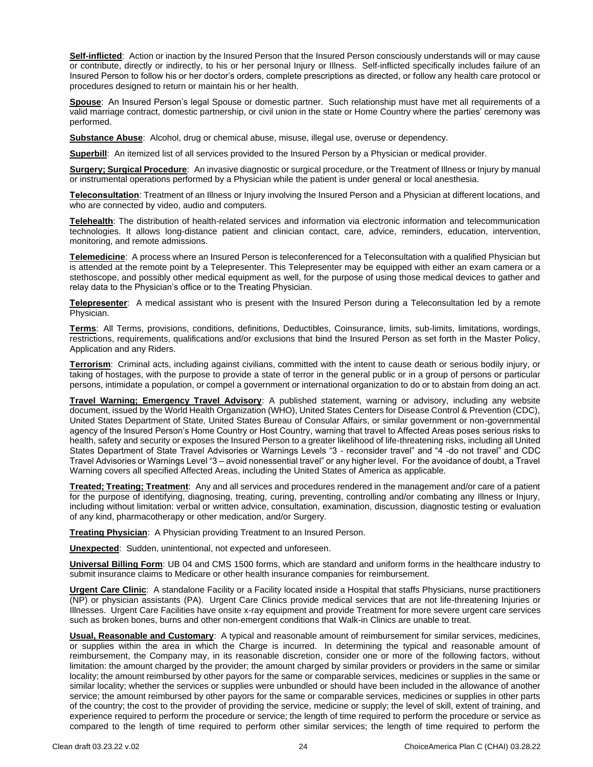**Self-inflicted**: Action or inaction by the Insured Person that the Insured Person consciously understands will or may cause or contribute, directly or indirectly, to his or her personal Injury or Illness. Self-inflicted specifically includes failure of an Insured Person to follow his or her doctor's orders, complete prescriptions as directed, or follow any health care protocol or procedures designed to return or maintain his or her health.

**Spouse**: An Insured Person's legal Spouse or domestic partner. Such relationship must have met all requirements of a valid marriage contract, domestic partnership, or civil union in the state or Home Country where the parties' ceremony was performed.

**Substance Abuse**: Alcohol, drug or chemical abuse, misuse, illegal use, overuse or dependency.

**Superbill**: An itemized list of all services provided to the Insured Person by a Physician or medical provider.

**Surgery; Surgical Procedure**: An invasive diagnostic or surgical procedure, or the Treatment of Illness or Injury by manual or instrumental operations performed by a Physician while the patient is under general or local anesthesia.

**Teleconsultation**: Treatment of an Illness or Injury involving the Insured Person and a Physician at different locations, and who are connected by video, audio and computers.

**Telehealth**: The distribution of health-related services and information via electronic information and telecommunication technologies. It allows long-distance patient and clinician contact, care, advice, reminders, education, intervention, monitoring, and remote admissions.

**Telemedicine**: A process where an Insured Person is teleconferenced for a Teleconsultation with a qualified Physician but is attended at the remote point by a Telepresenter. This Telepresenter may be equipped with either an exam camera or a stethoscope, and possibly other medical equipment as well, for the purpose of using those medical devices to gather and relay data to the Physician's office or to the Treating Physician.

**Telepresenter**: A medical assistant who is present with the Insured Person during a Teleconsultation led by a remote Physician.

**Terms**: All Terms, provisions, conditions, definitions, Deductibles, Coinsurance, limits, sub-limits, limitations, wordings, restrictions, requirements, qualifications and/or exclusions that bind the Insured Person as set forth in the Master Policy, Application and any Riders.

**Terrorism**: Criminal acts, including against civilians, committed with the intent to cause death or serious bodily injury, or taking of hostages, with the purpose to provide a state of terror in the general public or in a group of persons or particular persons, intimidate a population, or compel a government or international organization to do or to abstain from doing an act.

**Travel Warning; Emergency Travel Advisory**: A published statement, warning or advisory, including any website document, issued by the World Health Organization (WHO), United States Centers for Disease Control & Prevention (CDC), United States Department of State, United States Bureau of Consular Affairs, or similar government or non-governmental agency of the Insured Person's Home Country or Host Country, warning that travel to Affected Areas poses serious risks to health, safety and security or exposes the Insured Person to a greater likelihood of life-threatening risks, including all United States Department of State Travel Advisories or Warnings Levels "3 - reconsider travel" and "4 -do not travel" and CDC Travel Advisories or Warnings Level "3 – avoid nonessential travel" or any higher level. For the avoidance of doubt, a Travel Warning covers all specified Affected Areas, including the United States of America as applicable.

**Treated; Treating; Treatment**: Any and all services and procedures rendered in the management and/or care of a patient for the purpose of identifying, diagnosing, treating, curing, preventing, controlling and/or combating any Illness or Injury, including without limitation: verbal or written advice, consultation, examination, discussion, diagnostic testing or evaluation of any kind, pharmacotherapy or other medication, and/or Surgery.

**Treating Physician**: A Physician providing Treatment to an Insured Person.

**Unexpected**: Sudden, unintentional, not expected and unforeseen.

**Universal Billing Form**: UB 04 and CMS 1500 forms, which are standard and uniform forms in the healthcare industry to submit insurance claims to Medicare or other health insurance companies for reimbursement.

**Urgent Care Clinic**: A standalone Facility or a Facility located inside a Hospital that staffs Physicians, nurse practitioners (NP) or physician assistants (PA). Urgent Care Clinics provide medical services that are not life-threatening Injuries or Illnesses. Urgent Care Facilities have onsite x-ray equipment and provide Treatment for more severe urgent care services such as broken bones, burns and other non-emergent conditions that Walk-in Clinics are unable to treat.

**Usual, Reasonable and Customary**: A typical and reasonable amount of reimbursement for similar services, medicines, or supplies within the area in which the Charge is incurred. In determining the typical and reasonable amount of reimbursement, the Company may, in its reasonable discretion, consider one or more of the following factors, without limitation: the amount charged by the provider; the amount charged by similar providers or providers in the same or similar locality; the amount reimbursed by other payors for the same or comparable services, medicines or supplies in the same or similar locality; whether the services or supplies were unbundled or should have been included in the allowance of another service; the amount reimbursed by other payors for the same or comparable services, medicines or supplies in other parts of the country; the cost to the provider of providing the service, medicine or supply; the level of skill, extent of training, and experience required to perform the procedure or service; the length of time required to perform the procedure or service as compared to the length of time required to perform other similar services; the length of time required to perform the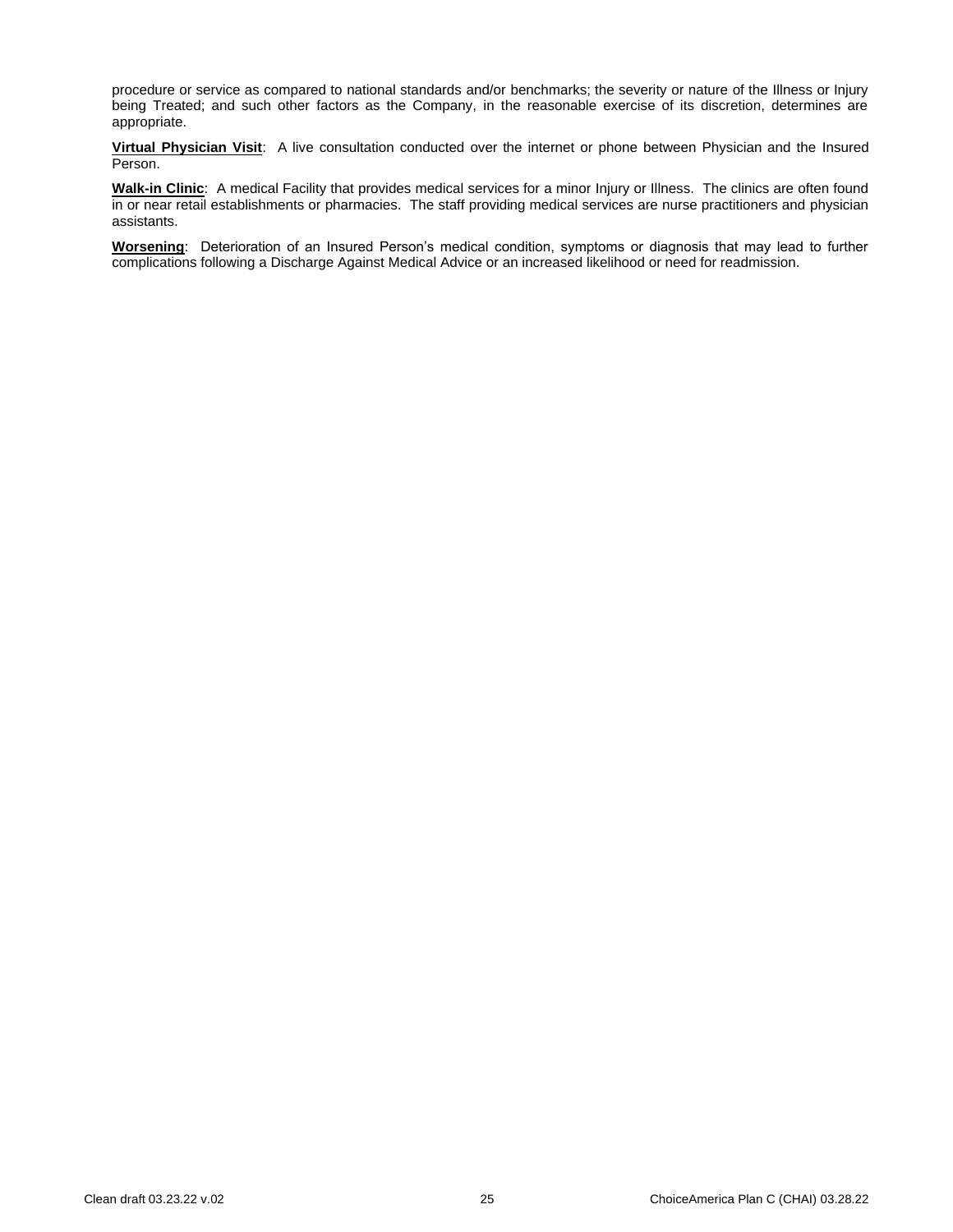procedure or service as compared to national standards and/or benchmarks; the severity or nature of the Illness or Injury being Treated; and such other factors as the Company, in the reasonable exercise of its discretion, determines are appropriate.

**Virtual Physician Visit**: A live consultation conducted over the internet or phone between Physician and the Insured Person.

**Walk-in Clinic**: A medical Facility that provides medical services for a minor Injury or Illness. The clinics are often found in or near retail establishments or pharmacies. The staff providing medical services are nurse practitioners and physician assistants.

**Worsening**: Deterioration of an Insured Person's medical condition, symptoms or diagnosis that may lead to further complications following a Discharge Against Medical Advice or an increased likelihood or need for readmission.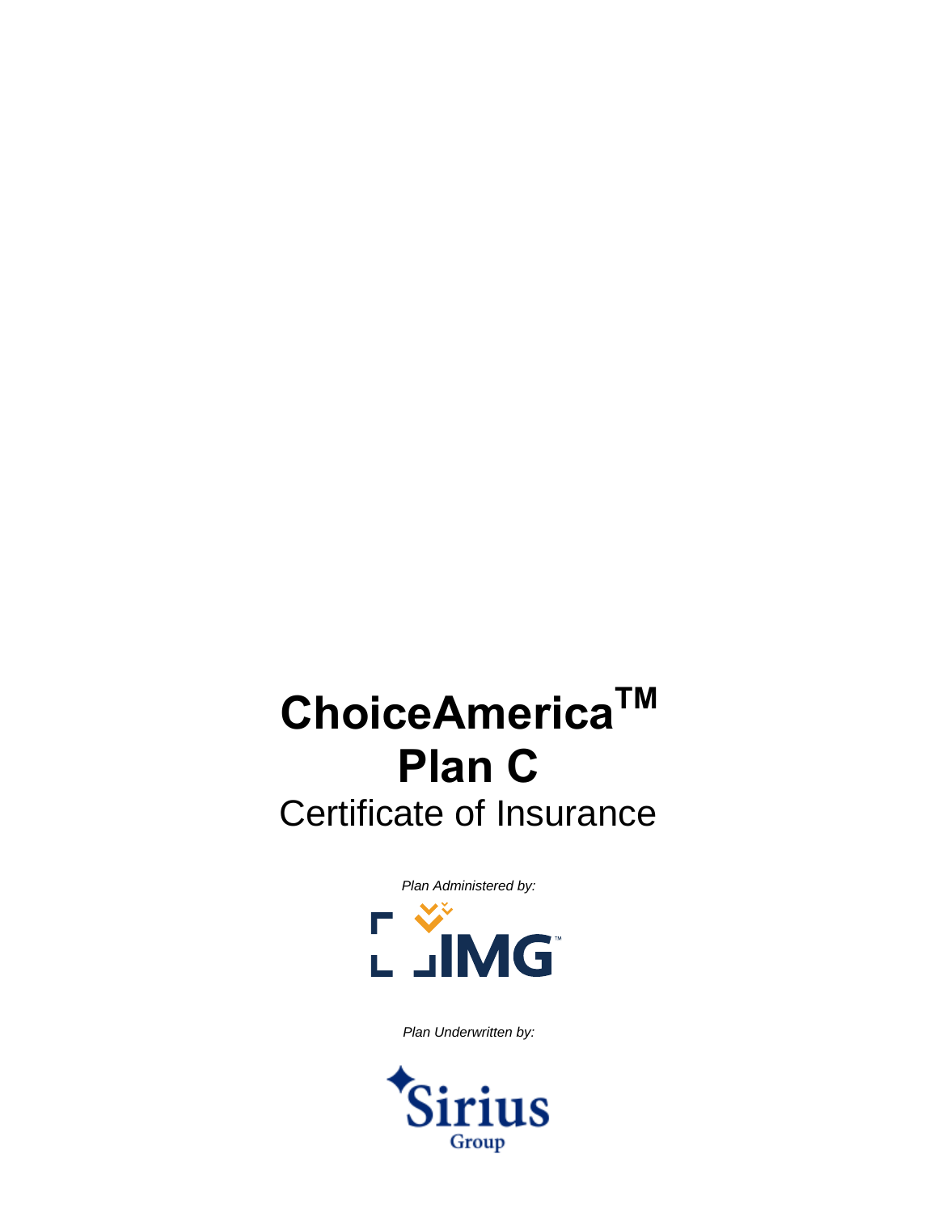# ChoiceAmerica™ Plan C

Certificate of Insurance

*Plan Administered by:*

IMG™

*Plan Underwritten by:*

Sirius Group